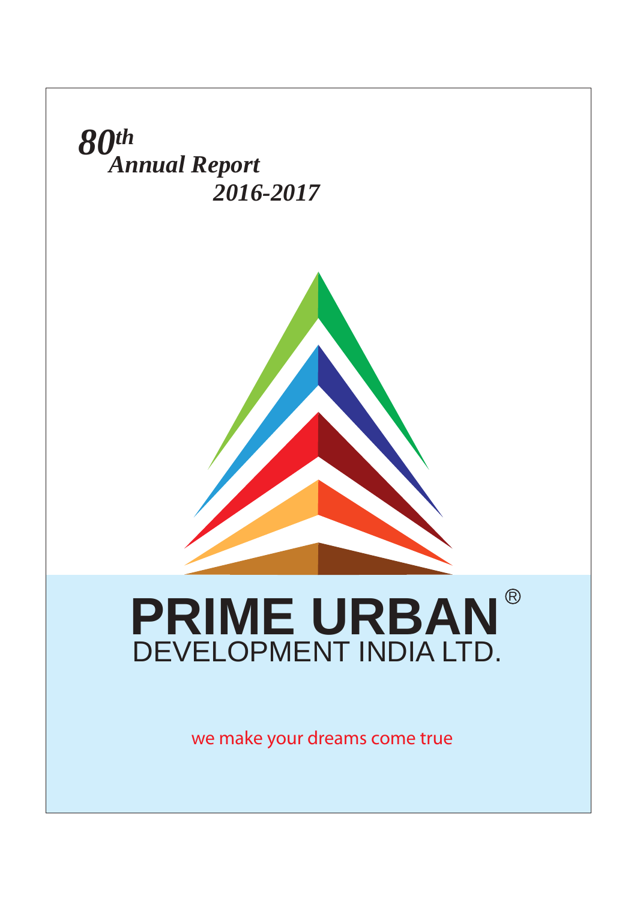# *80th Annual Report 2016-2017*

# PRIME URBAN®

## DEVELOPMENT INDIA LTD.

we make your dreams come true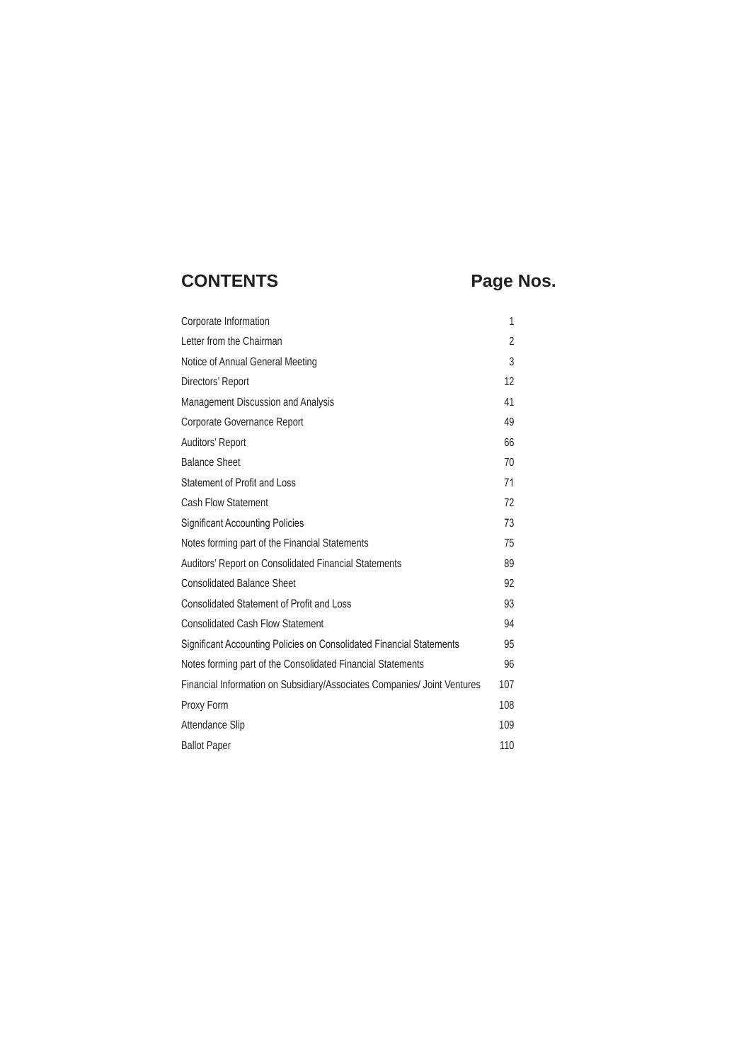| CONTENTS | Page Nos. |
|---|---|
| Corporate Information | 1 |
| Letter from the Chairman | 2 |
| Notice of Annual General Meeting | 3 |
| Directors' Report | 12 |
| Management Discussion and Analysis | 41 |
| Corporate Governance Report | 49 |
| Auditors' Report | 66 |
| Balance Sheet | 70 |
| Statement of Profit and Loss | 71 |
| Cash Flow Statement | 72 |
| Significant Accounting Policies | 73 |
| Notes forming part of the Financial Statements | 75 |
| Auditors' Report on Consolidated Financial Statements | 89 |
| Consolidated Balance Sheet | 92 |
| Consolidated Statement of Profit and Loss | 93 |
| Consolidated Cash Flow Statement | 94 |
| Significant Accounting Policies on Consolidated Financial Statements | 95 |
| Notes forming part of the Consolidated Financial Statements | 96 |
| Financial Information on Subsidiary/Associates Companies/ Joint Ventures | 107 |
| Proxy Form | 108 |
| Attendance Slip | 109 |
| Ballot Paper | 110 |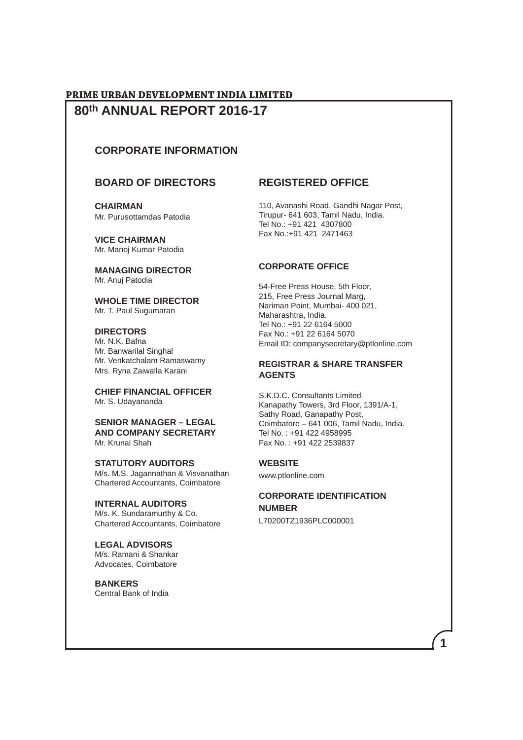# PRIME URBAN DEVELOPMENT INDIA LIMITED

## 80th ANNUAL REPORT 2016-17

## CORPORATE INFORMATION

### BOARD OF DIRECTORS

**CHAIRMAN**
Mr. Purusottamdas Patodia

**VICE CHAIRMAN**
Mr. Manoj Kumar Patodia

**MANAGING DIRECTOR**
Mr. Anuj Patodia

**WHOLE TIME DIRECTOR**
Mr. T. Paul Sugumaran

**DIRECTORS**
Mr. N.K. Bafna
Mr. Banwarilal Singhal
Mr. Venkatchalam Ramaswamy
Mrs. Ryna Zaiwalla Karani

**CHIEF FINANCIAL OFFICER**
Mr. S. Udayananda

**SENIOR MANAGER – LEGAL AND COMPANY SECRETARY**
Mr. Krunal Shah

**STATUTORY AUDITORS**
M/s. M.S. Jagannathan & Visvanathan
Chartered Accountants, Coimbatore

**INTERNAL AUDITORS**
M/s. K. Sundaramurthy & Co.
Chartered Accountants, Coimbatore

**LEGAL ADVISORS**
M/s. Ramani & Shankar
Advocates, Coimbatore

**BANKERS**
Central Bank of India

### REGISTERED OFFICE

110, Avanashi Road, Gandhi Nagar Post,
Tirupur- 641 603, Tamil Nadu, India.
Tel No.: +91 421 4307800
Fax No.:+91 421 2471463

**CORPORATE OFFICE**

54-Free Press House, 5th Floor,
215, Free Press Journal Marg,
Nariman Point, Mumbai- 400 021,
Maharashtra, India.
Tel No.: +91 22 6164 5000
Fax No.: +91 22 6164 5070
Email ID: companysecretary@ptlonline.com

**REGISTRAR & SHARE TRANSFER AGENTS**

S.K.D.C. Consultants Limited
Kanapathy Towers, 3rd Floor, 1391/A-1,
Sathy Road, Ganapathy Post,
Coimbatore – 641 006, Tamil Nadu, India.
Tel No. : +91 422 4958995
Fax No. : +91 422 2539837

**WEBSITE**

www.ptlonline.com

**CORPORATE IDENTIFICATION NUMBER**

L70200TZ1936PLC000001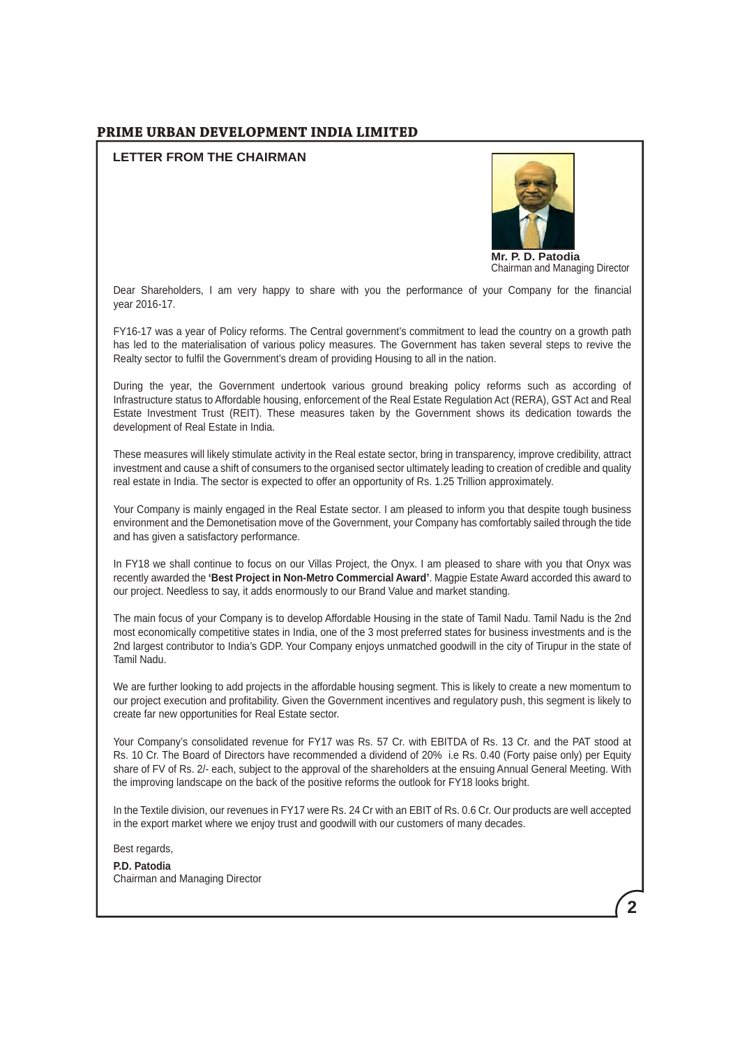## LETTER FROM THE CHAIRMAN

**Mr. P. D. Patodia**
Chairman and Managing Director

Dear Shareholders, I am very happy to share with you the performance of your Company for the financial year 2016-17.

FY16-17 was a year of Policy reforms. The Central government's commitment to lead the country on a growth path has led to the materialisation of various policy measures. The Government has taken several steps to revive the Realty sector to fulfil the Government's dream of providing Housing to all in the nation.

During the year, the Government undertook various ground breaking policy reforms such as according of Infrastructure status to Affordable housing, enforcement of the Real Estate Regulation Act (RERA), GST Act and Real Estate Investment Trust (REIT). These measures taken by the Government shows its dedication towards the development of Real Estate in India.

These measures will likely stimulate activity in the Real estate sector, bring in transparency, improve credibility, attract investment and cause a shift of consumers to the organised sector ultimately leading to creation of credible and quality real estate in India. The sector is expected to offer an opportunity of Rs. 1.25 Trillion approximately.

Your Company is mainly engaged in the Real Estate sector. I am pleased to inform you that despite tough business environment and the Demonetisation move of the Government, your Company has comfortably sailed through the tide and has given a satisfactory performance.

In FY18 we shall continue to focus on our Villas Project, the Onyx. I am pleased to share with you that Onyx was recently awarded the **'Best Project in Non-Metro Commercial Award'**. Magpie Estate Award accorded this award to our project. Needless to say, it adds enormously to our Brand Value and market standing.

The main focus of your Company is to develop Affordable Housing in the state of Tamil Nadu. Tamil Nadu is the 2nd most economically competitive states in India, one of the 3 most preferred states for business investments and is the 2nd largest contributor to India's GDP. Your Company enjoys unmatched goodwill in the city of Tirupur in the state of Tamil Nadu.

We are further looking to add projects in the affordable housing segment. This is likely to create a new momentum to our project execution and profitability. Given the Government incentives and regulatory push, this segment is likely to create far new opportunities for Real Estate sector.

Your Company's consolidated revenue for FY17 was Rs. 57 Cr. with EBITDA of Rs. 13 Cr. and the PAT stood at Rs. 10 Cr. The Board of Directors have recommended a dividend of 20% i.e Rs. 0.40 (Forty paise only) per Equity share of FV of Rs. 2/- each, subject to the approval of the shareholders at the ensuing Annual General Meeting. With the improving landscape on the back of the positive reforms the outlook for FY18 looks bright.

In the Textile division, our revenues in FY17 were Rs. 24 Cr with an EBIT of Rs. 0.6 Cr. Our products are well accepted in the export market where we enjoy trust and goodwill with our customers of many decades.

Best regards,

**P.D. Patodia**
Chairman and Managing Director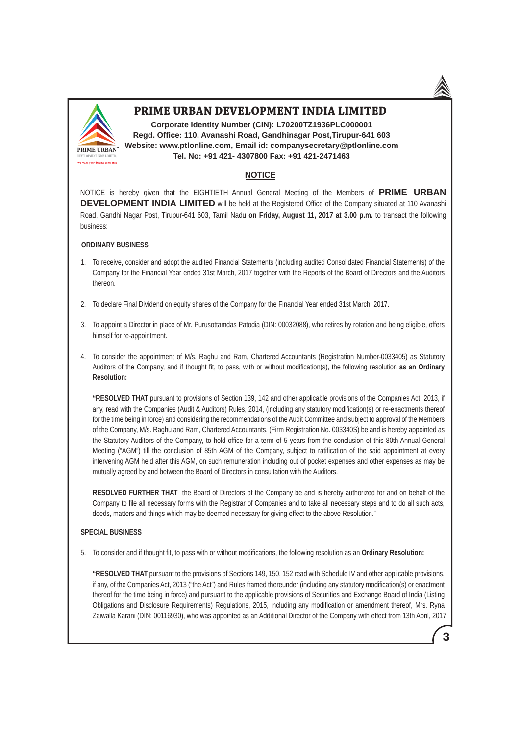# PRIME URBAN DEVELOPMENT INDIA LIMITED

**Corporate Identity Number (CIN): L70200TZ1936PLC000001**
**Regd. Office: 110, Avanashi Road, Gandhinagar Post,Tirupur-641 603**
**Website: www.ptlonline.com, Email id: companysecretary@ptlonline.com**
**Tel. No: +91 421- 4307800 Fax: +91 421-2471463**

## NOTICE

NOTICE is hereby given that the EIGHTIETH Annual General Meeting of the Members of **PRIME URBAN DEVELOPMENT INDIA LIMITED** will be held at the Registered Office of the Company situated at 110 Avanashi Road, Gandhi Nagar Post, Tirupur-641 603, Tamil Nadu **on Friday, August 11, 2017 at 3.00 p.m.** to transact the following business:

**ORDINARY BUSINESS**

1. To receive, consider and adopt the audited Financial Statements (including audited Consolidated Financial Statements) of the Company for the Financial Year ended 31st March, 2017 together with the Reports of the Board of Directors and the Auditors thereon.

2. To declare Final Dividend on equity shares of the Company for the Financial Year ended 31st March, 2017.

3. To appoint a Director in place of Mr. Purusottamdas Patodia (DIN: 00032088), who retires by rotation and being eligible, offers himself for re-appointment.

4. To consider the appointment of M/s. Raghu and Ram, Chartered Accountants (Registration Number-0033405) as Statutory Auditors of the Company, and if thought fit, to pass, with or without modification(s), the following resolution **as an Ordinary Resolution:**

   **"RESOLVED THAT** pursuant to provisions of Section 139, 142 and other applicable provisions of the Companies Act, 2013, if any, read with the Companies (Audit & Auditors) Rules, 2014, (including any statutory modification(s) or re-enactments thereof for the time being in force) and considering the recommendations of the Audit Committee and subject to approval of the Members of the Company, M/s. Raghu and Ram, Chartered Accountants, (Firm Registration No. 003340S) be and is hereby appointed as the Statutory Auditors of the Company, to hold office for a term of 5 years from the conclusion of this 80th Annual General Meeting ("AGM") till the conclusion of 85th AGM of the Company, subject to ratification of the said appointment at every intervening AGM held after this AGM, on such remuneration including out of pocket expenses and other expenses as may be mutually agreed by and between the Board of Directors in consultation with the Auditors.

   **RESOLVED FURTHER THAT** the Board of Directors of the Company be and is hereby authorized for and on behalf of the Company to file all necessary forms with the Registrar of Companies and to take all necessary steps and to do all such acts, deeds, matters and things which may be deemed necessary for giving effect to the above Resolution."

**SPECIAL BUSINESS**

5. To consider and if thought fit, to pass with or without modifications, the following resolution as an **Ordinary Resolution:**

   **"RESOLVED THAT** pursuant to the provisions of Sections 149, 150, 152 read with Schedule IV and other applicable provisions, if any, of the Companies Act, 2013 ("the Act") and Rules framed thereunder (including any statutory modification(s) or enactment thereof for the time being in force) and pursuant to the applicable provisions of Securities and Exchange Board of India (Listing Obligations and Disclosure Requirements) Regulations, 2015, including any modification or amendment thereof, Mrs. Ryna Zaiwalla Karani (DIN: 00116930), who was appointed as an Additional Director of the Company with effect from 13th April, 2017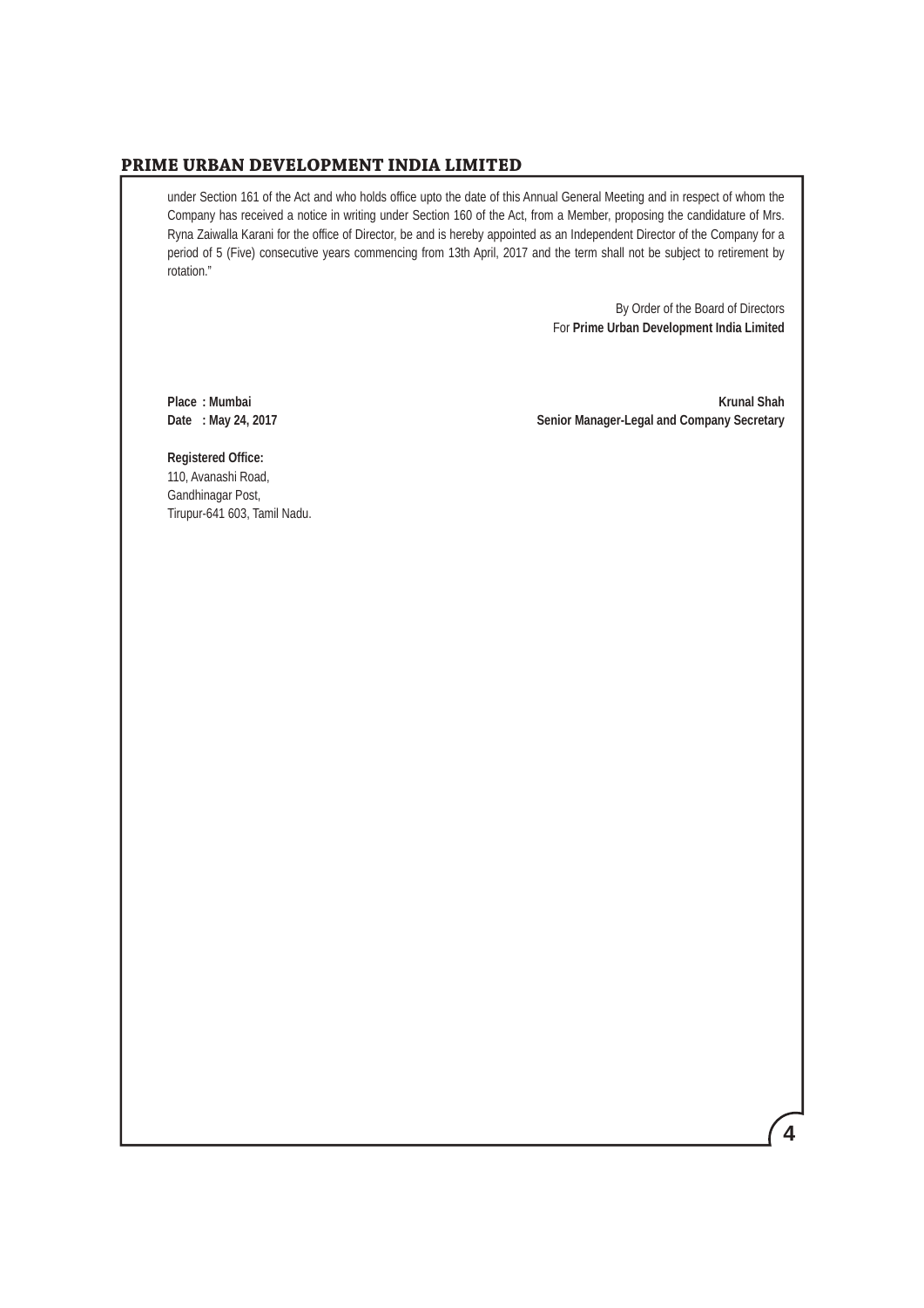under Section 161 of the Act and who holds office upto the date of this Annual General Meeting and in respect of whom the Company has received a notice in writing under Section 160 of the Act, from a Member, proposing the candidature of Mrs. Ryna Zaiwalla Karani for the office of Director, be and is hereby appointed as an Independent Director of the Company for a period of 5 (Five) consecutive years commencing from 13th April, 2017 and the term shall not be subject to retirement by rotation."

By Order of the Board of Directors
For **Prime Urban Development India Limited**

**Place : Mumbai**
**Date : May 24, 2017**

**Krunal Shah**
**Senior Manager-Legal and Company Secretary**

**Registered Office:**
110, Avanashi Road,
Gandhinagar Post,
Tirupur-641 603, Tamil Nadu.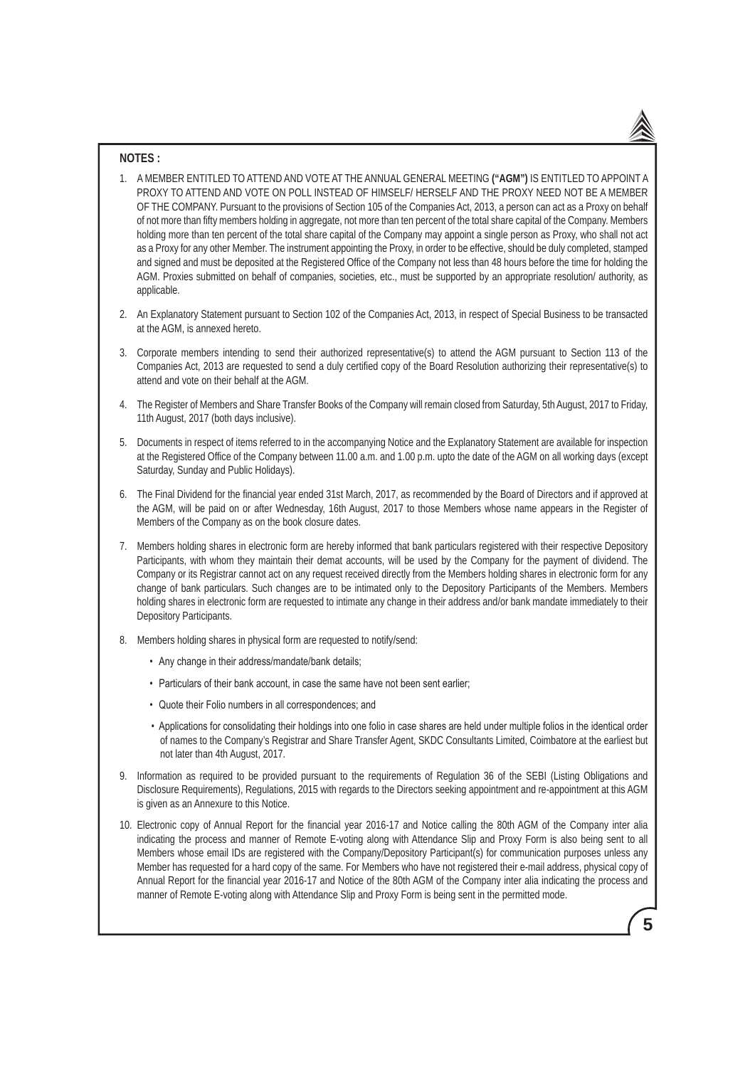**NOTES :**

1. A MEMBER ENTITLED TO ATTEND AND VOTE AT THE ANNUAL GENERAL MEETING **("AGM")** IS ENTITLED TO APPOINT A PROXY TO ATTEND AND VOTE ON POLL INSTEAD OF HIMSELF/ HERSELF AND THE PROXY NEED NOT BE A MEMBER OF THE COMPANY. Pursuant to the provisions of Section 105 of the Companies Act, 2013, a person can act as a Proxy on behalf of not more than fifty members holding in aggregate, not more than ten percent of the total share capital of the Company. Members holding more than ten percent of the total share capital of the Company may appoint a single person as Proxy, who shall not act as a Proxy for any other Member. The instrument appointing the Proxy, in order to be effective, should be duly completed, stamped and signed and must be deposited at the Registered Office of the Company not less than 48 hours before the time for holding the AGM. Proxies submitted on behalf of companies, societies, etc., must be supported by an appropriate resolution/ authority, as applicable.

2. An Explanatory Statement pursuant to Section 102 of the Companies Act, 2013, in respect of Special Business to be transacted at the AGM, is annexed hereto.

3. Corporate members intending to send their authorized representative(s) to attend the AGM pursuant to Section 113 of the Companies Act, 2013 are requested to send a duly certified copy of the Board Resolution authorizing their representative(s) to attend and vote on their behalf at the AGM.

4. The Register of Members and Share Transfer Books of the Company will remain closed from Saturday, 5th August, 2017 to Friday, 11th August, 2017 (both days inclusive).

5. Documents in respect of items referred to in the accompanying Notice and the Explanatory Statement are available for inspection at the Registered Office of the Company between 11.00 a.m. and 1.00 p.m. upto the date of the AGM on all working days (except Saturday, Sunday and Public Holidays).

6. The Final Dividend for the financial year ended 31st March, 2017, as recommended by the Board of Directors and if approved at the AGM, will be paid on or after Wednesday, 16th August, 2017 to those Members whose name appears in the Register of Members of the Company as on the book closure dates.

7. Members holding shares in electronic form are hereby informed that bank particulars registered with their respective Depository Participants, with whom they maintain their demat accounts, will be used by the Company for the payment of dividend. The Company or its Registrar cannot act on any request received directly from the Members holding shares in electronic form for any change of bank particulars. Such changes are to be intimated only to the Depository Participants of the Members. Members holding shares in electronic form are requested to intimate any change in their address and/or bank mandate immediately to their Depository Participants.

8. Members holding shares in physical form are requested to notify/send:

   - Any change in their address/mandate/bank details;
   - Particulars of their bank account, in case the same have not been sent earlier;
   - Quote their Folio numbers in all correspondences; and
   - Applications for consolidating their holdings into one folio in case shares are held under multiple folios in the identical order of names to the Company's Registrar and Share Transfer Agent, SKDC Consultants Limited, Coimbatore at the earliest but not later than 4th August, 2017.

9. Information as required to be provided pursuant to the requirements of Regulation 36 of the SEBI (Listing Obligations and Disclosure Requirements), Regulations, 2015 with regards to the Directors seeking appointment and re-appointment at this AGM is given as an Annexure to this Notice.

10. Electronic copy of Annual Report for the financial year 2016-17 and Notice calling the 80th AGM of the Company inter alia indicating the process and manner of Remote E-voting along with Attendance Slip and Proxy Form is also being sent to all Members whose email IDs are registered with the Company/Depository Participant(s) for communication purposes unless any Member has requested for a hard copy of the same. For Members who have not registered their e-mail address, physical copy of Annual Report for the financial year 2016-17 and Notice of the 80th AGM of the Company inter alia indicating the process and manner of Remote E-voting along with Attendance Slip and Proxy Form is being sent in the permitted mode.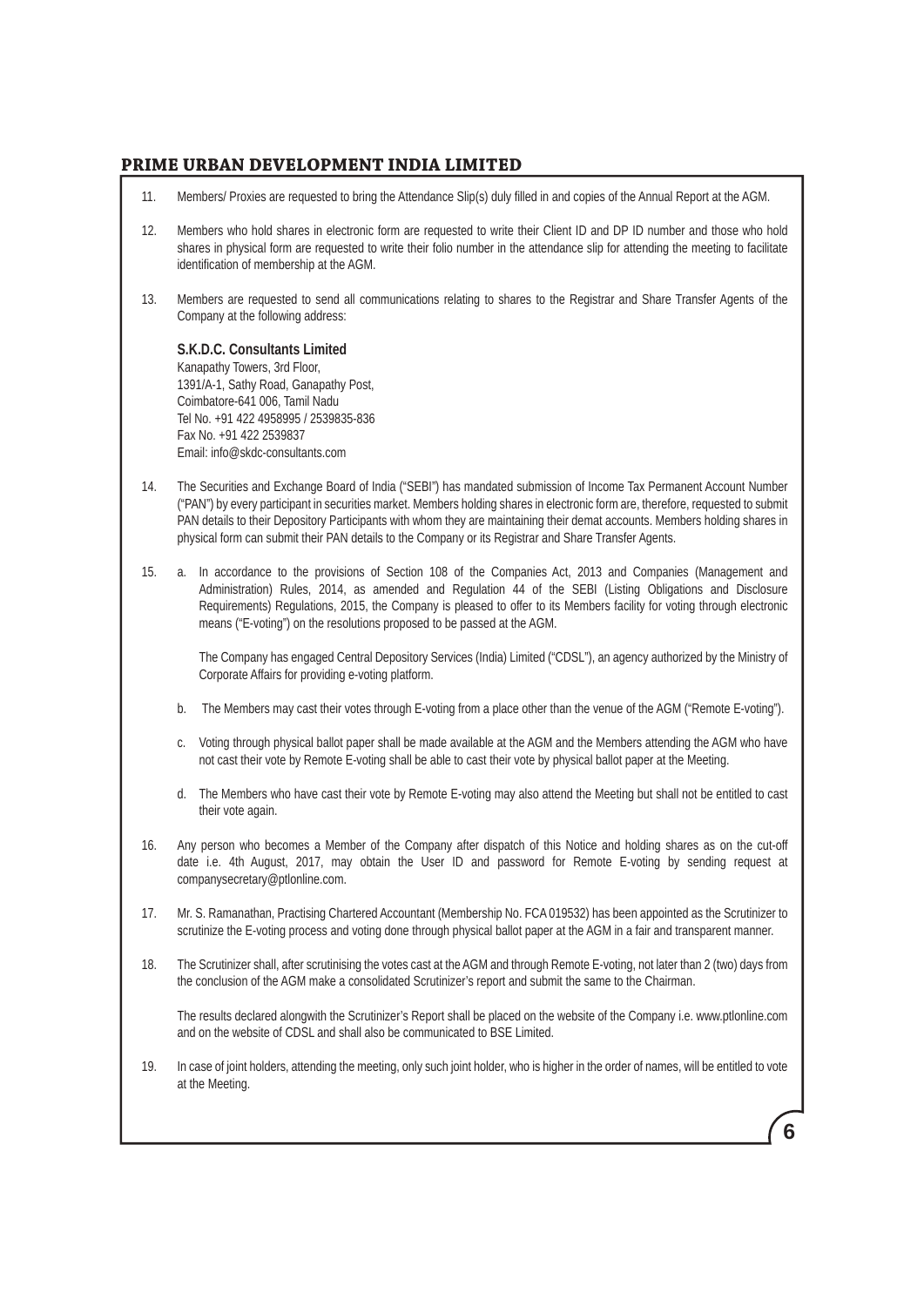11. Members/ Proxies are requested to bring the Attendance Slip(s) duly filled in and copies of the Annual Report at the AGM.

12. Members who hold shares in electronic form are requested to write their Client ID and DP ID number and those who hold shares in physical form are requested to write their folio number in the attendance slip for attending the meeting to facilitate identification of membership at the AGM.

13. Members are requested to send all communications relating to shares to the Registrar and Share Transfer Agents of the Company at the following address:

    **S.K.D.C. Consultants Limited**
    Kanapathy Towers, 3rd Floor,
    1391/A-1, Sathy Road, Ganapathy Post,
    Coimbatore-641 006, Tamil Nadu
    Tel No. +91 422 4958995 / 2539835-836
    Fax No. +91 422 2539837
    Email: info@skdc-consultants.com

14. The Securities and Exchange Board of India ("SEBI") has mandated submission of Income Tax Permanent Account Number ("PAN") by every participant in securities market. Members holding shares in electronic form are, therefore, requested to submit PAN details to their Depository Participants with whom they are maintaining their demat accounts. Members holding shares in physical form can submit their PAN details to the Company or its Registrar and Share Transfer Agents.

15. a. In accordance to the provisions of Section 108 of the Companies Act, 2013 and Companies (Management and Administration) Rules, 2014, as amended and Regulation 44 of the SEBI (Listing Obligations and Disclosure Requirements) Regulations, 2015, the Company is pleased to offer to its Members facility for voting through electronic means ("E-voting") on the resolutions proposed to be passed at the AGM.

    The Company has engaged Central Depository Services (India) Limited ("CDSL"), an agency authorized by the Ministry of Corporate Affairs for providing e-voting platform.

    b. The Members may cast their votes through E-voting from a place other than the venue of the AGM ("Remote E-voting").

    c. Voting through physical ballot paper shall be made available at the AGM and the Members attending the AGM who have not cast their vote by Remote E-voting shall be able to cast their vote by physical ballot paper at the Meeting.

    d. The Members who have cast their vote by Remote E-voting may also attend the Meeting but shall not be entitled to cast their vote again.

16. Any person who becomes a Member of the Company after dispatch of this Notice and holding shares as on the cut-off date i.e. 4th August, 2017, may obtain the User ID and password for Remote E-voting by sending request at companysecretary@ptlonline.com.

17. Mr. S. Ramanathan, Practising Chartered Accountant (Membership No. FCA 019532) has been appointed as the Scrutinizer to scrutinize the E-voting process and voting done through physical ballot paper at the AGM in a fair and transparent manner.

18. The Scrutinizer shall, after scrutinising the votes cast at the AGM and through Remote E-voting, not later than 2 (two) days from the conclusion of the AGM make a consolidated Scrutinizer's report and submit the same to the Chairman.

    The results declared alongwith the Scrutinizer's Report shall be placed on the website of the Company i.e. www.ptlonline.com and on the website of CDSL and shall also be communicated to BSE Limited.

19. In case of joint holders, attending the meeting, only such joint holder, who is higher in the order of names, will be entitled to vote at the Meeting.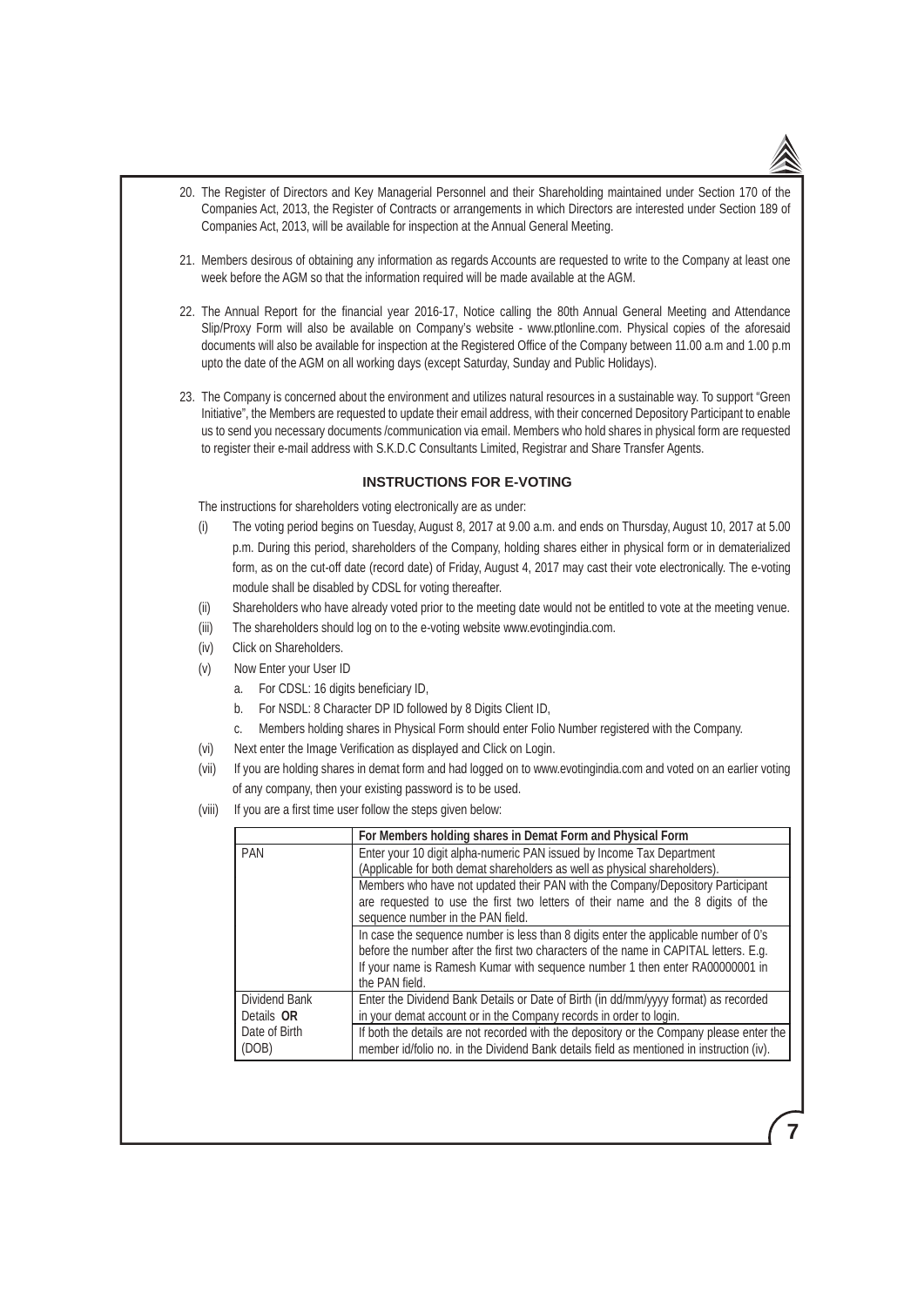20. The Register of Directors and Key Managerial Personnel and their Shareholding maintained under Section 170 of the Companies Act, 2013, the Register of Contracts or arrangements in which Directors are interested under Section 189 of Companies Act, 2013, will be available for inspection at the Annual General Meeting.

21. Members desirous of obtaining any information as regards Accounts are requested to write to the Company at least one week before the AGM so that the information required will be made available at the AGM.

22. The Annual Report for the financial year 2016-17, Notice calling the 80th Annual General Meeting and Attendance Slip/Proxy Form will also be available on Company's website - www.ptlonline.com. Physical copies of the aforesaid documents will also be available for inspection at the Registered Office of the Company between 11.00 a.m and 1.00 p.m upto the date of the AGM on all working days (except Saturday, Sunday and Public Holidays).

23. The Company is concerned about the environment and utilizes natural resources in a sustainable way. To support "Green Initiative", the Members are requested to update their email address, with their concerned Depository Participant to enable us to send you necessary documents /communication via email. Members who hold shares in physical form are requested to register their e-mail address with S.K.D.C Consultants Limited, Registrar and Share Transfer Agents.

## INSTRUCTIONS FOR E-VOTING

The instructions for shareholders voting electronically are as under:

(i) The voting period begins on Tuesday, August 8, 2017 at 9.00 a.m. and ends on Thursday, August 10, 2017 at 5.00 p.m. During this period, shareholders of the Company, holding shares either in physical form or in dematerialized form, as on the cut-off date (record date) of Friday, August 4, 2017 may cast their vote electronically. The e-voting module shall be disabled by CDSL for voting thereafter.

(ii) Shareholders who have already voted prior to the meeting date would not be entitled to vote at the meeting venue.

(iii) The shareholders should log on to the e-voting website www.evotingindia.com.

(iv) Click on Shareholders.

(v) Now Enter your User ID

   a. For CDSL: 16 digits beneficiary ID,

   b. For NSDL: 8 Character DP ID followed by 8 Digits Client ID,

   c. Members holding shares in Physical Form should enter Folio Number registered with the Company.

(vi) Next enter the Image Verification as displayed and Click on Login.

(vii) If you are holding shares in demat form and had logged on to www.evotingindia.com and voted on an earlier voting of any company, then your existing password is to be used.

(viii) If you are a first time user follow the steps given below:

| | **For Members holding shares in Demat Form and Physical Form** |
|---|---|
| PAN | Enter your 10 digit alpha-numeric PAN issued by Income Tax Department (Applicable for both demat shareholders as well as physical shareholders). |
| | Members who have not updated their PAN with the Company/Depository Participant are requested to use the first two letters of their name and the 8 digits of the sequence number in the PAN field. |
| | In case the sequence number is less than 8 digits enter the applicable number of 0's before the number after the first two characters of the name in CAPITAL letters. E.g. If your name is Ramesh Kumar with sequence number 1 then enter RA00000001 in the PAN field. |
| Dividend Bank Details **OR** Date of Birth (DOB) | Enter the Dividend Bank Details or Date of Birth (in dd/mm/yyyy format) as recorded in your demat account or in the Company records in order to login. |
| | If both the details are not recorded with the depository or the Company please enter the member id/folio no. in the Dividend Bank details field as mentioned in instruction (iv). |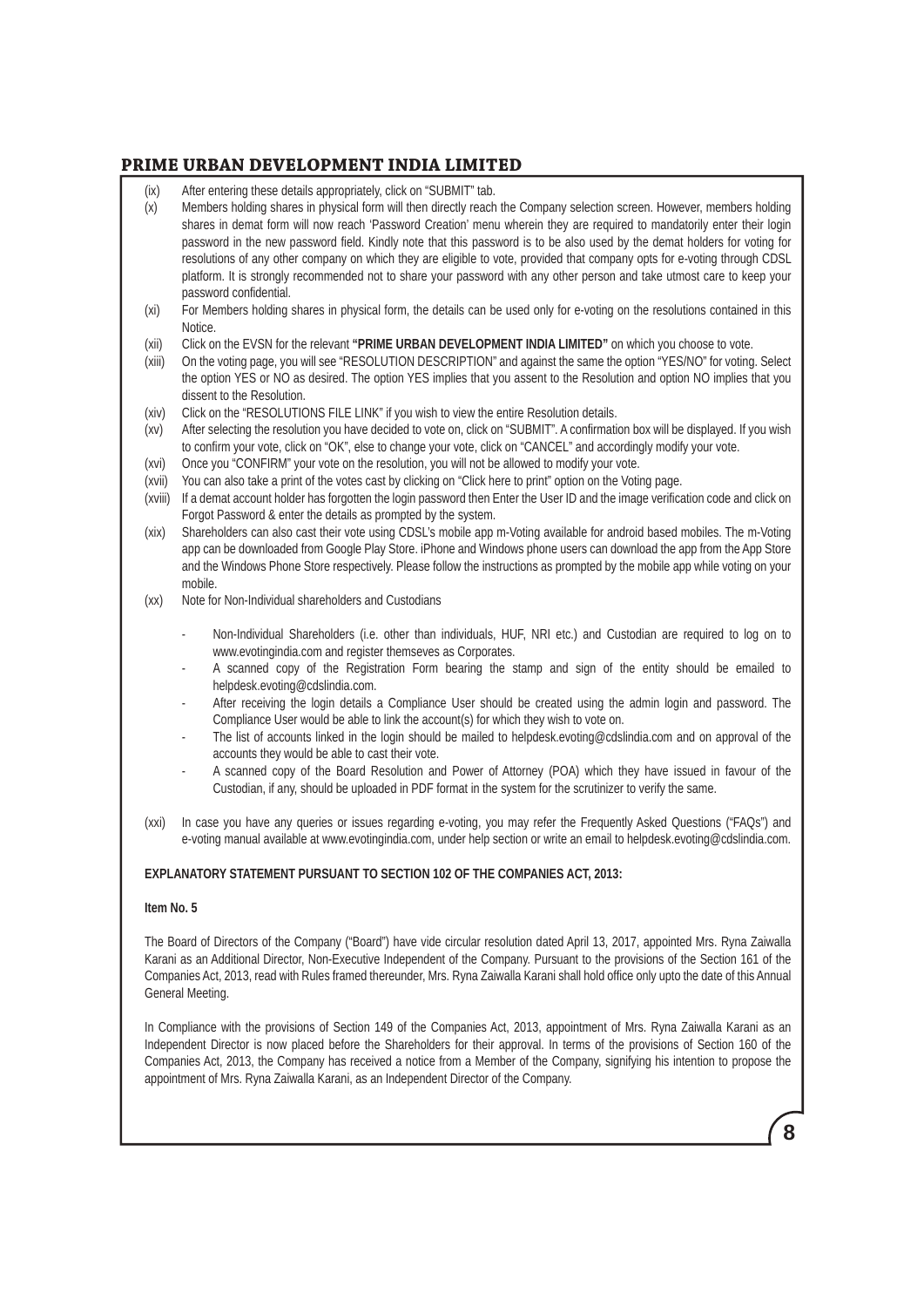(ix) After entering these details appropriately, click on "SUBMIT" tab.

(x) Members holding shares in physical form will then directly reach the Company selection screen. However, members holding shares in demat form will now reach 'Password Creation' menu wherein they are required to mandatorily enter their login password in the new password field. Kindly note that this password is to be also used by the demat holders for voting for resolutions of any other company on which they are eligible to vote, provided that company opts for e-voting through CDSL platform. It is strongly recommended not to share your password with any other person and take utmost care to keep your password confidential.

(xi) For Members holding shares in physical form, the details can be used only for e-voting on the resolutions contained in this Notice.

(xii) Click on the EVSN for the relevant **"PRIME URBAN DEVELOPMENT INDIA LIMITED"** on which you choose to vote.

(xiii) On the voting page, you will see "RESOLUTION DESCRIPTION" and against the same the option "YES/NO" for voting. Select the option YES or NO as desired. The option YES implies that you assent to the Resolution and option NO implies that you dissent to the Resolution.

(xiv) Click on the "RESOLUTIONS FILE LINK" if you wish to view the entire Resolution details.

(xv) After selecting the resolution you have decided to vote on, click on "SUBMIT". A confirmation box will be displayed. If you wish to confirm your vote, click on "OK", else to change your vote, click on "CANCEL" and accordingly modify your vote.

(xvi) Once you "CONFIRM" your vote on the resolution, you will not be allowed to modify your vote.

(xvii) You can also take a print of the votes cast by clicking on "Click here to print" option on the Voting page.

(xviii) If a demat account holder has forgotten the login password then Enter the User ID and the image verification code and click on Forgot Password & enter the details as prompted by the system.

(xix) Shareholders can also cast their vote using CDSL's mobile app m-Voting available for android based mobiles. The m-Voting app can be downloaded from Google Play Store. iPhone and Windows phone users can download the app from the App Store and the Windows Phone Store respectively. Please follow the instructions as prompted by the mobile app while voting on your mobile.

(xx) Note for Non-Individual shareholders and Custodians

- Non-Individual Shareholders (i.e. other than individuals, HUF, NRI etc.) and Custodian are required to log on to www.evotingindia.com and register themseves as Corporates.
- A scanned copy of the Registration Form bearing the stamp and sign of the entity should be emailed to helpdesk.evoting@cdslindia.com.
- After receiving the login details a Compliance User should be created using the admin login and password. The Compliance User would be able to link the account(s) for which they wish to vote on.
- The list of accounts linked in the login should be mailed to helpdesk.evoting@cdslindia.com and on approval of the accounts they would be able to cast their vote.
- A scanned copy of the Board Resolution and Power of Attorney (POA) which they have issued in favour of the Custodian, if any, should be uploaded in PDF format in the system for the scrutinizer to verify the same.

(xxi) In case you have any queries or issues regarding e-voting, you may refer the Frequently Asked Questions ("FAQs") and e-voting manual available at www.evotingindia.com, under help section or write an email to helpdesk.evoting@cdslindia.com.

**EXPLANATORY STATEMENT PURSUANT TO SECTION 102 OF THE COMPANIES ACT, 2013:**

**Item No. 5**

The Board of Directors of the Company ("Board") have vide circular resolution dated April 13, 2017, appointed Mrs. Ryna Zaiwalla Karani as an Additional Director, Non-Executive Independent of the Company. Pursuant to the provisions of the Section 161 of the Companies Act, 2013, read with Rules framed thereunder, Mrs. Ryna Zaiwalla Karani shall hold office only upto the date of this Annual General Meeting.

In Compliance with the provisions of Section 149 of the Companies Act, 2013, appointment of Mrs. Ryna Zaiwalla Karani as an Independent Director is now placed before the Shareholders for their approval. In terms of the provisions of Section 160 of the Companies Act, 2013, the Company has received a notice from a Member of the Company, signifying his intention to propose the appointment of Mrs. Ryna Zaiwalla Karani, as an Independent Director of the Company.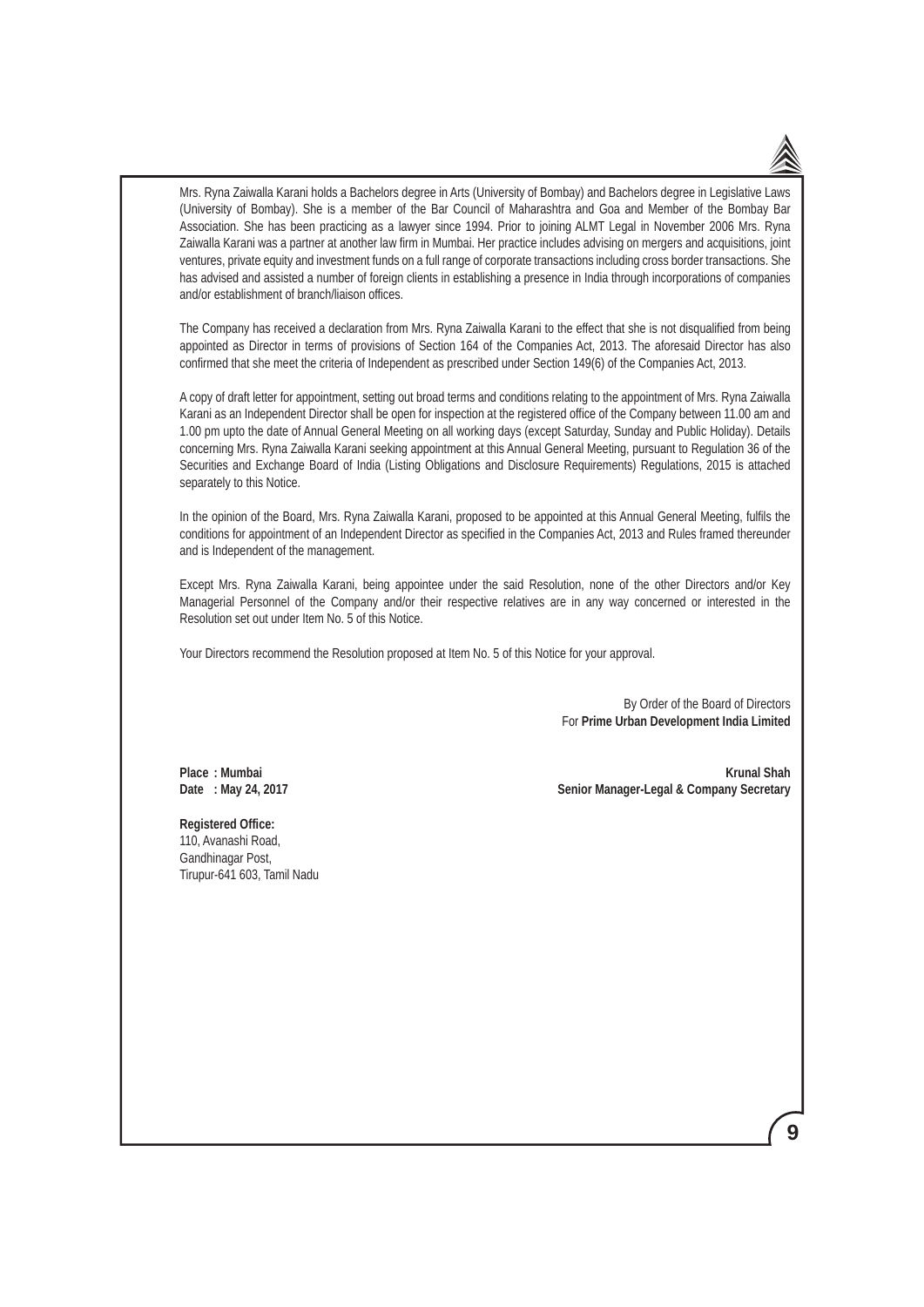Mrs. Ryna Zaiwalla Karani holds a Bachelors degree in Arts (University of Bombay) and Bachelors degree in Legislative Laws (University of Bombay). She is a member of the Bar Council of Maharashtra and Goa and Member of the Bombay Bar Association. She has been practicing as a lawyer since 1994. Prior to joining ALMT Legal in November 2006 Mrs. Ryna Zaiwalla Karani was a partner at another law firm in Mumbai. Her practice includes advising on mergers and acquisitions, joint ventures, private equity and investment funds on a full range of corporate transactions including cross border transactions. She has advised and assisted a number of foreign clients in establishing a presence in India through incorporations of companies and/or establishment of branch/liaison offices.

The Company has received a declaration from Mrs. Ryna Zaiwalla Karani to the effect that she is not disqualified from being appointed as Director in terms of provisions of Section 164 of the Companies Act, 2013. The aforesaid Director has also confirmed that she meet the criteria of Independent as prescribed under Section 149(6) of the Companies Act, 2013.

A copy of draft letter for appointment, setting out broad terms and conditions relating to the appointment of Mrs. Ryna Zaiwalla Karani as an Independent Director shall be open for inspection at the registered office of the Company between 11.00 am and 1.00 pm upto the date of Annual General Meeting on all working days (except Saturday, Sunday and Public Holiday). Details concerning Mrs. Ryna Zaiwalla Karani seeking appointment at this Annual General Meeting, pursuant to Regulation 36 of the Securities and Exchange Board of India (Listing Obligations and Disclosure Requirements) Regulations, 2015 is attached separately to this Notice.

In the opinion of the Board, Mrs. Ryna Zaiwalla Karani, proposed to be appointed at this Annual General Meeting, fulfils the conditions for appointment of an Independent Director as specified in the Companies Act, 2013 and Rules framed thereunder and is Independent of the management.

Except Mrs. Ryna Zaiwalla Karani, being appointee under the said Resolution, none of the other Directors and/or Key Managerial Personnel of the Company and/or their respective relatives are in any way concerned or interested in the Resolution set out under Item No. 5 of this Notice.

Your Directors recommend the Resolution proposed at Item No. 5 of this Notice for your approval.

By Order of the Board of Directors
For **Prime Urban Development India Limited**

**Place : Mumbai**
**Date : May 24, 2017**

**Krunal Shah**
**Senior Manager-Legal & Company Secretary**

**Registered Office:**
110, Avanashi Road,
Gandhinagar Post,
Tirupur-641 603, Tamil Nadu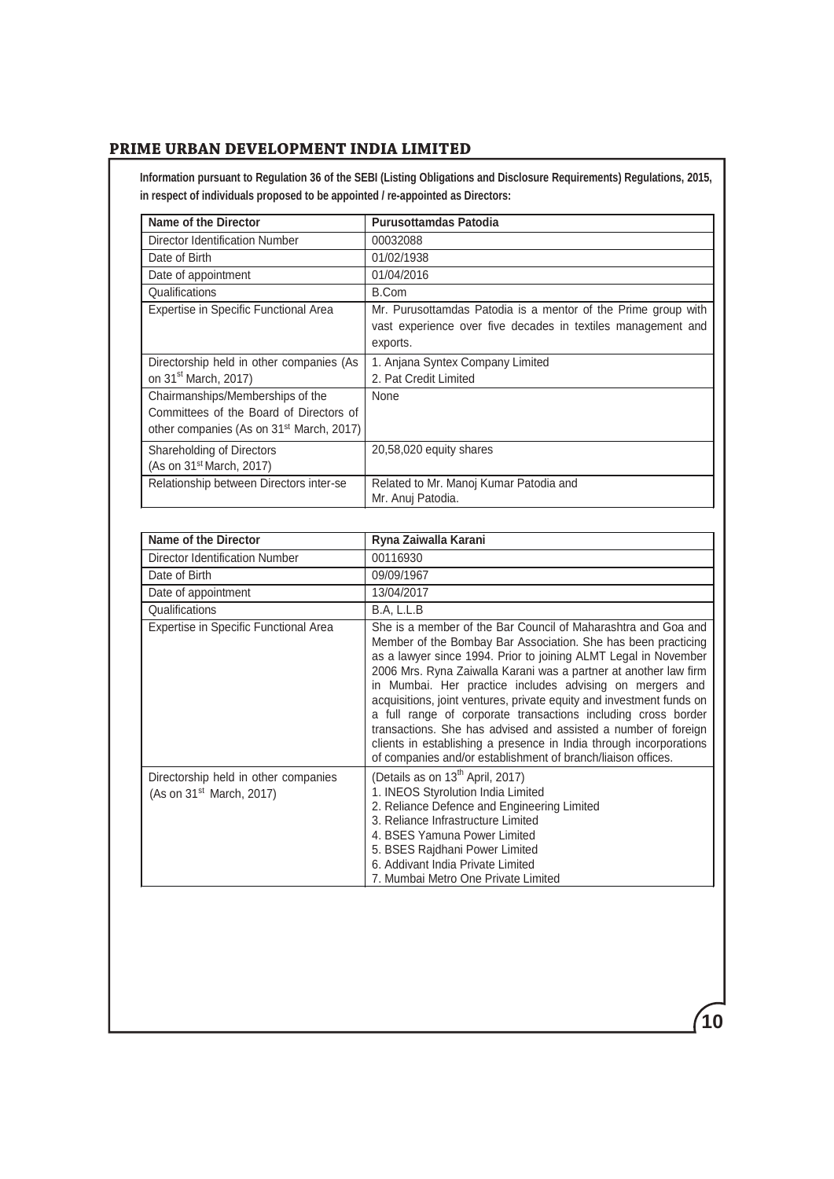**Information pursuant to Regulation 36 of the SEBI (Listing Obligations and Disclosure Requirements) Regulations, 2015, in respect of individuals proposed to be appointed / re-appointed as Directors:**

| Name of the Director | Purusottamdas Patodia |
|---|---|
| Director Identification Number | 00032088 |
| Date of Birth | 01/02/1938 |
| Date of appointment | 01/04/2016 |
| Qualifications | B.Com |
| Expertise in Specific Functional Area | Mr. Purusottamdas Patodia is a mentor of the Prime group with vast experience over five decades in textiles management and exports. |
| Directorship held in other companies (As on 31st March, 2017) | 1. Anjana Syntex Company Limited<br>2. Pat Credit Limited |
| Chairmanships/Memberships of the Committees of the Board of Directors of other companies (As on 31st March, 2017) | None |
| Shareholding of Directors (As on 31st March, 2017) | 20,58,020 equity shares |
| Relationship between Directors inter-se | Related to Mr. Manoj Kumar Patodia and Mr. Anuj Patodia. |

| Name of the Director | Ryna Zaiwalla Karani |
|---|---|
| Director Identification Number | 00116930 |
| Date of Birth | 09/09/1967 |
| Date of appointment | 13/04/2017 |
| Qualifications | B.A, L.L.B |
| Expertise in Specific Functional Area | She is a member of the Bar Council of Maharashtra and Goa and Member of the Bombay Bar Association. She has been practicing as a lawyer since 1994. Prior to joining ALMT Legal in November 2006 Mrs. Ryna Zaiwalla Karani was a partner at another law firm in Mumbai. Her practice includes advising on mergers and acquisitions, joint ventures, private equity and investment funds on a full range of corporate transactions including cross border transactions. She has advised and assisted a number of foreign clients in establishing a presence in India through incorporations of companies and/or establishment of branch/liaison offices. |
| Directorship held in other companies (As on 31st March, 2017) | (Details as on 13th April, 2017)<br>1. INEOS Styrolution India Limited<br>2. Reliance Defence and Engineering Limited<br>3. Reliance Infrastructure Limited<br>4. BSES Yamuna Power Limited<br>5. BSES Rajdhani Power Limited<br>6. Addivant India Private Limited<br>7. Mumbai Metro One Private Limited |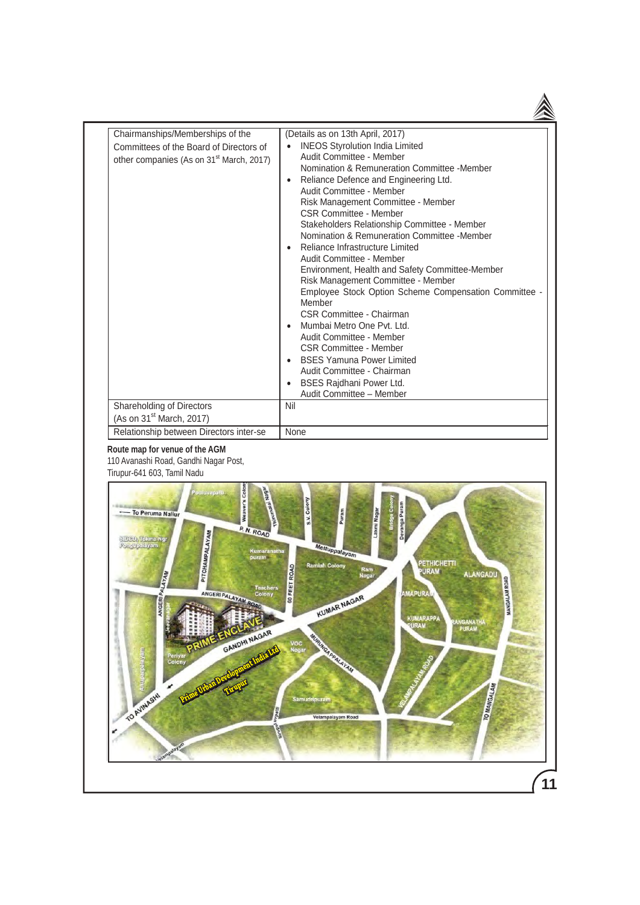| Chairmanships/Memberships of the Committees of the Board of Directors of other companies (As on 31st March, 2017) | (Details as on 13th April, 2017)<br>• INEOS Styrolution India Limited<br>Audit Committee - Member<br>Nomination & Remuneration Committee -Member<br>• Reliance Defence and Engineering Ltd.<br>Audit Committee - Member<br>Risk Management Committee - Member<br>CSR Committee - Member<br>Stakeholders Relationship Committee - Member<br>Nomination & Remuneration Committee -Member<br>• Reliance Infrastructure Limited<br>Audit Committee - Member<br>Environment, Health and Safety Committee-Member<br>Risk Management Committee - Member<br>Employee Stock Option Scheme Compensation Committee - Member<br>CSR Committee - Chairman<br>• Mumbai Metro One Pvt. Ltd.<br>Audit Committee - Member<br>CSR Committee - Member<br>• BSES Yamuna Power Limited<br>Audit Committee - Chairman<br>• BSES Rajdhani Power Ltd.<br>Audit Committee – Member |
|---|---|
| Shareholding of Directors (As on 31st March, 2017) | Nil |
| Relationship between Directors inter-se | None |

**Route map for venue of the AGM**

110 Avanashi Road, Gandhi Nagar Post,
Tirupur-641 603, Tamil Nadu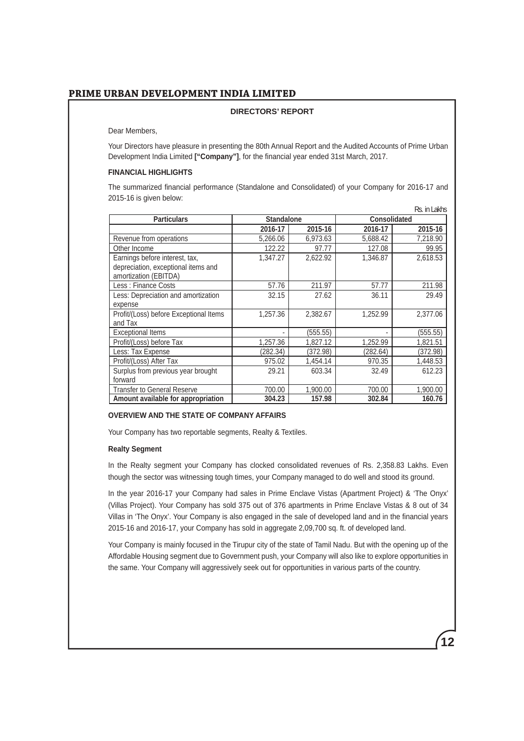# PRIME URBAN DEVELOPMENT INDIA LIMITED

## DIRECTORS' REPORT

Dear Members,

Your Directors have pleasure in presenting the 80th Annual Report and the Audited Accounts of Prime Urban Development India Limited **["Company"]**, for the financial year ended 31st March, 2017.

### FINANCIAL HIGHLIGHTS

The summarized financial performance (Standalone and Consolidated) of your Company for 2016-17 and 2015-16 is given below:

Rs. in Lakhs

| Particulars | Standalone | | Consolidated | |
|---|---|---|---|---|
| | 2016-17 | 2015-16 | 2016-17 | 2015-16 |
| Revenue from operations | 5,266.06 | 6,973.63 | 5,688.42 | 7,218.90 |
| Other Income | 122.22 | 97.77 | 127.08 | 99.95 |
| Earnings before interest, tax, depreciation, exceptional items and amortization (EBITDA) | 1,347.27 | 2,622.92 | 1,346.87 | 2,618.53 |
| Less : Finance Costs | 57.76 | 211.97 | 57.77 | 211.98 |
| Less: Depreciation and amortization expense | 32.15 | 27.62 | 36.11 | 29.49 |
| Profit/(Loss) before Exceptional Items and Tax | 1,257.36 | 2,382.67 | 1,252.99 | 2,377.06 |
| Exceptional Items | - | (555.55) | - | (555.55) |
| Profit/(Loss) before Tax | 1,257.36 | 1,827.12 | 1,252.99 | 1,821.51 |
| Less: Tax Expense | (282.34) | (372.98) | (282.64) | (372.98) |
| Profit/(Loss) After Tax | 975.02 | 1,454.14 | 970.35 | 1,448.53 |
| Surplus from previous year brought forward | 29.21 | 603.34 | 32.49 | 612.23 |
| Transfer to General Reserve | 700.00 | 1,900.00 | 700.00 | 1,900.00 |
| **Amount available for appropriation** | **304.23** | **157.98** | **302.84** | **160.76** |

### OVERVIEW AND THE STATE OF COMPANY AFFAIRS

Your Company has two reportable segments, Realty & Textiles.

**Realty Segment**

In the Realty segment your Company has clocked consolidated revenues of Rs. 2,358.83 Lakhs. Even though the sector was witnessing tough times, your Company managed to do well and stood its ground.

In the year 2016-17 your Company had sales in Prime Enclave Vistas (Apartment Project) & 'The Onyx' (Villas Project). Your Company has sold 375 out of 376 apartments in Prime Enclave Vistas & 8 out of 34 Villas in 'The Onyx'. Your Company is also engaged in the sale of developed land and in the financial years 2015-16 and 2016-17, your Company has sold in aggregate 2,09,700 sq. ft. of developed land.

Your Company is mainly focused in the Tirupur city of the state of Tamil Nadu. But with the opening up of the Affordable Housing segment due to Government push, your Company will also like to explore opportunities in the same. Your Company will aggressively seek out for opportunities in various parts of the country.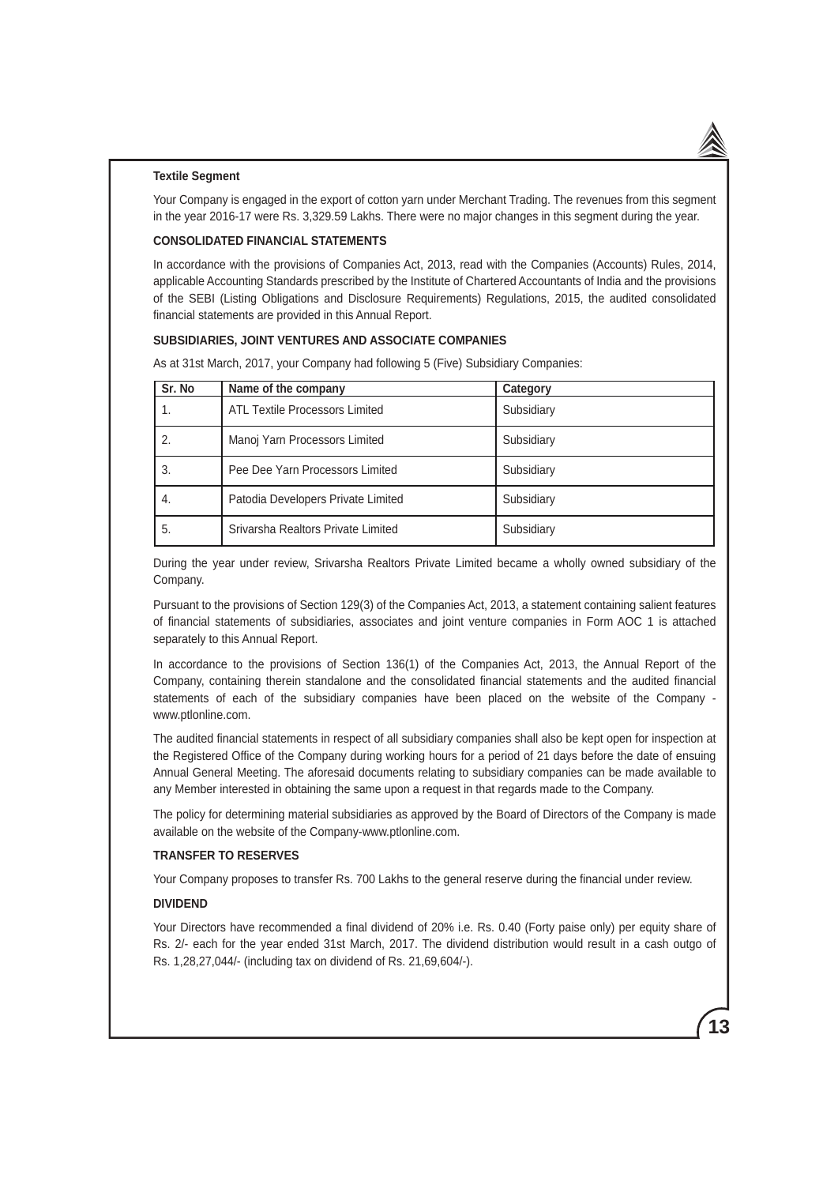**Textile Segment**

Your Company is engaged in the export of cotton yarn under Merchant Trading. The revenues from this segment in the year 2016-17 were Rs. 3,329.59 Lakhs. There were no major changes in this segment during the year.

**CONSOLIDATED FINANCIAL STATEMENTS**

In accordance with the provisions of Companies Act, 2013, read with the Companies (Accounts) Rules, 2014, applicable Accounting Standards prescribed by the Institute of Chartered Accountants of India and the provisions of the SEBI (Listing Obligations and Disclosure Requirements) Regulations, 2015, the audited consolidated financial statements are provided in this Annual Report.

**SUBSIDIARIES, JOINT VENTURES AND ASSOCIATE COMPANIES**

As at 31st March, 2017, your Company had following 5 (Five) Subsidiary Companies:

| Sr. No | Name of the company | Category |
|---|---|---|
| 1. | ATL Textile Processors Limited | Subsidiary |
| 2. | Manoj Yarn Processors Limited | Subsidiary |
| 3. | Pee Dee Yarn Processors Limited | Subsidiary |
| 4. | Patodia Developers Private Limited | Subsidiary |
| 5. | Srivarsha Realtors Private Limited | Subsidiary |

During the year under review, Srivarsha Realtors Private Limited became a wholly owned subsidiary of the Company.

Pursuant to the provisions of Section 129(3) of the Companies Act, 2013, a statement containing salient features of financial statements of subsidiaries, associates and joint venture companies in Form AOC 1 is attached separately to this Annual Report.

In accordance to the provisions of Section 136(1) of the Companies Act, 2013, the Annual Report of the Company, containing therein standalone and the consolidated financial statements and the audited financial statements of each of the subsidiary companies have been placed on the website of the Company - www.ptlonline.com.

The audited financial statements in respect of all subsidiary companies shall also be kept open for inspection at the Registered Office of the Company during working hours for a period of 21 days before the date of ensuing Annual General Meeting. The aforesaid documents relating to subsidiary companies can be made available to any Member interested in obtaining the same upon a request in that regards made to the Company.

The policy for determining material subsidiaries as approved by the Board of Directors of the Company is made available on the website of the Company-www.ptlonline.com.

**TRANSFER TO RESERVES**

Your Company proposes to transfer Rs. 700 Lakhs to the general reserve during the financial under review.

**DIVIDEND**

Your Directors have recommended a final dividend of 20% i.e. Rs. 0.40 (Forty paise only) per equity share of Rs. 2/- each for the year ended 31st March, 2017. The dividend distribution would result in a cash outgo of Rs. 1,28,27,044/- (including tax on dividend of Rs. 21,69,604/-).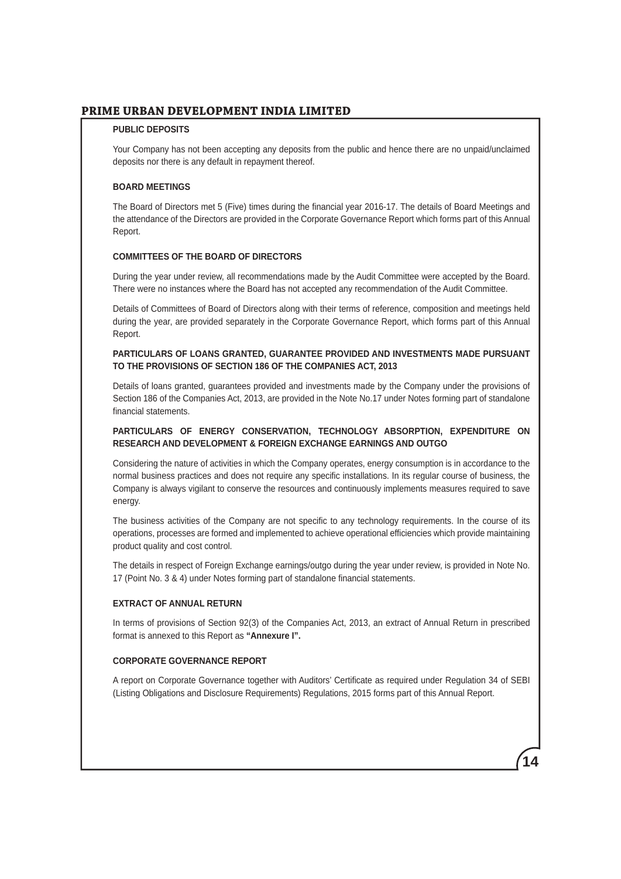## PUBLIC DEPOSITS

Your Company has not been accepting any deposits from the public and hence there are no unpaid/unclaimed deposits nor there is any default in repayment thereof.

## BOARD MEETINGS

The Board of Directors met 5 (Five) times during the financial year 2016-17. The details of Board Meetings and the attendance of the Directors are provided in the Corporate Governance Report which forms part of this Annual Report.

## COMMITTEES OF THE BOARD OF DIRECTORS

During the year under review, all recommendations made by the Audit Committee were accepted by the Board. There were no instances where the Board has not accepted any recommendation of the Audit Committee.

Details of Committees of Board of Directors along with their terms of reference, composition and meetings held during the year, are provided separately in the Corporate Governance Report, which forms part of this Annual Report.

## PARTICULARS OF LOANS GRANTED, GUARANTEE PROVIDED AND INVESTMENTS MADE PURSUANT TO THE PROVISIONS OF SECTION 186 OF THE COMPANIES ACT, 2013

Details of loans granted, guarantees provided and investments made by the Company under the provisions of Section 186 of the Companies Act, 2013, are provided in the Note No.17 under Notes forming part of standalone financial statements.

## PARTICULARS OF ENERGY CONSERVATION, TECHNOLOGY ABSORPTION, EXPENDITURE ON RESEARCH AND DEVELOPMENT & FOREIGN EXCHANGE EARNINGS AND OUTGO

Considering the nature of activities in which the Company operates, energy consumption is in accordance to the normal business practices and does not require any specific installations. In its regular course of business, the Company is always vigilant to conserve the resources and continuously implements measures required to save energy.

The business activities of the Company are not specific to any technology requirements. In the course of its operations, processes are formed and implemented to achieve operational efficiencies which provide maintaining product quality and cost control.

The details in respect of Foreign Exchange earnings/outgo during the year under review, is provided in Note No. 17 (Point No. 3 & 4) under Notes forming part of standalone financial statements.

## EXTRACT OF ANNUAL RETURN

In terms of provisions of Section 92(3) of the Companies Act, 2013, an extract of Annual Return in prescribed format is annexed to this Report as **"Annexure I".**

## CORPORATE GOVERNANCE REPORT

A report on Corporate Governance together with Auditors' Certificate as required under Regulation 34 of SEBI (Listing Obligations and Disclosure Requirements) Regulations, 2015 forms part of this Annual Report.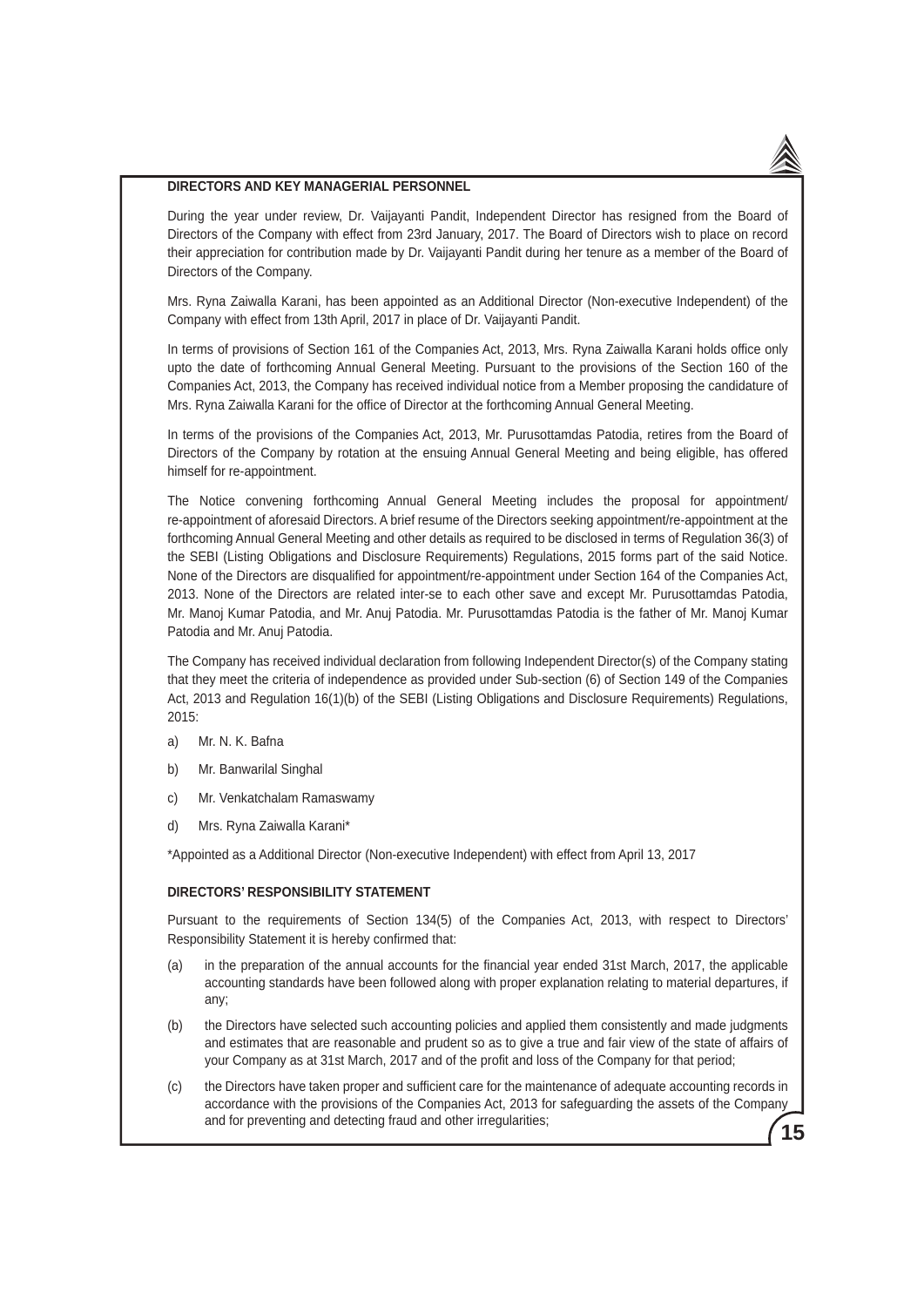## DIRECTORS AND KEY MANAGERIAL PERSONNEL

During the year under review, Dr. Vaijayanti Pandit, Independent Director has resigned from the Board of Directors of the Company with effect from 23rd January, 2017. The Board of Directors wish to place on record their appreciation for contribution made by Dr. Vaijayanti Pandit during her tenure as a member of the Board of Directors of the Company.

Mrs. Ryna Zaiwalla Karani, has been appointed as an Additional Director (Non-executive Independent) of the Company with effect from 13th April, 2017 in place of Dr. Vaijayanti Pandit.

In terms of provisions of Section 161 of the Companies Act, 2013, Mrs. Ryna Zaiwalla Karani holds office only upto the date of forthcoming Annual General Meeting. Pursuant to the provisions of the Section 160 of the Companies Act, 2013, the Company has received individual notice from a Member proposing the candidature of Mrs. Ryna Zaiwalla Karani for the office of Director at the forthcoming Annual General Meeting.

In terms of the provisions of the Companies Act, 2013, Mr. Purusottamdas Patodia, retires from the Board of Directors of the Company by rotation at the ensuing Annual General Meeting and being eligible, has offered himself for re-appointment.

The Notice convening forthcoming Annual General Meeting includes the proposal for appointment/ re-appointment of aforesaid Directors. A brief resume of the Directors seeking appointment/re-appointment at the forthcoming Annual General Meeting and other details as required to be disclosed in terms of Regulation 36(3) of the SEBI (Listing Obligations and Disclosure Requirements) Regulations, 2015 forms part of the said Notice. None of the Directors are disqualified for appointment/re-appointment under Section 164 of the Companies Act, 2013. None of the Directors are related inter-se to each other save and except Mr. Purusottamdas Patodia, Mr. Manoj Kumar Patodia, and Mr. Anuj Patodia. Mr. Purusottamdas Patodia is the father of Mr. Manoj Kumar Patodia and Mr. Anuj Patodia.

The Company has received individual declaration from following Independent Director(s) of the Company stating that they meet the criteria of independence as provided under Sub-section (6) of Section 149 of the Companies Act, 2013 and Regulation 16(1)(b) of the SEBI (Listing Obligations and Disclosure Requirements) Regulations, 2015:

a) Mr. N. K. Bafna

b) Mr. Banwarilal Singhal

c) Mr. Venkatchalam Ramaswamy

d) Mrs. Ryna Zaiwalla Karani*

*Appointed as a Additional Director (Non-executive Independent) with effect from April 13, 2017

## DIRECTORS' RESPONSIBILITY STATEMENT

Pursuant to the requirements of Section 134(5) of the Companies Act, 2013, with respect to Directors' Responsibility Statement it is hereby confirmed that:

(a) in the preparation of the annual accounts for the financial year ended 31st March, 2017, the applicable accounting standards have been followed along with proper explanation relating to material departures, if any;

(b) the Directors have selected such accounting policies and applied them consistently and made judgments and estimates that are reasonable and prudent so as to give a true and fair view of the state of affairs of your Company as at 31st March, 2017 and of the profit and loss of the Company for that period;

(c) the Directors have taken proper and sufficient care for the maintenance of adequate accounting records in accordance with the provisions of the Companies Act, 2013 for safeguarding the assets of the Company and for preventing and detecting fraud and other irregularities;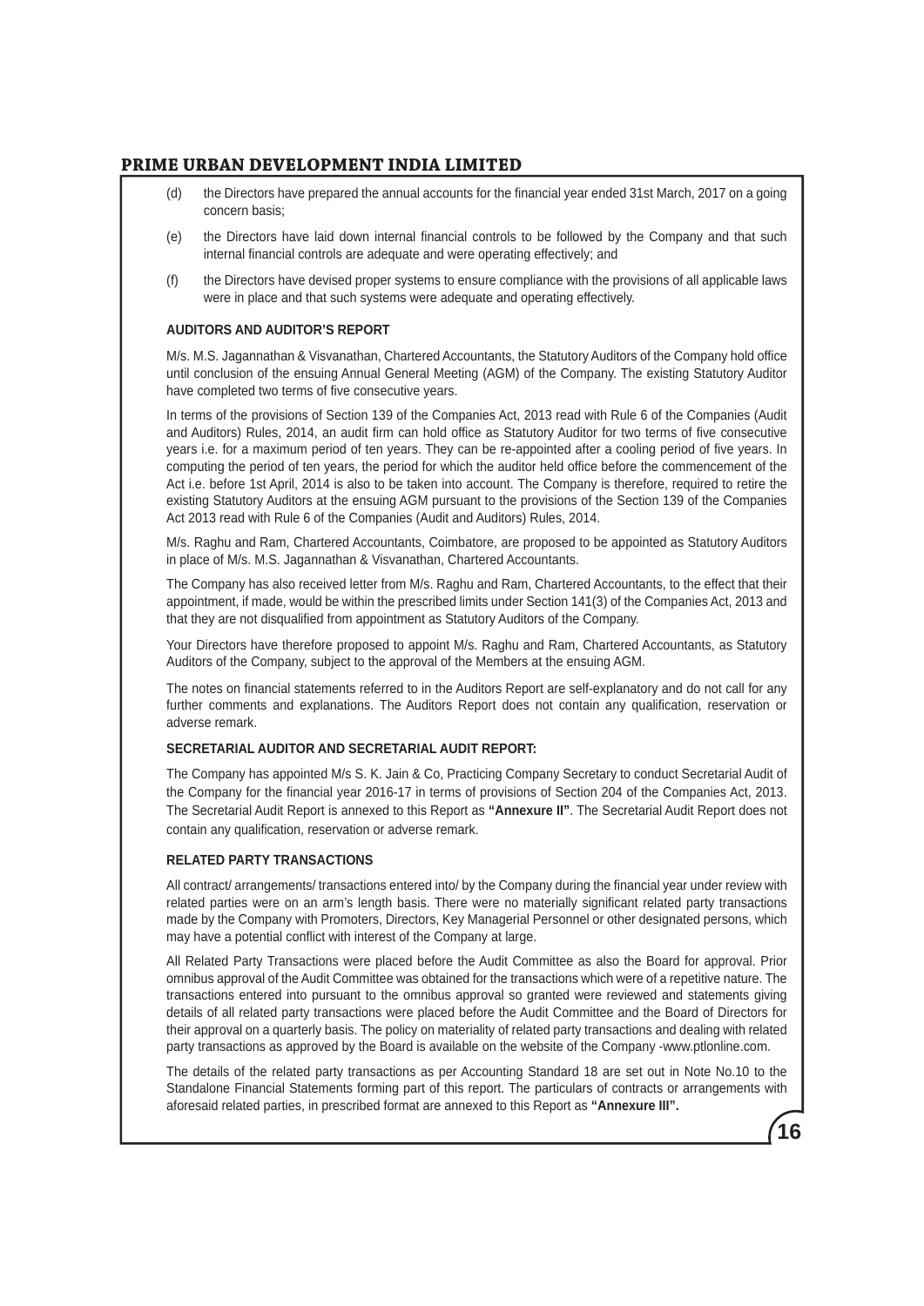(d) the Directors have prepared the annual accounts for the financial year ended 31st March, 2017 on a going concern basis;

(e) the Directors have laid down internal financial controls to be followed by the Company and that such internal financial controls are adequate and were operating effectively; and

(f) the Directors have devised proper systems to ensure compliance with the provisions of all applicable laws were in place and that such systems were adequate and operating effectively.

**AUDITORS AND AUDITOR'S REPORT**

M/s. M.S. Jagannathan & Visvanathan, Chartered Accountants, the Statutory Auditors of the Company hold office until conclusion of the ensuing Annual General Meeting (AGM) of the Company. The existing Statutory Auditor have completed two terms of five consecutive years.

In terms of the provisions of Section 139 of the Companies Act, 2013 read with Rule 6 of the Companies (Audit and Auditors) Rules, 2014, an audit firm can hold office as Statutory Auditor for two terms of five consecutive years i.e. for a maximum period of ten years. They can be re-appointed after a cooling period of five years. In computing the period of ten years, the period for which the auditor held office before the commencement of the Act i.e. before 1st April, 2014 is also to be taken into account. The Company is therefore, required to retire the existing Statutory Auditors at the ensuing AGM pursuant to the provisions of the Section 139 of the Companies Act 2013 read with Rule 6 of the Companies (Audit and Auditors) Rules, 2014.

M/s. Raghu and Ram, Chartered Accountants, Coimbatore, are proposed to be appointed as Statutory Auditors in place of M/s. M.S. Jagannathan & Visvanathan, Chartered Accountants.

The Company has also received letter from M/s. Raghu and Ram, Chartered Accountants, to the effect that their appointment, if made, would be within the prescribed limits under Section 141(3) of the Companies Act, 2013 and that they are not disqualified from appointment as Statutory Auditors of the Company.

Your Directors have therefore proposed to appoint M/s. Raghu and Ram, Chartered Accountants, as Statutory Auditors of the Company, subject to the approval of the Members at the ensuing AGM.

The notes on financial statements referred to in the Auditors Report are self-explanatory and do not call for any further comments and explanations. The Auditors Report does not contain any qualification, reservation or adverse remark.

**SECRETARIAL AUDITOR AND SECRETARIAL AUDIT REPORT:**

The Company has appointed M/s S. K. Jain & Co, Practicing Company Secretary to conduct Secretarial Audit of the Company for the financial year 2016-17 in terms of provisions of Section 204 of the Companies Act, 2013. The Secretarial Audit Report is annexed to this Report as **"Annexure II"**. The Secretarial Audit Report does not contain any qualification, reservation or adverse remark.

**RELATED PARTY TRANSACTIONS**

All contract/ arrangements/ transactions entered into/ by the Company during the financial year under review with related parties were on an arm's length basis. There were no materially significant related party transactions made by the Company with Promoters, Directors, Key Managerial Personnel or other designated persons, which may have a potential conflict with interest of the Company at large.

All Related Party Transactions were placed before the Audit Committee as also the Board for approval. Prior omnibus approval of the Audit Committee was obtained for the transactions which were of a repetitive nature. The transactions entered into pursuant to the omnibus approval so granted were reviewed and statements giving details of all related party transactions were placed before the Audit Committee and the Board of Directors for their approval on a quarterly basis. The policy on materiality of related party transactions and dealing with related party transactions as approved by the Board is available on the website of the Company -www.ptlonline.com.

The details of the related party transactions as per Accounting Standard 18 are set out in Note No.10 to the Standalone Financial Statements forming part of this report. The particulars of contracts or arrangements with aforesaid related parties, in prescribed format are annexed to this Report as **"Annexure III".**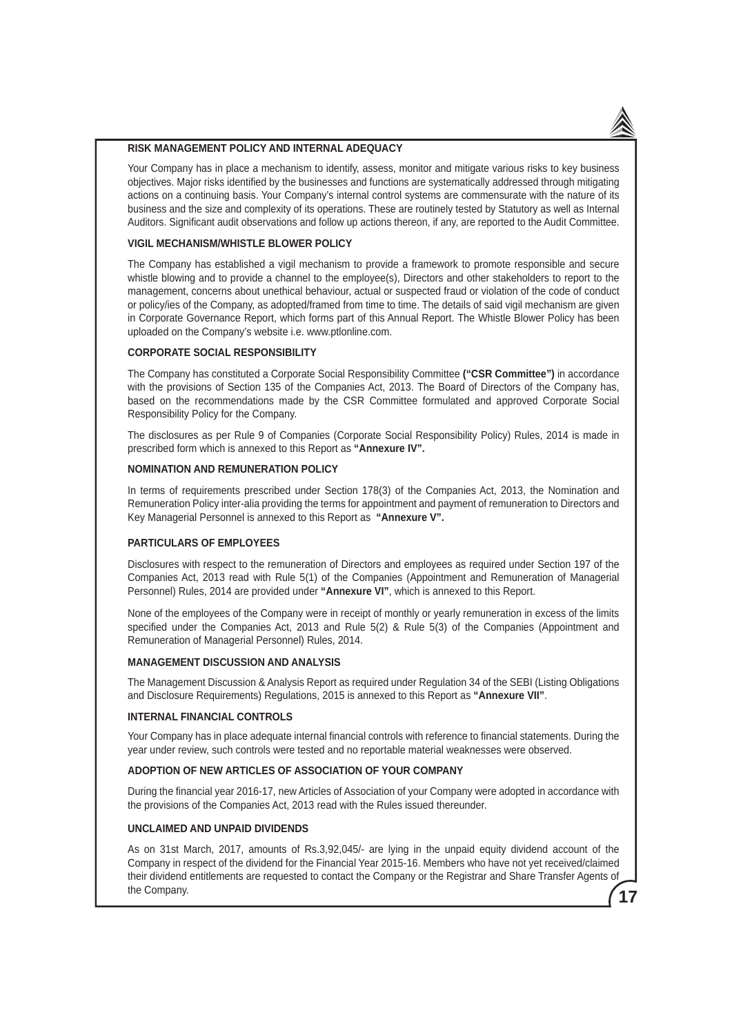### RISK MANAGEMENT POLICY AND INTERNAL ADEQUACY

Your Company has in place a mechanism to identify, assess, monitor and mitigate various risks to key business objectives. Major risks identified by the businesses and functions are systematically addressed through mitigating actions on a continuing basis. Your Company's internal control systems are commensurate with the nature of its business and the size and complexity of its operations. These are routinely tested by Statutory as well as Internal Auditors. Significant audit observations and follow up actions thereon, if any, are reported to the Audit Committee.

### VIGIL MECHANISM/WHISTLE BLOWER POLICY

The Company has established a vigil mechanism to provide a framework to promote responsible and secure whistle blowing and to provide a channel to the employee(s), Directors and other stakeholders to report to the management, concerns about unethical behaviour, actual or suspected fraud or violation of the code of conduct or policy/ies of the Company, as adopted/framed from time to time. The details of said vigil mechanism are given in Corporate Governance Report, which forms part of this Annual Report. The Whistle Blower Policy has been uploaded on the Company's website i.e. www.ptlonline.com.

### CORPORATE SOCIAL RESPONSIBILITY

The Company has constituted a Corporate Social Responsibility Committee **("CSR Committee")** in accordance with the provisions of Section 135 of the Companies Act, 2013. The Board of Directors of the Company has, based on the recommendations made by the CSR Committee formulated and approved Corporate Social Responsibility Policy for the Company.

The disclosures as per Rule 9 of Companies (Corporate Social Responsibility Policy) Rules, 2014 is made in prescribed form which is annexed to this Report as **"Annexure IV".**

### NOMINATION AND REMUNERATION POLICY

In terms of requirements prescribed under Section 178(3) of the Companies Act, 2013, the Nomination and Remuneration Policy inter-alia providing the terms for appointment and payment of remuneration to Directors and Key Managerial Personnel is annexed to this Report as **"Annexure V".**

### PARTICULARS OF EMPLOYEES

Disclosures with respect to the remuneration of Directors and employees as required under Section 197 of the Companies Act, 2013 read with Rule 5(1) of the Companies (Appointment and Remuneration of Managerial Personnel) Rules, 2014 are provided under **"Annexure VI"**, which is annexed to this Report.

None of the employees of the Company were in receipt of monthly or yearly remuneration in excess of the limits specified under the Companies Act, 2013 and Rule 5(2) & Rule 5(3) of the Companies (Appointment and Remuneration of Managerial Personnel) Rules, 2014.

### MANAGEMENT DISCUSSION AND ANALYSIS

The Management Discussion & Analysis Report as required under Regulation 34 of the SEBI (Listing Obligations and Disclosure Requirements) Regulations, 2015 is annexed to this Report as **"Annexure VII"**.

### INTERNAL FINANCIAL CONTROLS

Your Company has in place adequate internal financial controls with reference to financial statements. During the year under review, such controls were tested and no reportable material weaknesses were observed.

### ADOPTION OF NEW ARTICLES OF ASSOCIATION OF YOUR COMPANY

During the financial year 2016-17, new Articles of Association of your Company were adopted in accordance with the provisions of the Companies Act, 2013 read with the Rules issued thereunder.

### UNCLAIMED AND UNPAID DIVIDENDS

As on 31st March, 2017, amounts of Rs.3,92,045/- are lying in the unpaid equity dividend account of the Company in respect of the dividend for the Financial Year 2015-16. Members who have not yet received/claimed their dividend entitlements are requested to contact the Company or the Registrar and Share Transfer Agents of the Company.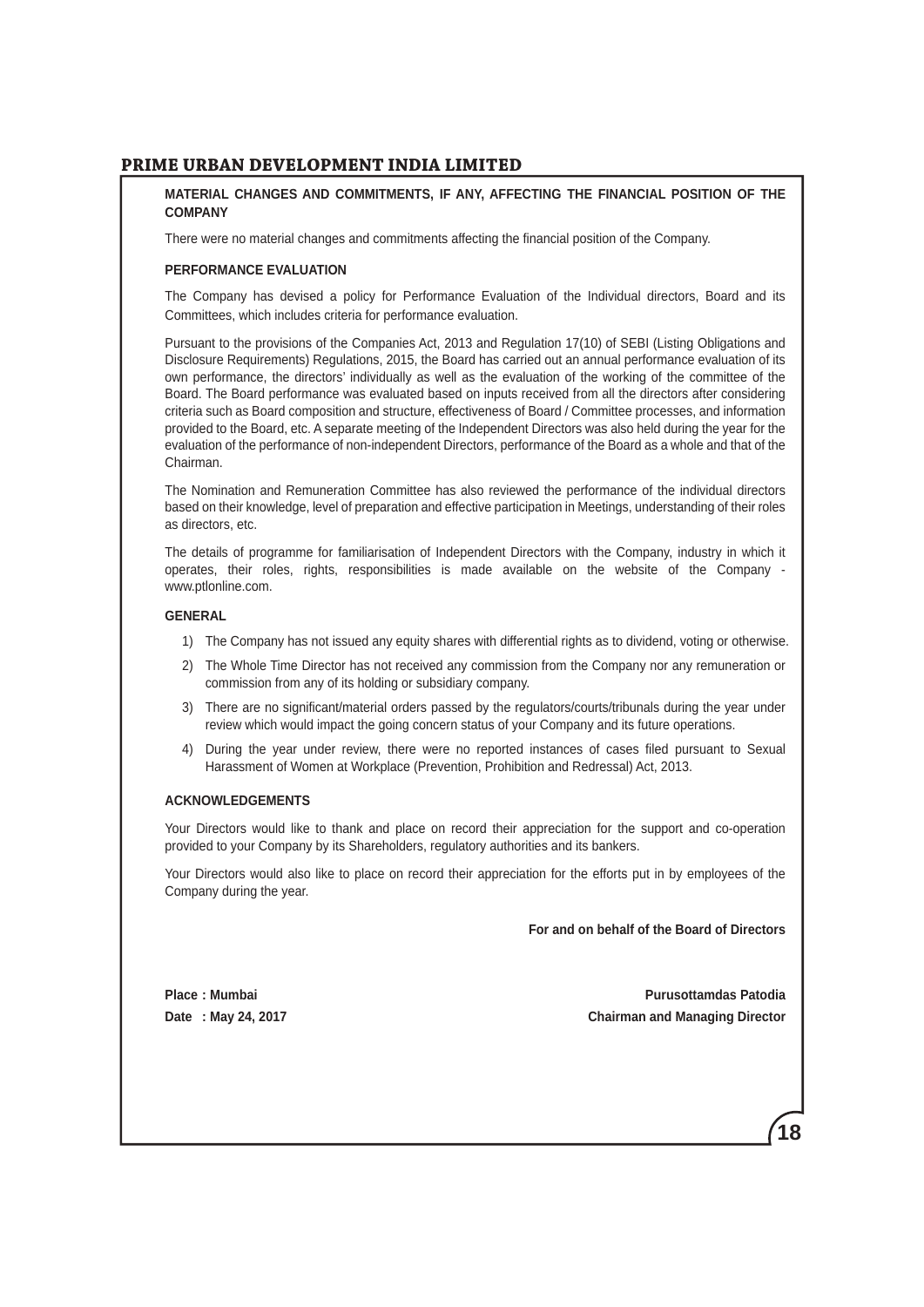## MATERIAL CHANGES AND COMMITMENTS, IF ANY, AFFECTING THE FINANCIAL POSITION OF THE COMPANY

There were no material changes and commitments affecting the financial position of the Company.

## PERFORMANCE EVALUATION

The Company has devised a policy for Performance Evaluation of the Individual directors, Board and its Committees, which includes criteria for performance evaluation.

Pursuant to the provisions of the Companies Act, 2013 and Regulation 17(10) of SEBI (Listing Obligations and Disclosure Requirements) Regulations, 2015, the Board has carried out an annual performance evaluation of its own performance, the directors' individually as well as the evaluation of the working of the committee of the Board. The Board performance was evaluated based on inputs received from all the directors after considering criteria such as Board composition and structure, effectiveness of Board / Committee processes, and information provided to the Board, etc. A separate meeting of the Independent Directors was also held during the year for the evaluation of the performance of non-independent Directors, performance of the Board as a whole and that of the Chairman.

The Nomination and Remuneration Committee has also reviewed the performance of the individual directors based on their knowledge, level of preparation and effective participation in Meetings, understanding of their roles as directors, etc.

The details of programme for familiarisation of Independent Directors with the Company, industry in which it operates, their roles, rights, responsibilities is made available on the website of the Company - www.ptlonline.com.

## GENERAL

1) The Company has not issued any equity shares with differential rights as to dividend, voting or otherwise.
2) The Whole Time Director has not received any commission from the Company nor any remuneration or commission from any of its holding or subsidiary company.
3) There are no significant/material orders passed by the regulators/courts/tribunals during the year under review which would impact the going concern status of your Company and its future operations.
4) During the year under review, there were no reported instances of cases filed pursuant to Sexual Harassment of Women at Workplace (Prevention, Prohibition and Redressal) Act, 2013.

## ACKNOWLEDGEMENTS

Your Directors would like to thank and place on record their appreciation for the support and co-operation provided to your Company by its Shareholders, regulatory authorities and its bankers.

Your Directors would also like to place on record their appreciation for the efforts put in by employees of the Company during the year.

**For and on behalf of the Board of Directors**

**Place : Mumbai**
**Date : May 24, 2017**

**Purusottamdas Patodia**
**Chairman and Managing Director**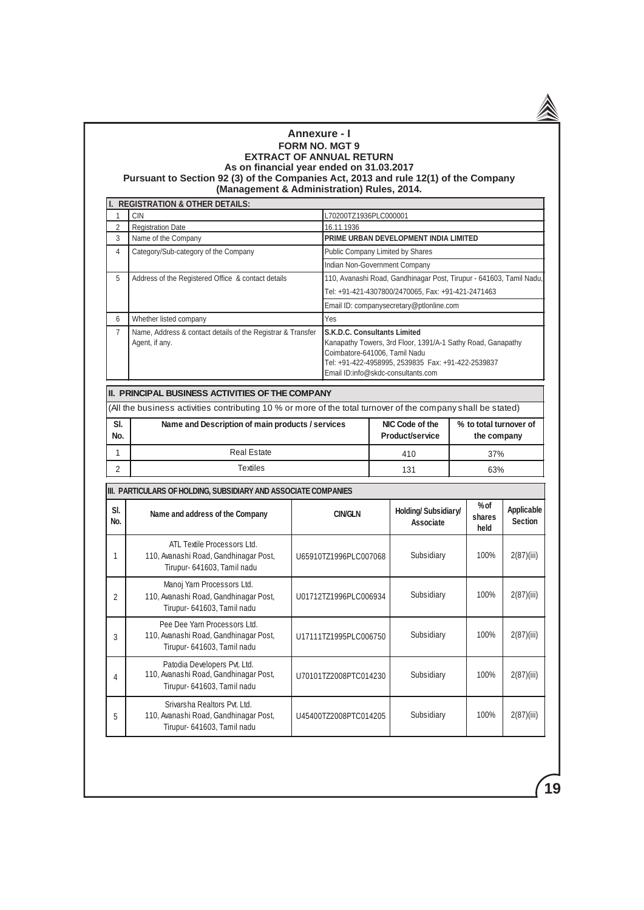# Annexure - I

## FORM NO. MGT 9

## EXTRACT OF ANNUAL RETURN

### As on financial year ended on 31.03.2017

### Pursuant to Section 92 (3) of the Companies Act, 2013 and rule 12(1) of the Company (Management & Administration) Rules, 2014.

| I. REGISTRATION & OTHER DETAILS: | | |
|---|---|---|
| 1 | CIN | L70200TZ1936PLC000001 |
| 2 | Registration Date | 16.11.1936 |
| 3 | Name of the Company | **PRIME URBAN DEVELOPMENT INDIA LIMITED** |
| 4 | Category/Sub-category of the Company | Public Company Limited by Shares<br>Indian Non-Government Company |
| 5 | Address of the Registered Office & contact details | 110, Avanashi Road, Gandhinagar Post, Tirupur - 641603, Tamil Nadu,<br>Tel: +91-421-4307800/2470065, Fax: +91-421-2471463<br>Email ID: companysecretary@ptlonline.com |
| 6 | Whether listed company | Yes |
| 7 | Name, Address & contact details of the Registrar & Transfer Agent, if any. | **S.K.D.C. Consultants Limited**<br>Kanapathy Towers, 3rd Floor, 1391/A-1 Sathy Road, Ganapathy<br>Coimbatore-641006, Tamil Nadu<br>Tel: +91-422-4958995, 2539835 Fax: +91-422-2539837<br>Email ID:info@skdc-consultants.com |

**II. PRINCIPAL BUSINESS ACTIVITIES OF THE COMPANY**

(All the business activities contributing 10 % or more of the total turnover of the company shall be stated)

| Sl. No. | Name and Description of main products / services | NIC Code of the Product/service | % to total turnover of the company |
|---|---|---|---|
| 1 | Real Estate | 410 | 37% |
| 2 | Textiles | 131 | 63% |

**III. PARTICULARS OF HOLDING, SUBSIDIARY AND ASSOCIATE COMPANIES**

| Sl. No. | Name and address of the Company | CIN/GLN | Holding/ Subsidiary/ Associate | % of shares held | Applicable Section |
|---|---|---|---|---|---|
| 1 | ATL Textile Processors Ltd.<br>110, Avanashi Road, Gandhinagar Post,<br>Tirupur- 641603, Tamil nadu | U65910TZ1996PLC007068 | Subsidiary | 100% | 2(87)(iii) |
| 2 | Manoj Yarn Processors Ltd.<br>110, Avanashi Road, Gandhinagar Post,<br>Tirupur- 641603, Tamil nadu | U01712TZ1996PLC006934 | Subsidiary | 100% | 2(87)(iii) |
| 3 | Pee Dee Yarn Processors Ltd.<br>110, Avanashi Road, Gandhinagar Post,<br>Tirupur- 641603, Tamil nadu | U17111TZ1995PLC006750 | Subsidiary | 100% | 2(87)(iii) |
| 4 | Patodia Developers Pvt. Ltd.<br>110, Avanashi Road, Gandhinagar Post,<br>Tirupur- 641603, Tamil nadu | U70101TZ2008PTC014230 | Subsidiary | 100% | 2(87)(iii) |
| 5 | Srivarsha Realtors Pvt. Ltd.<br>110, Avanashi Road, Gandhinagar Post,<br>Tirupur- 641603, Tamil nadu | U45400TZ2008PTC014205 | Subsidiary | 100% | 2(87)(iii) |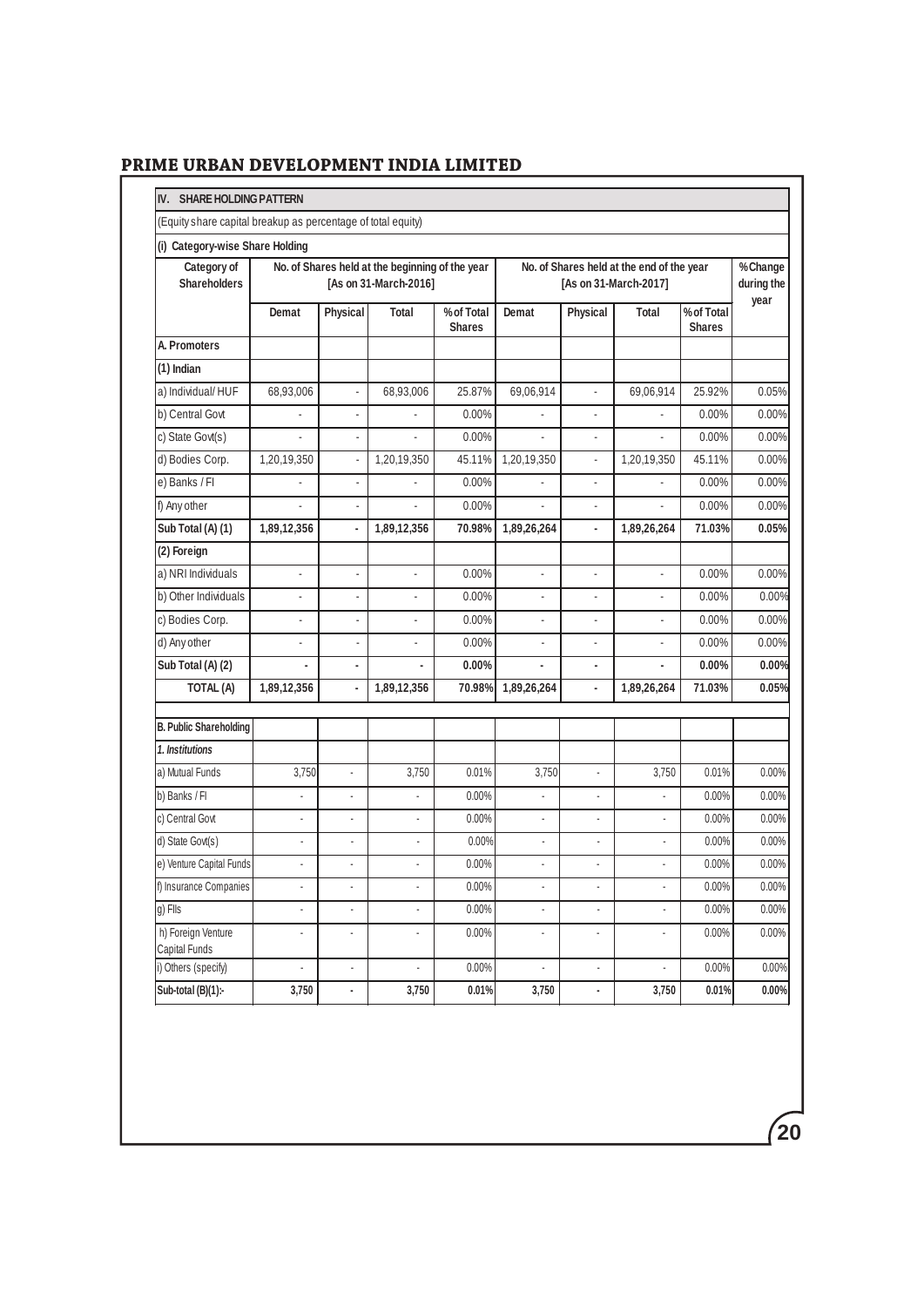## IV. SHARE HOLDING PATTERN

(Equity share capital breakup as percentage of total equity)

### (i) Category-wise Share Holding

| Category of Shareholders | No. of Shares held at the beginning of the year [As on 31-March-2016] | | | | No. of Shares held at the end of the year [As on 31-March-2017] | | | | % Change during the year |
|---|---|---|---|---|---|---|---|---|---|
| | Demat | Physical | Total | % of Total Shares | Demat | Physical | Total | % of Total Shares | |
| **A. Promoters** | | | | | | | | | |
| **(1) Indian** | | | | | | | | | |
| a) Individual/ HUF | 68,93,006 | - | 68,93,006 | 25.87% | 69,06,914 | - | 69,06,914 | 25.92% | 0.05% |
| b) Central Govt | - | - | - | 0.00% | - | - | - | 0.00% | 0.00% |
| c) State Govt(s) | - | - | - | 0.00% | - | - | - | 0.00% | 0.00% |
| d) Bodies Corp. | 1,20,19,350 | - | 1,20,19,350 | 45.11% | 1,20,19,350 | - | 1,20,19,350 | 45.11% | 0.00% |
| e) Banks / FI | - | - | - | 0.00% | - | - | - | 0.00% | 0.00% |
| f) Any other | - | - | - | 0.00% | - | - | - | 0.00% | 0.00% |
| **Sub Total (A) (1)** | **1,89,12,356** | **-** | **1,89,12,356** | **70.98%** | **1,89,26,264** | **-** | **1,89,26,264** | **71.03%** | **0.05%** |
| **(2) Foreign** | | | | | | | | | |
| a) NRI Individuals | - | - | - | 0.00% | - | - | - | 0.00% | 0.00% |
| b) Other Individuals | - | - | - | 0.00% | - | - | - | 0.00% | 0.00% |
| c) Bodies Corp. | - | - | - | 0.00% | - | - | - | 0.00% | 0.00% |
| d) Any other | - | - | - | 0.00% | - | - | - | 0.00% | 0.00% |
| **Sub Total (A) (2)** | **-** | **-** | **-** | **0.00%** | **-** | **-** | **-** | **0.00%** | **0.00%** |
| **TOTAL (A)** | **1,89,12,356** | **-** | **1,89,12,356** | **70.98%** | **1,89,26,264** | **-** | **1,89,26,264** | **71.03%** | **0.05%** |
| **B. Public Shareholding** | | | | | | | | | |
| ***1. Institutions*** | | | | | | | | | |
| a) Mutual Funds | 3,750 | - | 3,750 | 0.01% | 3,750 | - | 3,750 | 0.01% | 0.00% |
| b) Banks / FI | - | - | - | 0.00% | - | - | - | 0.00% | 0.00% |
| c) Central Govt | - | - | - | 0.00% | - | - | - | 0.00% | 0.00% |
| d) State Govt(s) | - | - | - | 0.00% | - | - | - | 0.00% | 0.00% |
| e) Venture Capital Funds | - | - | - | 0.00% | - | - | - | 0.00% | 0.00% |
| f) Insurance Companies | - | - | - | 0.00% | - | - | - | 0.00% | 0.00% |
| g) FIIs | - | - | - | 0.00% | - | - | - | 0.00% | 0.00% |
| h) Foreign Venture Capital Funds | - | - | - | 0.00% | - | - | - | 0.00% | 0.00% |
| i) Others (specify) | - | - | - | 0.00% | - | - | - | 0.00% | 0.00% |
| **Sub-total (B)(1):-** | **3,750** | **-** | **3,750** | **0.01%** | **3,750** | **-** | **3,750** | **0.01%** | **0.00%** |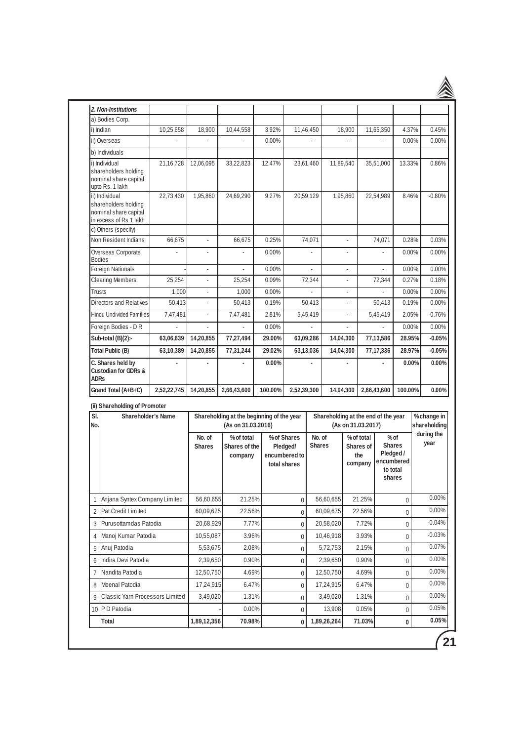| 2. Non-Institutions | | | | | | | | | |
|---|---|---|---|---|---|---|---|---|---|
| a) Bodies Corp. | | | | | | | | | |
| i) Indian | 10,25,658 | 18,900 | 10,44,558 | 3.92% | 11,46,450 | 18,900 | 11,65,350 | 4.37% | 0.45% |
| ii) Overseas | - | - | - | 0.00% | - | - | - | 0.00% | 0.00% |
| b) Individuals | | | | | | | | | |
| i) Individual shareholders holding nominal share capital upto Rs. 1 lakh | 21,16,728 | 12,06,095 | 33,22,823 | 12.47% | 23,61,460 | 11,89,540 | 35,51,000 | 13.33% | 0.86% |
| ii) Individual shareholders holding nominal share capital in excess of Rs 1 lakh | 22,73,430 | 1,95,860 | 24,69,290 | 9.27% | 20,59,129 | 1,95,860 | 22,54,989 | 8.46% | -0.80% |
| c) Others (specify) | | | | | | | | | |
| Non Resident Indians | 66,675 | - | 66,675 | 0.25% | 74,071 | - | 74,071 | 0.28% | 0.03% |
| Overseas Corporate Bodies | - | - | - | 0.00% | - | - | - | 0.00% | 0.00% |
| Foreign Nationals | - | - | - | 0.00% | - | - | - | 0.00% | 0.00% |
| Clearing Members | 25,254 | - | 25,254 | 0.09% | 72,344 | - | 72,344 | 0.27% | 0.18% |
| Trusts | 1,000 | - | 1,000 | 0.00% | - | - | - | 0.00% | 0.00% |
| Directors and Relatives | 50,413 | - | 50,413 | 0.19% | 50,413 | - | 50,413 | 0.19% | 0.00% |
| Hindu Undivided Families | 7,47,481 | - | 7,47,481 | 2.81% | 5,45,419 | - | 5,45,419 | 2.05% | -0.76% |
| Foreign Bodies - D R | - | - | - | 0.00% | - | - | - | 0.00% | 0.00% |
| **Sub-total (B)(2):-** | **63,06,639** | **14,20,855** | **77,27,494** | **29.00%** | **63,09,286** | **14,04,300** | **77,13,586** | **28.95%** | **-0.05%** |
| **Total Public (B)** | **63,10,389** | **14,20,855** | **77,31,244** | **29.02%** | **63,13,036** | **14,04,300** | **77,17,336** | **28.97%** | **-0.05%** |
| **C. Shares held by Custodian for GDRs & ADRs** | **-** | **-** | **-** | **0.00%** | **-** | **-** | **-** | **0.00%** | **0.00%** |
| **Grand Total (A+B+C)** | **2,52,22,745** | **14,20,855** | **2,66,43,600** | **100.00%** | **2,52,39,300** | **14,04,300** | **2,66,43,600** | **100.00%** | **0.00%** |

**(ii) Shareholding of Promoter**

| Sl. No. | Shareholder's Name | Shareholding at the beginning of the year (As on 31.03.2016) | | | Shareholding at the end of the year (As on 31.03.2017) | | | % change in shareholding during the year |
|---|---|---|---|---|---|---|---|---|
| | | No. of Shares | % of total Shares of the company | % of Shares Pledged/ encumbered to total shares | No. of Shares | % of total Shares of the company | % of Shares Pledged / encumbered to total shares | |
| 1 | Anjana Syntex Company Limited | 56,60,655 | 21.25% | 0 | 56,60,655 | 21.25% | 0 | 0.00% |
| 2 | Pat Credit Limited | 60,09,675 | 22.56% | 0 | 60,09,675 | 22.56% | 0 | 0.00% |
| 3 | Purusottamdas Patodia | 20,68,929 | 7.77% | 0 | 20,58,020 | 7.72% | 0 | -0.04% |
| 4 | Manoj Kumar Patodia | 10,55,087 | 3.96% | 0 | 10,46,918 | 3.93% | 0 | -0.03% |
| 5 | Anuj Patodia | 5,53,675 | 2.08% | 0 | 5,72,753 | 2.15% | 0 | 0.07% |
| 6 | Indira Devi Patodia | 2,39,650 | 0.90% | 0 | 2,39,650 | 0.90% | 0 | 0.00% |
| 7 | Nandita Patodia | 12,50,750 | 4.69% | 0 | 12,50,750 | 4.69% | 0 | 0.00% |
| 8 | Meenal Patodia | 17,24,915 | 6.47% | 0 | 17,24,915 | 6.47% | 0 | 0.00% |
| 9 | Classic Yarn Processors Limited | 3,49,020 | 1.31% | 0 | 3,49,020 | 1.31% | 0 | 0.00% |
| 10 | P D Patodia | - | 0.00% | 0 | 13,908 | 0.05% | 0 | 0.05% |
| | **Total** | **1,89,12,356** | **70.98%** | **0** | **1,89,26,264** | **71.03%** | **0** | **0.05%** |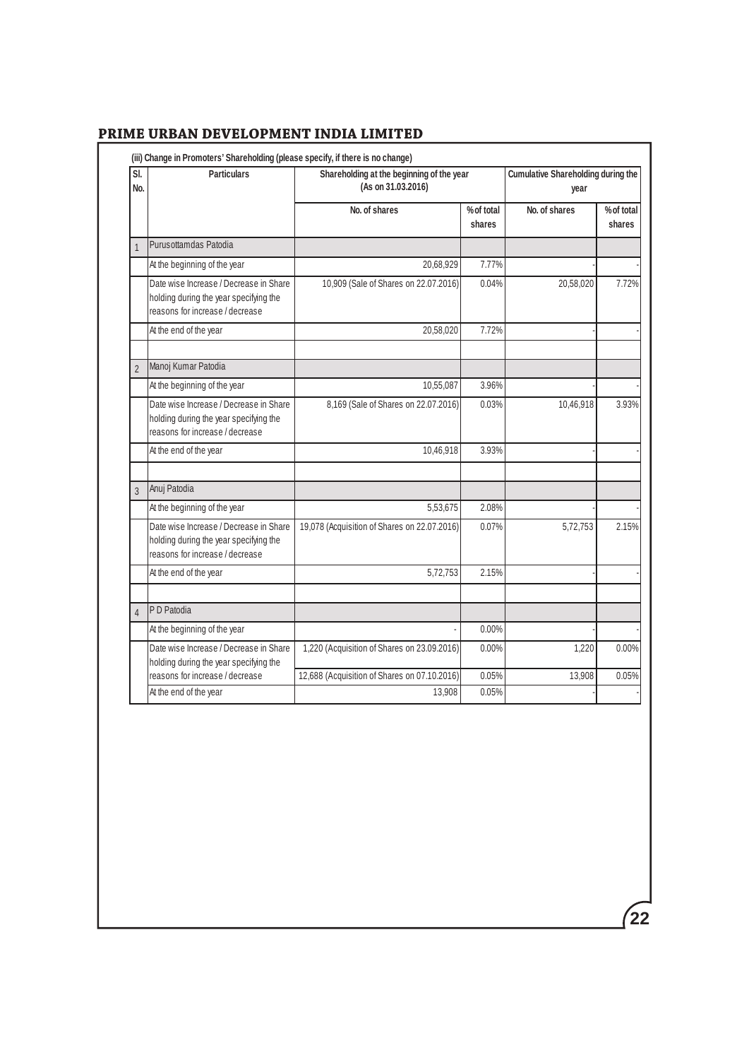# PRIME URBAN DEVELOPMENT INDIA LIMITED

**(iii) Change in Promoters' Shareholding (please specify, if there is no change)**

| Sl. No. | Particulars | Shareholding at the beginning of the year (As on 31.03.2016) | | Cumulative Shareholding during the year | |
|---|---|---|---|---|---|
| | | No. of shares | % of total shares | No. of shares | % of total shares |
| 1 | Purusottamdas Patodia | | | | |
| | At the beginning of the year | 20,68,929 | 7.77% | - | - |
| | Date wise Increase / Decrease in Share holding during the year specifying the reasons for increase / decrease | 10,909 (Sale of Shares on 22.07.2016) | 0.04% | 20,58,020 | 7.72% |
| | At the end of the year | 20,58,020 | 7.72% | - | - |
| | | | | | |
| 2 | Manoj Kumar Patodia | | | | |
| | At the beginning of the year | 10,55,087 | 3.96% | - | - |
| | Date wise Increase / Decrease in Share holding during the year specifying the reasons for increase / decrease | 8,169 (Sale of Shares on 22.07.2016) | 0.03% | 10,46,918 | 3.93% |
| | At the end of the year | 10,46,918 | 3.93% | - | - |
| | | | | | |
| 3 | Anuj Patodia | | | | |
| | At the beginning of the year | 5,53,675 | 2.08% | - | - |
| | Date wise Increase / Decrease in Share holding during the year specifying the reasons for increase / decrease | 19,078 (Acquisition of Shares on 22.07.2016) | 0.07% | 5,72,753 | 2.15% |
| | At the end of the year | 5,72,753 | 2.15% | - | - |
| | | | | | |
| 4 | P D Patodia | | | | |
| | At the beginning of the year | - | 0.00% | - | - |
| | Date wise Increase / Decrease in Share holding during the year specifying the reasons for increase / decrease | 1,220 (Acquisition of Shares on 23.09.2016) | 0.00% | 1,220 | 0.00% |
| | | 12,688 (Acquisition of Shares on 07.10.2016) | 0.05% | 13,908 | 0.05% |
| | At the end of the year | 13,908 | 0.05% | - | - |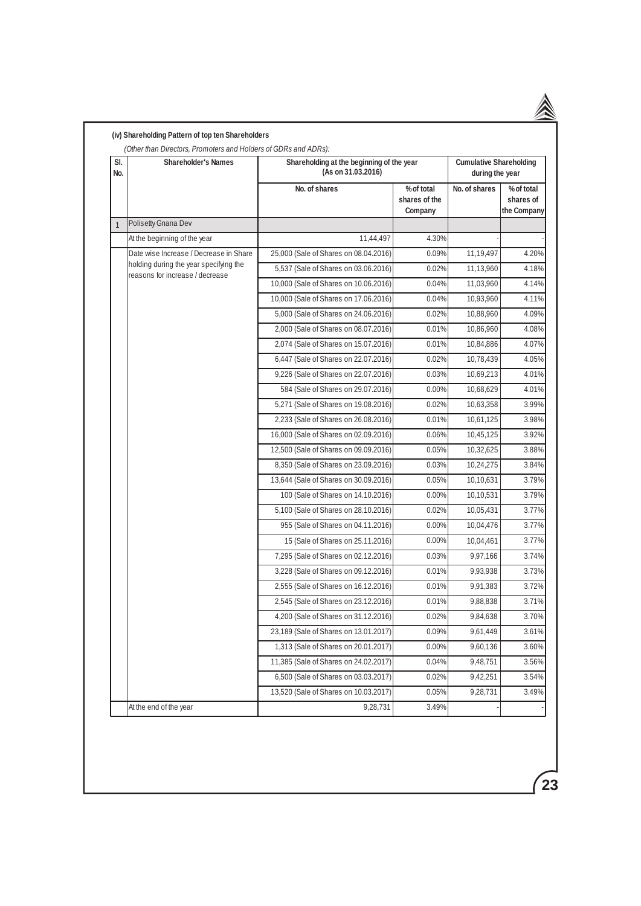**(iv) Shareholding Pattern of top ten Shareholders**

*(Other than Directors, Promoters and Holders of GDRs and ADRs):*

| Sl. No. | Shareholder's Names | Shareholding at the beginning of the year (As on 31.03.2016) | | Cumulative Shareholding during the year | |
|---|---|---|---|---|---|
| | | No. of shares | % of total shares of the Company | No. of shares | % of total shares of the Company |
| 1 | Polisetty Gnana Dev | | | | |
| | At the beginning of the year | 11,44,497 | 4.30% | - | - |
| | Date wise Increase / Decrease in Share holding during the year specifying the reasons for increase / decrease | 25,000 (Sale of Shares on 08.04.2016) | 0.09% | 11,19,497 | 4.20% |
| | | 5,537 (Sale of Shares on 03.06.2016) | 0.02% | 11,13,960 | 4.18% |
| | | 10,000 (Sale of Shares on 10.06.2016) | 0.04% | 11,03,960 | 4.14% |
| | | 10,000 (Sale of Shares on 17.06.2016) | 0.04% | 10,93,960 | 4.11% |
| | | 5,000 (Sale of Shares on 24.06.2016) | 0.02% | 10,88,960 | 4.09% |
| | | 2,000 (Sale of Shares on 08.07.2016) | 0.01% | 10,86,960 | 4.08% |
| | | 2,074 (Sale of Shares on 15.07.2016) | 0.01% | 10,84,886 | 4.07% |
| | | 6,447 (Sale of Shares on 22.07.2016) | 0.02% | 10,78,439 | 4.05% |
| | | 9,226 (Sale of Shares on 22.07.2016) | 0.03% | 10,69,213 | 4.01% |
| | | 584 (Sale of Shares on 29.07.2016) | 0.00% | 10,68,629 | 4.01% |
| | | 5,271 (Sale of Shares on 19.08.2016) | 0.02% | 10,63,358 | 3.99% |
| | | 2,233 (Sale of Shares on 26.08.2016) | 0.01% | 10,61,125 | 3.98% |
| | | 16,000 (Sale of Shares on 02.09.2016) | 0.06% | 10,45,125 | 3.92% |
| | | 12,500 (Sale of Shares on 09.09.2016) | 0.05% | 10,32,625 | 3.88% |
| | | 8,350 (Sale of Shares on 23.09.2016) | 0.03% | 10,24,275 | 3.84% |
| | | 13,644 (Sale of Shares on 30.09.2016) | 0.05% | 10,10,631 | 3.79% |
| | | 100 (Sale of Shares on 14.10.2016) | 0.00% | 10,10,531 | 3.79% |
| | | 5,100 (Sale of Shares on 28.10.2016) | 0.02% | 10,05,431 | 3.77% |
| | | 955 (Sale of Shares on 04.11.2016) | 0.00% | 10,04,476 | 3.77% |
| | | 15 (Sale of Shares on 25.11.2016) | 0.00% | 10,04,461 | 3.77% |
| | | 7,295 (Sale of Shares on 02.12.2016) | 0.03% | 9,97,166 | 3.74% |
| | | 3,228 (Sale of Shares on 09.12.2016) | 0.01% | 9,93,938 | 3.73% |
| | | 2,555 (Sale of Shares on 16.12.2016) | 0.01% | 9,91,383 | 3.72% |
| | | 2,545 (Sale of Shares on 23.12.2016) | 0.01% | 9,88,838 | 3.71% |
| | | 4,200 (Sale of Shares on 31.12.2016) | 0.02% | 9,84,638 | 3.70% |
| | | 23,189 (Sale of Shares on 13.01.2017) | 0.09% | 9,61,449 | 3.61% |
| | | 1,313 (Sale of Shares on 20.01.2017) | 0.00% | 9,60,136 | 3.60% |
| | | 11,385 (Sale of Shares on 24.02.2017) | 0.04% | 9,48,751 | 3.56% |
| | | 6,500 (Sale of Shares on 03.03.2017) | 0.02% | 9,42,251 | 3.54% |
| | | 13,520 (Sale of Shares on 10.03.2017) | 0.05% | 9,28,731 | 3.49% |
| | At the end of the year | 9,28,731 | 3.49% | - | - |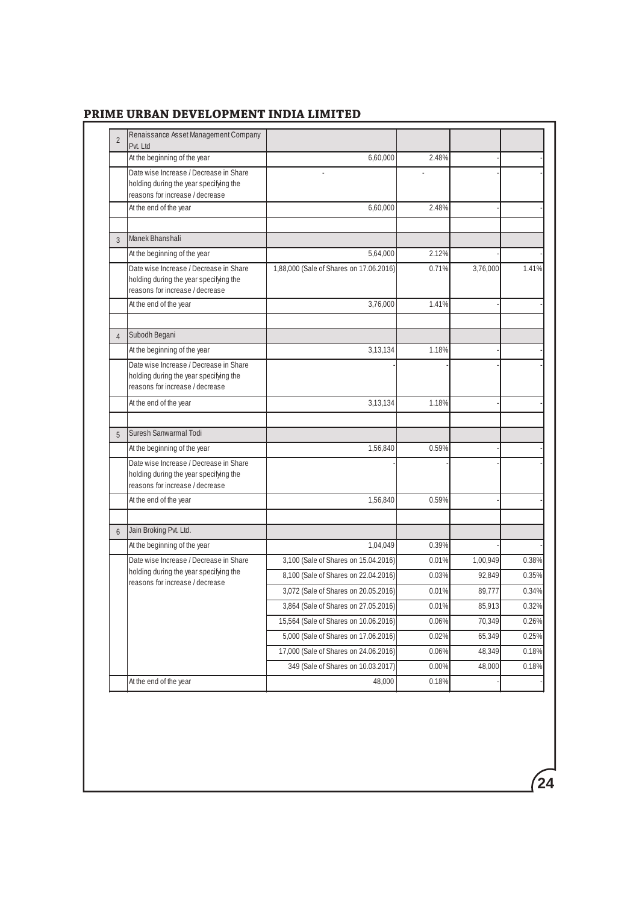| | | | | | |
|---|---|---|---|---|---|
| 2 | Renaissance Asset Management Company Pvt. Ltd | | | | |
| | At the beginning of the year | 6,60,000 | 2.48% | - | - |
| | Date wise Increase / Decrease in Share holding during the year specifying the reasons for increase / decrease | - | - | - | - |
| | At the end of the year | 6,60,000 | 2.48% | - | - |
| | | | | | |
| 3 | Manek Bhanshali | | | | |
| | At the beginning of the year | 5,64,000 | 2.12% | - | - |
| | Date wise Increase / Decrease in Share holding during the year specifying the reasons for increase / decrease | 1,88,000 (Sale of Shares on 17.06.2016) | 0.71% | 3,76,000 | 1.41% |
| | At the end of the year | 3,76,000 | 1.41% | - | - |
| | | | | | |
| 4 | Subodh Begani | | | | |
| | At the beginning of the year | 3,13,134 | 1.18% | - | - |
| | Date wise Increase / Decrease in Share holding during the year specifying the reasons for increase / decrease | - | - | - | - |
| | At the end of the year | 3,13,134 | 1.18% | - | - |
| | | | | | |
| 5 | Suresh Sanwarmal Todi | | | | |
| | At the beginning of the year | 1,56,840 | 0.59% | - | - |
| | Date wise Increase / Decrease in Share holding during the year specifying the reasons for increase / decrease | - | - | - | - |
| | At the end of the year | 1,56,840 | 0.59% | - | - |
| | | | | | |
| 6 | Jain Broking Pvt. Ltd. | | | | |
| | At the beginning of the year | 1,04,049 | 0.39% | - | - |
| | Date wise Increase / Decrease in Share holding during the year specifying the reasons for increase / decrease | 3,100 (Sale of Shares on 15.04.2016) | 0.01% | 1,00,949 | 0.38% |
| | | 8,100 (Sale of Shares on 22.04.2016) | 0.03% | 92,849 | 0.35% |
| | | 3,072 (Sale of Shares on 20.05.2016) | 0.01% | 89,777 | 0.34% |
| | | 3,864 (Sale of Shares on 27.05.2016) | 0.01% | 85,913 | 0.32% |
| | | 15,564 (Sale of Shares on 10.06.2016) | 0.06% | 70,349 | 0.26% |
| | | 5,000 (Sale of Shares on 17.06.2016) | 0.02% | 65,349 | 0.25% |
| | | 17,000 (Sale of Shares on 24.06.2016) | 0.06% | 48,349 | 0.18% |
| | | 349 (Sale of Shares on 10.03.2017) | 0.00% | 48,000 | 0.18% |
| | At the end of the year | 48,000 | 0.18% | - | - |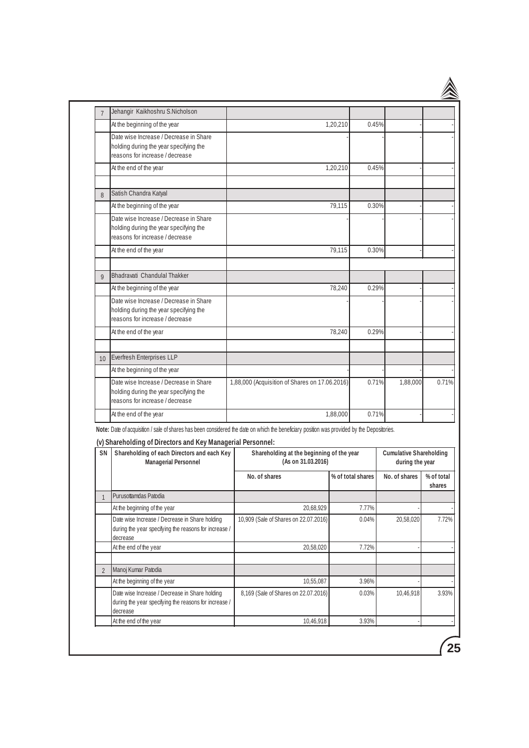| 7 | Jehangir Kaikhoshru S.Nicholson | | | | |
|---|---|---|---|---|---|
| | At the beginning of the year | 1,20,210 | 0.45% | - | - |
| | Date wise Increase / Decrease in Share holding during the year specifying the reasons for increase / decrease | - | - | - | - |
| | At the end of the year | 1,20,210 | 0.45% | - | - |
| | | | | | |
| 8 | Satish Chandra Katyal | | | | |
| | At the beginning of the year | 79,115 | 0.30% | - | - |
| | Date wise Increase / Decrease in Share holding during the year specifying the reasons for increase / decrease | - | - | - | - |
| | At the end of the year | 79,115 | 0.30% | - | - |
| | | | | | |
| 9 | Bhadravati Chandulal Thakker | | | | |
| | At the beginning of the year | 78,240 | 0.29% | - | - |
| | Date wise Increase / Decrease in Share holding during the year specifying the reasons for increase / decrease | - | - | - | - |
| | At the end of the year | 78,240 | 0.29% | - | - |
| | | | | | |
| 10 | Everfresh Enterprises LLP | | | | |
| | At the beginning of the year | - | - | - | - |
| | Date wise Increase / Decrease in Share holding during the year specifying the reasons for increase / decrease | 1,88,000 (Acquisition of Shares on 17.06.2016) | 0.71% | 1,88,000 | 0.71% |
| | At the end of the year | 1,88,000 | 0.71% | - | - |

**Note:** Date of acquisition / sale of shares has been considered the date on which the beneficiary position was provided by the Depositories.

**(v) Shareholding of Directors and Key Managerial Personnel:**

| SN | Shareholding of each Directors and each Key Managerial Personnel | Shareholding at the beginning of the year (As on 31.03.2016) | | Cumulative Shareholding during the year | |
|---|---|---|---|---|---|
| | | No. of shares | % of total shares | No. of shares | % of total shares |
| 1 | Purusottamdas Patodia | | | | |
| | At the beginning of the year | 20,68,929 | 7.77% | - | - |
| | Date wise Increase / Decrease in Share holding during the year specifying the reasons for increase / decrease | 10,909 (Sale of Shares on 22.07.2016) | 0.04% | 20,58,020 | 7.72% |
| | At the end of the year | 20,58,020 | 7.72% | - | - |
| | | | | | |
| 2 | Manoj Kumar Patodia | | | | |
| | At the beginning of the year | 10,55,087 | 3.96% | - | - |
| | Date wise Increase / Decrease in Share holding during the year specifying the reasons for increase / decrease | 8,169 (Sale of Shares on 22.07.2016) | 0.03% | 10,46,918 | 3.93% |
| | At the end of the year | 10,46,918 | 3.93% | - | - |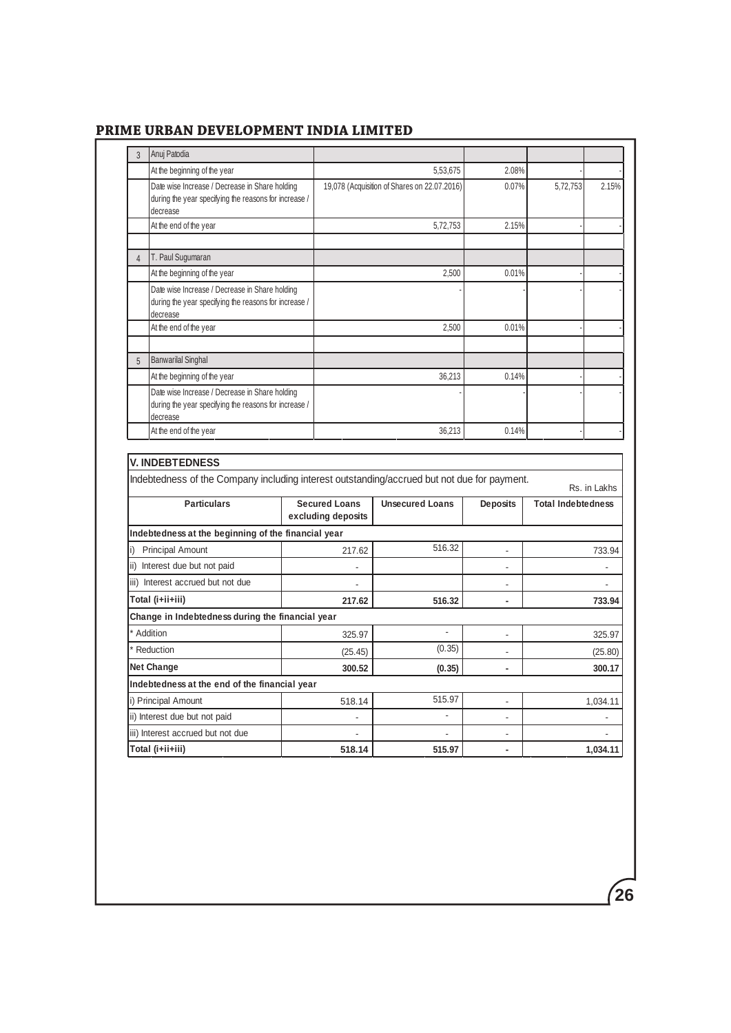| | | | | | |
|---|---|---|---|---|---|
| 3 | Anuj Patodia | | | | |
| | At the beginning of the year | 5,53,675 | 2.08% | - | - |
| | Date wise Increase / Decrease in Share holding during the year specifying the reasons for increase / decrease | 19,078 (Acquisition of Shares on 22.07.2016) | 0.07% | 5,72,753 | 2.15% |
| | At the end of the year | 5,72,753 | 2.15% | - | - |
| | | | | | |
| 4 | T. Paul Sugumaran | | | | |
| | At the beginning of the year | 2,500 | 0.01% | - | - |
| | Date wise Increase / Decrease in Share holding during the year specifying the reasons for increase / decrease | - | - | - | - |
| | At the end of the year | 2,500 | 0.01% | - | - |
| | | | | | |
| 5 | Banwarilal Singhal | | | | |
| | At the beginning of the year | 36,213 | 0.14% | - | - |
| | Date wise Increase / Decrease in Share holding during the year specifying the reasons for increase / decrease | - | - | - | - |
| | At the end of the year | 36,213 | 0.14% | - | - |

## V. INDEBTEDNESS

Indebtedness of the Company including interest outstanding/accrued but not due for payment.

Rs. in Lakhs

| Particulars | Secured Loans excluding deposits | Unsecured Loans | Deposits | Total Indebtedness |
|---|---|---|---|---|
| **Indebtedness at the beginning of the financial year** | | | | |
| i) Principal Amount | 217.62 | 516.32 | - | 733.94 |
| ii) Interest due but not paid | - | | - | - |
| iii) Interest accrued but not due | - | | - | - |
| **Total (i+ii+iii)** | **217.62** | **516.32** | **-** | **733.94** |
| **Change in Indebtedness during the financial year** | | | | |
| * Addition | 325.97 | - | - | 325.97 |
| * Reduction | (25.45) | (0.35) | - | (25.80) |
| **Net Change** | **300.52** | **(0.35)** | **-** | **300.17** |
| **Indebtedness at the end of the financial year** | | | | |
| i) Principal Amount | 518.14 | 515.97 | - | 1,034.11 |
| ii) Interest due but not paid | - | - | - | - |
| iii) Interest accrued but not due | - | - | - | - |
| **Total (i+ii+iii)** | **518.14** | **515.97** | **-** | **1,034.11** |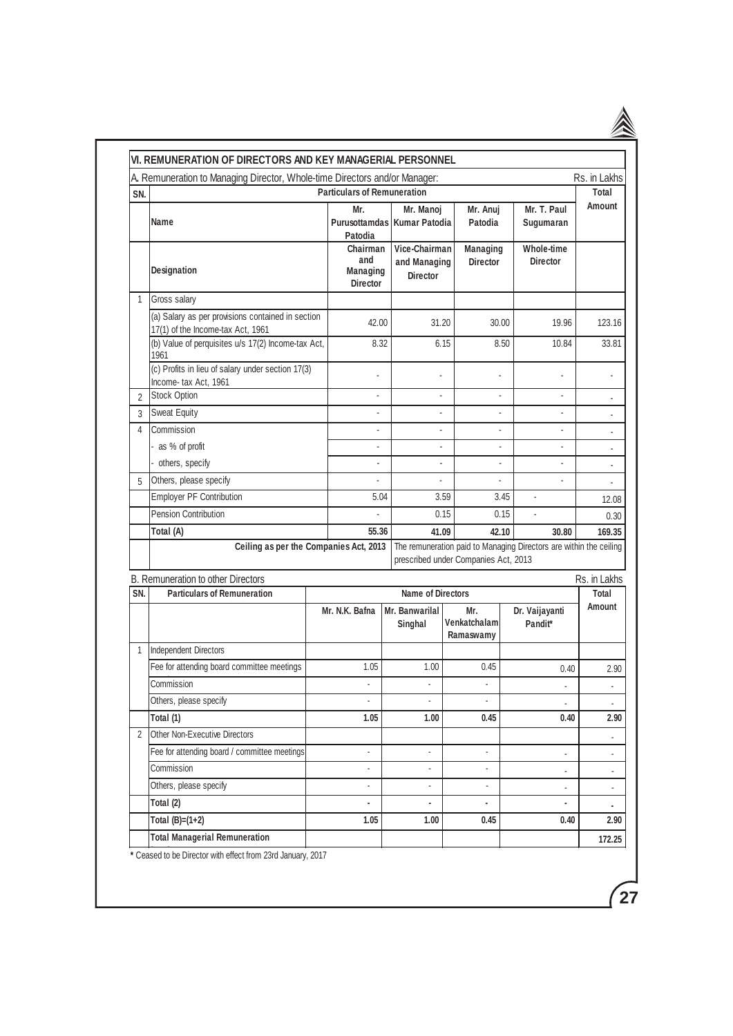## VI. REMUNERATION OF DIRECTORS AND KEY MANAGERIAL PERSONNEL

A. Remuneration to Managing Director, Whole-time Directors and/or Manager: Rs. in Lakhs

| SN. | Particulars of Remuneration | | | | | Total Amount |
|---|---|---|---|---|---|---|
| | Name | Mr. Purusottamdas Patodia | Mr. Manoj Kumar Patodia | Mr. Anuj Patodia | Mr. T. Paul Sugumaran | |
| | Designation | Chairman and Managing Director | Vice-Chairman and Managing Director | Managing Director | Whole-time Director | |
| 1 | Gross salary | | | | | |
| | (a) Salary as per provisions contained in section 17(1) of the Income-tax Act, 1961 | 42.00 | 31.20 | 30.00 | 19.96 | 123.16 |
| | (b) Value of perquisites u/s 17(2) Income-tax Act, 1961 | 8.32 | 6.15 | 8.50 | 10.84 | 33.81 |
| | (c) Profits in lieu of salary under section 17(3) Income- tax Act, 1961 | - | - | - | - | - |
| 2 | Stock Option | - | - | - | - | - |
| 3 | Sweat Equity | - | - | - | - | - |
| 4 | Commission | - | - | - | - | - |
| | - as % of profit | - | - | - | - | - |
| | - others, specify | - | - | - | - | - |
| 5 | Others, please specify | - | - | - | - | - |
| | Employer PF Contribution | 5.04 | 3.59 | 3.45 | - | 12.08 |
| | Pension Contribution | - | 0.15 | 0.15 | - | 0.30 |
| | **Total (A)** | **55.36** | **41.09** | **42.10** | **30.80** | **169.35** |
| | **Ceiling as per the Companies Act, 2013** | | The remuneration paid to Managing Directors are within the ceiling prescribed under Companies Act, 2013 | | | |

B. Remuneration to other Directors Rs. in Lakhs

| SN. | Particulars of Remuneration | Name of Directors | | | | Total Amount |
|---|---|---|---|---|---|---|
| | | Mr. N.K. Bafna | Mr. Banwarilal Singhal | Mr. Venkatchalam Ramaswamy | Dr. Vaijayanti Pandit* | |
| 1 | Independent Directors | | | | | |
| | Fee for attending board committee meetings | 1.05 | 1.00 | 0.45 | 0.40 | 2.90 |
| | Commission | - | - | - | - | - |
| | Others, please specify | - | - | - | - | - |
| | **Total (1)** | **1.05** | **1.00** | **0.45** | **0.40** | **2.90** |
| 2 | Other Non-Executive Directors | | | | | - |
| | Fee for attending board / committee meetings | - | - | - | - | - |
| | Commission | - | - | - | - | - |
| | Others, please specify | - | - | - | - | - |
| | **Total (2)** | - | - | - | - | - |
| | **Total (B)=(1+2)** | **1.05** | **1.00** | **0.45** | **0.40** | **2.90** |
| | **Total Managerial Remuneration** | | | | | **172.25** |

**\*** Ceased to be Director with effect from 23rd January, 2017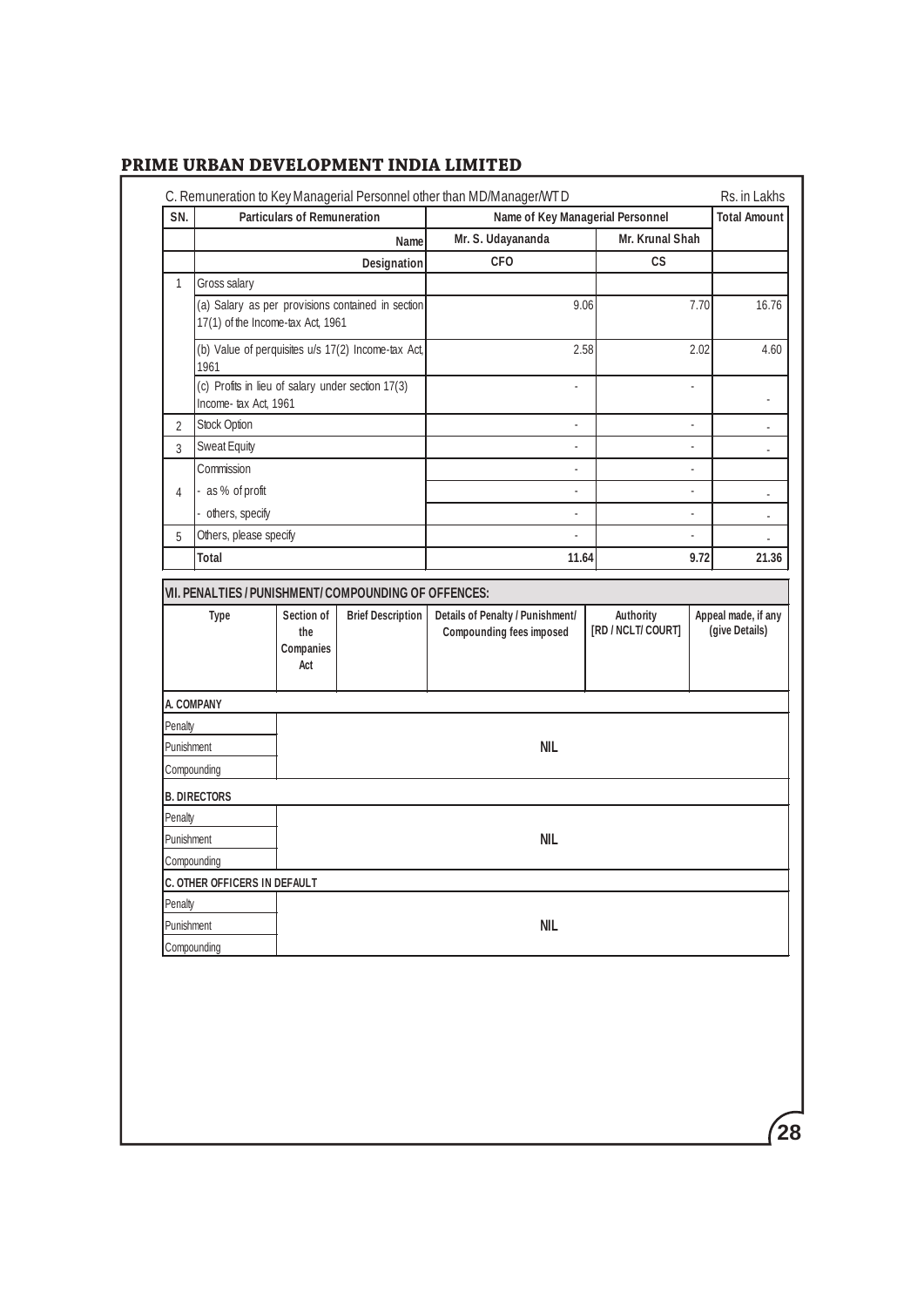C. Remuneration to Key Managerial Personnel other than MD/Manager/WTD

Rs. in Lakhs

| SN. | Particulars of Remuneration | Name of Key Managerial Personnel | | Total Amount |
|---|---|---|---|---|
| | Name | Mr. S. Udayananda | Mr. Krunal Shah | |
| | Designation | CFO | CS | |
| 1 | Gross salary | | | |
| | (a) Salary as per provisions contained in section 17(1) of the Income-tax Act, 1961 | 9.06 | 7.70 | 16.76 |
| | (b) Value of perquisites u/s 17(2) Income-tax Act, 1961 | 2.58 | 2.02 | 4.60 |
| | (c) Profits in lieu of salary under section 17(3) Income- tax Act, 1961 | - | - | - |
| 2 | Stock Option | - | - | - |
| 3 | Sweat Equity | - | - | - |
| 4 | Commission | - | - | |
| | - as % of profit | - | - | - |
| | - others, specify | - | - | - |
| 5 | Others, please specify | - | - | - |
| | **Total** | **11.64** | **9.72** | **21.36** |

## VII. PENALTIES / PUNISHMENT/ COMPOUNDING OF OFFENCES:

| Type | Section of the Companies Act | Brief Description | Details of Penalty / Punishment/ Compounding fees imposed | Authority [RD / NCLT/ COURT] | Appeal made, if any (give Details) |
|---|---|---|---|---|---|
| **A. COMPANY** | | | | | |
| Penalty | | | NIL | | |
| Punishment | | | | | |
| Compounding | | | | | |
| **B. DIRECTORS** | | | | | |
| Penalty | | | NIL | | |
| Punishment | | | | | |
| Compounding | | | | | |
| **C. OTHER OFFICERS IN DEFAULT** | | | | | |
| Penalty | | | NIL | | |
| Punishment | | | | | |
| Compounding | | | | | |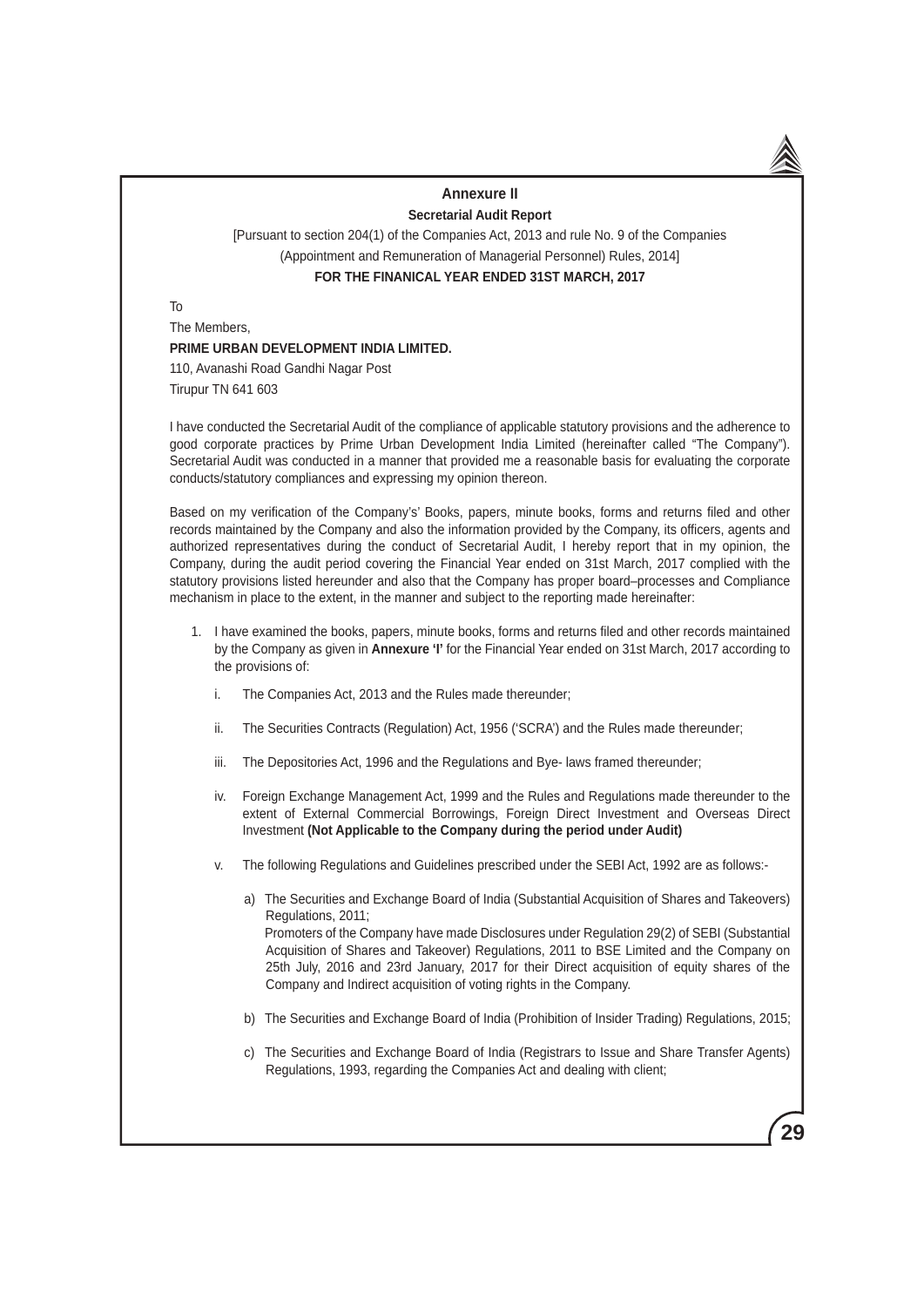## Annexure II

### Secretarial Audit Report

[Pursuant to section 204(1) of the Companies Act, 2013 and rule No. 9 of the Companies (Appointment and Remuneration of Managerial Personnel) Rules, 2014]

**FOR THE FINANICAL YEAR ENDED 31ST MARCH, 2017**

To

The Members,

**PRIME URBAN DEVELOPMENT INDIA LIMITED.**

110, Avanashi Road Gandhi Nagar Post

Tirupur TN 641 603

I have conducted the Secretarial Audit of the compliance of applicable statutory provisions and the adherence to good corporate practices by Prime Urban Development India Limited (hereinafter called "The Company"). Secretarial Audit was conducted in a manner that provided me a reasonable basis for evaluating the corporate conducts/statutory compliances and expressing my opinion thereon.

Based on my verification of the Company's' Books, papers, minute books, forms and returns filed and other records maintained by the Company and also the information provided by the Company, its officers, agents and authorized representatives during the conduct of Secretarial Audit, I hereby report that in my opinion, the Company, during the audit period covering the Financial Year ended on 31st March, 2017 complied with the statutory provisions listed hereunder and also that the Company has proper board–processes and Compliance mechanism in place to the extent, in the manner and subject to the reporting made hereinafter:

1. I have examined the books, papers, minute books, forms and returns filed and other records maintained by the Company as given in **Annexure 'I'** for the Financial Year ended on 31st March, 2017 according to the provisions of:

   i. The Companies Act, 2013 and the Rules made thereunder;

   ii. The Securities Contracts (Regulation) Act, 1956 ('SCRA') and the Rules made thereunder;

   iii. The Depositories Act, 1996 and the Regulations and Bye- laws framed thereunder;

   iv. Foreign Exchange Management Act, 1999 and the Rules and Regulations made thereunder to the extent of External Commercial Borrowings, Foreign Direct Investment and Overseas Direct Investment **(Not Applicable to the Company during the period under Audit)**

   v. The following Regulations and Guidelines prescribed under the SEBI Act, 1992 are as follows:-

      a) The Securities and Exchange Board of India (Substantial Acquisition of Shares and Takeovers) Regulations, 2011;
         Promoters of the Company have made Disclosures under Regulation 29(2) of SEBI (Substantial Acquisition of Shares and Takeover) Regulations, 2011 to BSE Limited and the Company on 25th July, 2016 and 23rd January, 2017 for their Direct acquisition of equity shares of the Company and Indirect acquisition of voting rights in the Company.

      b) The Securities and Exchange Board of India (Prohibition of Insider Trading) Regulations, 2015;

      c) The Securities and Exchange Board of India (Registrars to Issue and Share Transfer Agents) Regulations, 1993, regarding the Companies Act and dealing with client;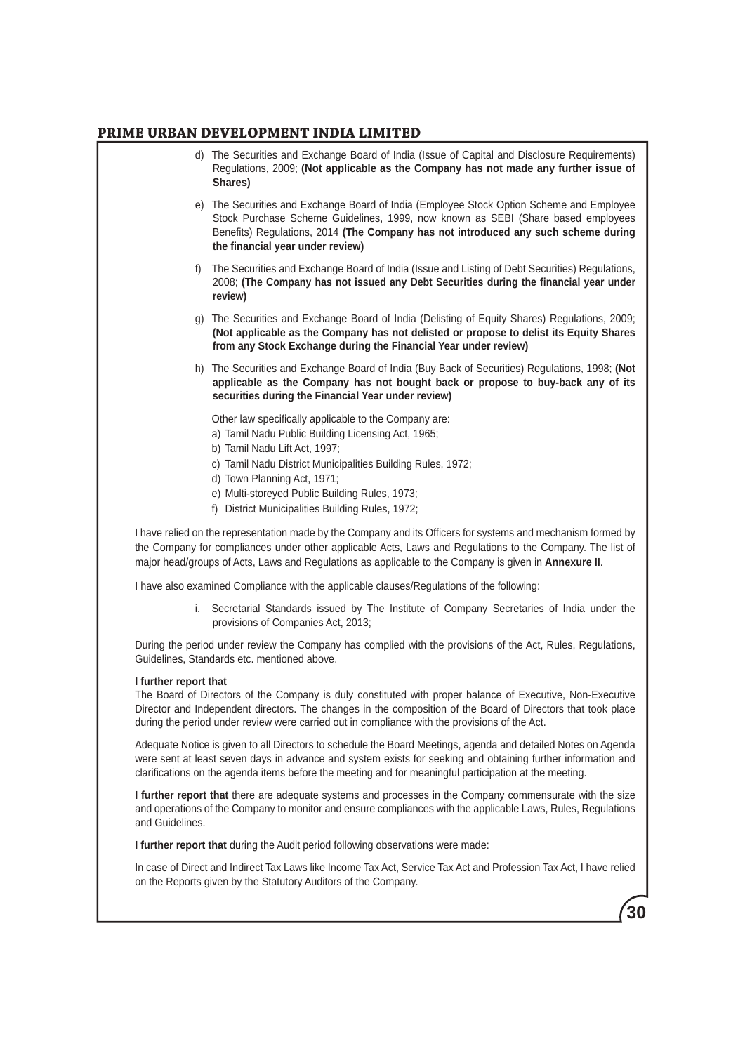d) The Securities and Exchange Board of India (Issue of Capital and Disclosure Requirements) Regulations, 2009; **(Not applicable as the Company has not made any further issue of Shares)**

e) The Securities and Exchange Board of India (Employee Stock Option Scheme and Employee Stock Purchase Scheme Guidelines, 1999, now known as SEBI (Share based employees Benefits) Regulations, 2014 **(The Company has not introduced any such scheme during the financial year under review)**

f) The Securities and Exchange Board of India (Issue and Listing of Debt Securities) Regulations, 2008; **(The Company has not issued any Debt Securities during the financial year under review)**

g) The Securities and Exchange Board of India (Delisting of Equity Shares) Regulations, 2009; **(Not applicable as the Company has not delisted or propose to delist its Equity Shares from any Stock Exchange during the Financial Year under review)**

h) The Securities and Exchange Board of India (Buy Back of Securities) Regulations, 1998; **(Not applicable as the Company has not bought back or propose to buy-back any of its securities during the Financial Year under review)**

Other law specifically applicable to the Company are:

a) Tamil Nadu Public Building Licensing Act, 1965;
b) Tamil Nadu Lift Act, 1997;
c) Tamil Nadu District Municipalities Building Rules, 1972;
d) Town Planning Act, 1971;
e) Multi-storeyed Public Building Rules, 1973;
f) District Municipalities Building Rules, 1972;

I have relied on the representation made by the Company and its Officers for systems and mechanism formed by the Company for compliances under other applicable Acts, Laws and Regulations to the Company. The list of major head/groups of Acts, Laws and Regulations as applicable to the Company is given in **Annexure II**.

I have also examined Compliance with the applicable clauses/Regulations of the following:

i. Secretarial Standards issued by The Institute of Company Secretaries of India under the provisions of Companies Act, 2013;

During the period under review the Company has complied with the provisions of the Act, Rules, Regulations, Guidelines, Standards etc. mentioned above.

**I further report that**

The Board of Directors of the Company is duly constituted with proper balance of Executive, Non-Executive Director and Independent directors. The changes in the composition of the Board of Directors that took place during the period under review were carried out in compliance with the provisions of the Act.

Adequate Notice is given to all Directors to schedule the Board Meetings, agenda and detailed Notes on Agenda were sent at least seven days in advance and system exists for seeking and obtaining further information and clarifications on the agenda items before the meeting and for meaningful participation at the meeting.

**I further report that** there are adequate systems and processes in the Company commensurate with the size and operations of the Company to monitor and ensure compliances with the applicable Laws, Rules, Regulations and Guidelines.

**I further report that** during the Audit period following observations were made:

In case of Direct and Indirect Tax Laws like Income Tax Act, Service Tax Act and Profession Tax Act, I have relied on the Reports given by the Statutory Auditors of the Company.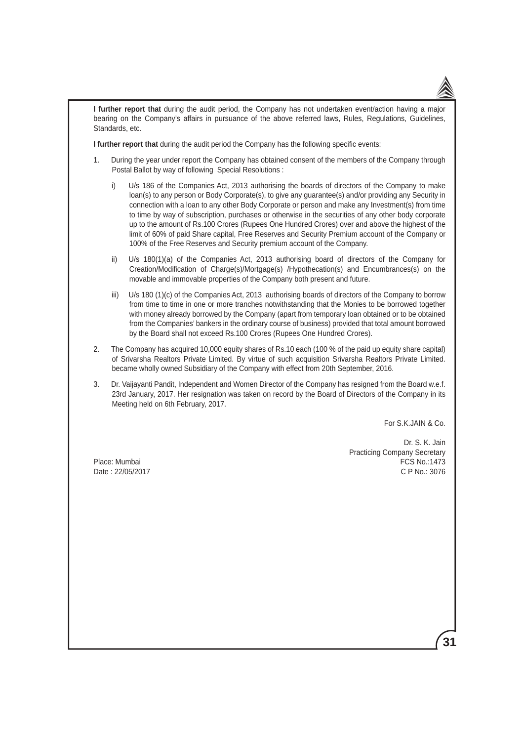**I further report that** during the audit period, the Company has not undertaken event/action having a major bearing on the Company's affairs in pursuance of the above referred laws, Rules, Regulations, Guidelines, Standards, etc.

**I further report that** during the audit period the Company has the following specific events:

1. During the year under report the Company has obtained consent of the members of the Company through Postal Ballot by way of following Special Resolutions :

   i) U/s 186 of the Companies Act, 2013 authorising the boards of directors of the Company to make loan(s) to any person or Body Corporate(s), to give any guarantee(s) and/or providing any Security in connection with a loan to any other Body Corporate or person and make any Investment(s) from time to time by way of subscription, purchases or otherwise in the securities of any other body corporate up to the amount of Rs.100 Crores (Rupees One Hundred Crores) over and above the highest of the limit of 60% of paid Share capital, Free Reserves and Security Premium account of the Company or 100% of the Free Reserves and Security premium account of the Company.

   ii) U/s 180(1)(a) of the Companies Act, 2013 authorising board of directors of the Company for Creation/Modification of Charge(s)/Mortgage(s) /Hypothecation(s) and Encumbrances(s) on the movable and immovable properties of the Company both present and future.

   iii) U/s 180 (1)(c) of the Companies Act, 2013 authorising boards of directors of the Company to borrow from time to time in one or more tranches notwithstanding that the Monies to be borrowed together with money already borrowed by the Company (apart from temporary loan obtained or to be obtained from the Companies' bankers in the ordinary course of business) provided that total amount borrowed by the Board shall not exceed Rs.100 Crores (Rupees One Hundred Crores).

2. The Company has acquired 10,000 equity shares of Rs.10 each (100 % of the paid up equity share capital) of Srivarsha Realtors Private Limited. By virtue of such acquisition Srivarsha Realtors Private Limited. became wholly owned Subsidiary of the Company with effect from 20th September, 2016.

3. Dr. Vaijayanti Pandit, Independent and Women Director of the Company has resigned from the Board w.e.f. 23rd January, 2017. Her resignation was taken on record by the Board of Directors of the Company in its Meeting held on 6th February, 2017.

For S.K.JAIN & Co.

Dr. S. K. Jain
Practicing Company Secretary
FCS No.:1473
C P No.: 3076

Place: Mumbai
Date : 22/05/2017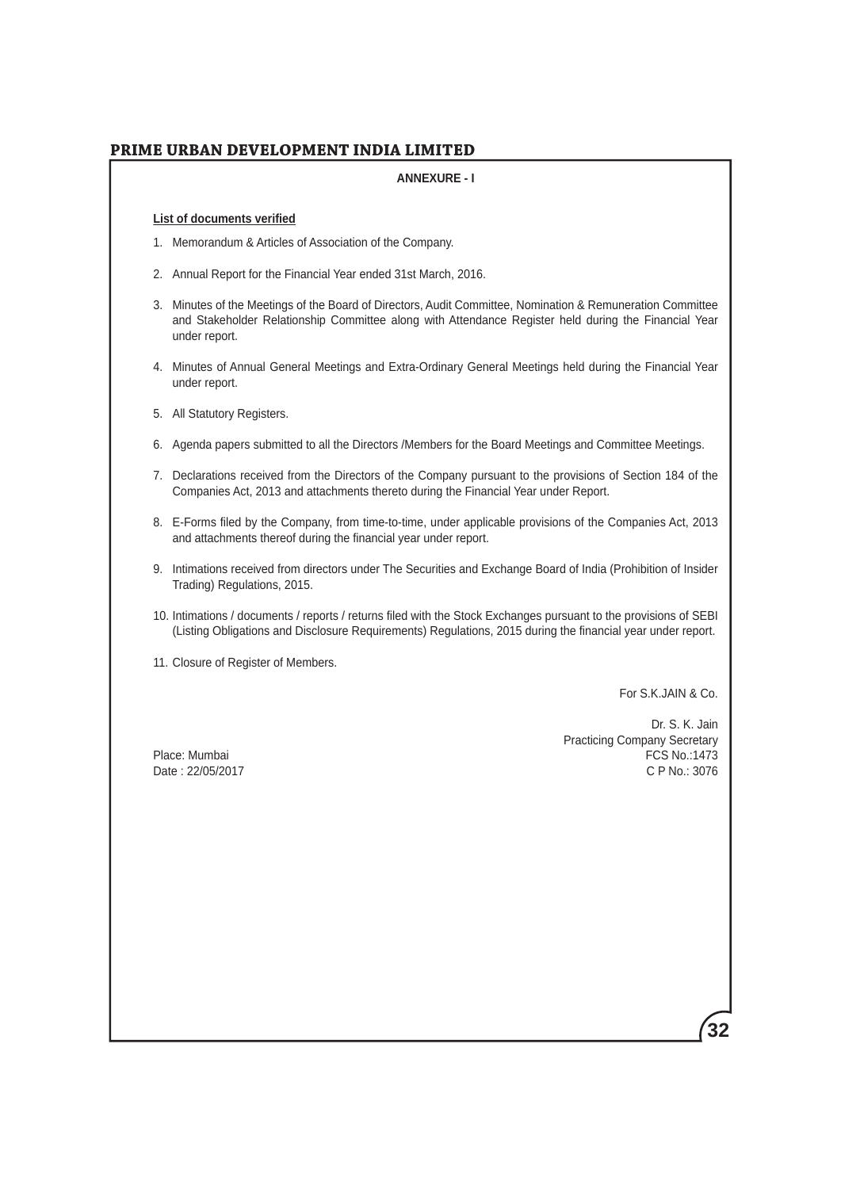## ANNEXURE - I

**List of documents verified**

1. Memorandum & Articles of Association of the Company.
2. Annual Report for the Financial Year ended 31st March, 2016.
3. Minutes of the Meetings of the Board of Directors, Audit Committee, Nomination & Remuneration Committee and Stakeholder Relationship Committee along with Attendance Register held during the Financial Year under report.
4. Minutes of Annual General Meetings and Extra-Ordinary General Meetings held during the Financial Year under report.
5. All Statutory Registers.
6. Agenda papers submitted to all the Directors /Members for the Board Meetings and Committee Meetings.
7. Declarations received from the Directors of the Company pursuant to the provisions of Section 184 of the Companies Act, 2013 and attachments thereto during the Financial Year under Report.
8. E-Forms filed by the Company, from time-to-time, under applicable provisions of the Companies Act, 2013 and attachments thereof during the financial year under report.
9. Intimations received from directors under The Securities and Exchange Board of India (Prohibition of Insider Trading) Regulations, 2015.
10. Intimations / documents / reports / returns filed with the Stock Exchanges pursuant to the provisions of SEBI (Listing Obligations and Disclosure Requirements) Regulations, 2015 during the financial year under report.
11. Closure of Register of Members.

For S.K.JAIN & Co.

Dr. S. K. Jain
Practicing Company Secretary
FCS No.:1473
C P No.: 3076

Place: Mumbai
Date : 22/05/2017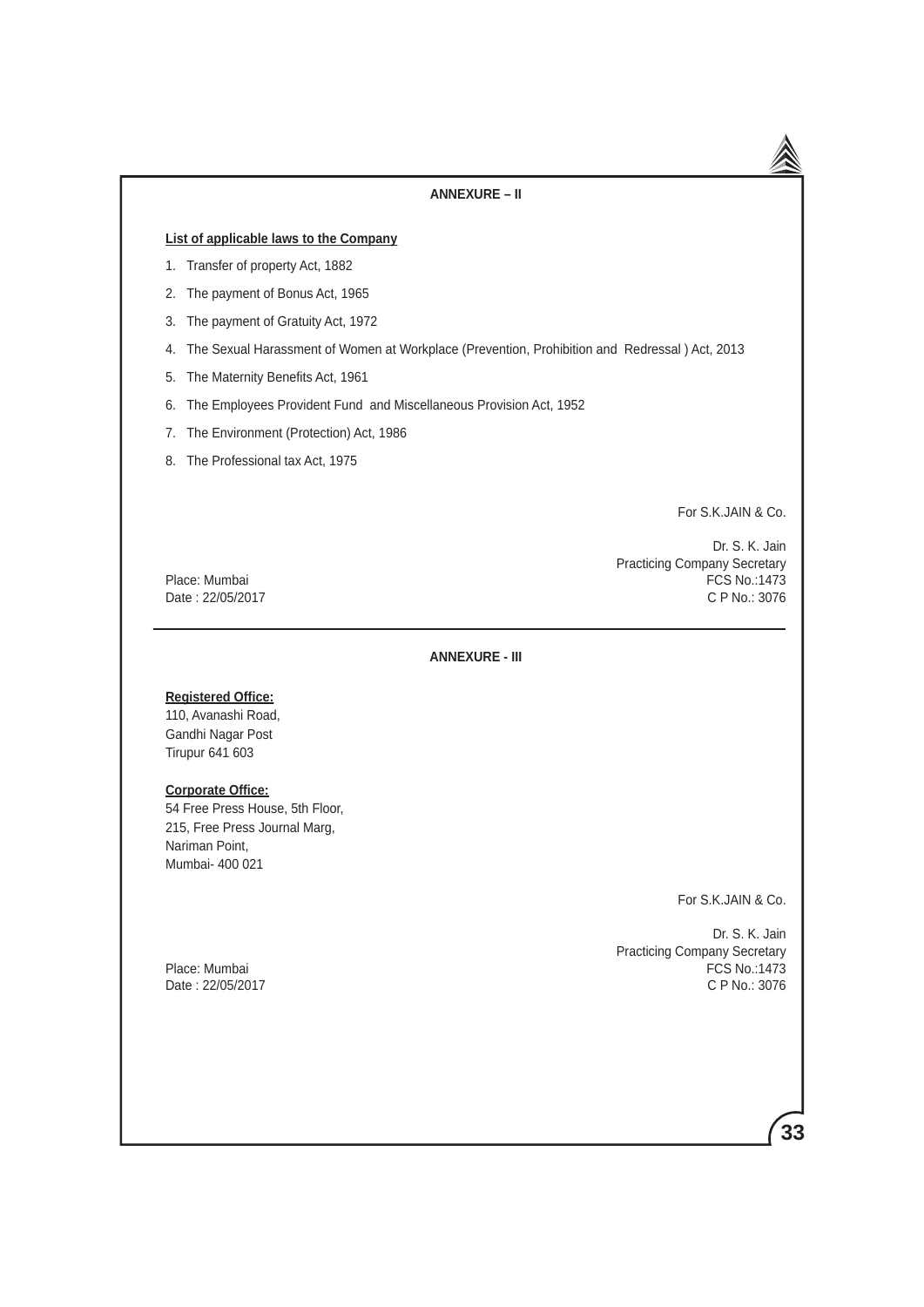## ANNEXURE – II

**List of applicable laws to the Company**

1. Transfer of property Act, 1882
2. The payment of Bonus Act, 1965
3. The payment of Gratuity Act, 1972
4. The Sexual Harassment of Women at Workplace (Prevention, Prohibition and Redressal ) Act, 2013
5. The Maternity Benefits Act, 1961
6. The Employees Provident Fund and Miscellaneous Provision Act, 1952
7. The Environment (Protection) Act, 1986
8. The Professional tax Act, 1975

For S.K.JAIN & Co.

Dr. S. K. Jain
Practicing Company Secretary
FCS No.:1473
C P No.: 3076

Place: Mumbai
Date : 22/05/2017

## ANNEXURE - III

**Registered Office:**
110, Avanashi Road,
Gandhi Nagar Post
Tirupur 641 603

**Corporate Office:**
54 Free Press House, 5th Floor,
215, Free Press Journal Marg,
Nariman Point,
Mumbai- 400 021

For S.K.JAIN & Co.

Dr. S. K. Jain
Practicing Company Secretary
FCS No.:1473
C P No.: 3076

Place: Mumbai
Date : 22/05/2017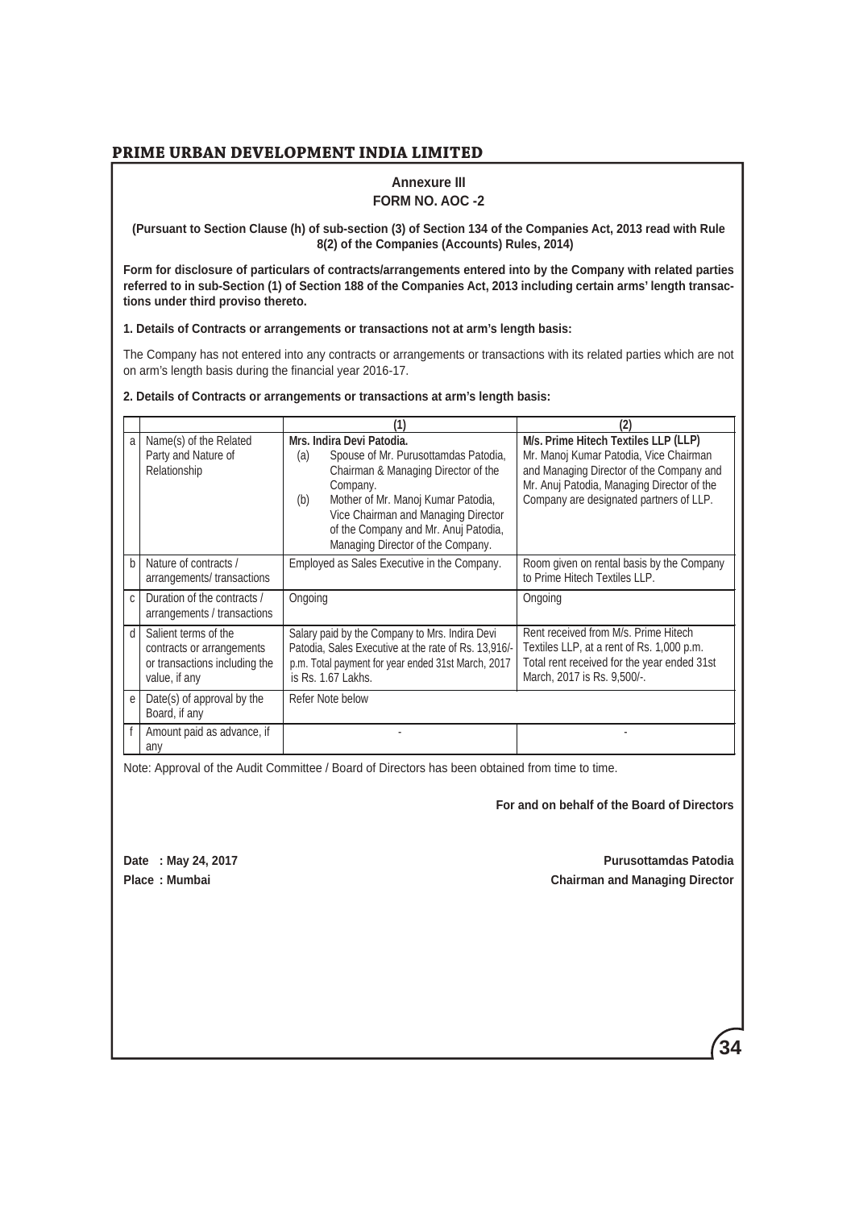## Annexure III

## FORM NO. AOC -2

**(Pursuant to Section Clause (h) of sub-section (3) of Section 134 of the Companies Act, 2013 read with Rule 8(2) of the Companies (Accounts) Rules, 2014)**

**Form for disclosure of particulars of contracts/arrangements entered into by the Company with related parties referred to in sub-Section (1) of Section 188 of the Companies Act, 2013 including certain arms' length transactions under third proviso thereto.**

**1. Details of Contracts or arrangements or transactions not at arm's length basis:**

The Company has not entered into any contracts or arrangements or transactions with its related parties which are not on arm's length basis during the financial year 2016-17.

**2. Details of Contracts or arrangements or transactions at arm's length basis:**

| | | (1) | (2) |
|---|---|---|---|
| a | Name(s) of the Related Party and Nature of Relationship | **Mrs. Indira Devi Patodia.**<br>(a) Spouse of Mr. Purusottamdas Patodia, Chairman & Managing Director of the Company.<br>(b) Mother of Mr. Manoj Kumar Patodia, Vice Chairman and Managing Director of the Company and Mr. Anuj Patodia, Managing Director of the Company. | **M/s. Prime Hitech Textiles LLP (LLP)**<br>Mr. Manoj Kumar Patodia, Vice Chairman and Managing Director of the Company and Mr. Anuj Patodia, Managing Director of the Company are designated partners of LLP. |
| b | Nature of contracts / arrangements/ transactions | Employed as Sales Executive in the Company. | Room given on rental basis by the Company to Prime Hitech Textiles LLP. |
| c | Duration of the contracts / arrangements / transactions | Ongoing | Ongoing |
| d | Salient terms of the contracts or arrangements or transactions including the value, if any | Salary paid by the Company to Mrs. Indira Devi Patodia, Sales Executive at the rate of Rs. 13,916/- p.m. Total payment for year ended 31st March, 2017 is Rs. 1.67 Lakhs. | Rent received from M/s. Prime Hitech Textiles LLP, at a rent of Rs. 1,000 p.m. Total rent received for the year ended 31st March, 2017 is Rs. 9,500/-. |
| e | Date(s) of approval by the Board, if any | Refer Note below | |
| f | Amount paid as advance, if any | - | - |

Note: Approval of the Audit Committee / Board of Directors has been obtained from time to time.

**For and on behalf of the Board of Directors**

**Date : May 24, 2017**
**Place : Mumbai**

**Purusottamdas Patodia**
**Chairman and Managing Director**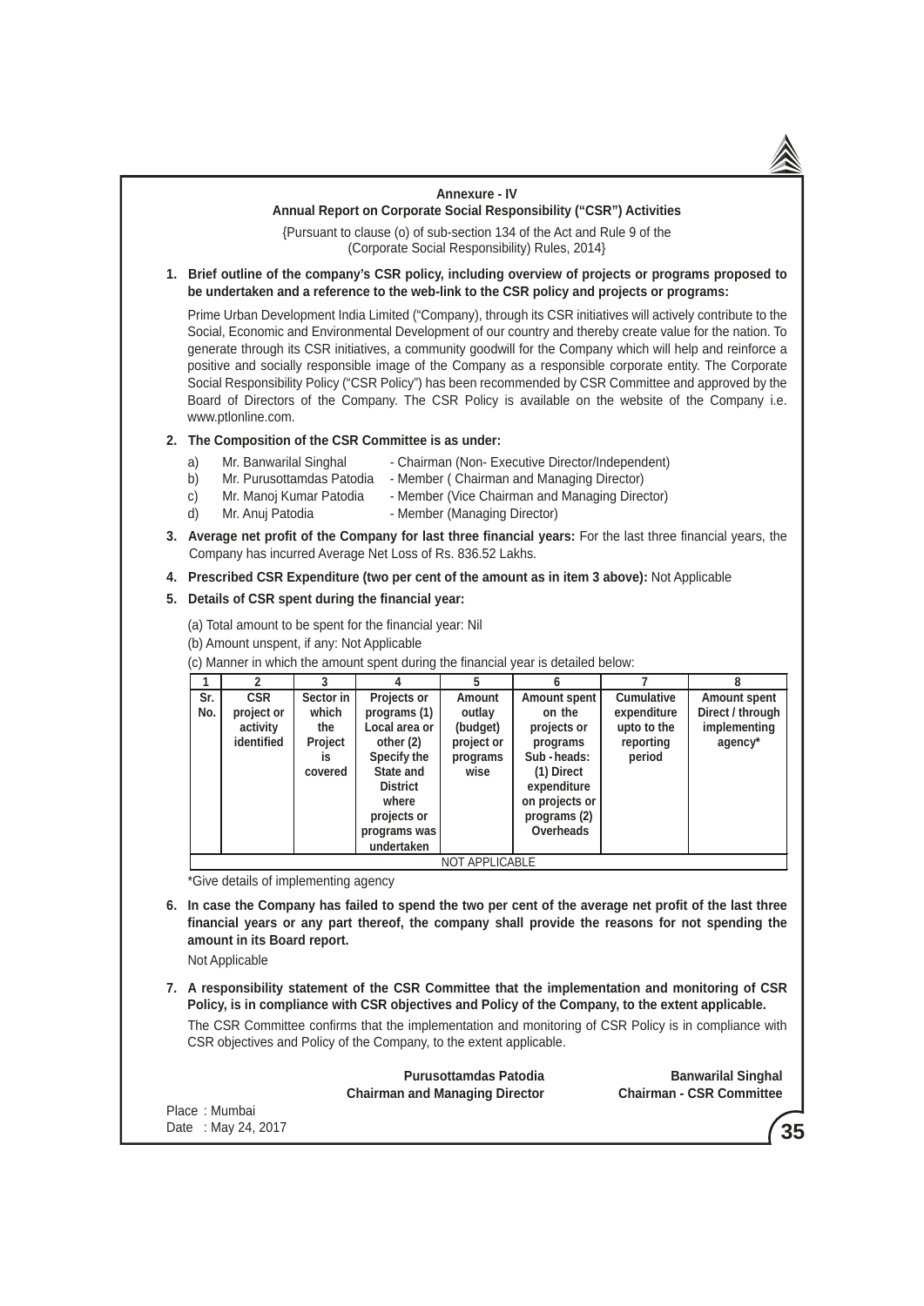## Annexure - IV

### Annual Report on Corporate Social Responsibility ("CSR") Activities

{Pursuant to clause (o) of sub-section 134 of the Act and Rule 9 of the (Corporate Social Responsibility) Rules, 2014}

**1. Brief outline of the company's CSR policy, including overview of projects or programs proposed to be undertaken and a reference to the web-link to the CSR policy and projects or programs:**

Prime Urban Development India Limited ("Company), through its CSR initiatives will actively contribute to the Social, Economic and Environmental Development of our country and thereby create value for the nation. To generate through its CSR initiatives, a community goodwill for the Company which will help and reinforce a positive and socially responsible image of the Company as a responsible corporate entity. The Corporate Social Responsibility Policy ("CSR Policy") has been recommended by CSR Committee and approved by the Board of Directors of the Company. The CSR Policy is available on the website of the Company i.e. www.ptlonline.com.

**2. The Composition of the CSR Committee is as under:**

a) Mr. Banwarilal Singhal - Chairman (Non- Executive Director/Independent)
b) Mr. Purusottamdas Patodia - Member ( Chairman and Managing Director)
c) Mr. Manoj Kumar Patodia - Member (Vice Chairman and Managing Director)
d) Mr. Anuj Patodia - Member (Managing Director)

**3. Average net profit of the Company for last three financial years:** For the last three financial years, the Company has incurred Average Net Loss of Rs. 836.52 Lakhs.

**4. Prescribed CSR Expenditure (two per cent of the amount as in item 3 above):** Not Applicable

**5. Details of CSR spent during the financial year:**

(a) Total amount to be spent for the financial year: Nil

(b) Amount unspent, if any: Not Applicable

(c) Manner in which the amount spent during the financial year is detailed below:

| 1 | 2 | 3 | 4 | 5 | 6 | 7 | 8 |
|---|---|---|---|---|---|---|---|
| Sr. No. | CSR project or activity identified | Sector in which the Project is covered | Projects or programs (1) Local area or other (2) Specify the State and District where projects or programs was undertaken | Amount outlay (budget) project or programs wise | Amount spent on the projects or programs Sub - heads: (1) Direct expenditure on projects or programs (2) Overheads | Cumulative expenditure upto to the reporting period | Amount spent Direct / through implementing agency* |
| NOT APPLICABLE | | | | | | | |

*Give details of implementing agency

**6. In case the Company has failed to spend the two per cent of the average net profit of the last three financial years or any part thereof, the company shall provide the reasons for not spending the amount in its Board report.**

Not Applicable

**7. A responsibility statement of the CSR Committee that the implementation and monitoring of CSR Policy, is in compliance with CSR objectives and Policy of the Company, to the extent applicable.**

The CSR Committee confirms that the implementation and monitoring of CSR Policy is in compliance with CSR objectives and Policy of the Company, to the extent applicable.

**Purusottamdas Patodia**
**Chairman and Managing Director**

**Banwarilal Singhal**
**Chairman - CSR Committee**

Place : Mumbai
Date : May 24, 2017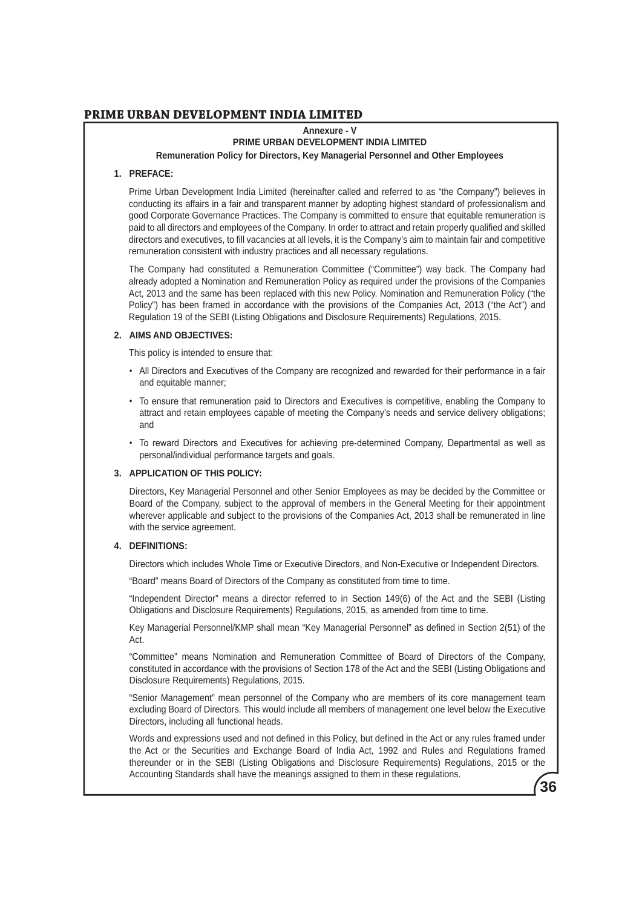**Annexure - V**

**PRIME URBAN DEVELOPMENT INDIA LIMITED**

**Remuneration Policy for Directors, Key Managerial Personnel and Other Employees**

## 1. PREFACE:

Prime Urban Development India Limited (hereinafter called and referred to as "the Company") believes in conducting its affairs in a fair and transparent manner by adopting highest standard of professionalism and good Corporate Governance Practices. The Company is committed to ensure that equitable remuneration is paid to all directors and employees of the Company. In order to attract and retain properly qualified and skilled directors and executives, to fill vacancies at all levels, it is the Company's aim to maintain fair and competitive remuneration consistent with industry practices and all necessary regulations.

The Company had constituted a Remuneration Committee ("Committee") way back. The Company had already adopted a Nomination and Remuneration Policy as required under the provisions of the Companies Act, 2013 and the same has been replaced with this new Policy. Nomination and Remuneration Policy ("the Policy") has been framed in accordance with the provisions of the Companies Act, 2013 ("the Act") and Regulation 19 of the SEBI (Listing Obligations and Disclosure Requirements) Regulations, 2015.

## 2. AIMS AND OBJECTIVES:

This policy is intended to ensure that:

- All Directors and Executives of the Company are recognized and rewarded for their performance in a fair and equitable manner;
- To ensure that remuneration paid to Directors and Executives is competitive, enabling the Company to attract and retain employees capable of meeting the Company's needs and service delivery obligations; and
- To reward Directors and Executives for achieving pre-determined Company, Departmental as well as personal/individual performance targets and goals.

## 3. APPLICATION OF THIS POLICY:

Directors, Key Managerial Personnel and other Senior Employees as may be decided by the Committee or Board of the Company, subject to the approval of members in the General Meeting for their appointment wherever applicable and subject to the provisions of the Companies Act, 2013 shall be remunerated in line with the service agreement.

## 4. DEFINITIONS:

Directors which includes Whole Time or Executive Directors, and Non-Executive or Independent Directors.

"Board" means Board of Directors of the Company as constituted from time to time.

"Independent Director" means a director referred to in Section 149(6) of the Act and the SEBI (Listing Obligations and Disclosure Requirements) Regulations, 2015, as amended from time to time.

Key Managerial Personnel/KMP shall mean "Key Managerial Personnel" as defined in Section 2(51) of the Act.

"Committee" means Nomination and Remuneration Committee of Board of Directors of the Company, constituted in accordance with the provisions of Section 178 of the Act and the SEBI (Listing Obligations and Disclosure Requirements) Regulations, 2015.

"Senior Management" mean personnel of the Company who are members of its core management team excluding Board of Directors. This would include all members of management one level below the Executive Directors, including all functional heads.

Words and expressions used and not defined in this Policy, but defined in the Act or any rules framed under the Act or the Securities and Exchange Board of India Act, 1992 and Rules and Regulations framed thereunder or in the SEBI (Listing Obligations and Disclosure Requirements) Regulations, 2015 or the Accounting Standards shall have the meanings assigned to them in these regulations.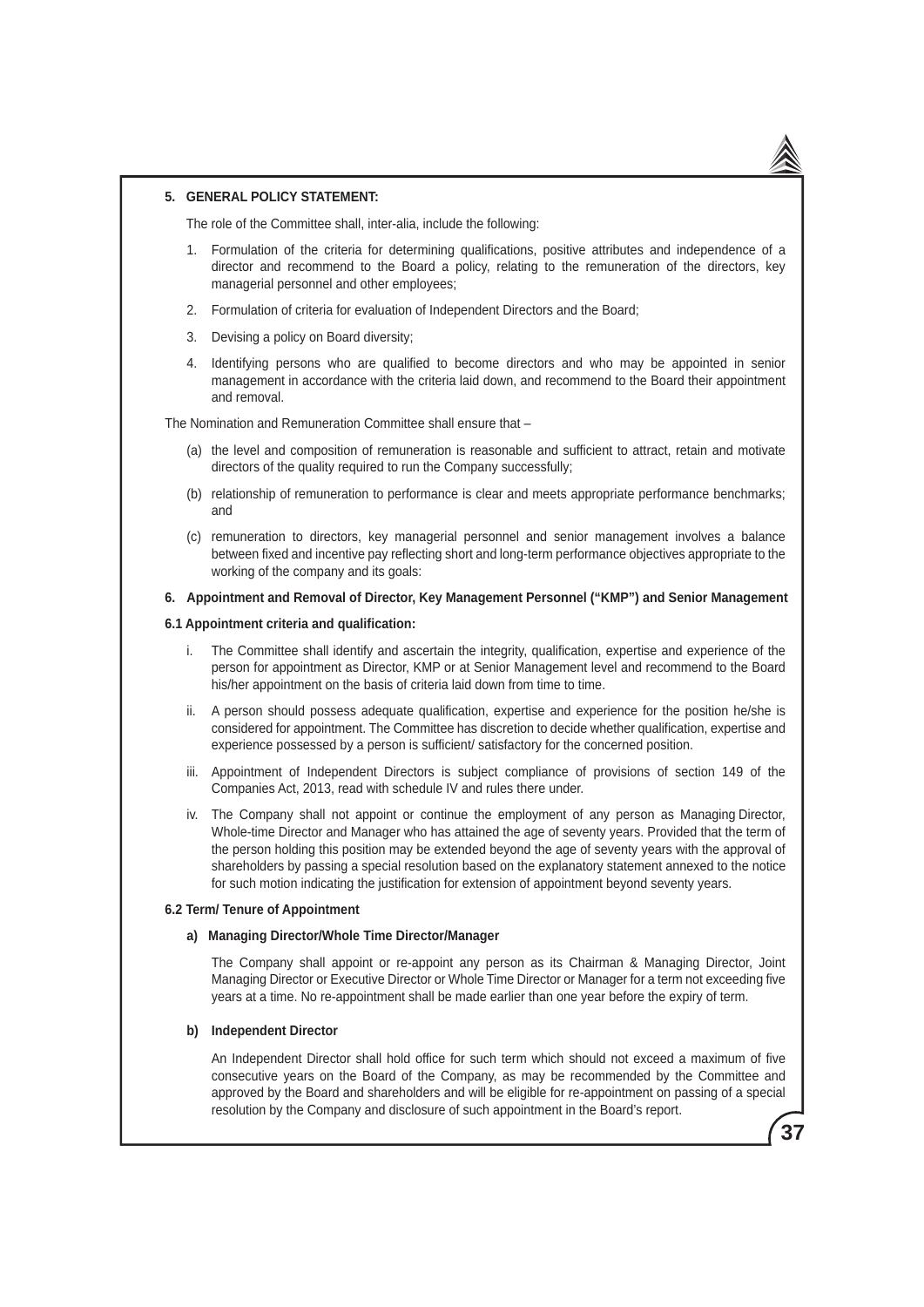## 5. GENERAL POLICY STATEMENT:

The role of the Committee shall, inter-alia, include the following:

1. Formulation of the criteria for determining qualifications, positive attributes and independence of a director and recommend to the Board a policy, relating to the remuneration of the directors, key managerial personnel and other employees;
2. Formulation of criteria for evaluation of Independent Directors and the Board;
3. Devising a policy on Board diversity;
4. Identifying persons who are qualified to become directors and who may be appointed in senior management in accordance with the criteria laid down, and recommend to the Board their appointment and removal.

The Nomination and Remuneration Committee shall ensure that –

(a) the level and composition of remuneration is reasonable and sufficient to attract, retain and motivate directors of the quality required to run the Company successfully;

(b) relationship of remuneration to performance is clear and meets appropriate performance benchmarks; and

(c) remuneration to directors, key managerial personnel and senior management involves a balance between fixed and incentive pay reflecting short and long-term performance objectives appropriate to the working of the company and its goals:

## 6. Appointment and Removal of Director, Key Management Personnel ("KMP") and Senior Management

### 6.1 Appointment criteria and qualification:

i. The Committee shall identify and ascertain the integrity, qualification, expertise and experience of the person for appointment as Director, KMP or at Senior Management level and recommend to the Board his/her appointment on the basis of criteria laid down from time to time.

ii. A person should possess adequate qualification, expertise and experience for the position he/she is considered for appointment. The Committee has discretion to decide whether qualification, expertise and experience possessed by a person is sufficient/ satisfactory for the concerned position.

iii. Appointment of Independent Directors is subject compliance of provisions of section 149 of the Companies Act, 2013, read with schedule IV and rules there under.

iv. The Company shall not appoint or continue the employment of any person as Managing Director, Whole-time Director and Manager who has attained the age of seventy years. Provided that the term of the person holding this position may be extended beyond the age of seventy years with the approval of shareholders by passing a special resolution based on the explanatory statement annexed to the notice for such motion indicating the justification for extension of appointment beyond seventy years.

### 6.2 Term/ Tenure of Appointment

**a) Managing Director/Whole Time Director/Manager**

The Company shall appoint or re-appoint any person as its Chairman & Managing Director, Joint Managing Director or Executive Director or Whole Time Director or Manager for a term not exceeding five years at a time. No re-appointment shall be made earlier than one year before the expiry of term.

**b) Independent Director**

An Independent Director shall hold office for such term which should not exceed a maximum of five consecutive years on the Board of the Company, as may be recommended by the Committee and approved by the Board and shareholders and will be eligible for re-appointment on passing of a special resolution by the Company and disclosure of such appointment in the Board's report.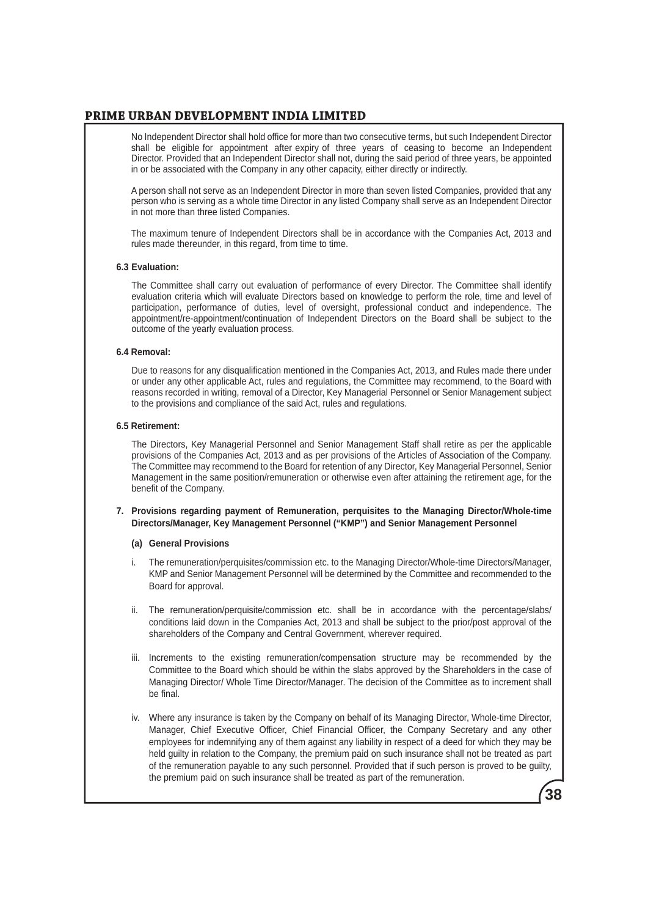No Independent Director shall hold office for more than two consecutive terms, but such Independent Director shall be eligible for appointment after expiry of three years of ceasing to become an Independent Director. Provided that an Independent Director shall not, during the said period of three years, be appointed in or be associated with the Company in any other capacity, either directly or indirectly.

A person shall not serve as an Independent Director in more than seven listed Companies, provided that any person who is serving as a whole time Director in any listed Company shall serve as an Independent Director in not more than three listed Companies.

The maximum tenure of Independent Directors shall be in accordance with the Companies Act, 2013 and rules made thereunder, in this regard, from time to time.

**6.3 Evaluation:**

The Committee shall carry out evaluation of performance of every Director. The Committee shall identify evaluation criteria which will evaluate Directors based on knowledge to perform the role, time and level of participation, performance of duties, level of oversight, professional conduct and independence. The appointment/re-appointment/continuation of Independent Directors on the Board shall be subject to the outcome of the yearly evaluation process.

**6.4 Removal:**

Due to reasons for any disqualification mentioned in the Companies Act, 2013, and Rules made there under or under any other applicable Act, rules and regulations, the Committee may recommend, to the Board with reasons recorded in writing, removal of a Director, Key Managerial Personnel or Senior Management subject to the provisions and compliance of the said Act, rules and regulations.

**6.5 Retirement:**

The Directors, Key Managerial Personnel and Senior Management Staff shall retire as per the applicable provisions of the Companies Act, 2013 and as per provisions of the Articles of Association of the Company. The Committee may recommend to the Board for retention of any Director, Key Managerial Personnel, Senior Management in the same position/remuneration or otherwise even after attaining the retirement age, for the benefit of the Company.

**7. Provisions regarding payment of Remuneration, perquisites to the Managing Director/Whole-time Directors/Manager, Key Management Personnel ("KMP") and Senior Management Personnel**

**(a) General Provisions**

i. The remuneration/perquisites/commission etc. to the Managing Director/Whole-time Directors/Manager, KMP and Senior Management Personnel will be determined by the Committee and recommended to the Board for approval.

ii. The remuneration/perquisite/commission etc. shall be in accordance with the percentage/slabs/ conditions laid down in the Companies Act, 2013 and shall be subject to the prior/post approval of the shareholders of the Company and Central Government, wherever required.

iii. Increments to the existing remuneration/compensation structure may be recommended by the Committee to the Board which should be within the slabs approved by the Shareholders in the case of Managing Director/ Whole Time Director/Manager. The decision of the Committee as to increment shall be final.

iv. Where any insurance is taken by the Company on behalf of its Managing Director, Whole-time Director, Manager, Chief Executive Officer, Chief Financial Officer, the Company Secretary and any other employees for indemnifying any of them against any liability in respect of a deed for which they may be held guilty in relation to the Company, the premium paid on such insurance shall not be treated as part of the remuneration payable to any such personnel. Provided that if such person is proved to be guilty, the premium paid on such insurance shall be treated as part of the remuneration.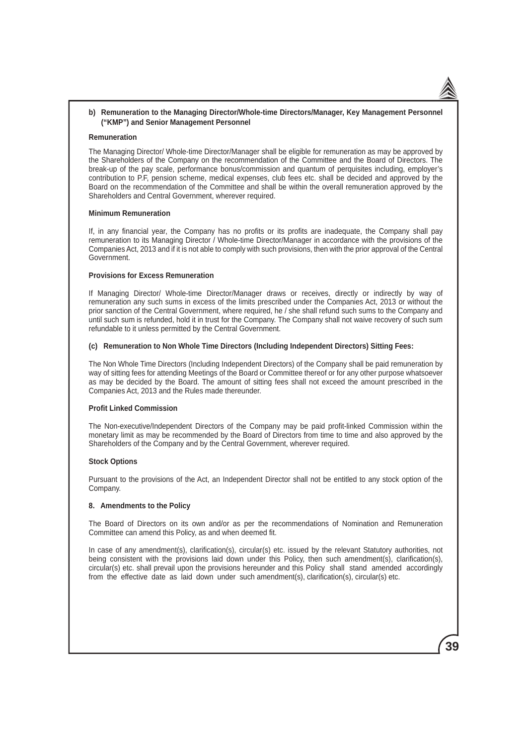**b) Remuneration to the Managing Director/Whole-time Directors/Manager, Key Management Personnel ("KMP") and Senior Management Personnel**

**Remuneration**

The Managing Director/ Whole-time Director/Manager shall be eligible for remuneration as may be approved by the Shareholders of the Company on the recommendation of the Committee and the Board of Directors. The break-up of the pay scale, performance bonus/commission and quantum of perquisites including, employer's contribution to P.F, pension scheme, medical expenses, club fees etc. shall be decided and approved by the Board on the recommendation of the Committee and shall be within the overall remuneration approved by the Shareholders and Central Government, wherever required.

**Minimum Remuneration**

If, in any financial year, the Company has no profits or its profits are inadequate, the Company shall pay remuneration to its Managing Director / Whole-time Director/Manager in accordance with the provisions of the Companies Act, 2013 and if it is not able to comply with such provisions, then with the prior approval of the Central Government.

**Provisions for Excess Remuneration**

If Managing Director/ Whole-time Director/Manager draws or receives, directly or indirectly by way of remuneration any such sums in excess of the limits prescribed under the Companies Act, 2013 or without the prior sanction of the Central Government, where required, he / she shall refund such sums to the Company and until such sum is refunded, hold it in trust for the Company. The Company shall not waive recovery of such sum refundable to it unless permitted by the Central Government.

**(c) Remuneration to Non Whole Time Directors (Including Independent Directors) Sitting Fees:**

The Non Whole Time Directors (Including Independent Directors) of the Company shall be paid remuneration by way of sitting fees for attending Meetings of the Board or Committee thereof or for any other purpose whatsoever as may be decided by the Board. The amount of sitting fees shall not exceed the amount prescribed in the Companies Act, 2013 and the Rules made thereunder.

**Profit Linked Commission**

The Non-executive/Independent Directors of the Company may be paid profit-linked Commission within the monetary limit as may be recommended by the Board of Directors from time to time and also approved by the Shareholders of the Company and by the Central Government, wherever required.

**Stock Options**

Pursuant to the provisions of the Act, an Independent Director shall not be entitled to any stock option of the Company.

**8. Amendments to the Policy**

The Board of Directors on its own and/or as per the recommendations of Nomination and Remuneration Committee can amend this Policy, as and when deemed fit.

In case of any amendment(s), clarification(s), circular(s) etc. issued by the relevant Statutory authorities, not being consistent with the provisions laid down under this Policy, then such amendment(s), clarification(s), circular(s) etc. shall prevail upon the provisions hereunder and this Policy shall stand amended accordingly from the effective date as laid down under such amendment(s), clarification(s), circular(s) etc.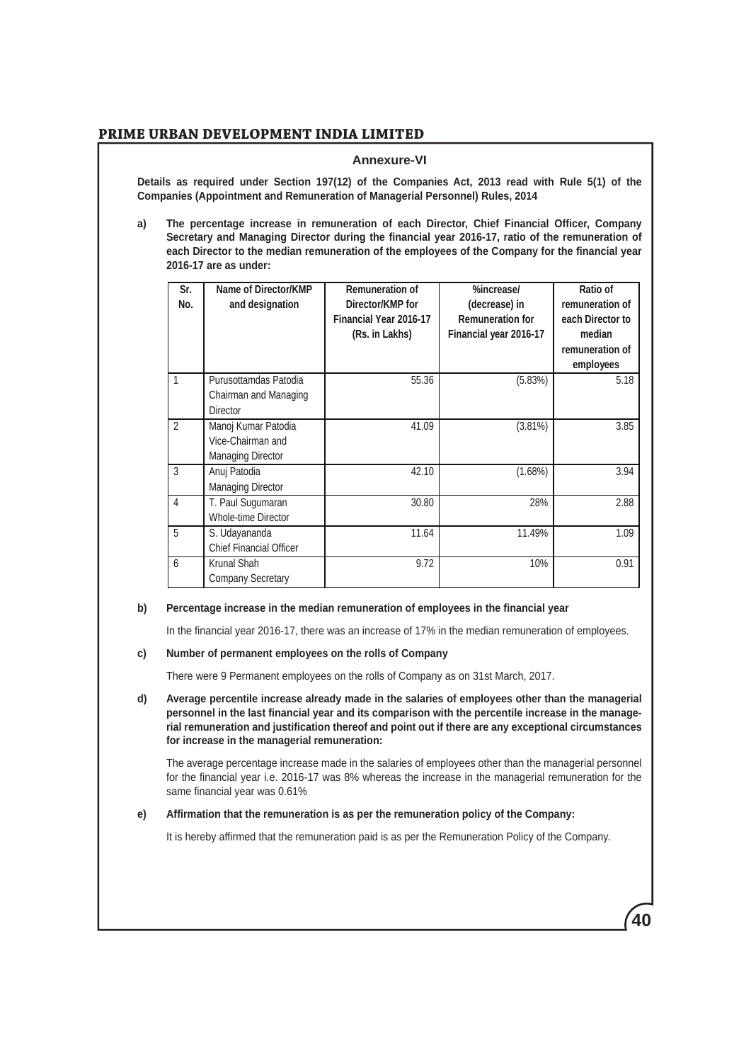## Annexure-VI

**Details as required under Section 197(12) of the Companies Act, 2013 read with Rule 5(1) of the Companies (Appointment and Remuneration of Managerial Personnel) Rules, 2014**

**a) The percentage increase in remuneration of each Director, Chief Financial Officer, Company Secretary and Managing Director during the financial year 2016-17, ratio of the remuneration of each Director to the median remuneration of the employees of the Company for the financial year 2016-17 are as under:**

| Sr. No. | Name of Director/KMP and designation | Remuneration of Director/KMP for Financial Year 2016-17 (Rs. in Lakhs) | %increase/ (decrease) in Remuneration for Financial year 2016-17 | Ratio of remuneration of each Director to median remuneration of employees |
|---|---|---|---|---|
| 1 | Purusottamdas Patodia Chairman and Managing Director | 55.36 | (5.83%) | 5.18 |
| 2 | Manoj Kumar Patodia Vice-Chairman and Managing Director | 41.09 | (3.81%) | 3.85 |
| 3 | Anuj Patodia Managing Director | 42.10 | (1.68%) | 3.94 |
| 4 | T. Paul Sugumaran Whole-time Director | 30.80 | 28% | 2.88 |
| 5 | S. Udayananda Chief Financial Officer | 11.64 | 11.49% | 1.09 |
| 6 | Krunal Shah Company Secretary | 9.72 | 10% | 0.91 |

**b) Percentage increase in the median remuneration of employees in the financial year**

In the financial year 2016-17, there was an increase of 17% in the median remuneration of employees.

**c) Number of permanent employees on the rolls of Company**

There were 9 Permanent employees on the rolls of Company as on 31st March, 2017.

**d) Average percentile increase already made in the salaries of employees other than the managerial personnel in the last financial year and its comparison with the percentile increase in the managerial remuneration and justification thereof and point out if there are any exceptional circumstances for increase in the managerial remuneration:**

The average percentage increase made in the salaries of employees other than the managerial personnel for the financial year i.e. 2016-17 was 8% whereas the increase in the managerial remuneration for the same financial year was 0.61%

**e) Affirmation that the remuneration is as per the remuneration policy of the Company:**

It is hereby affirmed that the remuneration paid is as per the Remuneration Policy of the Company.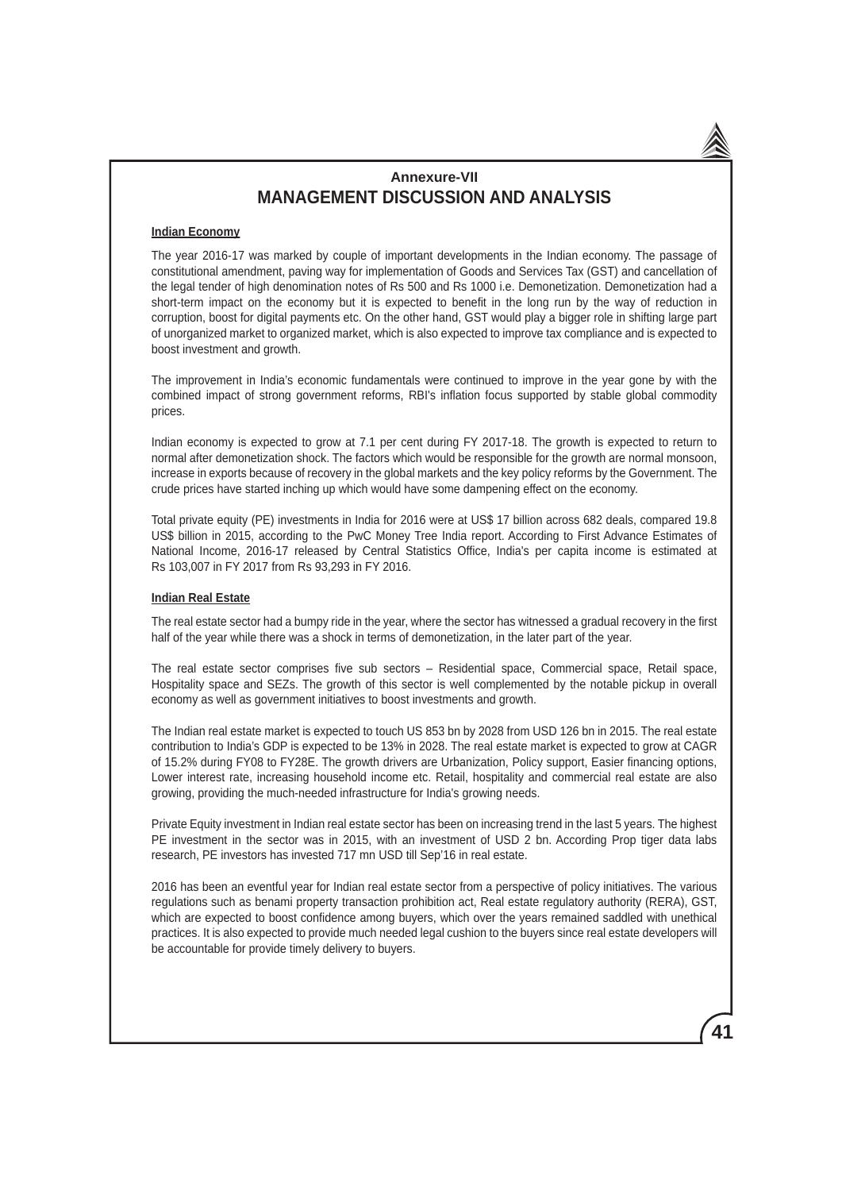## Annexure-VII

# MANAGEMENT DISCUSSION AND ANALYSIS

**Indian Economy**

The year 2016-17 was marked by couple of important developments in the Indian economy. The passage of constitutional amendment, paving way for implementation of Goods and Services Tax (GST) and cancellation of the legal tender of high denomination notes of Rs 500 and Rs 1000 i.e. Demonetization. Demonetization had a short-term impact on the economy but it is expected to benefit in the long run by the way of reduction in corruption, boost for digital payments etc. On the other hand, GST would play a bigger role in shifting large part of unorganized market to organized market, which is also expected to improve tax compliance and is expected to boost investment and growth.

The improvement in India's economic fundamentals were continued to improve in the year gone by with the combined impact of strong government reforms, RBI's inflation focus supported by stable global commodity prices.

Indian economy is expected to grow at 7.1 per cent during FY 2017-18. The growth is expected to return to normal after demonetization shock. The factors which would be responsible for the growth are normal monsoon, increase in exports because of recovery in the global markets and the key policy reforms by the Government. The crude prices have started inching up which would have some dampening effect on the economy.

Total private equity (PE) investments in India for 2016 were at US$ 17 billion across 682 deals, compared 19.8 US$ billion in 2015, according to the PwC Money Tree India report. According to First Advance Estimates of National Income, 2016-17 released by Central Statistics Office, India's per capita income is estimated at Rs 103,007 in FY 2017 from Rs 93,293 in FY 2016.

**Indian Real Estate**

The real estate sector had a bumpy ride in the year, where the sector has witnessed a gradual recovery in the first half of the year while there was a shock in terms of demonetization, in the later part of the year.

The real estate sector comprises five sub sectors – Residential space, Commercial space, Retail space, Hospitality space and SEZs. The growth of this sector is well complemented by the notable pickup in overall economy as well as government initiatives to boost investments and growth.

The Indian real estate market is expected to touch US 853 bn by 2028 from USD 126 bn in 2015. The real estate contribution to India's GDP is expected to be 13% in 2028. The real estate market is expected to grow at CAGR of 15.2% during FY08 to FY28E. The growth drivers are Urbanization, Policy support, Easier financing options, Lower interest rate, increasing household income etc. Retail, hospitality and commercial real estate are also growing, providing the much-needed infrastructure for India's growing needs.

Private Equity investment in Indian real estate sector has been on increasing trend in the last 5 years. The highest PE investment in the sector was in 2015, with an investment of USD 2 bn. According Prop tiger data labs research, PE investors has invested 717 mn USD till Sep'16 in real estate.

2016 has been an eventful year for Indian real estate sector from a perspective of policy initiatives. The various regulations such as benami property transaction prohibition act, Real estate regulatory authority (RERA), GST, which are expected to boost confidence among buyers, which over the years remained saddled with unethical practices. It is also expected to provide much needed legal cushion to the buyers since real estate developers will be accountable for provide timely delivery to buyers.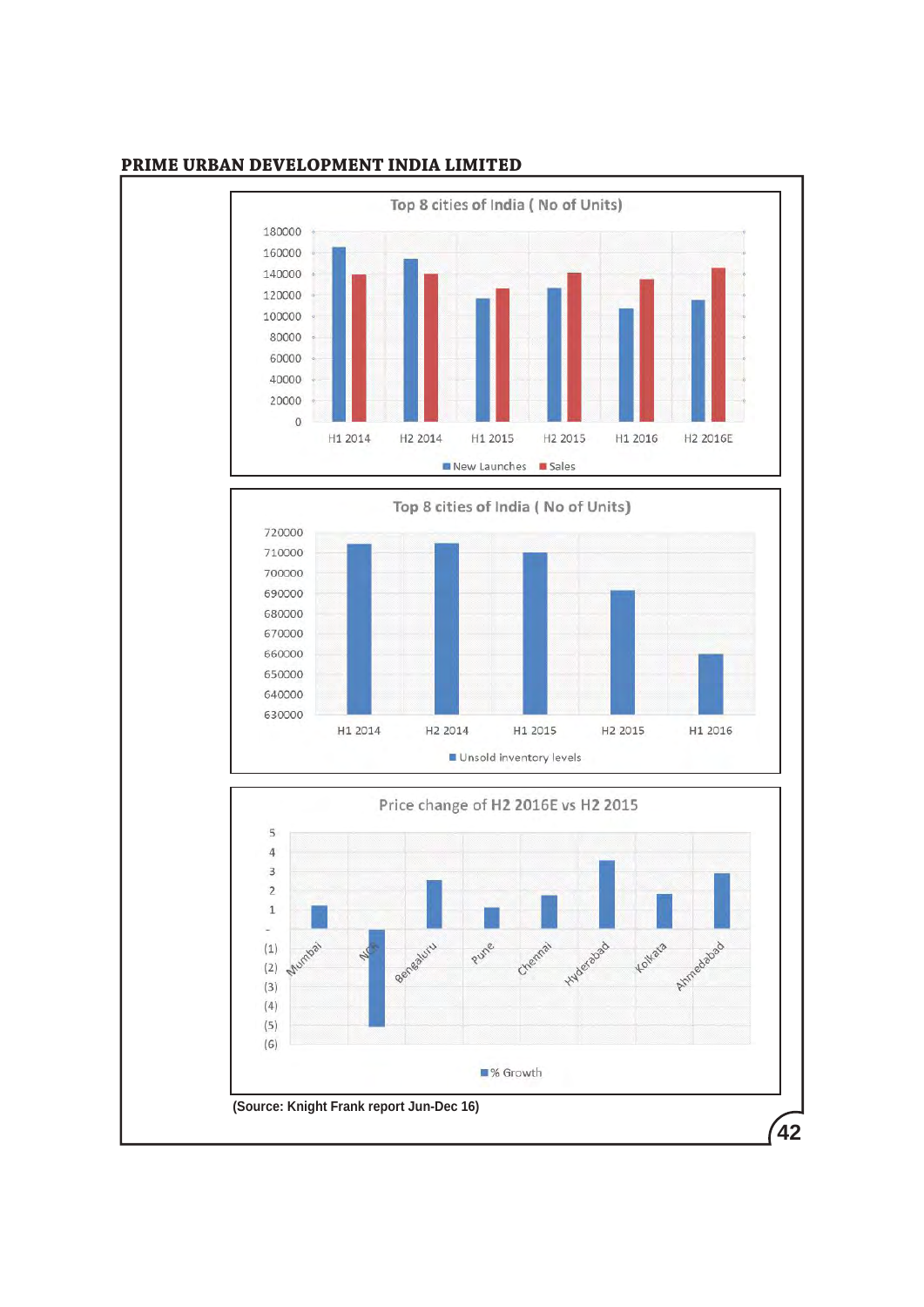Top 8 cities of India ( No of Units)

180000
160000
140000
120000
100000
80000
60000
40000
20000
0

H1 2014 H2 2014 H1 2015 H2 2015 H1 2016 H2 2016E

New Launches Sales

Top 8 cities of India ( No of Units)

720000
710000
700000
690000
680000
670000
660000
650000
640000
630000

H1 2014 H2 2014 H1 2015 H2 2015 H1 2016

Unsold inventory levels

Price change of H2 2016E vs H2 2015

5
4
3
2
1
-
(1)
(2)
(3)
(4)
(5)
(6)

Mumbai NCR Bengaluru Pune Chennai Hyderabad Kolkata Ahmedabad

% Growth

**(Source: Knight Frank report Jun-Dec 16)**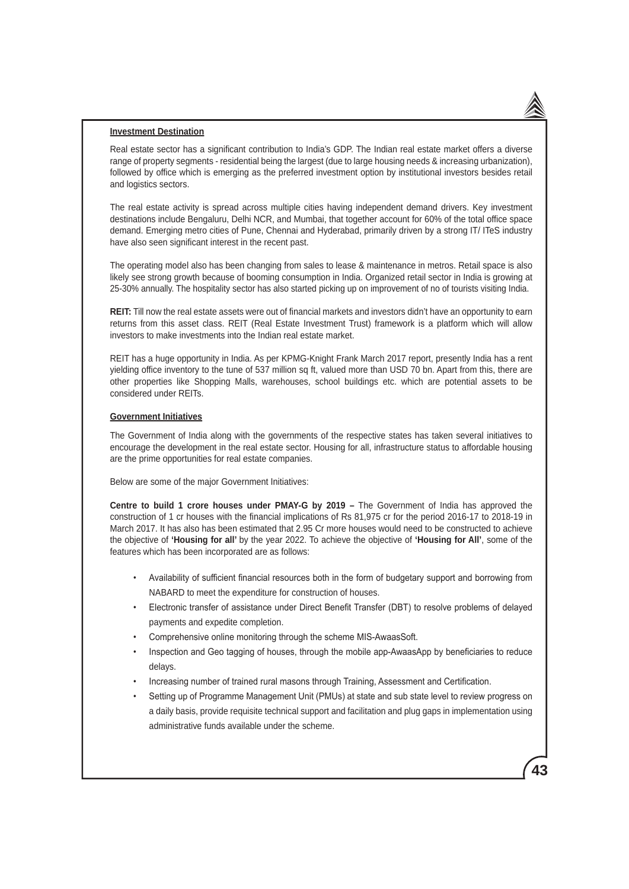**Investment Destination**

Real estate sector has a significant contribution to India's GDP. The Indian real estate market offers a diverse range of property segments - residential being the largest (due to large housing needs & increasing urbanization), followed by office which is emerging as the preferred investment option by institutional investors besides retail and logistics sectors.

The real estate activity is spread across multiple cities having independent demand drivers. Key investment destinations include Bengaluru, Delhi NCR, and Mumbai, that together account for 60% of the total office space demand. Emerging metro cities of Pune, Chennai and Hyderabad, primarily driven by a strong IT/ ITeS industry have also seen significant interest in the recent past.

The operating model also has been changing from sales to lease & maintenance in metros. Retail space is also likely see strong growth because of booming consumption in India. Organized retail sector in India is growing at 25-30% annually. The hospitality sector has also started picking up on improvement of no of tourists visiting India.

**REIT:** Till now the real estate assets were out of financial markets and investors didn't have an opportunity to earn returns from this asset class. REIT (Real Estate Investment Trust) framework is a platform which will allow investors to make investments into the Indian real estate market.

REIT has a huge opportunity in India. As per KPMG-Knight Frank March 2017 report, presently India has a rent yielding office inventory to the tune of 537 million sq ft, valued more than USD 70 bn. Apart from this, there are other properties like Shopping Malls, warehouses, school buildings etc. which are potential assets to be considered under REITs.

**Government Initiatives**

The Government of India along with the governments of the respective states has taken several initiatives to encourage the development in the real estate sector. Housing for all, infrastructure status to affordable housing are the prime opportunities for real estate companies.

Below are some of the major Government Initiatives:

**Centre to build 1 crore houses under PMAY-G by 2019 –** The Government of India has approved the construction of 1 cr houses with the financial implications of Rs 81,975 cr for the period 2016-17 to 2018-19 in March 2017. It has also has been estimated that 2.95 Cr more houses would need to be constructed to achieve the objective of **'Housing for all'** by the year 2022. To achieve the objective of **'Housing for All'**, some of the features which has been incorporated are as follows:

- Availability of sufficient financial resources both in the form of budgetary support and borrowing from NABARD to meet the expenditure for construction of houses.
- Electronic transfer of assistance under Direct Benefit Transfer (DBT) to resolve problems of delayed payments and expedite completion.
- Comprehensive online monitoring through the scheme MIS-AwaasSoft.
- Inspection and Geo tagging of houses, through the mobile app-AwaasApp by beneficiaries to reduce delays.
- Increasing number of trained rural masons through Training, Assessment and Certification.
- Setting up of Programme Management Unit (PMUs) at state and sub state level to review progress on a daily basis, provide requisite technical support and facilitation and plug gaps in implementation using administrative funds available under the scheme.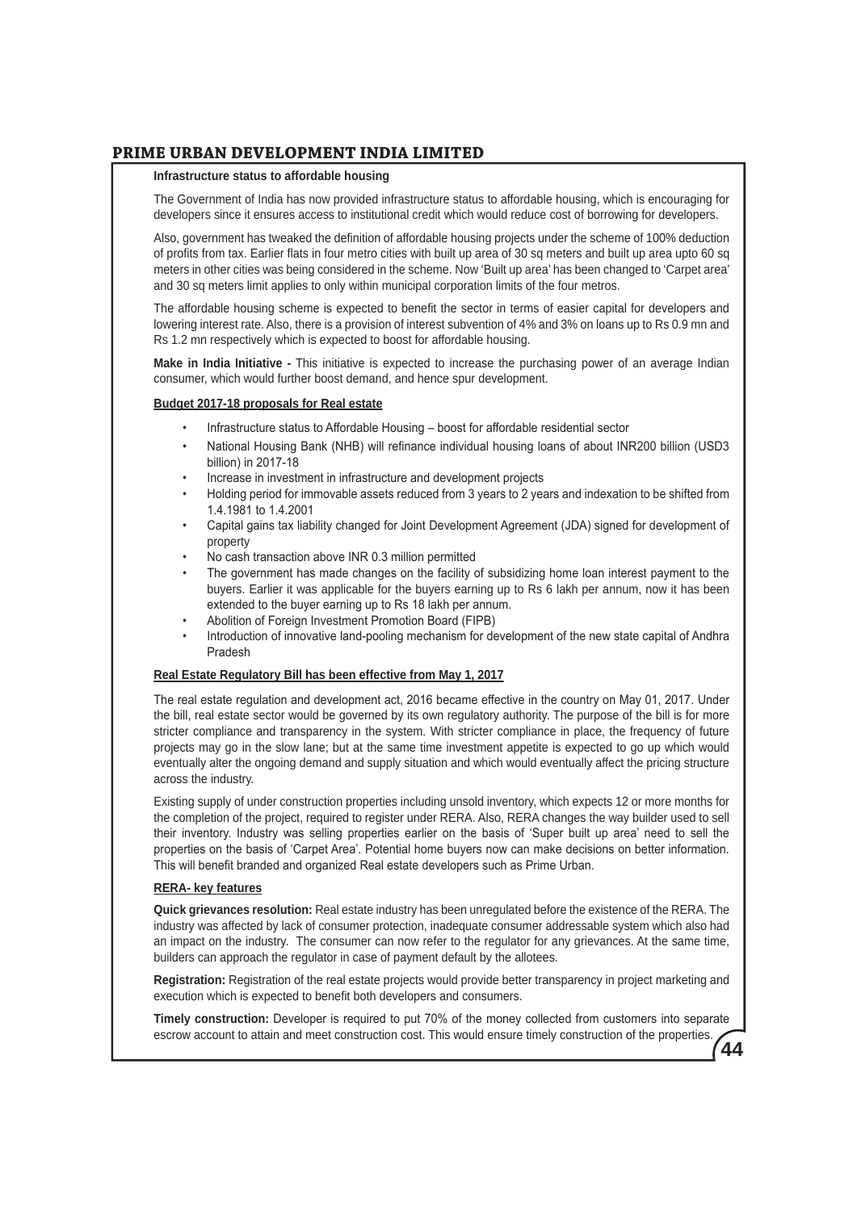**Infrastructure status to affordable housing**

The Government of India has now provided infrastructure status to affordable housing, which is encouraging for developers since it ensures access to institutional credit which would reduce cost of borrowing for developers.

Also, government has tweaked the definition of affordable housing projects under the scheme of 100% deduction of profits from tax. Earlier flats in four metro cities with built up area of 30 sq meters and built up area upto 60 sq meters in other cities was being considered in the scheme. Now 'Built up area' has been changed to 'Carpet area' and 30 sq meters limit applies to only within municipal corporation limits of the four metros.

The affordable housing scheme is expected to benefit the sector in terms of easier capital for developers and lowering interest rate. Also, there is a provision of interest subvention of 4% and 3% on loans up to Rs 0.9 mn and Rs 1.2 mn respectively which is expected to boost for affordable housing.

**Make in India Initiative -** This initiative is expected to increase the purchasing power of an average Indian consumer, which would further boost demand, and hence spur development.

**Budget 2017-18 proposals for Real estate**

- Infrastructure status to Affordable Housing – boost for affordable residential sector
- National Housing Bank (NHB) will refinance individual housing loans of about INR200 billion (USD3 billion) in 2017-18
- Increase in investment in infrastructure and development projects
- Holding period for immovable assets reduced from 3 years to 2 years and indexation to be shifted from 1.4.1981 to 1.4.2001
- Capital gains tax liability changed for Joint Development Agreement (JDA) signed for development of property
- No cash transaction above INR 0.3 million permitted
- The government has made changes on the facility of subsidizing home loan interest payment to the buyers. Earlier it was applicable for the buyers earning up to Rs 6 lakh per annum, now it has been extended to the buyer earning up to Rs 18 lakh per annum.
- Abolition of Foreign Investment Promotion Board (FIPB)
- Introduction of innovative land-pooling mechanism for development of the new state capital of Andhra Pradesh

**Real Estate Regulatory Bill has been effective from May 1, 2017**

The real estate regulation and development act, 2016 became effective in the country on May 01, 2017. Under the bill, real estate sector would be governed by its own regulatory authority. The purpose of the bill is for more stricter compliance and transparency in the system. With stricter compliance in place, the frequency of future projects may go in the slow lane; but at the same time investment appetite is expected to go up which would eventually alter the ongoing demand and supply situation and which would eventually affect the pricing structure across the industry.

Existing supply of under construction properties including unsold inventory, which expects 12 or more months for the completion of the project, required to register under RERA. Also, RERA changes the way builder used to sell their inventory. Industry was selling properties earlier on the basis of 'Super built up area' need to sell the properties on the basis of 'Carpet Area'. Potential home buyers now can make decisions on better information. This will benefit branded and organized Real estate developers such as Prime Urban.

**RERA- key features**

**Quick grievances resolution:** Real estate industry has been unregulated before the existence of the RERA. The industry was affected by lack of consumer protection, inadequate consumer addressable system which also had an impact on the industry. The consumer can now refer to the regulator for any grievances. At the same time, builders can approach the regulator in case of payment default by the allotees.

**Registration:** Registration of the real estate projects would provide better transparency in project marketing and execution which is expected to benefit both developers and consumers.

**Timely construction:** Developer is required to put 70% of the money collected from customers into separate escrow account to attain and meet construction cost. This would ensure timely construction of the properties.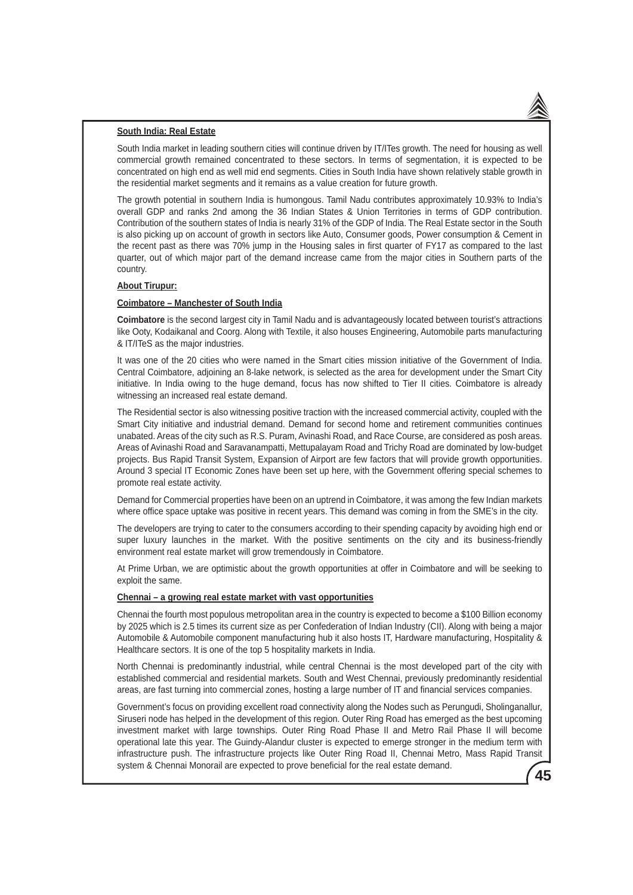**South India: Real Estate**

South India market in leading southern cities will continue driven by IT/ITes growth. The need for housing as well commercial growth remained concentrated to these sectors. In terms of segmentation, it is expected to be concentrated on high end as well mid end segments. Cities in South India have shown relatively stable growth in the residential market segments and it remains as a value creation for future growth.

The growth potential in southern India is humongous. Tamil Nadu contributes approximately 10.93% to India's overall GDP and ranks 2nd among the 36 Indian States & Union Territories in terms of GDP contribution. Contribution of the southern states of India is nearly 31% of the GDP of India. The Real Estate sector in the South is also picking up on account of growth in sectors like Auto, Consumer goods, Power consumption & Cement in the recent past as there was 70% jump in the Housing sales in first quarter of FY17 as compared to the last quarter, out of which major part of the demand increase came from the major cities in Southern parts of the country.

**About Tirupur:**

**Coimbatore – Manchester of South India**

**Coimbatore** is the second largest city in Tamil Nadu and is advantageously located between tourist's attractions like Ooty, Kodaikanal and Coorg. Along with Textile, it also houses Engineering, Automobile parts manufacturing & IT/ITeS as the major industries.

It was one of the 20 cities who were named in the Smart cities mission initiative of the Government of India. Central Coimbatore, adjoining an 8-lake network, is selected as the area for development under the Smart City initiative. In India owing to the huge demand, focus has now shifted to Tier II cities. Coimbatore is already witnessing an increased real estate demand.

The Residential sector is also witnessing positive traction with the increased commercial activity, coupled with the Smart City initiative and industrial demand. Demand for second home and retirement communities continues unabated. Areas of the city such as R.S. Puram, Avinashi Road, and Race Course, are considered as posh areas. Areas of Avinashi Road and Saravanampatti, Mettupalayam Road and Trichy Road are dominated by low-budget projects. Bus Rapid Transit System, Expansion of Airport are few factors that will provide growth opportunities. Around 3 special IT Economic Zones have been set up here, with the Government offering special schemes to promote real estate activity.

Demand for Commercial properties have been on an uptrend in Coimbatore, it was among the few Indian markets where office space uptake was positive in recent years. This demand was coming in from the SME's in the city.

The developers are trying to cater to the consumers according to their spending capacity by avoiding high end or super luxury launches in the market. With the positive sentiments on the city and its business-friendly environment real estate market will grow tremendously in Coimbatore.

At Prime Urban, we are optimistic about the growth opportunities at offer in Coimbatore and will be seeking to exploit the same.

**Chennai – a growing real estate market with vast opportunities**

Chennai the fourth most populous metropolitan area in the country is expected to become a $100 Billion economy by 2025 which is 2.5 times its current size as per Confederation of Indian Industry (CII). Along with being a major Automobile & Automobile component manufacturing hub it also hosts IT, Hardware manufacturing, Hospitality & Healthcare sectors. It is one of the top 5 hospitality markets in India.

North Chennai is predominantly industrial, while central Chennai is the most developed part of the city with established commercial and residential markets. South and West Chennai, previously predominantly residential areas, are fast turning into commercial zones, hosting a large number of IT and financial services companies.

Government's focus on providing excellent road connectivity along the Nodes such as Perungudi, Sholinganallur, Siruseri node has helped in the development of this region. Outer Ring Road has emerged as the best upcoming investment market with large townships. Outer Ring Road Phase II and Metro Rail Phase II will become operational late this year. The Guindy-Alandur cluster is expected to emerge stronger in the medium term with infrastructure push. The infrastructure projects like Outer Ring Road II, Chennai Metro, Mass Rapid Transit system & Chennai Monorail are expected to prove beneficial for the real estate demand.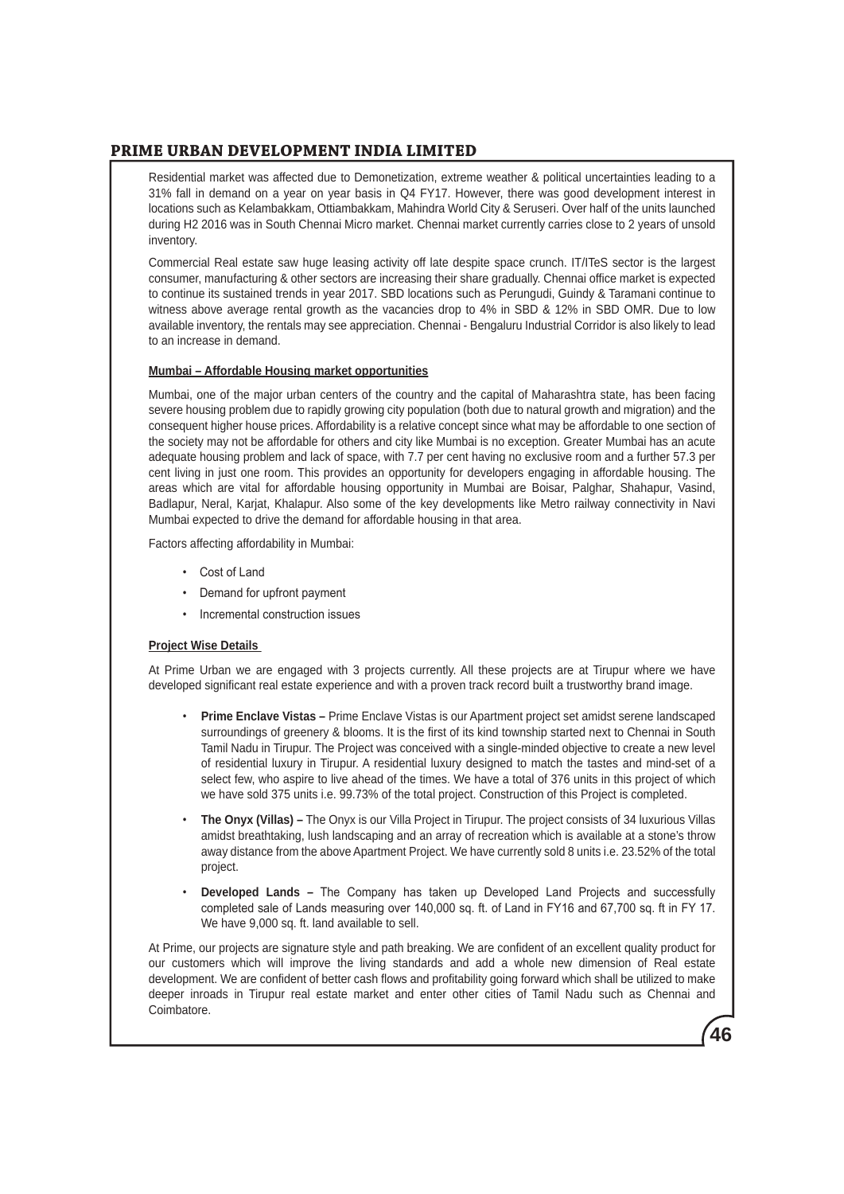Residential market was affected due to Demonetization, extreme weather & political uncertainties leading to a 31% fall in demand on a year on year basis in Q4 FY17. However, there was good development interest in locations such as Kelambakkam, Ottiambakkam, Mahindra World City & Seruseri. Over half of the units launched during H2 2016 was in South Chennai Micro market. Chennai market currently carries close to 2 years of unsold inventory.

Commercial Real estate saw huge leasing activity off late despite space crunch. IT/ITeS sector is the largest consumer, manufacturing & other sectors are increasing their share gradually. Chennai office market is expected to continue its sustained trends in year 2017. SBD locations such as Perungudi, Guindy & Taramani continue to witness above average rental growth as the vacancies drop to 4% in SBD & 12% in SBD OMR. Due to low available inventory, the rentals may see appreciation. Chennai - Bengaluru Industrial Corridor is also likely to lead to an increase in demand.

**Mumbai – Affordable Housing market opportunities**

Mumbai, one of the major urban centers of the country and the capital of Maharashtra state, has been facing severe housing problem due to rapidly growing city population (both due to natural growth and migration) and the consequent higher house prices. Affordability is a relative concept since what may be affordable to one section of the society may not be affordable for others and city like Mumbai is no exception. Greater Mumbai has an acute adequate housing problem and lack of space, with 7.7 per cent having no exclusive room and a further 57.3 per cent living in just one room. This provides an opportunity for developers engaging in affordable housing. The areas which are vital for affordable housing opportunity in Mumbai are Boisar, Palghar, Shahapur, Vasind, Badlapur, Neral, Karjat, Khalapur. Also some of the key developments like Metro railway connectivity in Navi Mumbai expected to drive the demand for affordable housing in that area.

Factors affecting affordability in Mumbai:

- Cost of Land
- Demand for upfront payment
- Incremental construction issues

**Project Wise Details**

At Prime Urban we are engaged with 3 projects currently. All these projects are at Tirupur where we have developed significant real estate experience and with a proven track record built a trustworthy brand image.

- **Prime Enclave Vistas –** Prime Enclave Vistas is our Apartment project set amidst serene landscaped surroundings of greenery & blooms. It is the first of its kind township started next to Chennai in South Tamil Nadu in Tirupur. The Project was conceived with a single-minded objective to create a new level of residential luxury in Tirupur. A residential luxury designed to match the tastes and mind-set of a select few, who aspire to live ahead of the times. We have a total of 376 units in this project of which we have sold 375 units i.e. 99.73% of the total project. Construction of this Project is completed.
- **The Onyx (Villas) –** The Onyx is our Villa Project in Tirupur. The project consists of 34 luxurious Villas amidst breathtaking, lush landscaping and an array of recreation which is available at a stone's throw away distance from the above Apartment Project. We have currently sold 8 units i.e. 23.52% of the total project.
- **Developed Lands –** The Company has taken up Developed Land Projects and successfully completed sale of Lands measuring over 140,000 sq. ft. of Land in FY16 and 67,700 sq. ft in FY 17. We have 9,000 sq. ft. land available to sell.

At Prime, our projects are signature style and path breaking. We are confident of an excellent quality product for our customers which will improve the living standards and add a whole new dimension of Real estate development. We are confident of better cash flows and profitability going forward which shall be utilized to make deeper inroads in Tirupur real estate market and enter other cities of Tamil Nadu such as Chennai and Coimbatore.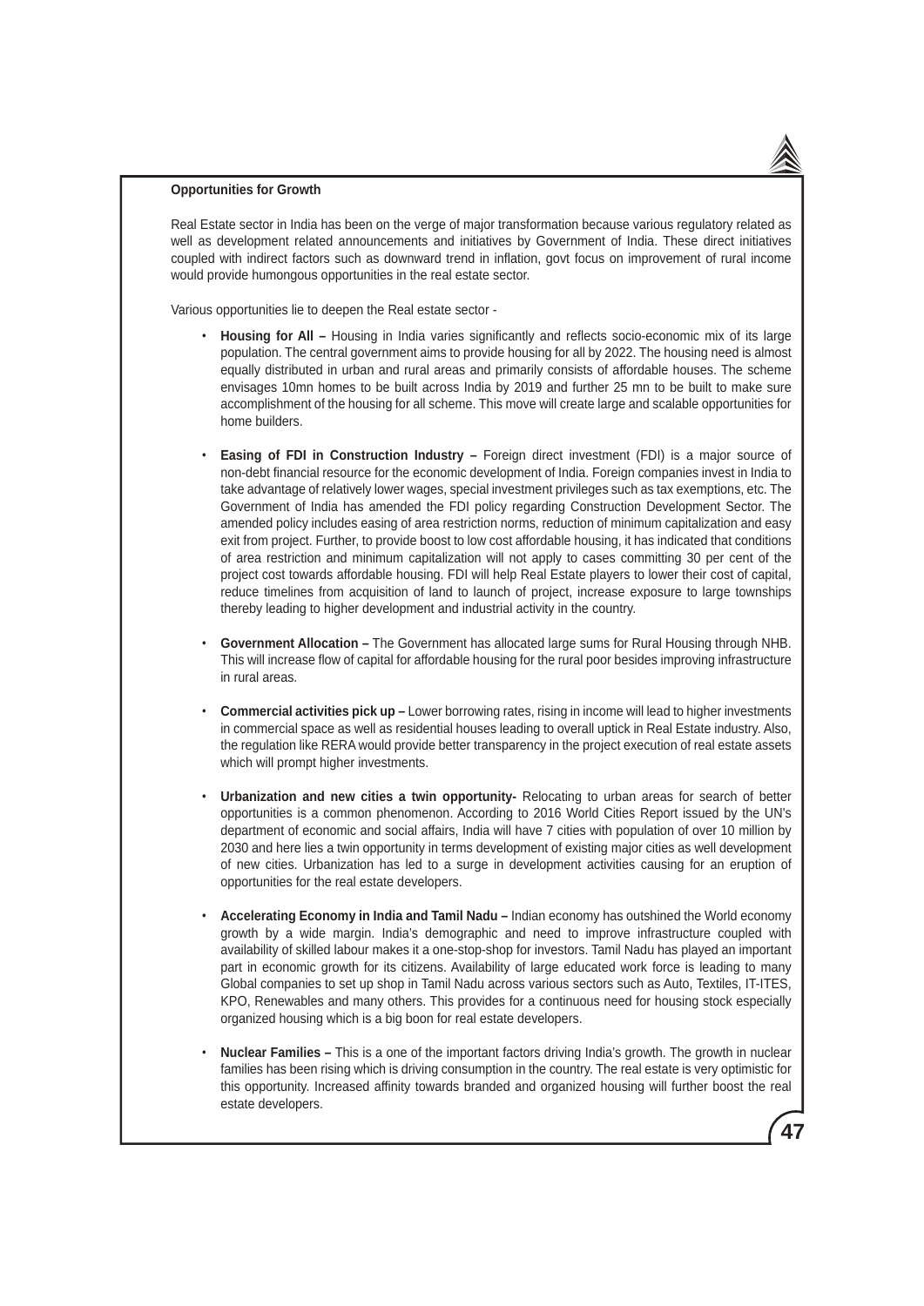**Opportunities for Growth**

Real Estate sector in India has been on the verge of major transformation because various regulatory related as well as development related announcements and initiatives by Government of India. These direct initiatives coupled with indirect factors such as downward trend in inflation, govt focus on improvement of rural income would provide humongous opportunities in the real estate sector.

Various opportunities lie to deepen the Real estate sector -

- **Housing for All –** Housing in India varies significantly and reflects socio-economic mix of its large population. The central government aims to provide housing for all by 2022. The housing need is almost equally distributed in urban and rural areas and primarily consists of affordable houses. The scheme envisages 10mn homes to be built across India by 2019 and further 25 mn to be built to make sure accomplishment of the housing for all scheme. This move will create large and scalable opportunities for home builders.

- **Easing of FDI in Construction Industry –** Foreign direct investment (FDI) is a major source of non-debt financial resource for the economic development of India. Foreign companies invest in India to take advantage of relatively lower wages, special investment privileges such as tax exemptions, etc. The Government of India has amended the FDI policy regarding Construction Development Sector. The amended policy includes easing of area restriction norms, reduction of minimum capitalization and easy exit from project. Further, to provide boost to low cost affordable housing, it has indicated that conditions of area restriction and minimum capitalization will not apply to cases committing 30 per cent of the project cost towards affordable housing. FDI will help Real Estate players to lower their cost of capital, reduce timelines from acquisition of land to launch of project, increase exposure to large townships thereby leading to higher development and industrial activity in the country.

- **Government Allocation –** The Government has allocated large sums for Rural Housing through NHB. This will increase flow of capital for affordable housing for the rural poor besides improving infrastructure in rural areas.

- **Commercial activities pick up –** Lower borrowing rates, rising in income will lead to higher investments in commercial space as well as residential houses leading to overall uptick in Real Estate industry. Also, the regulation like RERA would provide better transparency in the project execution of real estate assets which will prompt higher investments.

- **Urbanization and new cities a twin opportunity-** Relocating to urban areas for search of better opportunities is a common phenomenon. According to 2016 World Cities Report issued by the UN's department of economic and social affairs, India will have 7 cities with population of over 10 million by 2030 and here lies a twin opportunity in terms development of existing major cities as well development of new cities. Urbanization has led to a surge in development activities causing for an eruption of opportunities for the real estate developers.

- **Accelerating Economy in India and Tamil Nadu –** Indian economy has outshined the World economy growth by a wide margin. India's demographic and need to improve infrastructure coupled with availability of skilled labour makes it a one-stop-shop for investors. Tamil Nadu has played an important part in economic growth for its citizens. Availability of large educated work force is leading to many Global companies to set up shop in Tamil Nadu across various sectors such as Auto, Textiles, IT-ITES, KPO, Renewables and many others. This provides for a continuous need for housing stock especially organized housing which is a big boon for real estate developers.

- **Nuclear Families –** This is a one of the important factors driving India's growth. The growth in nuclear families has been rising which is driving consumption in the country. The real estate is very optimistic for this opportunity. Increased affinity towards branded and organized housing will further boost the real estate developers.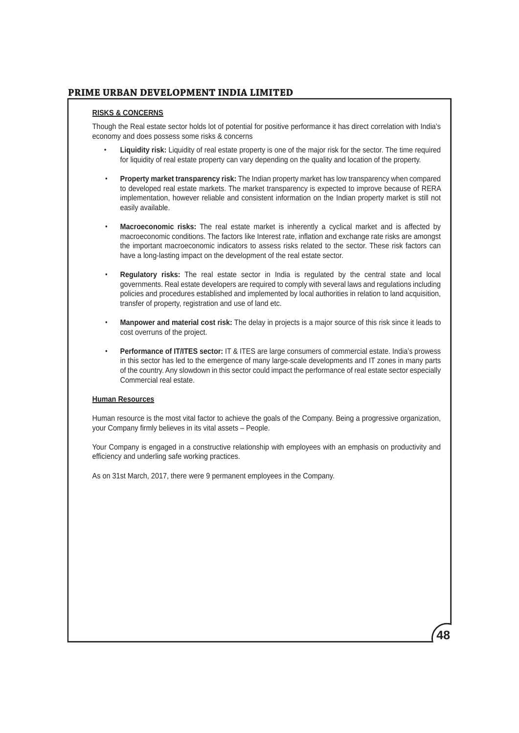**RISKS & CONCERNS**

Though the Real estate sector holds lot of potential for positive performance it has direct correlation with India's economy and does possess some risks & concerns

- **Liquidity risk:** Liquidity of real estate property is one of the major risk for the sector. The time required for liquidity of real estate property can vary depending on the quality and location of the property.

- **Property market transparency risk:** The Indian property market has low transparency when compared to developed real estate markets. The market transparency is expected to improve because of RERA implementation, however reliable and consistent information on the Indian property market is still not easily available.

- **Macroeconomic risks:** The real estate market is inherently a cyclical market and is affected by macroeconomic conditions. The factors like Interest rate, inflation and exchange rate risks are amongst the important macroeconomic indicators to assess risks related to the sector. These risk factors can have a long-lasting impact on the development of the real estate sector.

- **Regulatory risks:** The real estate sector in India is regulated by the central state and local governments. Real estate developers are required to comply with several laws and regulations including policies and procedures established and implemented by local authorities in relation to land acquisition, transfer of property, registration and use of land etc.

- **Manpower and material cost risk:** The delay in projects is a major source of this risk since it leads to cost overruns of the project.

- **Performance of IT/ITES sector:** IT & ITES are large consumers of commercial estate. India's prowess in this sector has led to the emergence of many large-scale developments and IT zones in many parts of the country. Any slowdown in this sector could impact the performance of real estate sector especially Commercial real estate.

**Human Resources**

Human resource is the most vital factor to achieve the goals of the Company. Being a progressive organization, your Company firmly believes in its vital assets – People.

Your Company is engaged in a constructive relationship with employees with an emphasis on productivity and efficiency and underling safe working practices.

As on 31st March, 2017, there were 9 permanent employees in the Company.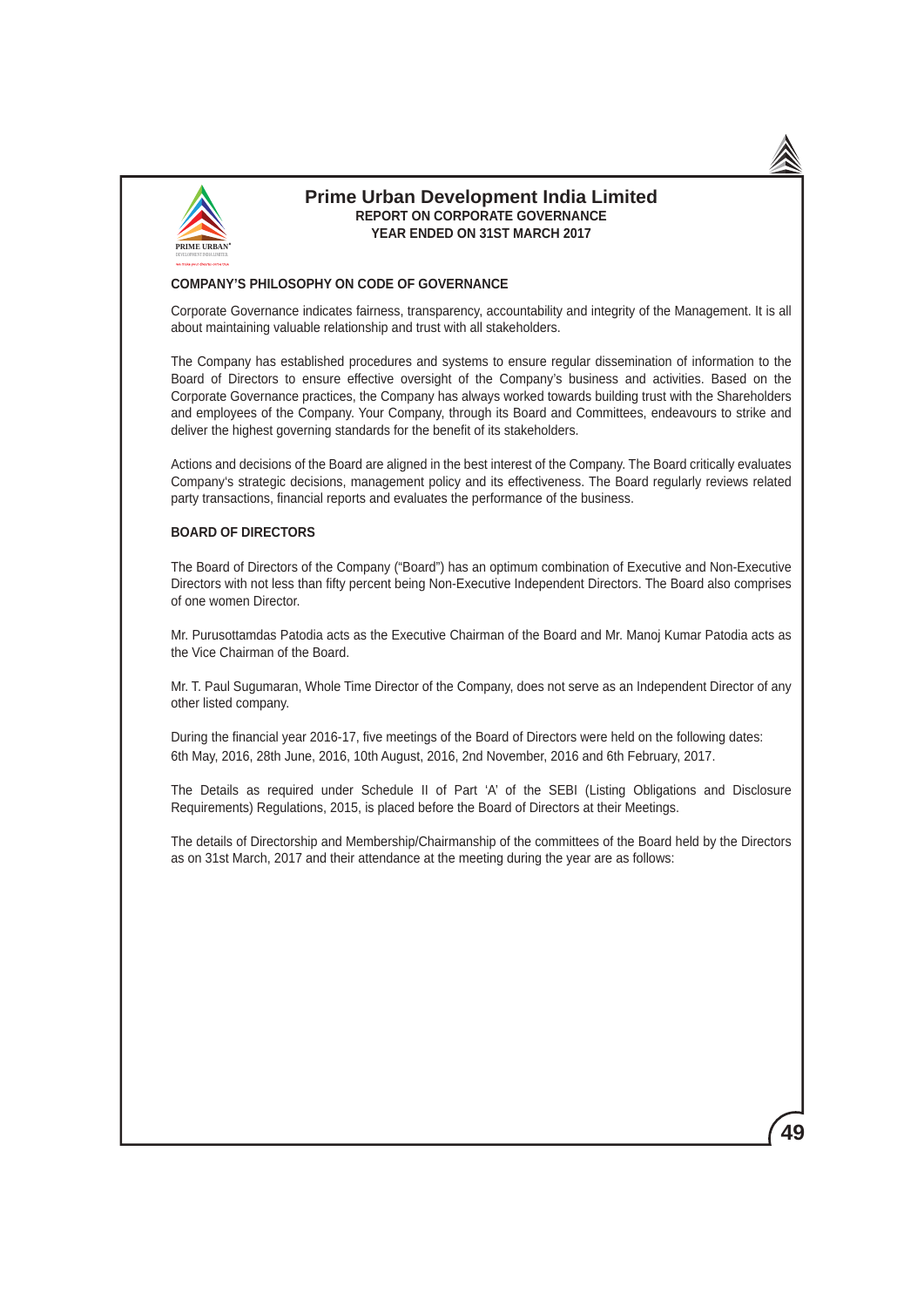# Prime Urban Development India Limited

## REPORT ON CORPORATE GOVERNANCE
## YEAR ENDED ON 31ST MARCH 2017

### COMPANY'S PHILOSOPHY ON CODE OF GOVERNANCE

Corporate Governance indicates fairness, transparency, accountability and integrity of the Management. It is all about maintaining valuable relationship and trust with all stakeholders.

The Company has established procedures and systems to ensure regular dissemination of information to the Board of Directors to ensure effective oversight of the Company's business and activities. Based on the Corporate Governance practices, the Company has always worked towards building trust with the Shareholders and employees of the Company. Your Company, through its Board and Committees, endeavours to strike and deliver the highest governing standards for the benefit of its stakeholders.

Actions and decisions of the Board are aligned in the best interest of the Company. The Board critically evaluates Company's strategic decisions, management policy and its effectiveness. The Board regularly reviews related party transactions, financial reports and evaluates the performance of the business.

### BOARD OF DIRECTORS

The Board of Directors of the Company ("Board") has an optimum combination of Executive and Non-Executive Directors with not less than fifty percent being Non-Executive Independent Directors. The Board also comprises of one women Director.

Mr. Purusottamdas Patodia acts as the Executive Chairman of the Board and Mr. Manoj Kumar Patodia acts as the Vice Chairman of the Board.

Mr. T. Paul Sugumaran, Whole Time Director of the Company, does not serve as an Independent Director of any other listed company.

During the financial year 2016-17, five meetings of the Board of Directors were held on the following dates: 6th May, 2016, 28th June, 2016, 10th August, 2016, 2nd November, 2016 and 6th February, 2017.

The Details as required under Schedule II of Part 'A' of the SEBI (Listing Obligations and Disclosure Requirements) Regulations, 2015, is placed before the Board of Directors at their Meetings.

The details of Directorship and Membership/Chairmanship of the committees of the Board held by the Directors as on 31st March, 2017 and their attendance at the meeting during the year are as follows: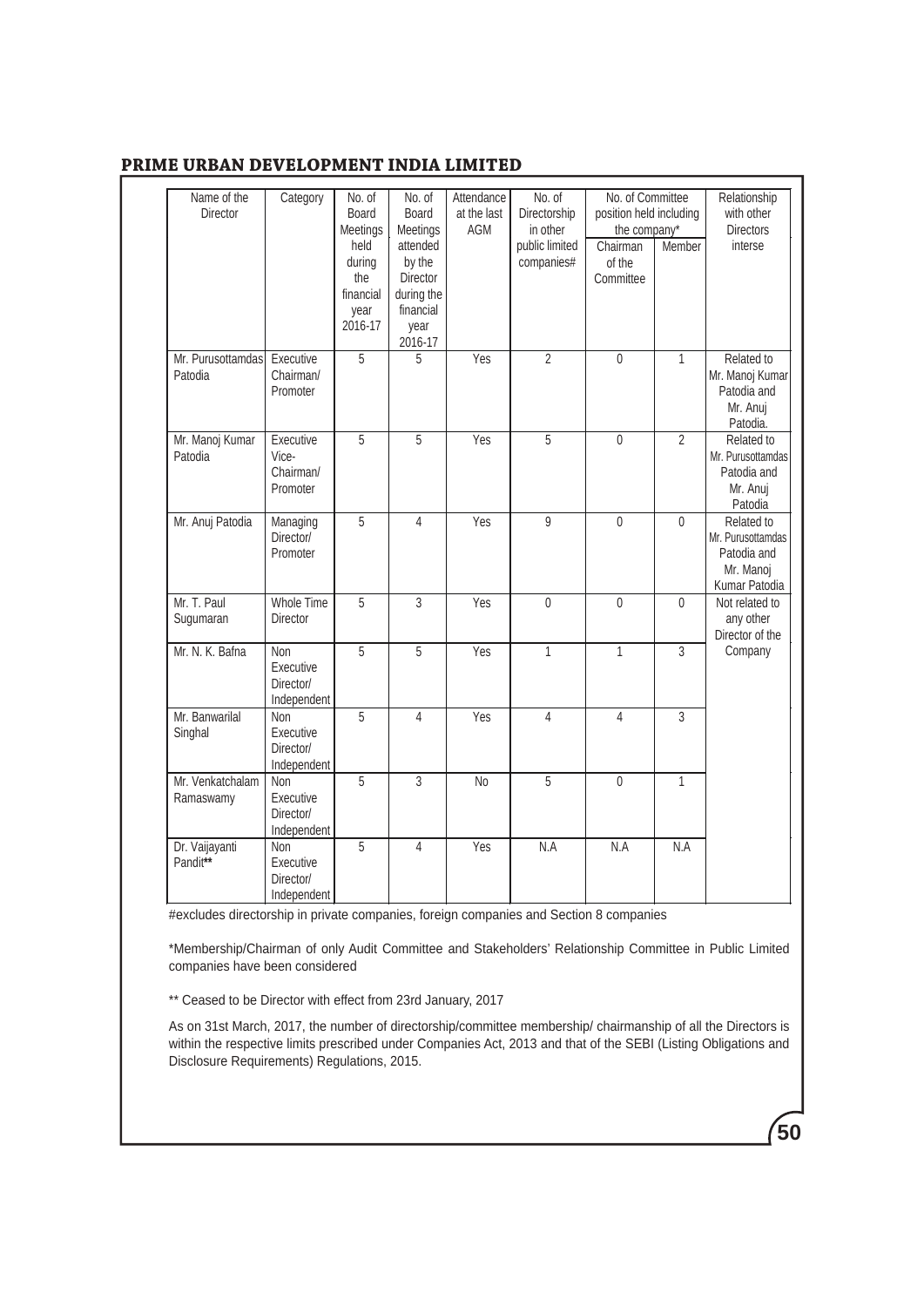| Name of the Director | Category | No. of Board Meetings held during the financial year 2016-17 | No. of Board Meetings attended by the Director during the financial year 2016-17 | Attendance at the last AGM | No. of Directorship in other public limited companies# | No. of Committee position held including the company* | | Relationship with other Directors interse |
|---|---|---|---|---|---|---|---|---|
| | | | | | | Chairman of the Committee | Member | |
| Mr. Purusottamdas Patodia | Executive Chairman/ Promoter | 5 | 5 | Yes | 2 | 0 | 1 | Related to Mr. Manoj Kumar Patodia and Mr. Anuj Patodia. |
| Mr. Manoj Kumar Patodia | Executive Vice-Chairman/ Promoter | 5 | 5 | Yes | 5 | 0 | 2 | Related to Mr. Purusottamdas Patodia and Mr. Anuj Patodia |
| Mr. Anuj Patodia | Managing Director/ Promoter | 5 | 4 | Yes | 9 | 0 | 0 | Related to Mr. Purusottamdas Patodia and Mr. Manoj Kumar Patodia |
| Mr. T. Paul Sugumaran | Whole Time Director | 5 | 3 | Yes | 0 | 0 | 0 | Not related to any other Director of the Company |
| Mr. N. K. Bafna | Non Executive Director/ Independent | 5 | 5 | Yes | 1 | 1 | 3 | |
| Mr. Banwarilal Singhal | Non Executive Director/ Independent | 5 | 4 | Yes | 4 | 4 | 3 | |
| Mr. Venkatchalam Ramaswamy | Non Executive Director/ Independent | 5 | 3 | No | 5 | 0 | 1 | |
| Dr. Vaijayanti Pandit** | Non Executive Director/ Independent | 5 | 4 | Yes | N.A | N.A | N.A | |

#excludes directorship in private companies, foreign companies and Section 8 companies

*Membership/Chairman of only Audit Committee and Stakeholders' Relationship Committee in Public Limited companies have been considered

** Ceased to be Director with effect from 23rd January, 2017

As on 31st March, 2017, the number of directorship/committee membership/ chairmanship of all the Directors is within the respective limits prescribed under Companies Act, 2013 and that of the SEBI (Listing Obligations and Disclosure Requirements) Regulations, 2015.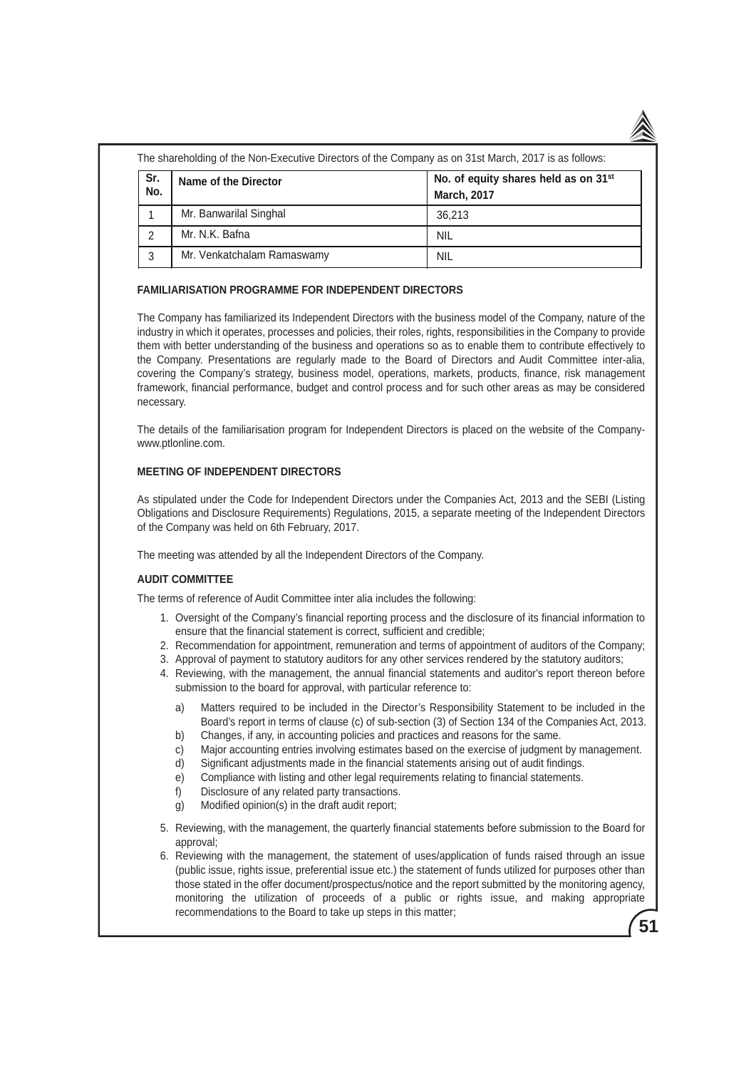The shareholding of the Non-Executive Directors of the Company as on 31st March, 2017 is as follows:

| Sr. No. | Name of the Director | No. of equity shares held as on 31st March, 2017 |
|---|---|---|
| 1 | Mr. Banwarilal Singhal | 36,213 |
| 2 | Mr. N.K. Bafna | NIL |
| 3 | Mr. Venkatchalam Ramaswamy | NIL |

**FAMILIARISATION PROGRAMME FOR INDEPENDENT DIRECTORS**

The Company has familiarized its Independent Directors with the business model of the Company, nature of the industry in which it operates, processes and policies, their roles, rights, responsibilities in the Company to provide them with better understanding of the business and operations so as to enable them to contribute effectively to the Company. Presentations are regularly made to the Board of Directors and Audit Committee inter-alia, covering the Company's strategy, business model, operations, markets, products, finance, risk management framework, financial performance, budget and control process and for such other areas as may be considered necessary.

The details of the familiarisation program for Independent Directors is placed on the website of the Company- www.ptlonline.com.

**MEETING OF INDEPENDENT DIRECTORS**

As stipulated under the Code for Independent Directors under the Companies Act, 2013 and the SEBI (Listing Obligations and Disclosure Requirements) Regulations, 2015, a separate meeting of the Independent Directors of the Company was held on 6th February, 2017.

The meeting was attended by all the Independent Directors of the Company.

**AUDIT COMMITTEE**

The terms of reference of Audit Committee inter alia includes the following:

1. Oversight of the Company's financial reporting process and the disclosure of its financial information to ensure that the financial statement is correct, sufficient and credible;
2. Recommendation for appointment, remuneration and terms of appointment of auditors of the Company;
3. Approval of payment to statutory auditors for any other services rendered by the statutory auditors;
4. Reviewing, with the management, the annual financial statements and auditor's report thereon before submission to the board for approval, with particular reference to:
   a) Matters required to be included in the Director's Responsibility Statement to be included in the Board's report in terms of clause (c) of sub-section (3) of Section 134 of the Companies Act, 2013.
   b) Changes, if any, in accounting policies and practices and reasons for the same.
   c) Major accounting entries involving estimates based on the exercise of judgment by management.
   d) Significant adjustments made in the financial statements arising out of audit findings.
   e) Compliance with listing and other legal requirements relating to financial statements.
   f) Disclosure of any related party transactions.
   g) Modified opinion(s) in the draft audit report;
5. Reviewing, with the management, the quarterly financial statements before submission to the Board for approval;
6. Reviewing with the management, the statement of uses/application of funds raised through an issue (public issue, rights issue, preferential issue etc.) the statement of funds utilized for purposes other than those stated in the offer document/prospectus/notice and the report submitted by the monitoring agency, monitoring the utilization of proceeds of a public or rights issue, and making appropriate recommendations to the Board to take up steps in this matter;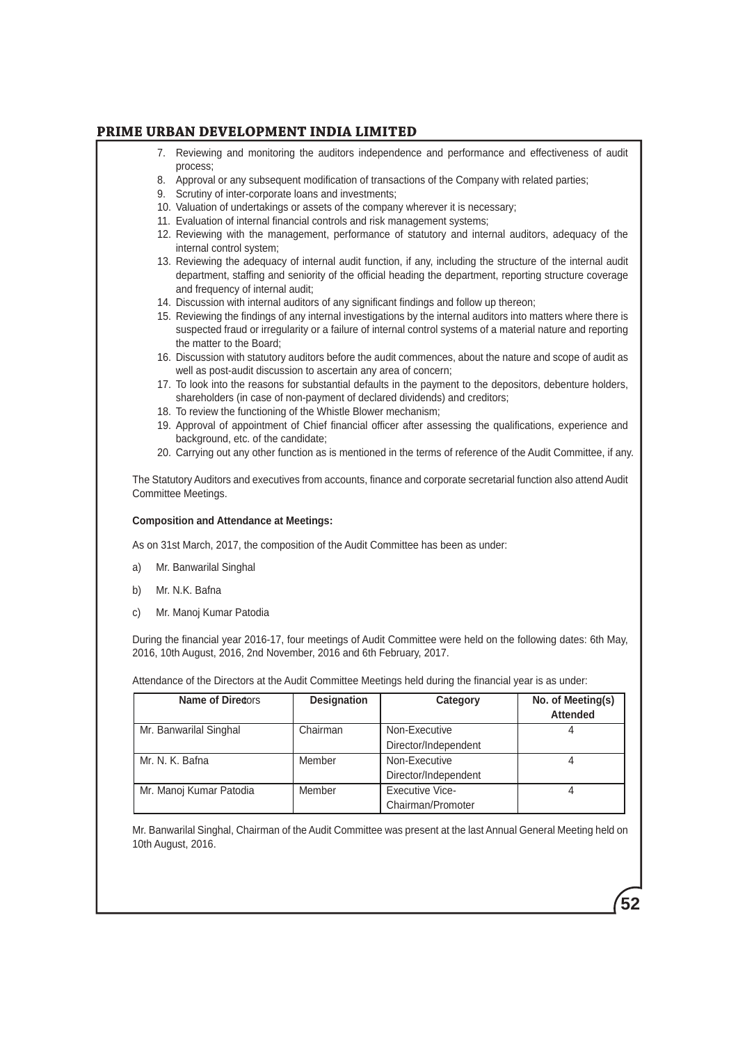7. Reviewing and monitoring the auditors independence and performance and effectiveness of audit process;
8. Approval or any subsequent modification of transactions of the Company with related parties;
9. Scrutiny of inter-corporate loans and investments;
10. Valuation of undertakings or assets of the company wherever it is necessary;
11. Evaluation of internal financial controls and risk management systems;
12. Reviewing with the management, performance of statutory and internal auditors, adequacy of the internal control system;
13. Reviewing the adequacy of internal audit function, if any, including the structure of the internal audit department, staffing and seniority of the official heading the department, reporting structure coverage and frequency of internal audit;
14. Discussion with internal auditors of any significant findings and follow up thereon;
15. Reviewing the findings of any internal investigations by the internal auditors into matters where there is suspected fraud or irregularity or a failure of internal control systems of a material nature and reporting the matter to the Board;
16. Discussion with statutory auditors before the audit commences, about the nature and scope of audit as well as post-audit discussion to ascertain any area of concern;
17. To look into the reasons for substantial defaults in the payment to the depositors, debenture holders, shareholders (in case of non-payment of declared dividends) and creditors;
18. To review the functioning of the Whistle Blower mechanism;
19. Approval of appointment of Chief financial officer after assessing the qualifications, experience and background, etc. of the candidate;
20. Carrying out any other function as is mentioned in the terms of reference of the Audit Committee, if any.

The Statutory Auditors and executives from accounts, finance and corporate secretarial function also attend Audit Committee Meetings.

**Composition and Attendance at Meetings:**

As on 31st March, 2017, the composition of the Audit Committee has been as under:

a) Mr. Banwarilal Singhal

b) Mr. N.K. Bafna

c) Mr. Manoj Kumar Patodia

During the financial year 2016-17, four meetings of Audit Committee were held on the following dates: 6th May, 2016, 10th August, 2016, 2nd November, 2016 and 6th February, 2017.

Attendance of the Directors at the Audit Committee Meetings held during the financial year is as under:

| Name of Directors | Designation | Category | No. of Meeting(s) Attended |
|---|---|---|---|
| Mr. Banwarilal Singhal | Chairman | Non-Executive Director/Independent | 4 |
| Mr. N. K. Bafna | Member | Non-Executive Director/Independent | 4 |
| Mr. Manoj Kumar Patodia | Member | Executive Vice-Chairman/Promoter | 4 |

Mr. Banwarilal Singhal, Chairman of the Audit Committee was present at the last Annual General Meeting held on 10th August, 2016.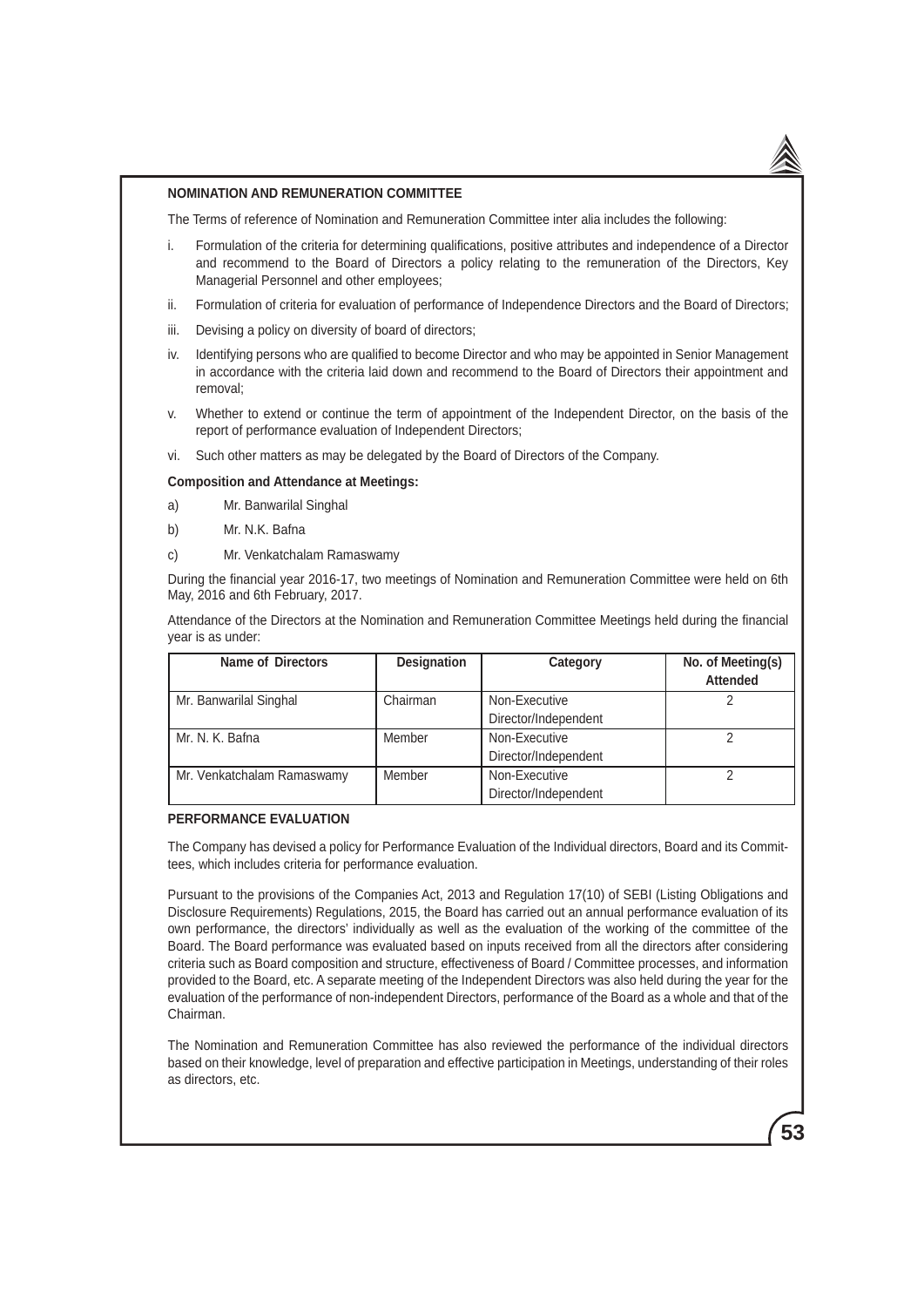## NOMINATION AND REMUNERATION COMMITTEE

The Terms of reference of Nomination and Remuneration Committee inter alia includes the following:

i. Formulation of the criteria for determining qualifications, positive attributes and independence of a Director and recommend to the Board of Directors a policy relating to the remuneration of the Directors, Key Managerial Personnel and other employees;

ii. Formulation of criteria for evaluation of performance of Independence Directors and the Board of Directors;

iii. Devising a policy on diversity of board of directors;

iv. Identifying persons who are qualified to become Director and who may be appointed in Senior Management in accordance with the criteria laid down and recommend to the Board of Directors their appointment and removal;

v. Whether to extend or continue the term of appointment of the Independent Director, on the basis of the report of performance evaluation of Independent Directors;

vi. Such other matters as may be delegated by the Board of Directors of the Company.

**Composition and Attendance at Meetings:**

a) Mr. Banwarilal Singhal

b) Mr. N.K. Bafna

c) Mr. Venkatchalam Ramaswamy

During the financial year 2016-17, two meetings of Nomination and Remuneration Committee were held on 6th May, 2016 and 6th February, 2017.

Attendance of the Directors at the Nomination and Remuneration Committee Meetings held during the financial year is as under:

| Name of Directors | Designation | Category | No. of Meeting(s) Attended |
|---|---|---|---|
| Mr. Banwarilal Singhal | Chairman | Non-Executive Director/Independent | 2 |
| Mr. N. K. Bafna | Member | Non-Executive Director/Independent | 2 |
| Mr. Venkatchalam Ramaswamy | Member | Non-Executive Director/Independent | 2 |

## PERFORMANCE EVALUATION

The Company has devised a policy for Performance Evaluation of the Individual directors, Board and its Committees, which includes criteria for performance evaluation.

Pursuant to the provisions of the Companies Act, 2013 and Regulation 17(10) of SEBI (Listing Obligations and Disclosure Requirements) Regulations, 2015, the Board has carried out an annual performance evaluation of its own performance, the directors' individually as well as the evaluation of the working of the committee of the Board. The Board performance was evaluated based on inputs received from all the directors after considering criteria such as Board composition and structure, effectiveness of Board / Committee processes, and information provided to the Board, etc. A separate meeting of the Independent Directors was also held during the year for the evaluation of the performance of non-independent Directors, performance of the Board as a whole and that of the Chairman.

The Nomination and Remuneration Committee has also reviewed the performance of the individual directors based on their knowledge, level of preparation and effective participation in Meetings, understanding of their roles as directors, etc.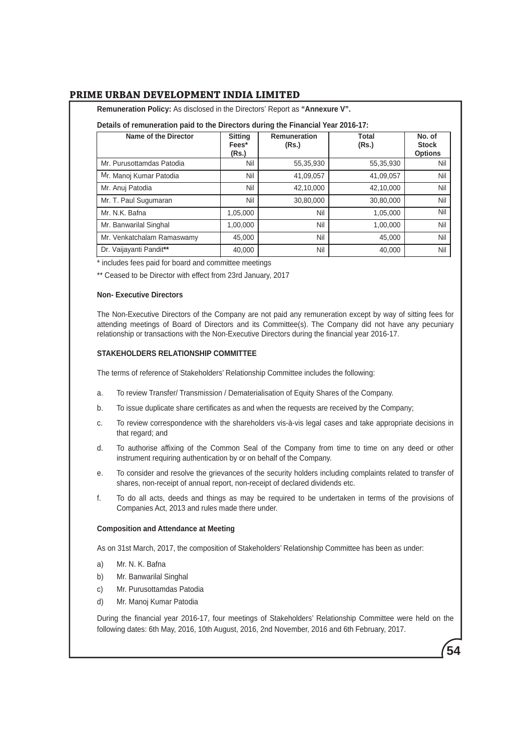**Remuneration Policy:** As disclosed in the Directors' Report as **"Annexure V".**

**Details of remuneration paid to the Directors during the Financial Year 2016-17:**

| Name of the Director | Sitting Fees* (Rs.) | Remuneration (Rs.) | Total (Rs.) | No. of Stock Options |
|---|---|---|---|---|
| Mr. Purusottamdas Patodia | Nil | 55,35,930 | 55,35,930 | Nil |
| Mr. Manoj Kumar Patodia | Nil | 41,09,057 | 41,09,057 | Nil |
| Mr. Anuj Patodia | Nil | 42,10,000 | 42,10,000 | Nil |
| Mr. T. Paul Sugumaran | Nil | 30,80,000 | 30,80,000 | Nil |
| Mr. N.K. Bafna | 1,05,000 | Nil | 1,05,000 | Nil |
| Mr. Banwarilal Singhal | 1,00,000 | Nil | 1,00,000 | Nil |
| Mr. Venkatchalam Ramaswamy | 45,000 | Nil | 45,000 | Nil |
| Dr. Vaijayanti Pandit** | 40,000 | Nil | 40,000 | Nil |

\* includes fees paid for board and committee meetings

\** Ceased to be Director with effect from 23rd January, 2017

**Non- Executive Directors**

The Non-Executive Directors of the Company are not paid any remuneration except by way of sitting fees for attending meetings of Board of Directors and its Committee(s). The Company did not have any pecuniary relationship or transactions with the Non-Executive Directors during the financial year 2016-17.

**STAKEHOLDERS RELATIONSHIP COMMITTEE**

The terms of reference of Stakeholders' Relationship Committee includes the following:

a. To review Transfer/ Transmission / Dematerialisation of Equity Shares of the Company.

b. To issue duplicate share certificates as and when the requests are received by the Company;

c. To review correspondence with the shareholders vis-à-vis legal cases and take appropriate decisions in that regard; and

d. To authorise affixing of the Common Seal of the Company from time to time on any deed or other instrument requiring authentication by or on behalf of the Company.

e. To consider and resolve the grievances of the security holders including complaints related to transfer of shares, non-receipt of annual report, non-receipt of declared dividends etc.

f. To do all acts, deeds and things as may be required to be undertaken in terms of the provisions of Companies Act, 2013 and rules made there under.

**Composition and Attendance at Meeting**

As on 31st March, 2017, the composition of Stakeholders' Relationship Committee has been as under:

a) Mr. N. K. Bafna

b) Mr. Banwarilal Singhal

c) Mr. Purusottamdas Patodia

d) Mr. Manoj Kumar Patodia

During the financial year 2016-17, four meetings of Stakeholders' Relationship Committee were held on the following dates: 6th May, 2016, 10th August, 2016, 2nd November, 2016 and 6th February, 2017.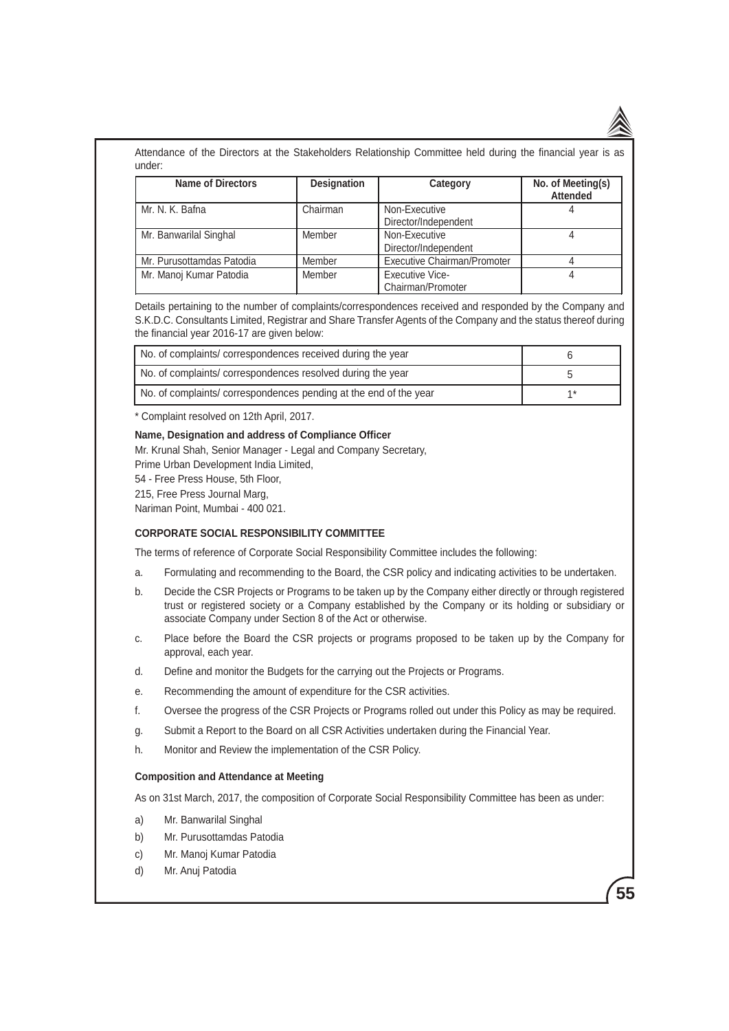Attendance of the Directors at the Stakeholders Relationship Committee held during the financial year is as under:

| Name of Directors | Designation | Category | No. of Meeting(s) Attended |
|---|---|---|---|
| Mr. N. K. Bafna | Chairman | Non-Executive Director/Independent | 4 |
| Mr. Banwarilal Singhal | Member | Non-Executive Director/Independent | 4 |
| Mr. Purusottamdas Patodia | Member | Executive Chairman/Promoter | 4 |
| Mr. Manoj Kumar Patodia | Member | Executive Vice-Chairman/Promoter | 4 |

Details pertaining to the number of complaints/correspondences received and responded by the Company and S.K.D.C. Consultants Limited, Registrar and Share Transfer Agents of the Company and the status thereof during the financial year 2016-17 are given below:

| | |
|---|---|
| No. of complaints/ correspondences received during the year | 6 |
| No. of complaints/ correspondences resolved during the year | 5 |
| No. of complaints/ correspondences pending at the end of the year | 1* |

\* Complaint resolved on 12th April, 2017.

**Name, Designation and address of Compliance Officer**

Mr. Krunal Shah, Senior Manager - Legal and Company Secretary,
Prime Urban Development India Limited,
54 - Free Press House, 5th Floor,
215, Free Press Journal Marg,
Nariman Point, Mumbai - 400 021.

## CORPORATE SOCIAL RESPONSIBILITY COMMITTEE

The terms of reference of Corporate Social Responsibility Committee includes the following:

a. Formulating and recommending to the Board, the CSR policy and indicating activities to be undertaken.

b. Decide the CSR Projects or Programs to be taken up by the Company either directly or through registered trust or registered society or a Company established by the Company or its holding or subsidiary or associate Company under Section 8 of the Act or otherwise.

c. Place before the Board the CSR projects or programs proposed to be taken up by the Company for approval, each year.

d. Define and monitor the Budgets for the carrying out the Projects or Programs.

e. Recommending the amount of expenditure for the CSR activities.

f. Oversee the progress of the CSR Projects or Programs rolled out under this Policy as may be required.

g. Submit a Report to the Board on all CSR Activities undertaken during the Financial Year.

h. Monitor and Review the implementation of the CSR Policy.

**Composition and Attendance at Meeting**

As on 31st March, 2017, the composition of Corporate Social Responsibility Committee has been as under:

a) Mr. Banwarilal Singhal

b) Mr. Purusottamdas Patodia

c) Mr. Manoj Kumar Patodia

d) Mr. Anuj Patodia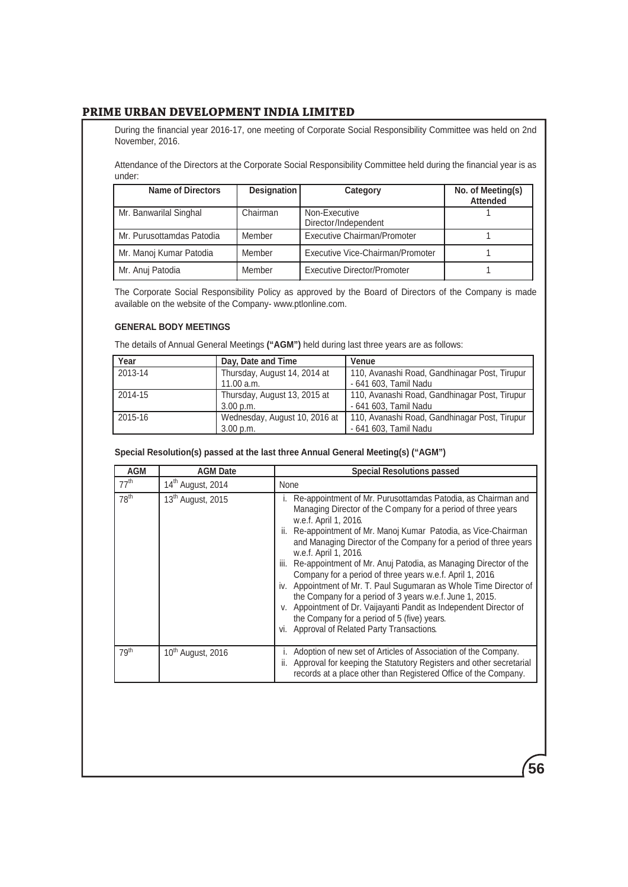During the financial year 2016-17, one meeting of Corporate Social Responsibility Committee was held on 2nd November, 2016.

Attendance of the Directors at the Corporate Social Responsibility Committee held during the financial year is as under:

| Name of Directors | Designation | Category | No. of Meeting(s) Attended |
|---|---|---|---|
| Mr. Banwarilal Singhal | Chairman | Non-Executive Director/Independent | 1 |
| Mr. Purusottamdas Patodia | Member | Executive Chairman/Promoter | 1 |
| Mr. Manoj Kumar Patodia | Member | Executive Vice-Chairman/Promoter | 1 |
| Mr. Anuj Patodia | Member | Executive Director/Promoter | 1 |

The Corporate Social Responsibility Policy as approved by the Board of Directors of the Company is made available on the website of the Company- www.ptlonline.com.

**GENERAL BODY MEETINGS**

The details of Annual General Meetings **("AGM")** held during last three years are as follows:

| Year | Day, Date and Time | Venue |
|---|---|---|
| 2013-14 | Thursday, August 14, 2014 at 11.00 a.m. | 110, Avanashi Road, Gandhinagar Post, Tirupur - 641 603, Tamil Nadu |
| 2014-15 | Thursday, August 13, 2015 at 3.00 p.m. | 110, Avanashi Road, Gandhinagar Post, Tirupur - 641 603, Tamil Nadu |
| 2015-16 | Wednesday, August 10, 2016 at 3.00 p.m. | 110, Avanashi Road, Gandhinagar Post, Tirupur - 641 603, Tamil Nadu |

**Special Resolution(s) passed at the last three Annual General Meeting(s) ("AGM")**

| AGM | AGM Date | Special Resolutions passed |
|---|---|---|
| 77th | 14th August, 2014 | None |
| 78th | 13th August, 2015 | i. Re-appointment of Mr. Purusottamdas Patodia, as Chairman and Managing Director of the Company for a period of three years w.e.f. April 1, 2016.<br>ii. Re-appointment of Mr. Manoj Kumar Patodia, as Vice-Chairman and Managing Director of the Company for a period of three years w.e.f. April 1, 2016.<br>iii. Re-appointment of Mr. Anuj Patodia, as Managing Director of the Company for a period of three years w.e.f. April 1, 2016.<br>iv. Appointment of Mr. T. Paul Sugumaran as Whole Time Director of the Company for a period of 3 years w.e.f. June 1, 2015.<br>v. Appointment of Dr. Vaijayanti Pandit as Independent Director of the Company for a period of 5 (five) years.<br>vi. Approval of Related Party Transactions. |
| 79th | 10th August, 2016 | i. Adoption of new set of Articles of Association of the Company.<br>ii. Approval for keeping the Statutory Registers and other secretarial records at a place other than Registered Office of the Company. |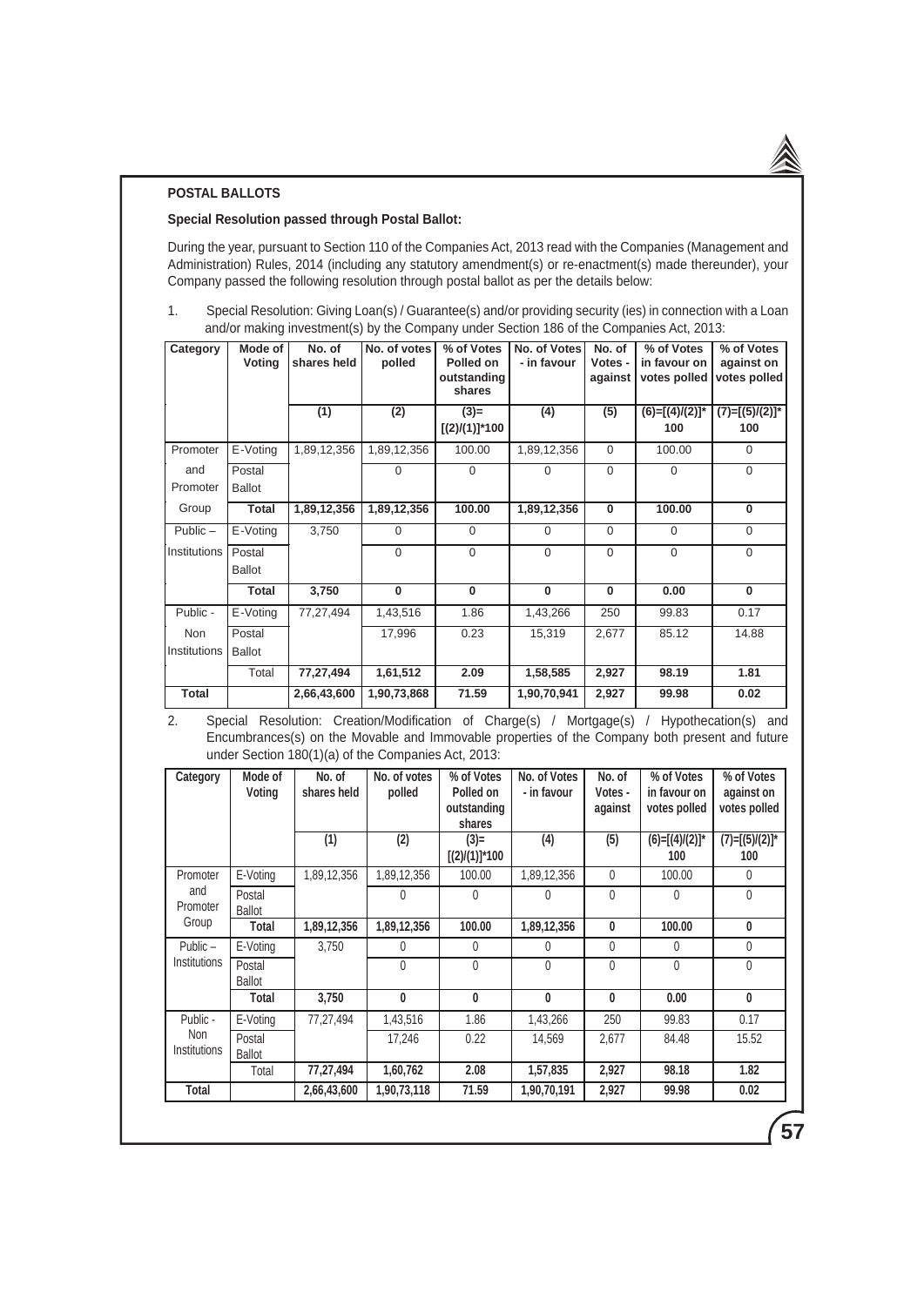**POSTAL BALLOTS**

**Special Resolution passed through Postal Ballot:**

During the year, pursuant to Section 110 of the Companies Act, 2013 read with the Companies (Management and Administration) Rules, 2014 (including any statutory amendment(s) or re-enactment(s) made thereunder), your Company passed the following resolution through postal ballot as per the details below:

1. Special Resolution: Giving Loan(s) / Guarantee(s) and/or providing security (ies) in connection with a Loan and/or making investment(s) by the Company under Section 186 of the Companies Act, 2013:

| Category | Mode of Voting | No. of shares held | No. of votes polled | % of Votes Polled on outstanding shares | No. of Votes - in favour | No. of Votes - against | % of Votes in favour on votes polled | % of Votes against on votes polled |
|---|---|---|---|---|---|---|---|---|
| | | (1) | (2) | (3)= [(2)/(1)]*100 | (4) | (5) | (6)=[(4)/(2)]* 100 | (7)=[(5)/(2)]* 100 |
| Promoter and Promoter Group | E-Voting | 1,89,12,356 | 1,89,12,356 | 100.00 | 1,89,12,356 | 0 | 100.00 | 0 |
| | Postal Ballot | | 0 | 0 | 0 | 0 | 0 | 0 |
| | **Total** | **1,89,12,356** | **1,89,12,356** | **100.00** | **1,89,12,356** | **0** | **100.00** | **0** |
| Public – Institutions | E-Voting | 3,750 | 0 | 0 | 0 | 0 | 0 | 0 |
| | Postal Ballot | | 0 | 0 | 0 | 0 | 0 | 0 |
| | **Total** | **3,750** | **0** | **0** | **0** | **0** | **0.00** | **0** |
| Public - Non Institutions | E-Voting | 77,27,494 | 1,43,516 | 1.86 | 1,43,266 | 250 | 99.83 | 0.17 |
| | Postal Ballot | | 17,996 | 0.23 | 15,319 | 2,677 | 85.12 | 14.88 |
| | Total | **77,27,494** | **1,61,512** | **2.09** | **1,58,585** | **2,927** | **98.19** | **1.81** |
| **Total** | | **2,66,43,600** | **1,90,73,868** | **71.59** | **1,90,70,941** | **2,927** | **99.98** | **0.02** |

2. Special Resolution: Creation/Modification of Charge(s) / Mortgage(s) / Hypothecation(s) and Encumbrances(s) on the Movable and Immovable properties of the Company both present and future under Section 180(1)(a) of the Companies Act, 2013:

| Category | Mode of Voting | No. of shares held | No. of votes polled | % of Votes Polled on outstanding shares | No. of Votes - in favour | No. of Votes - against | % of Votes in favour on votes polled | % of Votes against on votes polled |
|---|---|---|---|---|---|---|---|---|
| | | (1) | (2) | (3)= [(2)/(1)]*100 | (4) | (5) | (6)=[(4)/(2)]* 100 | (7)=[(5)/(2)]* 100 |
| Promoter and Promoter Group | E-Voting | 1,89,12,356 | 1,89,12,356 | 100.00 | 1,89,12,356 | 0 | 100.00 | 0 |
| | Postal Ballot | | 0 | 0 | 0 | 0 | 0 | 0 |
| | **Total** | **1,89,12,356** | **1,89,12,356** | **100.00** | **1,89,12,356** | **0** | **100.00** | **0** |
| Public – Institutions | E-Voting | 3,750 | 0 | 0 | 0 | 0 | 0 | 0 |
| | Postal Ballot | | 0 | 0 | 0 | 0 | 0 | 0 |
| | **Total** | **3,750** | **0** | **0** | **0** | **0** | **0.00** | **0** |
| Public - Non Institutions | E-Voting | 77,27,494 | 1,43,516 | 1.86 | 1,43,266 | 250 | 99.83 | 0.17 |
| | Postal Ballot | | 17,246 | 0.22 | 14,569 | 2,677 | 84.48 | 15.52 |
| | Total | **77,27,494** | **1,60,762** | **2.08** | **1,57,835** | **2,927** | **98.18** | **1.82** |
| **Total** | | **2,66,43,600** | **1,90,73,118** | **71.59** | **1,90,70,191** | **2,927** | **99.98** | **0.02** |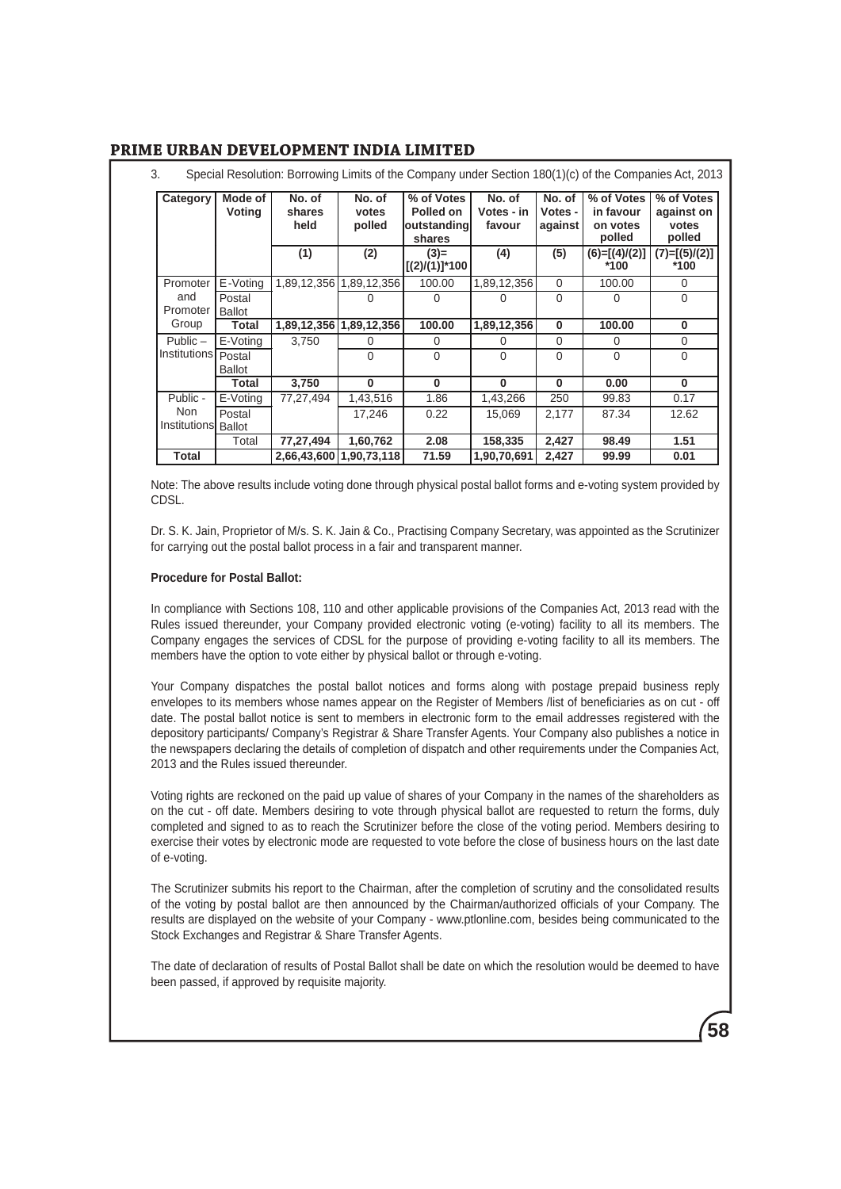3. Special Resolution: Borrowing Limits of the Company under Section 180(1)(c) of the Companies Act, 2013

| Category | Mode of Voting | No. of shares held | No. of votes polled | % of Votes Polled on outstanding shares | No. of Votes - in favour | No. of Votes - against | % of Votes in favour on votes polled | % of Votes against on votes polled |
|---|---|---|---|---|---|---|---|---|
| | | (1) | (2) | (3)= [(2)/(1)]*100 | (4) | (5) | (6)=[(4)/(2)] *100 | (7)=[(5)/(2)] *100 |
| Promoter and Promoter Group | E-Voting | 1,89,12,356 | 1,89,12,356 | 100.00 | 1,89,12,356 | 0 | 100.00 | 0 |
| | Postal Ballot | | 0 | 0 | 0 | 0 | 0 | 0 |
| | **Total** | **1,89,12,356** | **1,89,12,356** | **100.00** | **1,89,12,356** | **0** | **100.00** | **0** |
| Public – Institutions | E-Voting | 3,750 | 0 | 0 | 0 | 0 | 0 | 0 |
| | Postal Ballot | | 0 | 0 | 0 | 0 | 0 | 0 |
| | **Total** | **3,750** | **0** | **0** | **0** | **0** | **0.00** | **0** |
| Public - Non Institutions | E-Voting | 77,27,494 | 1,43,516 | 1.86 | 1,43,266 | 250 | 99.83 | 0.17 |
| | Postal Ballot | | 17,246 | 0.22 | 15,069 | 2,177 | 87.34 | 12.62 |
| | Total | **77,27,494** | **1,60,762** | **2.08** | **158,335** | **2,427** | **98.49** | **1.51** |
| **Total** | | **2,66,43,600** | **1,90,73,118** | **71.59** | **1,90,70,691** | **2,427** | **99.99** | **0.01** |

Note: The above results include voting done through physical postal ballot forms and e-voting system provided by CDSL.

Dr. S. K. Jain, Proprietor of M/s. S. K. Jain & Co., Practising Company Secretary, was appointed as the Scrutinizer for carrying out the postal ballot process in a fair and transparent manner.

**Procedure for Postal Ballot:**

In compliance with Sections 108, 110 and other applicable provisions of the Companies Act, 2013 read with the Rules issued thereunder, your Company provided electronic voting (e-voting) facility to all its members. The Company engages the services of CDSL for the purpose of providing e-voting facility to all its members. The members have the option to vote either by physical ballot or through e-voting.

Your Company dispatches the postal ballot notices and forms along with postage prepaid business reply envelopes to its members whose names appear on the Register of Members /list of beneficiaries as on cut - off date. The postal ballot notice is sent to members in electronic form to the email addresses registered with the depository participants/ Company's Registrar & Share Transfer Agents. Your Company also publishes a notice in the newspapers declaring the details of completion of dispatch and other requirements under the Companies Act, 2013 and the Rules issued thereunder.

Voting rights are reckoned on the paid up value of shares of your Company in the names of the shareholders as on the cut - off date. Members desiring to vote through physical ballot are requested to return the forms, duly completed and signed to as to reach the Scrutinizer before the close of the voting period. Members desiring to exercise their votes by electronic mode are requested to vote before the close of business hours on the last date of e-voting.

The Scrutinizer submits his report to the Chairman, after the completion of scrutiny and the consolidated results of the voting by postal ballot are then announced by the Chairman/authorized officials of your Company. The results are displayed on the website of your Company - www.ptlonline.com, besides being communicated to the Stock Exchanges and Registrar & Share Transfer Agents.

The date of declaration of results of Postal Ballot shall be date on which the resolution would be deemed to have been passed, if approved by requisite majority.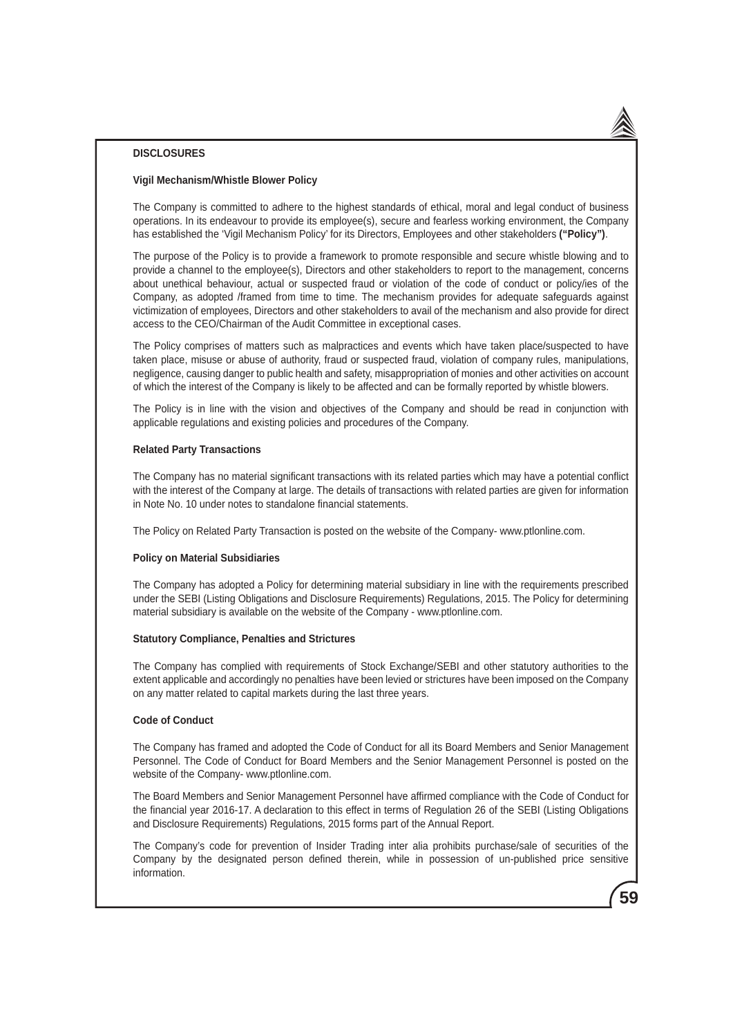## DISCLOSURES

### Vigil Mechanism/Whistle Blower Policy

The Company is committed to adhere to the highest standards of ethical, moral and legal conduct of business operations. In its endeavour to provide its employee(s), secure and fearless working environment, the Company has established the 'Vigil Mechanism Policy' for its Directors, Employees and other stakeholders **("Policy")**.

The purpose of the Policy is to provide a framework to promote responsible and secure whistle blowing and to provide a channel to the employee(s), Directors and other stakeholders to report to the management, concerns about unethical behaviour, actual or suspected fraud or violation of the code of conduct or policy/ies of the Company, as adopted /framed from time to time. The mechanism provides for adequate safeguards against victimization of employees, Directors and other stakeholders to avail of the mechanism and also provide for direct access to the CEO/Chairman of the Audit Committee in exceptional cases.

The Policy comprises of matters such as malpractices and events which have taken place/suspected to have taken place, misuse or abuse of authority, fraud or suspected fraud, violation of company rules, manipulations, negligence, causing danger to public health and safety, misappropriation of monies and other activities on account of which the interest of the Company is likely to be affected and can be formally reported by whistle blowers.

The Policy is in line with the vision and objectives of the Company and should be read in conjunction with applicable regulations and existing policies and procedures of the Company.

### Related Party Transactions

The Company has no material significant transactions with its related parties which may have a potential conflict with the interest of the Company at large. The details of transactions with related parties are given for information in Note No. 10 under notes to standalone financial statements.

The Policy on Related Party Transaction is posted on the website of the Company- www.ptlonline.com.

### Policy on Material Subsidiaries

The Company has adopted a Policy for determining material subsidiary in line with the requirements prescribed under the SEBI (Listing Obligations and Disclosure Requirements) Regulations, 2015. The Policy for determining material subsidiary is available on the website of the Company - www.ptlonline.com.

### Statutory Compliance, Penalties and Strictures

The Company has complied with requirements of Stock Exchange/SEBI and other statutory authorities to the extent applicable and accordingly no penalties have been levied or strictures have been imposed on the Company on any matter related to capital markets during the last three years.

### Code of Conduct

The Company has framed and adopted the Code of Conduct for all its Board Members and Senior Management Personnel. The Code of Conduct for Board Members and the Senior Management Personnel is posted on the website of the Company- www.ptlonline.com.

The Board Members and Senior Management Personnel have affirmed compliance with the Code of Conduct for the financial year 2016-17. A declaration to this effect in terms of Regulation 26 of the SEBI (Listing Obligations and Disclosure Requirements) Regulations, 2015 forms part of the Annual Report.

The Company's code for prevention of Insider Trading inter alia prohibits purchase/sale of securities of the Company by the designated person defined therein, while in possession of un-published price sensitive information.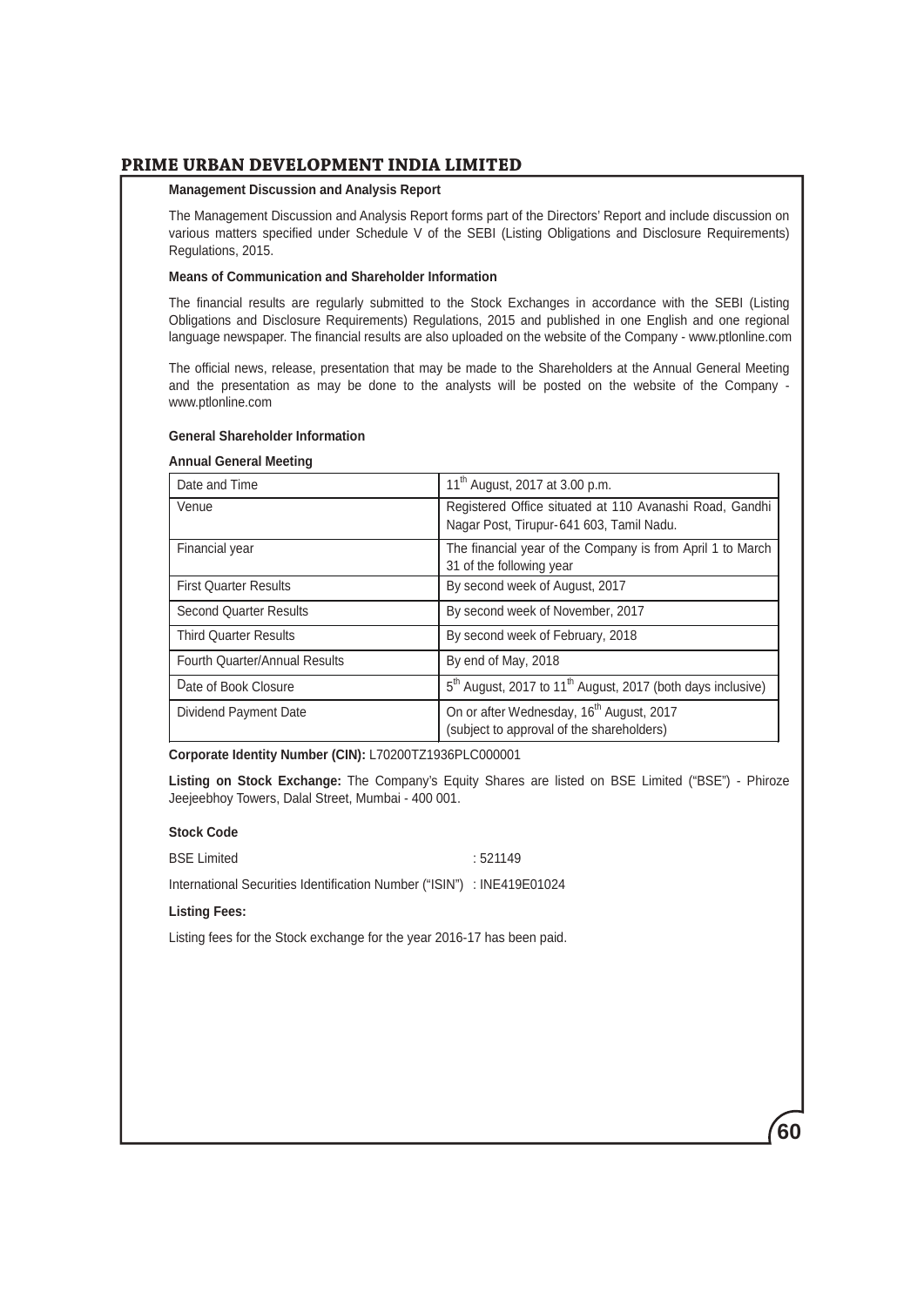**Management Discussion and Analysis Report**

The Management Discussion and Analysis Report forms part of the Directors' Report and include discussion on various matters specified under Schedule V of the SEBI (Listing Obligations and Disclosure Requirements) Regulations, 2015.

**Means of Communication and Shareholder Information**

The financial results are regularly submitted to the Stock Exchanges in accordance with the SEBI (Listing Obligations and Disclosure Requirements) Regulations, 2015 and published in one English and one regional language newspaper. The financial results are also uploaded on the website of the Company - www.ptlonline.com

The official news, release, presentation that may be made to the Shareholders at the Annual General Meeting and the presentation as may be done to the analysts will be posted on the website of the Company - www.ptlonline.com

**General Shareholder Information**

**Annual General Meeting**

| Date and Time | 11th August, 2017 at 3.00 p.m. |
|---|---|
| Venue | Registered Office situated at 110 Avanashi Road, Gandhi Nagar Post, Tirupur-641 603, Tamil Nadu. |
| Financial year | The financial year of the Company is from April 1 to March 31 of the following year |
| First Quarter Results | By second week of August, 2017 |
| Second Quarter Results | By second week of November, 2017 |
| Third Quarter Results | By second week of February, 2018 |
| Fourth Quarter/Annual Results | By end of May, 2018 |
| Date of Book Closure | 5th August, 2017 to 11th August, 2017 (both days inclusive) |
| Dividend Payment Date | On or after Wednesday, 16th August, 2017 (subject to approval of the shareholders) |

**Corporate Identity Number (CIN):** L70200TZ1936PLC000001

**Listing on Stock Exchange:** The Company's Equity Shares are listed on BSE Limited ("BSE") - Phiroze Jeejeebhoy Towers, Dalal Street, Mumbai - 400 001.

**Stock Code**

BSE Limited : 521149

International Securities Identification Number ("ISIN") : INE419E01024

**Listing Fees:**

Listing fees for the Stock exchange for the year 2016-17 has been paid.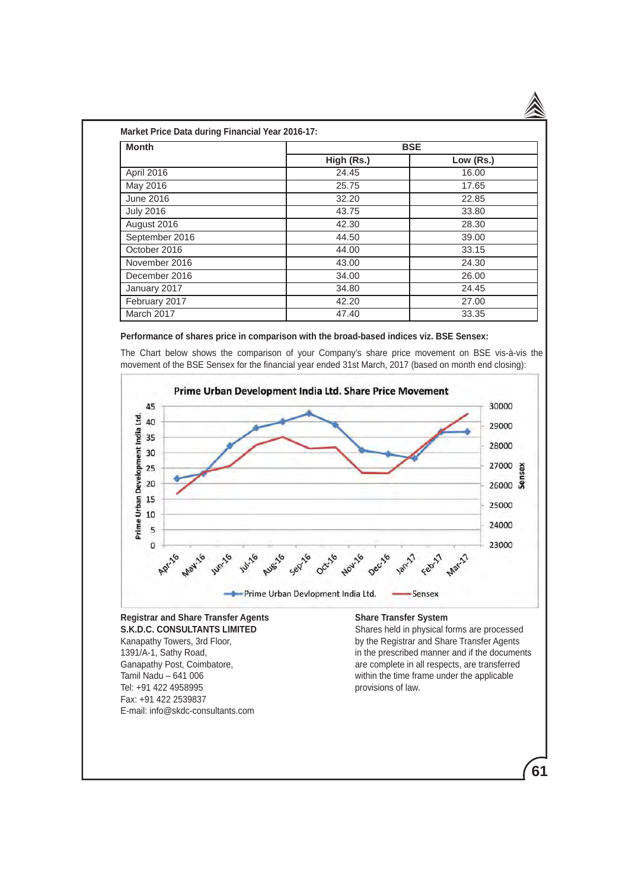**Market Price Data during Financial Year 2016-17:**

| Month | BSE | |
|---|---|---|
| | High (Rs.) | Low (Rs.) |
| April 2016 | 24.45 | 16.00 |
| May 2016 | 25.75 | 17.65 |
| June 2016 | 32.20 | 22.85 |
| July 2016 | 43.75 | 33.80 |
| August 2016 | 42.30 | 28.30 |
| September 2016 | 44.50 | 39.00 |
| October 2016 | 44.00 | 33.15 |
| November 2016 | 43.00 | 24.30 |
| December 2016 | 34.00 | 26.00 |
| January 2017 | 34.80 | 24.45 |
| February 2017 | 42.20 | 27.00 |
| March 2017 | 47.40 | 33.35 |

**Performance of shares price in comparison with the broad-based indices viz. BSE Sensex:**

The Chart below shows the comparison of your Company's share price movement on BSE vis-à-vis the movement of the BSE Sensex for the financial year ended 31st March, 2017 (based on month end closing):

**Prime Urban Development India Ltd. Share Price Movement**

**Registrar and Share Transfer Agents**
**S.K.D.C. CONSULTANTS LIMITED**
Kanapathy Towers, 3rd Floor,
1391/A-1, Sathy Road,
Ganapathy Post, Coimbatore,
Tamil Nadu – 641 006
Tel: +91 422 4958995
Fax: +91 422 2539837
E-mail: info@skdc-consultants.com

**Share Transfer System**

Shares held in physical forms are processed by the Registrar and Share Transfer Agents in the prescribed manner and if the documents are complete in all respects, are transferred within the time frame under the applicable provisions of law.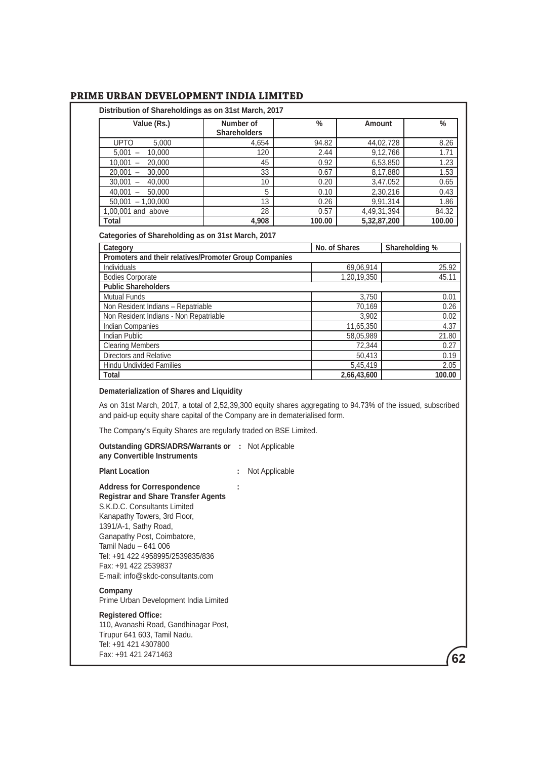**Distribution of Shareholdings as on 31st March, 2017**

| Value (Rs.) | Number of Shareholders | % | Amount | % |
|---|---|---|---|---|
| UPTO 5,000 | 4,654 | 94.82 | 44,02,728 | 8.26 |
| 5,001 – 10,000 | 120 | 2.44 | 9,12,766 | 1.71 |
| 10,001 – 20,000 | 45 | 0.92 | 6,53,850 | 1.23 |
| 20,001 – 30,000 | 33 | 0.67 | 8,17,880 | 1.53 |
| 30,001 – 40,000 | 10 | 0.20 | 3,47,052 | 0.65 |
| 40,001 – 50,000 | 5 | 0.10 | 2,30,216 | 0.43 |
| 50,001 – 1,00,000 | 13 | 0.26 | 9,91,314 | 1.86 |
| 1,00,001 and above | 28 | 0.57 | 4,49,31,394 | 84.32 |
| **Total** | **4,908** | **100.00** | **5,32,87,200** | **100.00** |

**Categories of Shareholding as on 31st March, 2017**

| Category | No. of Shares | Shareholding % |
|---|---|---|
| **Promoters and their relatives/Promoter Group Companies** | | |
| Individuals | 69,06,914 | 25.92 |
| Bodies Corporate | 1,20,19,350 | 45.11 |
| **Public Shareholders** | | |
| Mutual Funds | 3,750 | 0.01 |
| Non Resident Indians – Repatriable | 70,169 | 0.26 |
| Non Resident Indians - Non Repatriable | 3,902 | 0.02 |
| Indian Companies | 11,65,350 | 4.37 |
| Indian Public | 58,05,989 | 21.80 |
| Clearing Members | 72,344 | 0.27 |
| Directors and Relative | 50,413 | 0.19 |
| Hindu Undivided Families | 5,45,419 | 2.05 |
| **Total** | **2,66,43,600** | **100.00** |

**Dematerialization of Shares and Liquidity**

As on 31st March, 2017, a total of 2,52,39,300 equity shares aggregating to 94.73% of the issued, subscribed and paid-up equity share capital of the Company are in dematerialised form.

The Company's Equity Shares are regularly traded on BSE Limited.

**Outstanding GDRS/ADRS/Warrants or any Convertible Instruments** : Not Applicable

**Plant Location** : Not Applicable

**Address for Correspondence** :

**Registrar and Share Transfer Agents**
S.K.D.C. Consultants Limited
Kanapathy Towers, 3rd Floor,
1391/A-1, Sathy Road,
Ganapathy Post, Coimbatore,
Tamil Nadu – 641 006
Tel: +91 422 4958995/2539835/836
Fax: +91 422 2539837
E-mail: info@skdc-consultants.com

**Company**
Prime Urban Development India Limited

**Registered Office:**
110, Avanashi Road, Gandhinagar Post,
Tirupur 641 603, Tamil Nadu.
Tel: +91 421 4307800
Fax: +91 421 2471463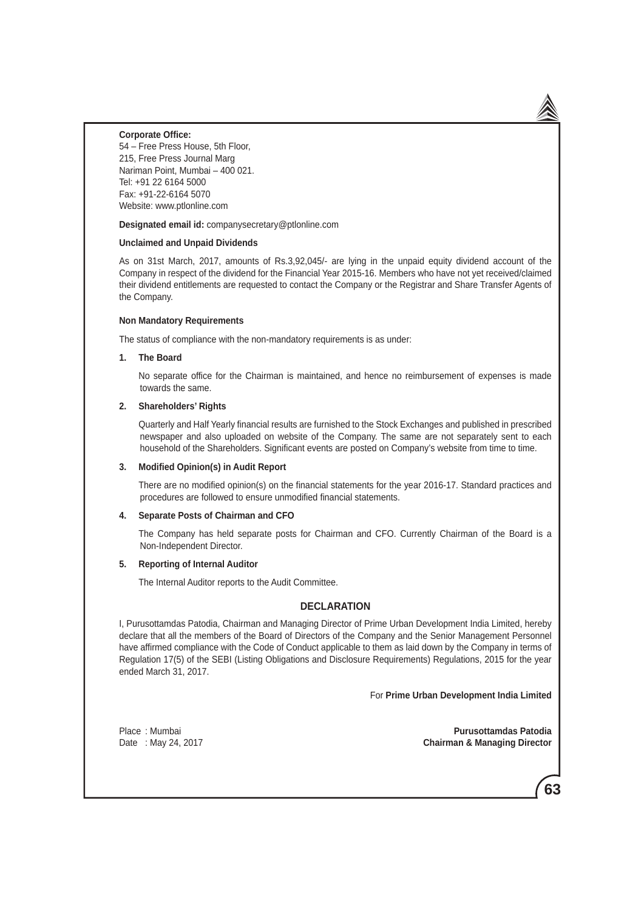**Corporate Office:**
54 – Free Press House, 5th Floor,
215, Free Press Journal Marg
Nariman Point, Mumbai – 400 021.
Tel: +91 22 6164 5000
Fax: +91-22-6164 5070
Website: www.ptlonline.com

**Designated email id:** companysecretary@ptlonline.com

**Unclaimed and Unpaid Dividends**

As on 31st March, 2017, amounts of Rs.3,92,045/- are lying in the unpaid equity dividend account of the Company in respect of the dividend for the Financial Year 2015-16. Members who have not yet received/claimed their dividend entitlements are requested to contact the Company or the Registrar and Share Transfer Agents of the Company.

**Non Mandatory Requirements**

The status of compliance with the non-mandatory requirements is as under:

1. **The Board**

   No separate office for the Chairman is maintained, and hence no reimbursement of expenses is made towards the same.

2. **Shareholders' Rights**

   Quarterly and Half Yearly financial results are furnished to the Stock Exchanges and published in prescribed newspaper and also uploaded on website of the Company. The same are not separately sent to each household of the Shareholders. Significant events are posted on Company's website from time to time.

3. **Modified Opinion(s) in Audit Report**

   There are no modified opinion(s) on the financial statements for the year 2016-17. Standard practices and procedures are followed to ensure unmodified financial statements.

4. **Separate Posts of Chairman and CFO**

   The Company has held separate posts for Chairman and CFO. Currently Chairman of the Board is a Non-Independent Director.

5. **Reporting of Internal Auditor**

   The Internal Auditor reports to the Audit Committee.

## DECLARATION

I, Purusottamdas Patodia, Chairman and Managing Director of Prime Urban Development India Limited, hereby declare that all the members of the Board of Directors of the Company and the Senior Management Personnel have affirmed compliance with the Code of Conduct applicable to them as laid down by the Company in terms of Regulation 17(5) of the SEBI (Listing Obligations and Disclosure Requirements) Regulations, 2015 for the year ended March 31, 2017.

For **Prime Urban Development India Limited**

Place : Mumbai
Date : May 24, 2017

**Purusottamdas Patodia**
**Chairman & Managing Director**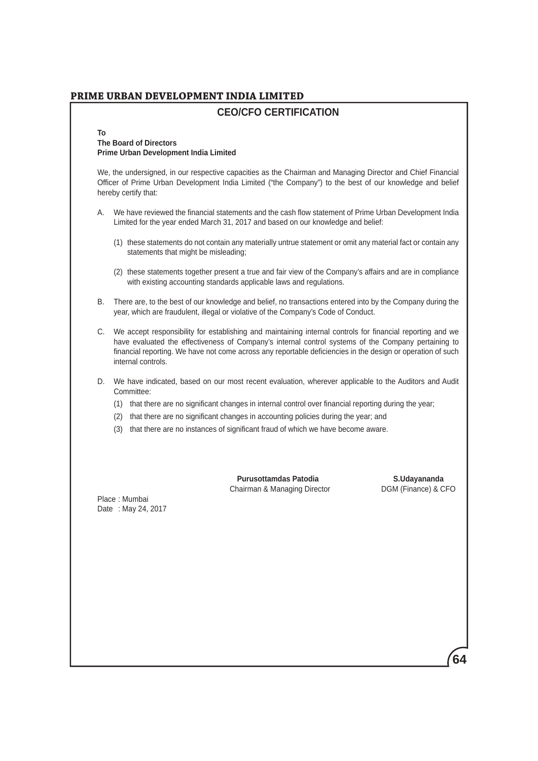## CEO/CFO CERTIFICATION

**To**
**The Board of Directors**
**Prime Urban Development India Limited**

We, the undersigned, in our respective capacities as the Chairman and Managing Director and Chief Financial Officer of Prime Urban Development India Limited ("the Company") to the best of our knowledge and belief hereby certify that:

A. We have reviewed the financial statements and the cash flow statement of Prime Urban Development India Limited for the year ended March 31, 2017 and based on our knowledge and belief:

   (1) these statements do not contain any materially untrue statement or omit any material fact or contain any statements that might be misleading;

   (2) these statements together present a true and fair view of the Company's affairs and are in compliance with existing accounting standards applicable laws and regulations.

B. There are, to the best of our knowledge and belief, no transactions entered into by the Company during the year, which are fraudulent, illegal or violative of the Company's Code of Conduct.

C. We accept responsibility for establishing and maintaining internal controls for financial reporting and we have evaluated the effectiveness of Company's internal control systems of the Company pertaining to financial reporting. We have not come across any reportable deficiencies in the design or operation of such internal controls.

D. We have indicated, based on our most recent evaluation, wherever applicable to the Auditors and Audit Committee:

   (1) that there are no significant changes in internal control over financial reporting during the year;

   (2) that there are no significant changes in accounting policies during the year; and

   (3) that there are no instances of significant fraud of which we have become aware.

**Purusottamdas Patodia**
Chairman & Managing Director

**S.Udayananda**
DGM (Finance) & CFO

Place : Mumbai
Date : May 24, 2017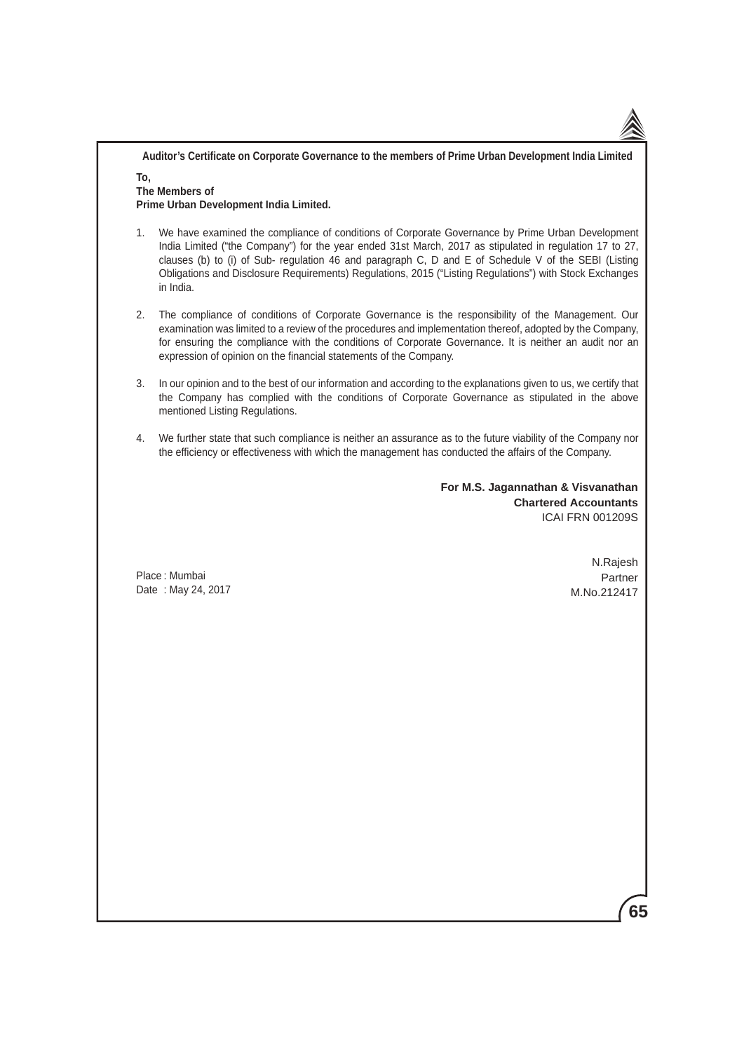**Auditor's Certificate on Corporate Governance to the members of Prime Urban Development India Limited**

**To,**
**The Members of**
**Prime Urban Development India Limited.**

1. We have examined the compliance of conditions of Corporate Governance by Prime Urban Development India Limited ("the Company") for the year ended 31st March, 2017 as stipulated in regulation 17 to 27, clauses (b) to (i) of Sub- regulation 46 and paragraph C, D and E of Schedule V of the SEBI (Listing Obligations and Disclosure Requirements) Regulations, 2015 ("Listing Regulations") with Stock Exchanges in India.

2. The compliance of conditions of Corporate Governance is the responsibility of the Management. Our examination was limited to a review of the procedures and implementation thereof, adopted by the Company, for ensuring the compliance with the conditions of Corporate Governance. It is neither an audit nor an expression of opinion on the financial statements of the Company.

3. In our opinion and to the best of our information and according to the explanations given to us, we certify that the Company has complied with the conditions of Corporate Governance as stipulated in the above mentioned Listing Regulations.

4. We further state that such compliance is neither an assurance as to the future viability of the Company nor the efficiency or effectiveness with which the management has conducted the affairs of the Company.

**For M.S. Jagannathan & Visvanathan**
**Chartered Accountants**
ICAI FRN 001209S

N.Rajesh
Partner
M.No.212417

Place : Mumbai
Date : May 24, 2017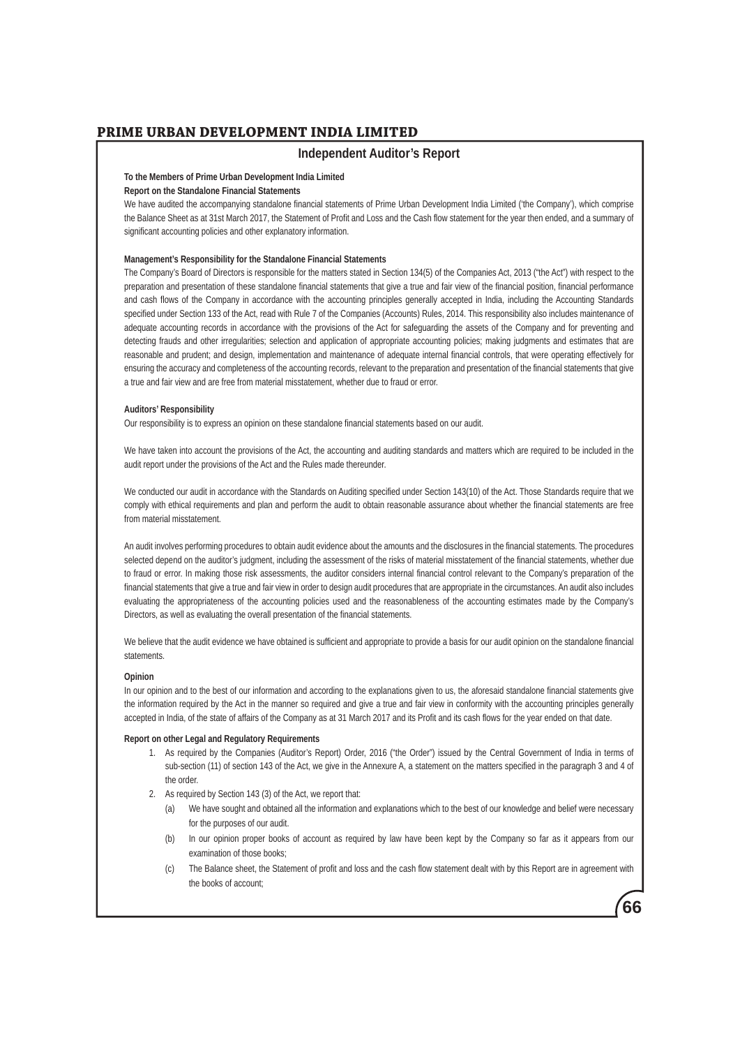## Independent Auditor's Report

**To the Members of Prime Urban Development India Limited**

**Report on the Standalone Financial Statements**

We have audited the accompanying standalone financial statements of Prime Urban Development India Limited ('the Company'), which comprise the Balance Sheet as at 31st March 2017, the Statement of Profit and Loss and the Cash flow statement for the year then ended, and a summary of significant accounting policies and other explanatory information.

**Management's Responsibility for the Standalone Financial Statements**

The Company's Board of Directors is responsible for the matters stated in Section 134(5) of the Companies Act, 2013 ("the Act") with respect to the preparation and presentation of these standalone financial statements that give a true and fair view of the financial position, financial performance and cash flows of the Company in accordance with the accounting principles generally accepted in India, including the Accounting Standards specified under Section 133 of the Act, read with Rule 7 of the Companies (Accounts) Rules, 2014. This responsibility also includes maintenance of adequate accounting records in accordance with the provisions of the Act for safeguarding the assets of the Company and for preventing and detecting frauds and other irregularities; selection and application of appropriate accounting policies; making judgments and estimates that are reasonable and prudent; and design, implementation and maintenance of adequate internal financial controls, that were operating effectively for ensuring the accuracy and completeness of the accounting records, relevant to the preparation and presentation of the financial statements that give a true and fair view and are free from material misstatement, whether due to fraud or error.

**Auditors' Responsibility**

Our responsibility is to express an opinion on these standalone financial statements based on our audit.

We have taken into account the provisions of the Act, the accounting and auditing standards and matters which are required to be included in the audit report under the provisions of the Act and the Rules made thereunder.

We conducted our audit in accordance with the Standards on Auditing specified under Section 143(10) of the Act. Those Standards require that we comply with ethical requirements and plan and perform the audit to obtain reasonable assurance about whether the financial statements are free from material misstatement.

An audit involves performing procedures to obtain audit evidence about the amounts and the disclosures in the financial statements. The procedures selected depend on the auditor's judgment, including the assessment of the risks of material misstatement of the financial statements, whether due to fraud or error. In making those risk assessments, the auditor considers internal financial control relevant to the Company's preparation of the financial statements that give a true and fair view in order to design audit procedures that are appropriate in the circumstances. An audit also includes evaluating the appropriateness of the accounting policies used and the reasonableness of the accounting estimates made by the Company's Directors, as well as evaluating the overall presentation of the financial statements.

We believe that the audit evidence we have obtained is sufficient and appropriate to provide a basis for our audit opinion on the standalone financial statements.

**Opinion**

In our opinion and to the best of our information and according to the explanations given to us, the aforesaid standalone financial statements give the information required by the Act in the manner so required and give a true and fair view in conformity with the accounting principles generally accepted in India, of the state of affairs of the Company as at 31 March 2017 and its Profit and its cash flows for the year ended on that date.

**Report on other Legal and Regulatory Requirements**

1. As required by the Companies (Auditor's Report) Order, 2016 ("the Order") issued by the Central Government of India in terms of sub-section (11) of section 143 of the Act, we give in the Annexure A, a statement on the matters specified in the paragraph 3 and 4 of the order.
2. As required by Section 143 (3) of the Act, we report that:
   (a) We have sought and obtained all the information and explanations which to the best of our knowledge and belief were necessary for the purposes of our audit.
   (b) In our opinion proper books of account as required by law have been kept by the Company so far as it appears from our examination of those books;
   (c) The Balance sheet, the Statement of profit and loss and the cash flow statement dealt with by this Report are in agreement with the books of account;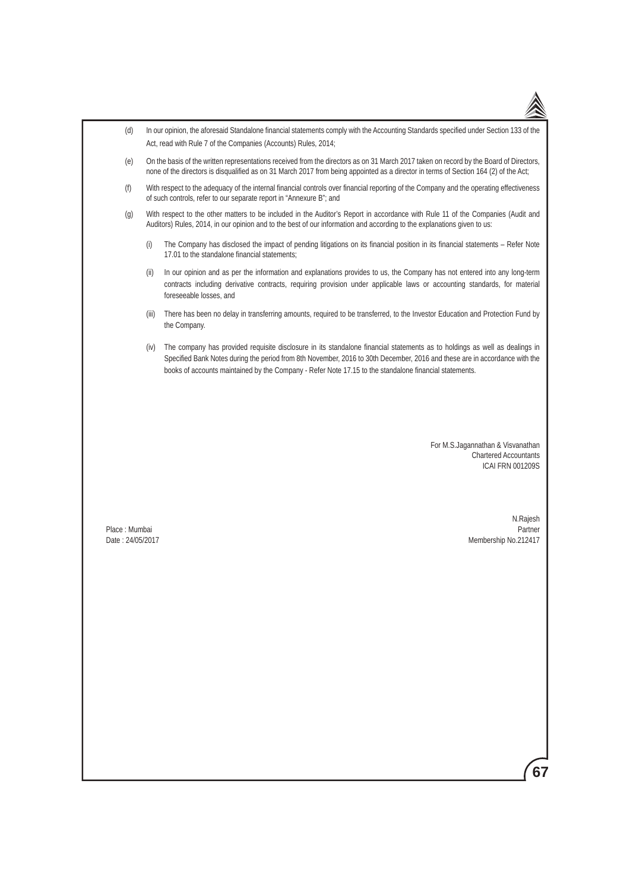(d) In our opinion, the aforesaid Standalone financial statements comply with the Accounting Standards specified under Section 133 of the Act, read with Rule 7 of the Companies (Accounts) Rules, 2014;

(e) On the basis of the written representations received from the directors as on 31 March 2017 taken on record by the Board of Directors, none of the directors is disqualified as on 31 March 2017 from being appointed as a director in terms of Section 164 (2) of the Act;

(f) With respect to the adequacy of the internal financial controls over financial reporting of the Company and the operating effectiveness of such controls, refer to our separate report in "Annexure B"; and

(g) With respect to the other matters to be included in the Auditor's Report in accordance with Rule 11 of the Companies (Audit and Auditors) Rules, 2014, in our opinion and to the best of our information and according to the explanations given to us:

(i) The Company has disclosed the impact of pending litigations on its financial position in its financial statements – Refer Note 17.01 to the standalone financial statements;

(ii) In our opinion and as per the information and explanations provides to us, the Company has not entered into any long-term contracts including derivative contracts, requiring provision under applicable laws or accounting standards, for material foreseeable losses, and

(iii) There has been no delay in transferring amounts, required to be transferred, to the Investor Education and Protection Fund by the Company.

(iv) The company has provided requisite disclosure in its standalone financial statements as to holdings as well as dealings in Specified Bank Notes during the period from 8th November, 2016 to 30th December, 2016 and these are in accordance with the books of accounts maintained by the Company - Refer Note 17.15 to the standalone financial statements.

For M.S.Jagannathan & Visvanathan
Chartered Accountants
ICAI FRN 001209S

N.Rajesh
Partner
Membership No.212417

Place : Mumbai
Date : 24/05/2017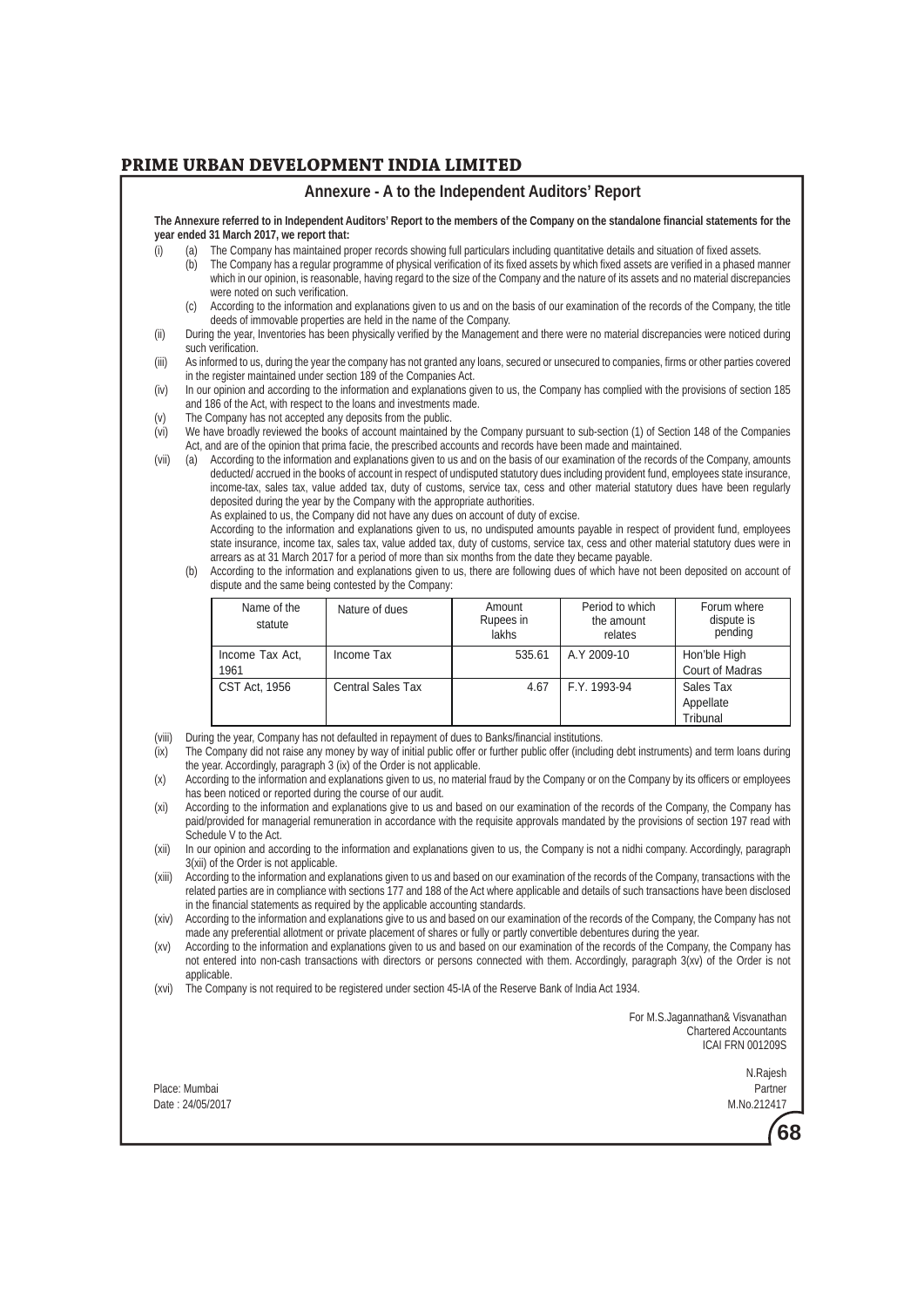## Annexure - A to the Independent Auditors' Report

**The Annexure referred to in Independent Auditors' Report to the members of the Company on the standalone financial statements for the year ended 31 March 2017, we report that:**

(i) (a) The Company has maintained proper records showing full particulars including quantitative details and situation of fixed assets.

(b) The Company has a regular programme of physical verification of its fixed assets by which fixed assets are verified in a phased manner which in our opinion, is reasonable, having regard to the size of the Company and the nature of its assets and no material discrepancies were noted on such verification.

(c) According to the information and explanations given to us and on the basis of our examination of the records of the Company, the title deeds of immovable properties are held in the name of the Company.

(ii) During the year, Inventories has been physically verified by the Management and there were no material discrepancies were noticed during such verification.

(iii) As informed to us, during the year the company has not granted any loans, secured or unsecured to companies, firms or other parties covered in the register maintained under section 189 of the Companies Act.

(iv) In our opinion and according to the information and explanations given to us, the Company has complied with the provisions of section 185 and 186 of the Act, with respect to the loans and investments made.

(v) The Company has not accepted any deposits from the public.

(vi) We have broadly reviewed the books of account maintained by the Company pursuant to sub-section (1) of Section 148 of the Companies Act, and are of the opinion that prima facie, the prescribed accounts and records have been made and maintained.

(vii) (a) According to the information and explanations given to us and on the basis of our examination of the records of the Company, amounts deducted/ accrued in the books of account in respect of undisputed statutory dues including provident fund, employees state insurance, income-tax, sales tax, value added tax, duty of customs, service tax, cess and other material statutory dues have been regularly deposited during the year by the Company with the appropriate authorities.

As explained to us, the Company did not have any dues on account of duty of excise.

According to the information and explanations given to us, no undisputed amounts payable in respect of provident fund, employees state insurance, income tax, sales tax, value added tax, duty of customs, service tax, cess and other material statutory dues were in arrears as at 31 March 2017 for a period of more than six months from the date they became payable.

(b) According to the information and explanations given to us, there are following dues of which have not been deposited on account of dispute and the same being contested by the Company:

| Name of the statute | Nature of dues | Amount Rupees in lakhs | Period to which the amount relates | Forum where dispute is pending |
|---|---|---|---|---|
| Income Tax Act, 1961 | Income Tax | 535.61 | A.Y 2009-10 | Hon'ble High Court of Madras |
| CST Act, 1956 | Central Sales Tax | 4.67 | F.Y. 1993-94 | Sales Tax Appellate Tribunal |

(viii) During the year, Company has not defaulted in repayment of dues to Banks/financial institutions.

(ix) The Company did not raise any money by way of initial public offer or further public offer (including debt instruments) and term loans during the year. Accordingly, paragraph 3 (ix) of the Order is not applicable.

(x) According to the information and explanations given to us, no material fraud by the Company or on the Company by its officers or employees has been noticed or reported during the course of our audit.

(xi) According to the information and explanations give to us and based on our examination of the records of the Company, the Company has paid/provided for managerial remuneration in accordance with the requisite approvals mandated by the provisions of section 197 read with Schedule V to the Act.

(xii) In our opinion and according to the information and explanations given to us, the Company is not a nidhi company. Accordingly, paragraph 3(xii) of the Order is not applicable.

(xiii) According to the information and explanations given to us and based on our examination of the records of the Company, transactions with the related parties are in compliance with sections 177 and 188 of the Act where applicable and details of such transactions have been disclosed in the financial statements as required by the applicable accounting standards.

(xiv) According to the information and explanations give to us and based on our examination of the records of the Company, the Company has not made any preferential allotment or private placement of shares or fully or partly convertible debentures during the year.

(xv) According to the information and explanations given to us and based on our examination of the records of the Company, the Company has not entered into non-cash transactions with directors or persons connected with them. Accordingly, paragraph 3(xv) of the Order is not applicable.

(xvi) The Company is not required to be registered under section 45-IA of the Reserve Bank of India Act 1934.

For M.S.Jagannathan& Visvanathan
Chartered Accountants
ICAI FRN 001209S

N.Rajesh
Partner
M.No.212417

Place: Mumbai
Date : 24/05/2017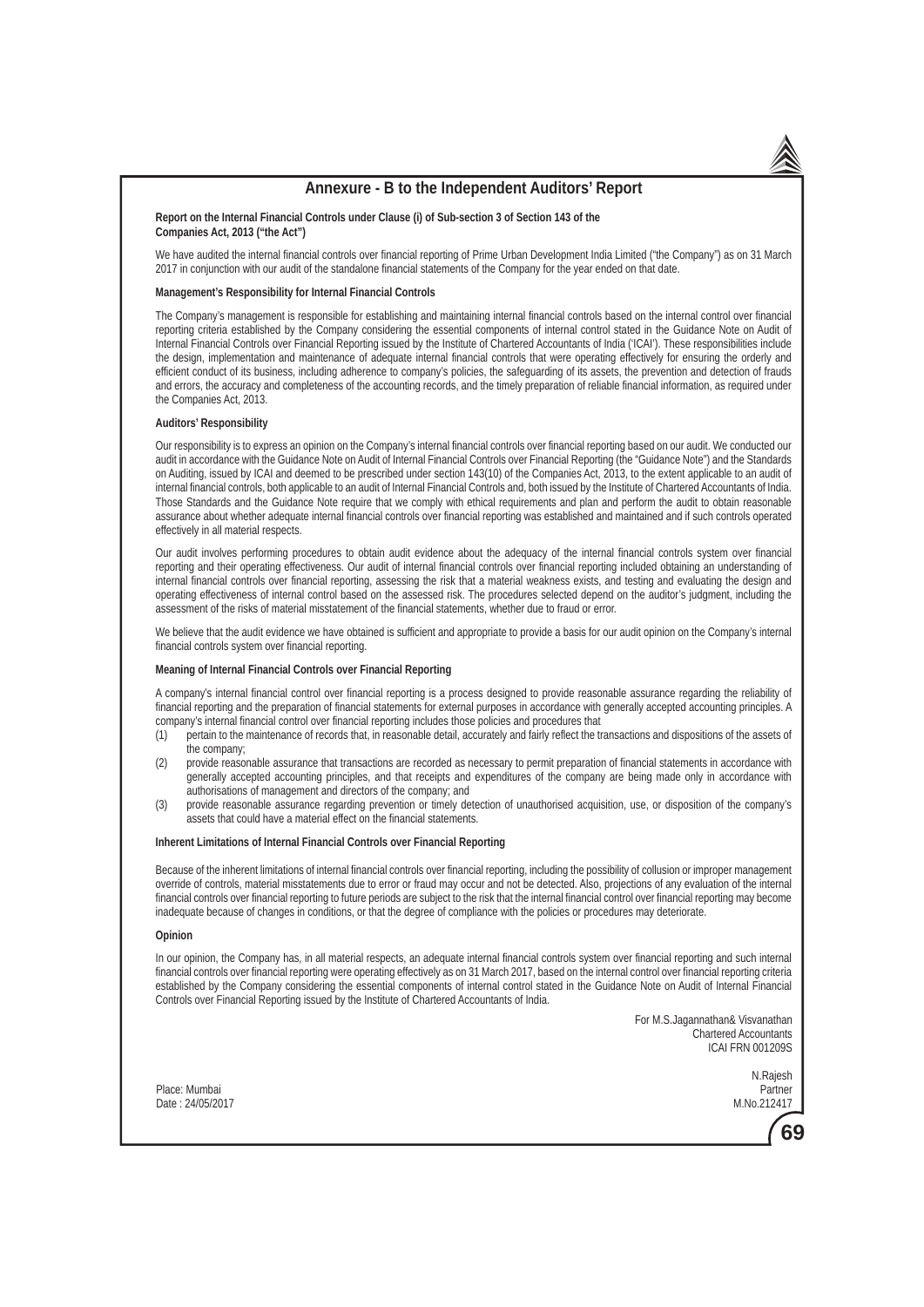## Annexure - B to the Independent Auditors' Report

**Report on the Internal Financial Controls under Clause (i) of Sub-section 3 of Section 143 of the Companies Act, 2013 ("the Act")**

We have audited the internal financial controls over financial reporting of Prime Urban Development India Limited ("the Company") as on 31 March 2017 in conjunction with our audit of the standalone financial statements of the Company for the year ended on that date.

**Management's Responsibility for Internal Financial Controls**

The Company's management is responsible for establishing and maintaining internal financial controls based on the internal control over financial reporting criteria established by the Company considering the essential components of internal control stated in the Guidance Note on Audit of Internal Financial Controls over Financial Reporting issued by the Institute of Chartered Accountants of India ('ICAI'). These responsibilities include the design, implementation and maintenance of adequate internal financial controls that were operating effectively for ensuring the orderly and efficient conduct of its business, including adherence to company's policies, the safeguarding of its assets, the prevention and detection of frauds and errors, the accuracy and completeness of the accounting records, and the timely preparation of reliable financial information, as required under the Companies Act, 2013.

**Auditors' Responsibility**

Our responsibility is to express an opinion on the Company's internal financial controls over financial reporting based on our audit. We conducted our audit in accordance with the Guidance Note on Audit of Internal Financial Controls over Financial Reporting (the "Guidance Note") and the Standards on Auditing, issued by ICAI and deemed to be prescribed under section 143(10) of the Companies Act, 2013, to the extent applicable to an audit of internal financial controls, both applicable to an audit of Internal Financial Controls and, both issued by the Institute of Chartered Accountants of India. Those Standards and the Guidance Note require that we comply with ethical requirements and plan and perform the audit to obtain reasonable assurance about whether adequate internal financial controls over financial reporting was established and maintained and if such controls operated effectively in all material respects.

Our audit involves performing procedures to obtain audit evidence about the adequacy of the internal financial controls system over financial reporting and their operating effectiveness. Our audit of internal financial controls over financial reporting included obtaining an understanding of internal financial controls over financial reporting, assessing the risk that a material weakness exists, and testing and evaluating the design and operating effectiveness of internal control based on the assessed risk. The procedures selected depend on the auditor's judgment, including the assessment of the risks of material misstatement of the financial statements, whether due to fraud or error.

We believe that the audit evidence we have obtained is sufficient and appropriate to provide a basis for our audit opinion on the Company's internal financial controls system over financial reporting.

**Meaning of Internal Financial Controls over Financial Reporting**

A company's internal financial control over financial reporting is a process designed to provide reasonable assurance regarding the reliability of financial reporting and the preparation of financial statements for external purposes in accordance with generally accepted accounting principles. A company's internal financial control over financial reporting includes those policies and procedures that

(1) pertain to the maintenance of records that, in reasonable detail, accurately and fairly reflect the transactions and dispositions of the assets of the company;

(2) provide reasonable assurance that transactions are recorded as necessary to permit preparation of financial statements in accordance with generally accepted accounting principles, and that receipts and expenditures of the company are being made only in accordance with authorisations of management and directors of the company; and

(3) provide reasonable assurance regarding prevention or timely detection of unauthorised acquisition, use, or disposition of the company's assets that could have a material effect on the financial statements.

**Inherent Limitations of Internal Financial Controls over Financial Reporting**

Because of the inherent limitations of internal financial controls over financial reporting, including the possibility of collusion or improper management override of controls, material misstatements due to error or fraud may occur and not be detected. Also, projections of any evaluation of the internal financial controls over financial reporting to future periods are subject to the risk that the internal financial control over financial reporting may become inadequate because of changes in conditions, or that the degree of compliance with the policies or procedures may deteriorate.

**Opinion**

In our opinion, the Company has, in all material respects, an adequate internal financial controls system over financial reporting and such internal financial controls over financial reporting were operating effectively as on 31 March 2017, based on the internal control over financial reporting criteria established by the Company considering the essential components of internal control stated in the Guidance Note on Audit of Internal Financial Controls over Financial Reporting issued by the Institute of Chartered Accountants of India.

For M.S.Jagannathan& Visvanathan
Chartered Accountants
ICAI FRN 001209S

N.Rajesh
Partner
M.No.212417

Place: Mumbai
Date : 24/05/2017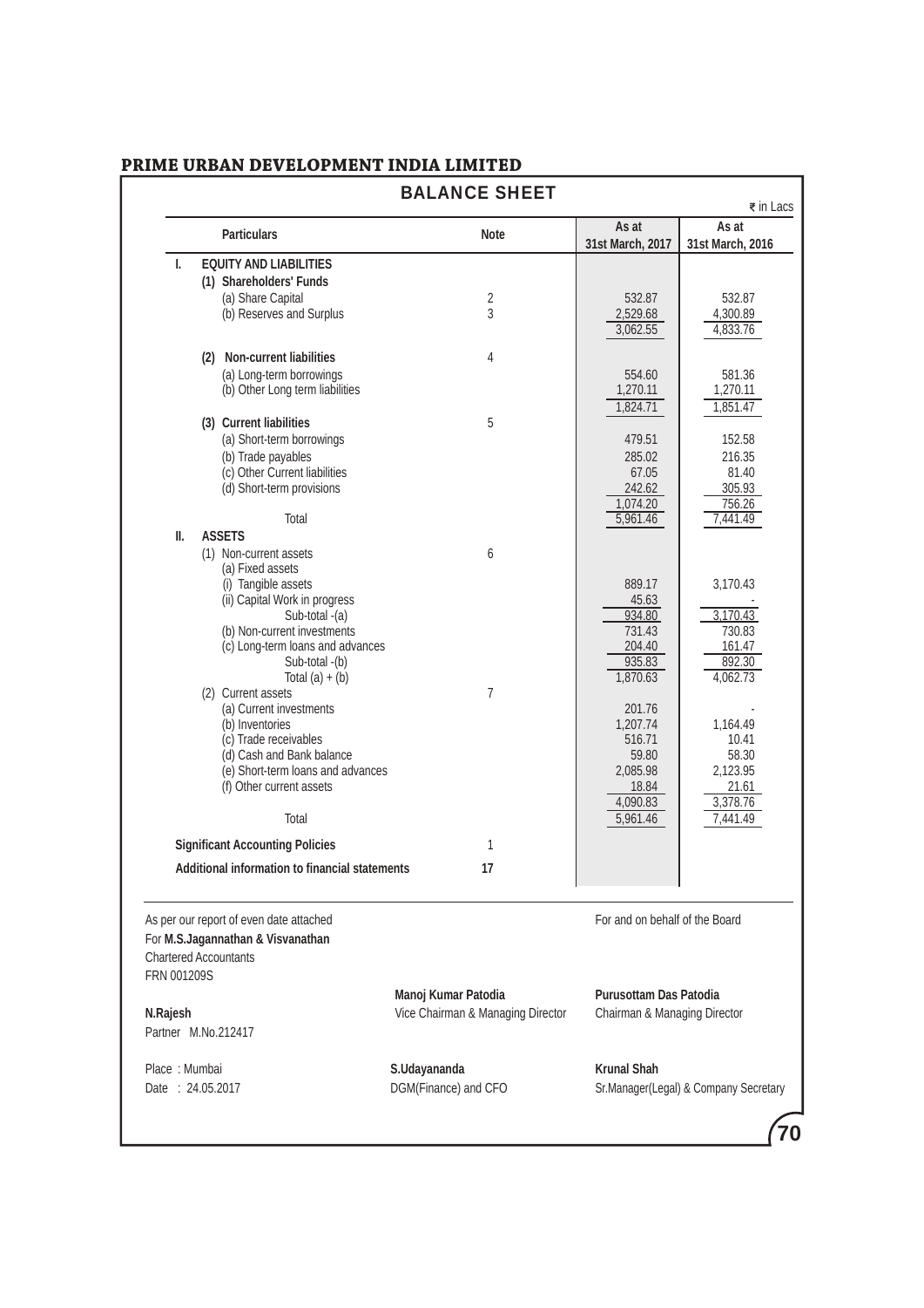# PRIME URBAN DEVELOPMENT INDIA LIMITED

## BALANCE SHEET

₹ in Lacs

| | Particulars | Note | As at 31st March, 2017 | As at 31st March, 2016 |
|---|---|---|---|---|
| **I.** | **EQUITY AND LIABILITIES** | | | |
| | **(1) Shareholders' Funds** | | | |
| | (a) Share Capital | 2 | 532.87 | 532.87 |
| | (b) Reserves and Surplus | 3 | 2,529.68 | 4,300.89 |
| | | | 3,062.55 | 4,833.76 |
| | **(2) Non-current liabilities** | 4 | | |
| | (a) Long-term borrowings | | 554.60 | 581.36 |
| | (b) Other Long term liabilities | | 1,270.11 | 1,270.11 |
| | | | 1,824.71 | 1,851.47 |
| | **(3) Current liabilities** | 5 | | |
| | (a) Short-term borrowings | | 479.51 | 152.58 |
| | (b) Trade payables | | 285.02 | 216.35 |
| | (c) Other Current liabilities | | 67.05 | 81.40 |
| | (d) Short-term provisions | | 242.62 | 305.93 |
| | | | 1,074.20 | 756.26 |
| | Total | | 5,961.46 | 7,441.49 |
| **II.** | **ASSETS** | | | |
| | (1) Non-current assets | 6 | | |
| | (a) Fixed assets | | | |
| | (i) Tangible assets | | 889.17 | 3,170.43 |
| | (ii) Capital Work in progress | | 45.63 | - |
| | Sub-total -(a) | | 934.80 | 3,170.43 |
| | (b) Non-current investments | | 731.43 | 730.83 |
| | (c) Long-term loans and advances | | 204.40 | 161.47 |
| | Sub-total -(b) | | 935.83 | 892.30 |
| | Total (a) + (b) | | 1,870.63 | 4,062.73 |
| | (2) Current assets | 7 | | |
| | (a) Current investments | | 201.76 | - |
| | (b) Inventories | | 1,207.74 | 1,164.49 |
| | (c) Trade receivables | | 516.71 | 10.41 |
| | (d) Cash and Bank balance | | 59.80 | 58.30 |
| | (e) Short-term loans and advances | | 2,085.98 | 2,123.95 |
| | (f) Other current assets | | 18.84 | 21.61 |
| | | | 4,090.83 | 3,378.76 |
| | Total | | 5,961.46 | 7,441.49 |
| | **Significant Accounting Policies** | 1 | | |
| | **Additional information to financial statements** | **17** | | |

As per our report of even date attached
For **M.S.Jagannathan & Visvanathan**
Chartered Accountants
FRN 001209S

**N.Rajesh**
Partner M.No.212417

Place : Mumbai
Date : 24.05.2017

For and on behalf of the Board

**Manoj Kumar Patodia**
Vice Chairman & Managing Director

**Purusottam Das Patodia**
Chairman & Managing Director

**S.Udayananda**
DGM(Finance) and CFO

**Krunal Shah**
Sr.Manager(Legal) & Company Secretary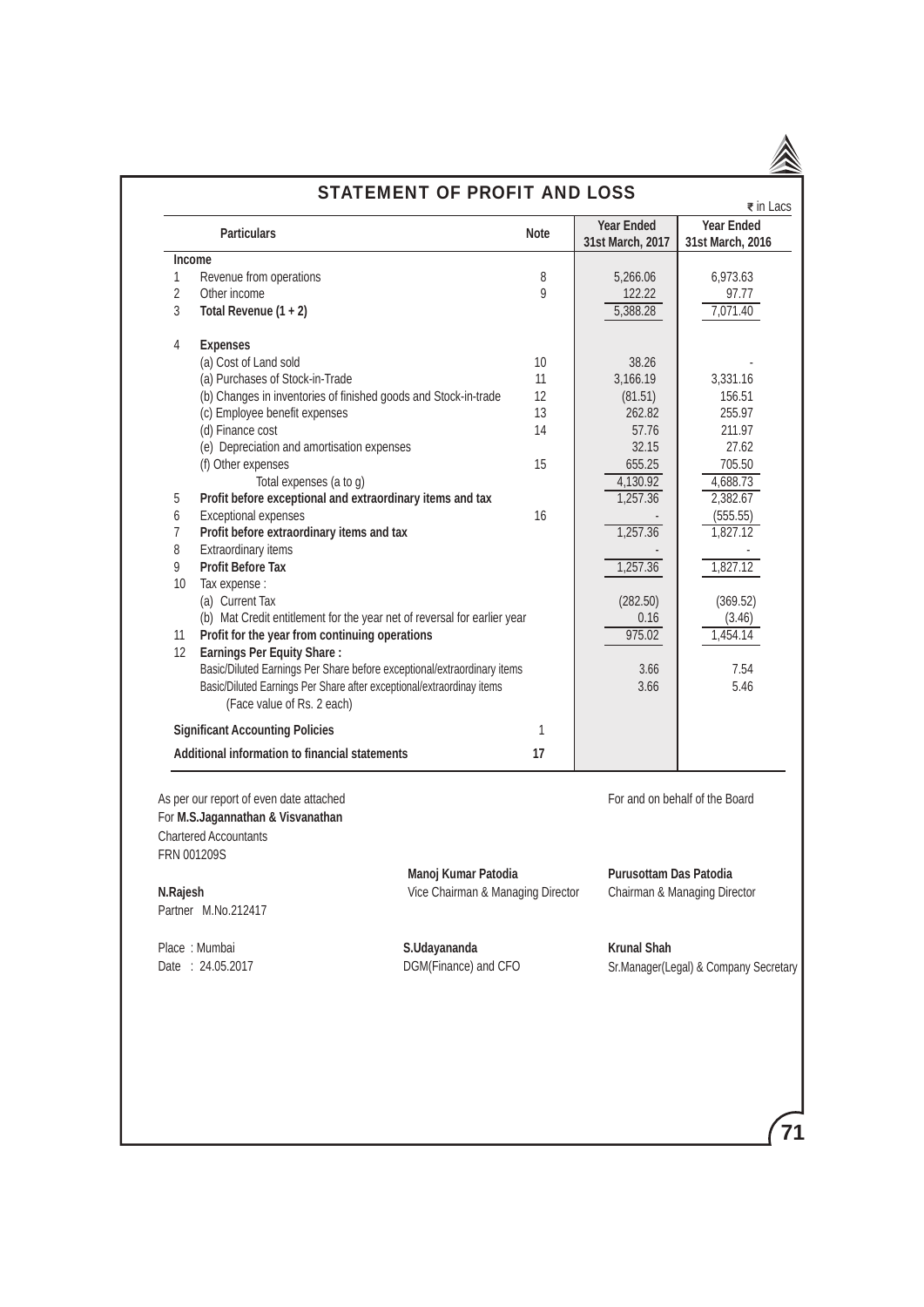# STATEMENT OF PROFIT AND LOSS

₹ in Lacs

| | Particulars | Note | Year Ended 31st March, 2017 | Year Ended 31st March, 2016 |
|---|---|---|---|---|
| | **Income** | | | |
| 1 | Revenue from operations | 8 | 5,266.06 | 6,973.63 |
| 2 | Other income | 9 | 122.22 | 97.77 |
| 3 | **Total Revenue (1 + 2)** | | 5,388.28 | 7,071.40 |
| 4 | **Expenses** | | | |
| | (a) Cost of Land sold | 10 | 38.26 | - |
| | (a) Purchases of Stock-in-Trade | 11 | 3,166.19 | 3,331.16 |
| | (b) Changes in inventories of finished goods and Stock-in-trade | 12 | (81.51) | 156.51 |
| | (c) Employee benefit expenses | 13 | 262.82 | 255.97 |
| | (d) Finance cost | 14 | 57.76 | 211.97 |
| | (e) Depreciation and amortisation expenses | | 32.15 | 27.62 |
| | (f) Other expenses | 15 | 655.25 | 705.50 |
| | Total expenses (a to g) | | 4,130.92 | 4,688.73 |
| 5 | **Profit before exceptional and extraordinary items and tax** | | 1,257.36 | 2,382.67 |
| 6 | Exceptional expenses | 16 | - | (555.55) |
| 7 | **Profit before extraordinary items and tax** | | 1,257.36 | 1,827.12 |
| 8 | Extraordinary items | | - | - |
| 9 | **Profit Before Tax** | | 1,257.36 | 1,827.12 |
| 10 | Tax expense : | | | |
| | (a) Current Tax | | (282.50) | (369.52) |
| | (b) Mat Credit entitlement for the year net of reversal for earlier year | | 0.16 | (3.46) |
| 11 | **Profit for the year from continuing operations** | | 975.02 | 1,454.14 |
| 12 | **Earnings Per Equity Share :** | | | |
| | Basic/Diluted Earnings Per Share before exceptional/extraordinary items | | 3.66 | 7.54 |
| | Basic/Diluted Earnings Per Share after exceptional/extraordinay items (Face value of Rs. 2 each) | | 3.66 | 5.46 |
| | **Significant Accounting Policies** | 1 | | |
| | **Additional information to financial statements** | **17** | | |

As per our report of even date attached
For **M.S.Jagannathan & Visvanathan**
Chartered Accountants
FRN 001209S

**N.Rajesh**
Partner M.No.212417

Place : Mumbai
Date : 24.05.2017

For and on behalf of the Board

**Manoj Kumar Patodia**
Vice Chairman & Managing Director

**Purusottam Das Patodia**
Chairman & Managing Director

**S.Udayananda**
DGM(Finance) and CFO

**Krunal Shah**
Sr.Manager(Legal) & Company Secretary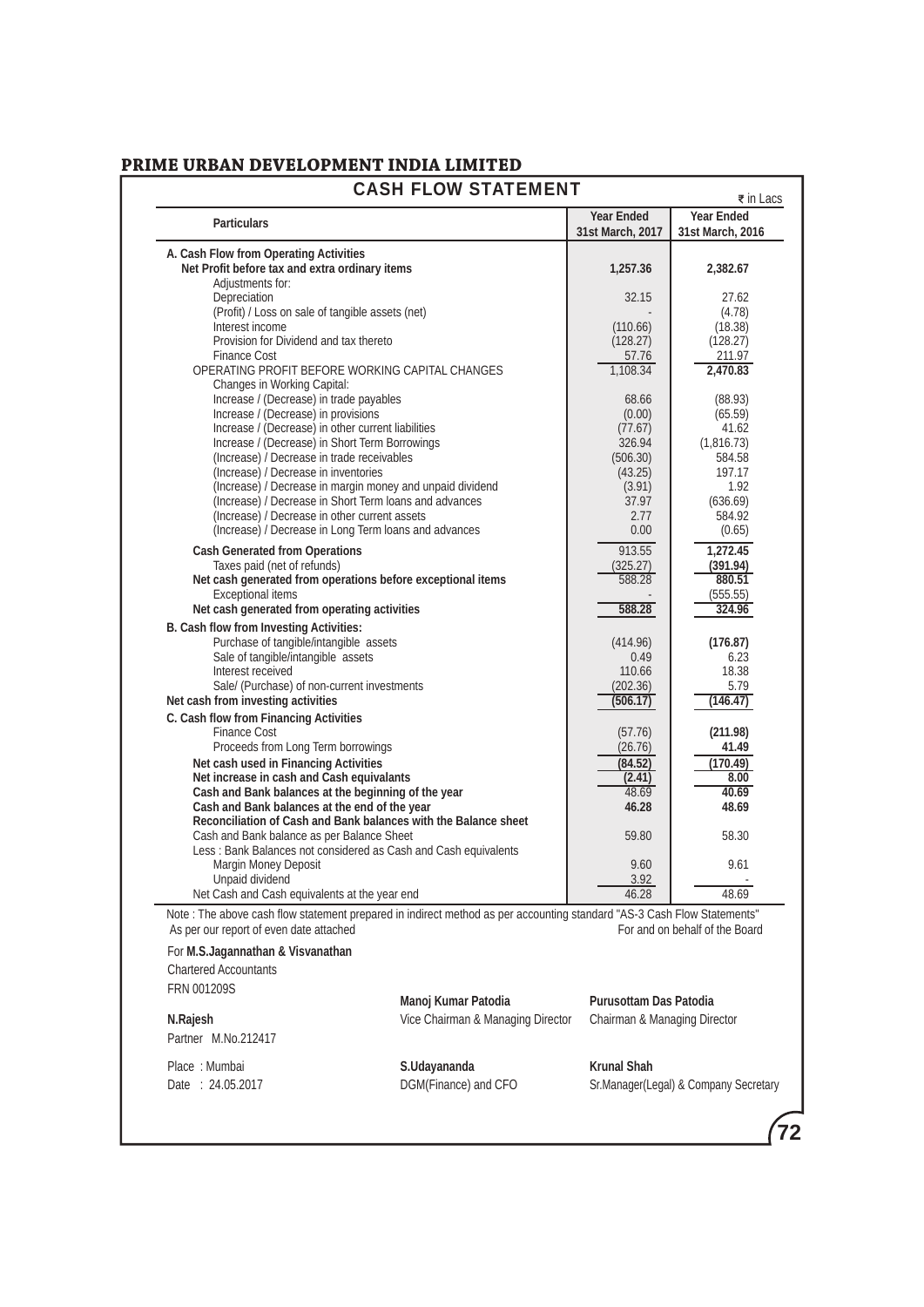# PRIME URBAN DEVELOPMENT INDIA LIMITED

## CASH FLOW STATEMENT

₹ in Lacs

| Particulars | Year Ended 31st March, 2017 | Year Ended 31st March, 2016 |
|---|---|---|
| **A. Cash Flow from Operating Activities** | | |
| **Net Profit before tax and extra ordinary items** | **1,257.36** | **2,382.67** |
| Adjustments for: | | |
| Depreciation | 32.15 | 27.62 |
| (Profit) / Loss on sale of tangible assets (net) | - | (4.78) |
| Interest income | (110.66) | (18.38) |
| Provision for Dividend and tax thereto | (128.27) | (128.27) |
| Finance Cost | 57.76 | 211.97 |
| OPERATING PROFIT BEFORE WORKING CAPITAL CHANGES | 1,108.34 | **2,470.83** |
| Changes in Working Capital: | | |
| Increase / (Decrease) in trade payables | 68.66 | (88.93) |
| Increase / (Decrease) in provisions | (0.00) | (65.59) |
| Increase / (Decrease) in other current liabilities | (77.67) | 41.62 |
| Increase / (Decrease) in Short Term Borrowings | 326.94 | (1,816.73) |
| (Increase) / Decrease in trade receivables | (506.30) | 584.58 |
| (Increase) / Decrease in inventories | (43.25) | 197.17 |
| (Increase) / Decrease in margin money and unpaid dividend | (3.91) | 1.92 |
| (Increase) / Decrease in Short Term loans and advances | 37.97 | (636.69) |
| (Increase) / Decrease in other current assets | 2.77 | 584.92 |
| (Increase) / Decrease in Long Term loans and advances | 0.00 | (0.65) |
| **Cash Generated from Operations** | 913.55 | **1,272.45** |
| Taxes paid (net of refunds) | (325.27) | **(391.94)** |
| **Net cash generated from operations before exceptional items** | 588.28 | **880.51** |
| Exceptional items | - | (555.55) |
| **Net cash generated from operating activities** | **588.28** | **324.96** |
| **B. Cash flow from Investing Activities:** | | |
| Purchase of tangible/intangible assets | (414.96) | **(176.87)** |
| Sale of tangible/intangible assets | 0.49 | 6.23 |
| Interest received | 110.66 | 18.38 |
| Sale/ (Purchase) of non-current investments | (202.36) | 5.79 |
| **Net cash from investing activities** | **(506.17)** | **(146.47)** |
| **C. Cash flow from Financing Activities** | | |
| Finance Cost | (57.76) | **(211.98)** |
| Proceeds from Long Term borrowings | (26.76) | **41.49** |
| **Net cash used in Financing Activities** | **(84.52)** | **(170.49)** |
| **Net increase in cash and Cash equivalants** | **(2.41)** | **8.00** |
| **Cash and Bank balances at the beginning of the year** | 48.69 | **40.69** |
| **Cash and Bank balances at the end of the year** | **46.28** | **48.69** |
| **Reconciliation of Cash and Bank balances with the Balance sheet** | | |
| Cash and Bank balance as per Balance Sheet | 59.80 | 58.30 |
| Less : Bank Balances not considered as Cash and Cash equivalents | | |
| Margin Money Deposit | 9.60 | 9.61 |
| Unpaid dividend | 3.92 | - |
| Net Cash and Cash equivalents at the year end | 46.28 | 48.69 |

Note : The above cash flow statement prepared in indirect method as per accounting standard "AS-3 Cash Flow Statements"

As per our report of even date attached

For and on behalf of the Board

For **M.S.Jagannathan & Visvanathan**
Chartered Accountants
FRN 001209S

**N.Rajesh**
Partner M.No.212417

Place : Mumbai
Date : 24.05.2017

**Manoj Kumar Patodia**
Vice Chairman & Managing Director

**Purusottam Das Patodia**
Chairman & Managing Director

**S.Udayananda**
DGM(Finance) and CFO

**Krunal Shah**
Sr.Manager(Legal) & Company Secretary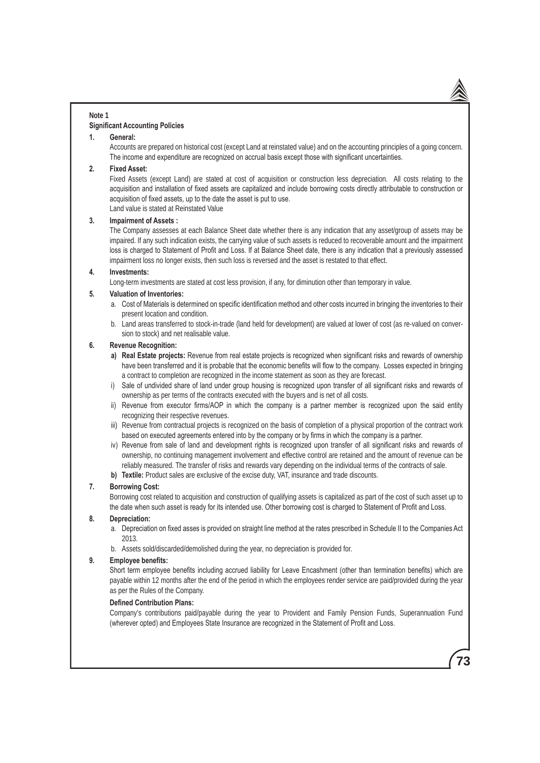**Note 1**

**Significant Accounting Policies**

**1. General:**

Accounts are prepared on historical cost (except Land at reinstated value) and on the accounting principles of a going concern. The income and expenditure are recognized on accrual basis except those with significant uncertainties.

**2. Fixed Asset:**

Fixed Assets (except Land) are stated at cost of acquisition or construction less depreciation. All costs relating to the acquisition and installation of fixed assets are capitalized and include borrowing costs directly attributable to construction or acquisition of fixed assets, up to the date the asset is put to use.

Land value is stated at Reinstated Value

**3. Impairment of Assets :**

The Company assesses at each Balance Sheet date whether there is any indication that any asset/group of assets may be impaired. If any such indication exists, the carrying value of such assets is reduced to recoverable amount and the impairment loss is charged to Statement of Profit and Loss. If at Balance Sheet date, there is any indication that a previously assessed impairment loss no longer exists, then such loss is reversed and the asset is restated to that effect.

**4. Investments:**

Long-term investments are stated at cost less provision, if any, for diminution other than temporary in value.

**5. Valuation of Inventories:**

a. Cost of Materials is determined on specific identification method and other costs incurred in bringing the inventories to their present location and condition.

b. Land areas transferred to stock-in-trade (land held for development) are valued at lower of cost (as re-valued on conversion to stock) and net realisable value.

**6. Revenue Recognition:**

**a) Real Estate projects:** Revenue from real estate projects is recognized when significant risks and rewards of ownership have been transferred and it is probable that the economic benefits will flow to the company. Losses expected in bringing a contract to completion are recognized in the income statement as soon as they are forecast.

i) Sale of undivided share of land under group housing is recognized upon transfer of all significant risks and rewards of ownership as per terms of the contracts executed with the buyers and is net of all costs.

ii) Revenue from executor firms/AOP in which the company is a partner member is recognized upon the said entity recognizing their respective revenues.

iii) Revenue from contractual projects is recognized on the basis of completion of a physical proportion of the contract work based on executed agreements entered into by the company or by firms in which the company is a partner.

iv) Revenue from sale of land and development rights is recognized upon transfer of all significant risks and rewards of ownership, no continuing management involvement and effective control are retained and the amount of revenue can be reliably measured. The transfer of risks and rewards vary depending on the individual terms of the contracts of sale.

**b) Textile:** Product sales are exclusive of the excise duty, VAT, insurance and trade discounts.

**7. Borrowing Cost:**

Borrowing cost related to acquisition and construction of qualifying assets is capitalized as part of the cost of such asset up to the date when such asset is ready for its intended use. Other borrowing cost is charged to Statement of Profit and Loss.

**8. Depreciation:**

a. Depreciation on fixed asses is provided on straight line method at the rates prescribed in Schedule II to the Companies Act 2013.

b. Assets sold/discarded/demolished during the year, no depreciation is provided for.

**9. Employee benefits:**

Short term employee benefits including accrued liability for Leave Encashment (other than termination benefits) which are payable within 12 months after the end of the period in which the employees render service are paid/provided during the year as per the Rules of the Company.

**Defined Contribution Plans:**

Company's contributions paid/payable during the year to Provident and Family Pension Funds, Superannuation Fund (wherever opted) and Employees State Insurance are recognized in the Statement of Profit and Loss.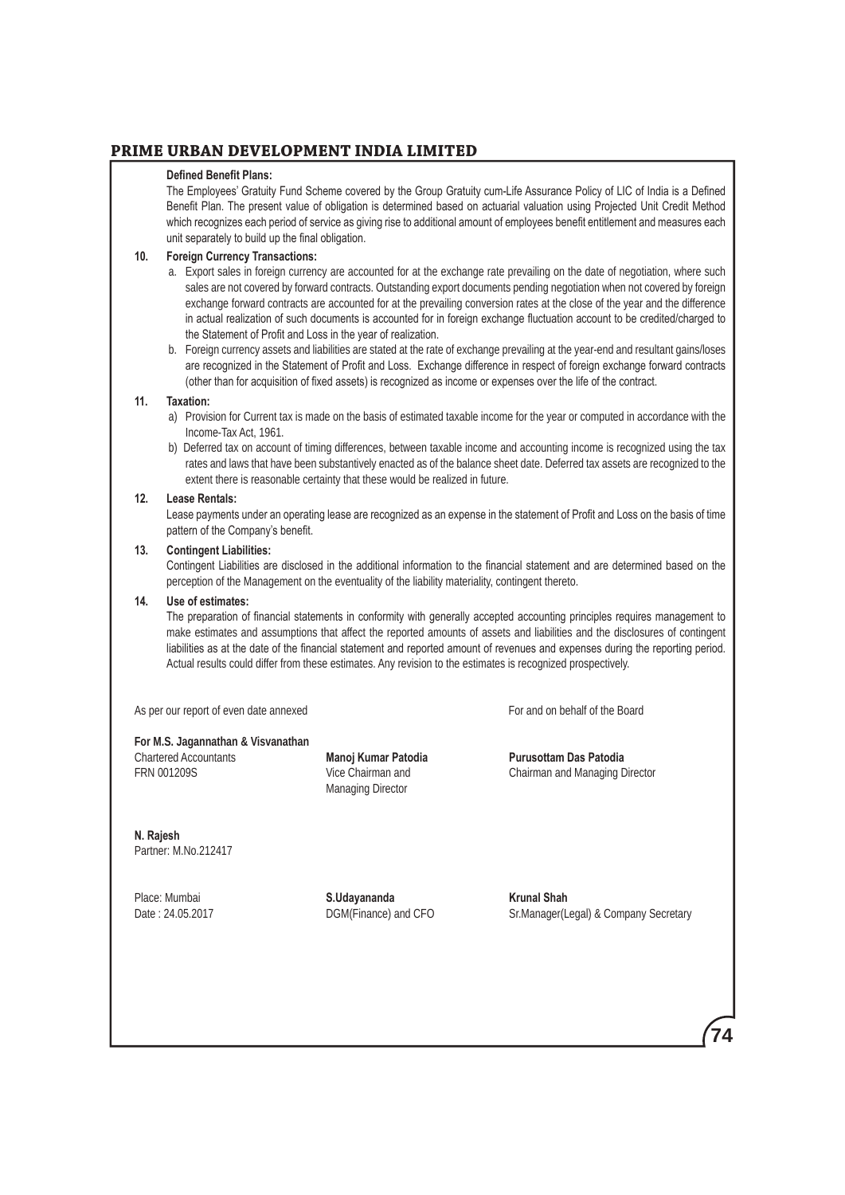**Defined Benefit Plans:**

The Employees' Gratuity Fund Scheme covered by the Group Gratuity cum-Life Assurance Policy of LIC of India is a Defined Benefit Plan. The present value of obligation is determined based on actuarial valuation using Projected Unit Credit Method which recognizes each period of service as giving rise to additional amount of employees benefit entitlement and measures each unit separately to build up the final obligation.

**10. Foreign Currency Transactions:**

a. Export sales in foreign currency are accounted for at the exchange rate prevailing on the date of negotiation, where such sales are not covered by forward contracts. Outstanding export documents pending negotiation when not covered by foreign exchange forward contracts are accounted for at the prevailing conversion rates at the close of the year and the difference in actual realization of such documents is accounted for in foreign exchange fluctuation account to be credited/charged to the Statement of Profit and Loss in the year of realization.

b. Foreign currency assets and liabilities are stated at the rate of exchange prevailing at the year-end and resultant gains/loses are recognized in the Statement of Profit and Loss. Exchange difference in respect of foreign exchange forward contracts (other than for acquisition of fixed assets) is recognized as income or expenses over the life of the contract.

**11. Taxation:**

a) Provision for Current tax is made on the basis of estimated taxable income for the year or computed in accordance with the Income-Tax Act, 1961.

b) Deferred tax on account of timing differences, between taxable income and accounting income is recognized using the tax rates and laws that have been substantively enacted as of the balance sheet date. Deferred tax assets are recognized to the extent there is reasonable certainty that these would be realized in future.

**12. Lease Rentals:**

Lease payments under an operating lease are recognized as an expense in the statement of Profit and Loss on the basis of time pattern of the Company's benefit.

**13. Contingent Liabilities:**

Contingent Liabilities are disclosed in the additional information to the financial statement and are determined based on the perception of the Management on the eventuality of the liability materiality, contingent thereto.

**14. Use of estimates:**

The preparation of financial statements in conformity with generally accepted accounting principles requires management to make estimates and assumptions that affect the reported amounts of assets and liabilities and the disclosures of contingent liabilities as at the date of the financial statement and reported amount of revenues and expenses during the reporting period. Actual results could differ from these estimates. Any revision to the estimates is recognized prospectively.

As per our report of even date annexed

For and on behalf of the Board

**For M.S. Jagannathan & Visvanathan**
Chartered Accountants
FRN 001209S

**Manoj Kumar Patodia**
Vice Chairman and Managing Director

**Purusottam Das Patodia**
Chairman and Managing Director

**N. Rajesh**
Partner: M.No.212417

Place: Mumbai
Date : 24.05.2017

**S.Udayananda**
DGM(Finance) and CFO

**Krunal Shah**
Sr.Manager(Legal) & Company Secretary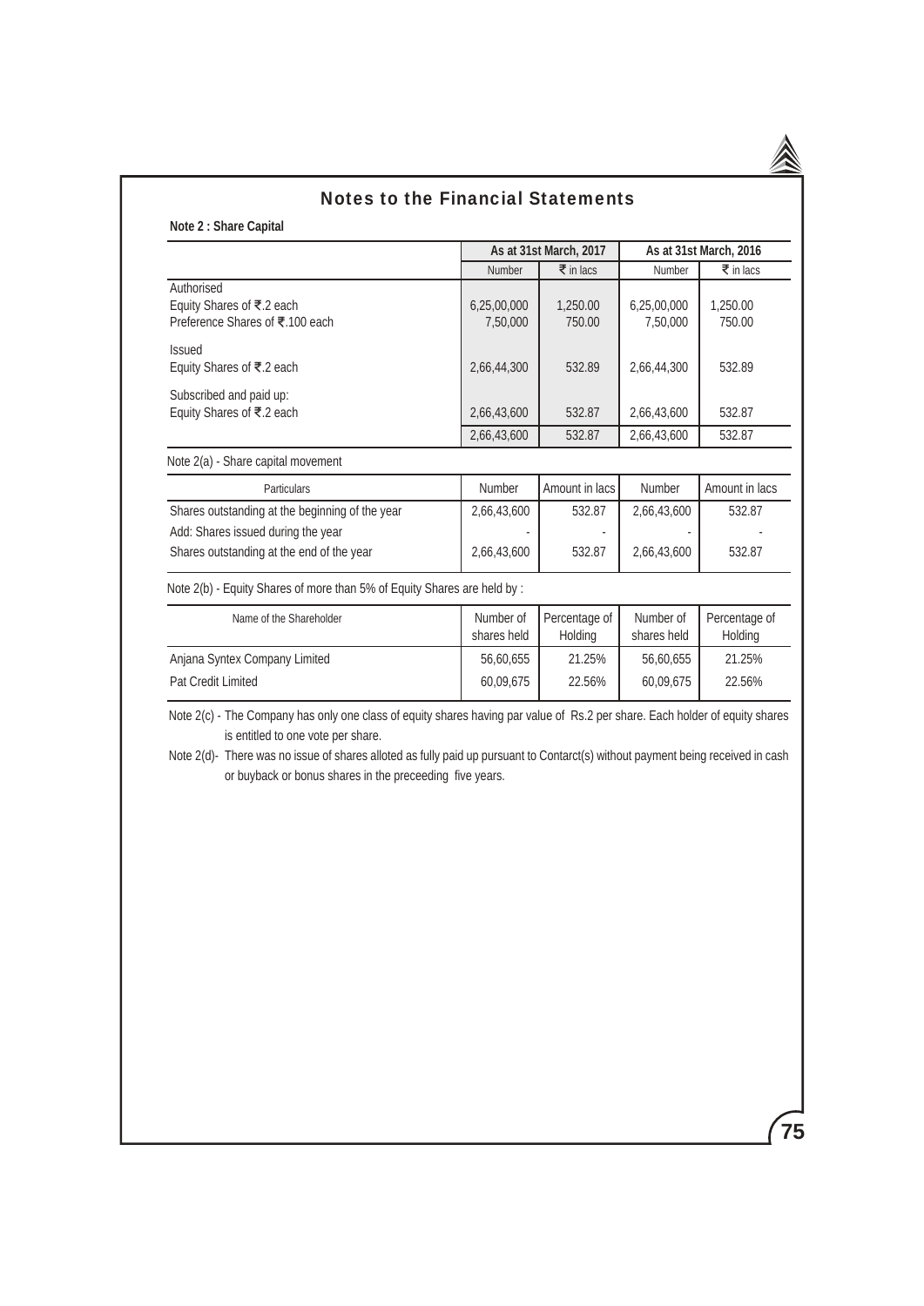# Notes to the Financial Statements

**Note 2 : Share Capital**

| | As at 31st March, 2017 | | As at 31st March, 2016 | |
|---|---|---|---|---|
| | Number | ₹ in lacs | Number | ₹ in lacs |
| Authorised | | | | |
| Equity Shares of ₹.2 each | 6,25,00,000 | 1,250.00 | 6,25,00,000 | 1,250.00 |
| Preference Shares of ₹.100 each | 7,50,000 | 750.00 | 7,50,000 | 750.00 |
| Issued | | | | |
| Equity Shares of ₹.2 each | 2,66,44,300 | 532.89 | 2,66,44,300 | 532.89 |
| Subscribed and paid up: | | | | |
| Equity Shares of ₹.2 each | 2,66,43,600 | 532.87 | 2,66,43,600 | 532.87 |
| | 2,66,43,600 | 532.87 | 2,66,43,600 | 532.87 |

Note 2(a) - Share capital movement

| Particulars | Number | Amount in lacs | Number | Amount in lacs |
|---|---|---|---|---|
| Shares outstanding at the beginning of the year | 2,66,43,600 | 532.87 | 2,66,43,600 | 532.87 |
| Add: Shares issued during the year | - | - | - | - |
| Shares outstanding at the end of the year | 2,66,43,600 | 532.87 | 2,66,43,600 | 532.87 |

Note 2(b) - Equity Shares of more than 5% of Equity Shares are held by :

| Name of the Shareholder | Number of shares held | Percentage of Holding | Number of shares held | Percentage of Holding |
|---|---|---|---|---|
| Anjana Syntex Company Limited | 56,60,655 | 21.25% | 56,60,655 | 21.25% |
| Pat Credit Limited | 60,09,675 | 22.56% | 60,09,675 | 22.56% |

Note 2(c) - The Company has only one class of equity shares having par value of Rs.2 per share. Each holder of equity shares is entitled to one vote per share.

Note 2(d)- There was no issue of shares alloted as fully paid up pursuant to Contarct(s) without payment being received in cash or buyback or bonus shares in the preceeding five years.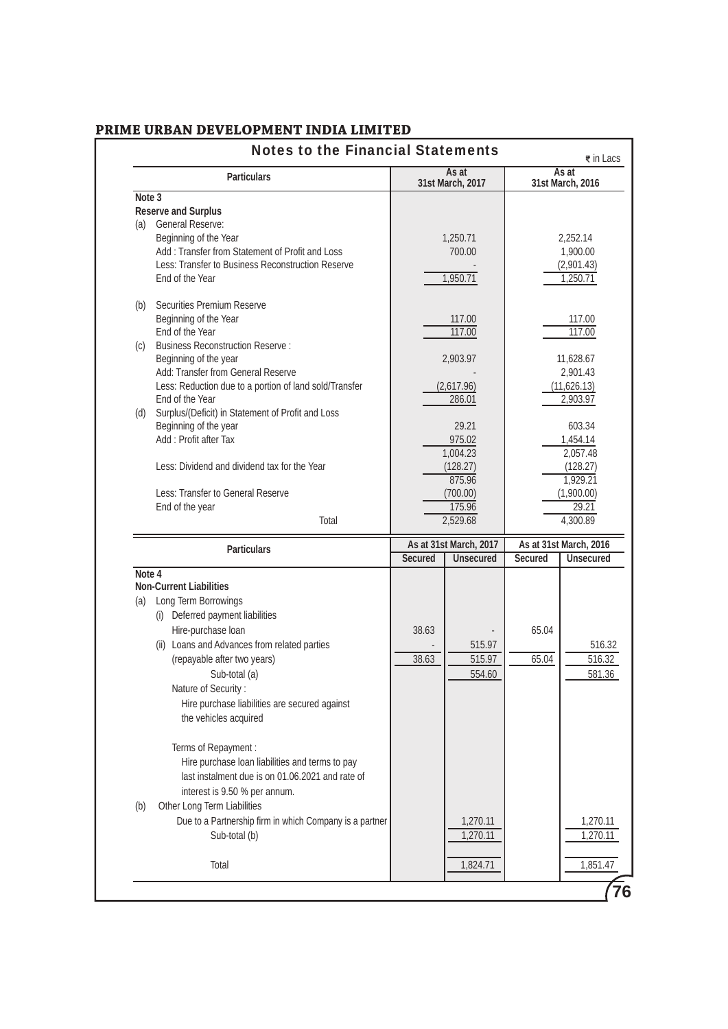# PRIME URBAN DEVELOPMENT INDIA LIMITED

## Notes to the Financial Statements

₹ in Lacs

| Particulars | As at 31st March, 2017 | As at 31st March, 2016 |
|---|---|---|
| **Note 3** | | |
| **Reserve and Surplus** | | |
| (a) General Reserve: | | |
| Beginning of the Year | 1,250.71 | 2,252.14 |
| Add : Transfer from Statement of Profit and Loss | 700.00 | 1,900.00 |
| Less: Transfer to Business Reconstruction Reserve | - | (2,901.43) |
| End of the Year | 1,950.71 | 1,250.71 |
| (b) Securities Premium Reserve | | |
| Beginning of the Year | 117.00 | 117.00 |
| End of the Year | 117.00 | 117.00 |
| (c) Business Reconstruction Reserve : | | |
| Beginning of the year | 2,903.97 | 11,628.67 |
| Add: Transfer from General Reserve | - | 2,901.43 |
| Less: Reduction due to a portion of land sold/Transfer | (2,617.96) | (11,626.13) |
| End of the Year | 286.01 | 2,903.97 |
| (d) Surplus/(Deficit) in Statement of Profit and Loss | | |
| Beginning of the year | 29.21 | 603.34 |
| Add : Profit after Tax | 975.02 | 1,454.14 |
| | 1,004.23 | 2,057.48 |
| Less: Dividend and dividend tax for the Year | (128.27) | (128.27) |
| | 875.96 | 1,929.21 |
| Less: Transfer to General Reserve | (700.00) | (1,900.00) |
| End of the year | 175.96 | 29.21 |
| Total | 2,529.68 | 4,300.89 |

| Particulars | As at 31st March, 2017 | | As at 31st March, 2016 | |
|---|---|---|---|---|
| | Secured | Unsecured | Secured | Unsecured |
| **Note 4** | | | | |
| **Non-Current Liabilities** | | | | |
| (a) Long Term Borrowings | | | | |
| (i) Deferred payment liabilities | | | | |
| Hire-purchase loan | 38.63 | - | 65.04 | |
| (ii) Loans and Advances from related parties | - | 515.97 | | 516.32 |
| (repayable after two years) | 38.63 | 515.97 | 65.04 | 516.32 |
| Sub-total (a) | | 554.60 | | 581.36 |
| Nature of Security : | | | | |
| Hire purchase liabilities are secured against the vehicles acquired | | | | |
| Terms of Repayment : | | | | |
| Hire purchase loan liabilities and terms to pay last instalment due is on 01.06.2021 and rate of interest is 9.50 % per annum. | | | | |
| (b) Other Long Term Liabilities | | | | |
| Due to a Partnership firm in which Company is a partner | | 1,270.11 | | 1,270.11 |
| Sub-total (b) | | 1,270.11 | | 1,270.11 |
| Total | | 1,824.71 | | 1,851.47 |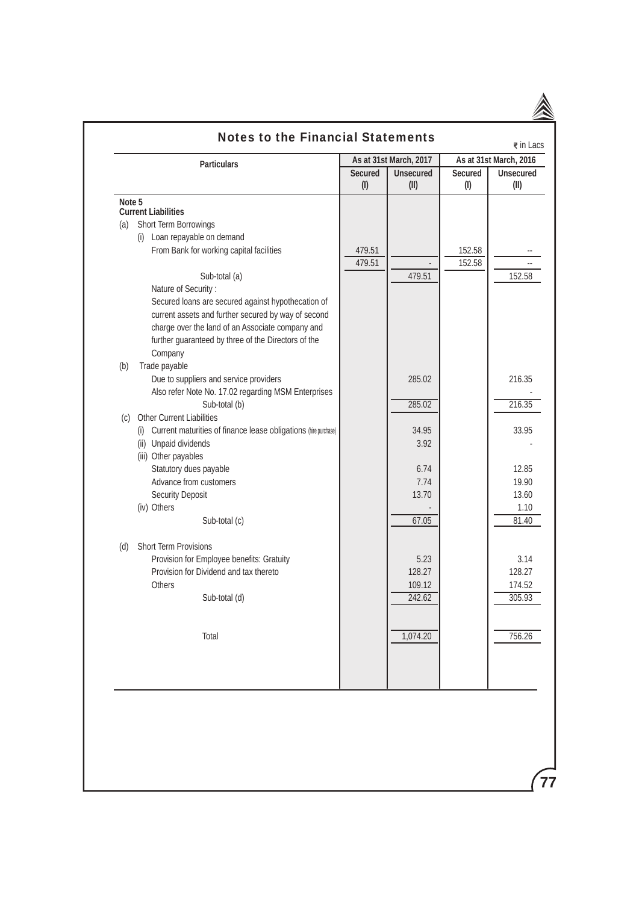# Notes to the Financial Statements

₹ in Lacs

| Particulars | As at 31st March, 2017 | | As at 31st March, 2016 | |
|---|---|---|---|---|
| | Secured (I) | Unsecured (II) | Secured (I) | Unsecured (II) |
| **Note 5** | | | | |
| **Current Liabilities** | | | | |
| (a) Short Term Borrowings | | | | |
| (i) Loan repayable on demand | | | | |
| From Bank for working capital facilities | 479.51 | | 152.58 | -- |
| | 479.51 | - | 152.58 | -- |
| Sub-total (a) | | 479.51 | | 152.58 |
| Nature of Security : Secured loans are secured against hypothecation of current assets and further secured by way of second charge over the land of an Associate company and further guaranteed by three of the Directors of the Company | | | | |
| (b) Trade payable | | | | |
| Due to suppliers and service providers | | 285.02 | | 216.35 |
| Also refer Note No. 17.02 regarding MSM Enterprises | | | | - |
| Sub-total (b) | | 285.02 | | 216.35 |
| (c) Other Current Liabilities | | | | |
| (i) Current maturities of finance lease obligations (hire purchase) | | 34.95 | | 33.95 |
| (ii) Unpaid dividends | | 3.92 | | - |
| (iii) Other payables | | | | |
| Statutory dues payable | | 6.74 | | 12.85 |
| Advance from customers | | 7.74 | | 19.90 |
| Security Deposit | | 13.70 | | 13.60 |
| (iv) Others | | - | | 1.10 |
| Sub-total (c) | | 67.05 | | 81.40 |
| (d) Short Term Provisions | | | | |
| Provision for Employee benefits: Gratuity | | 5.23 | | 3.14 |
| Provision for Dividend and tax thereto | | 128.27 | | 128.27 |
| Others | | 109.12 | | 174.52 |
| Sub-total (d) | | 242.62 | | 305.93 |
| Total | | 1,074.20 | | 756.26 |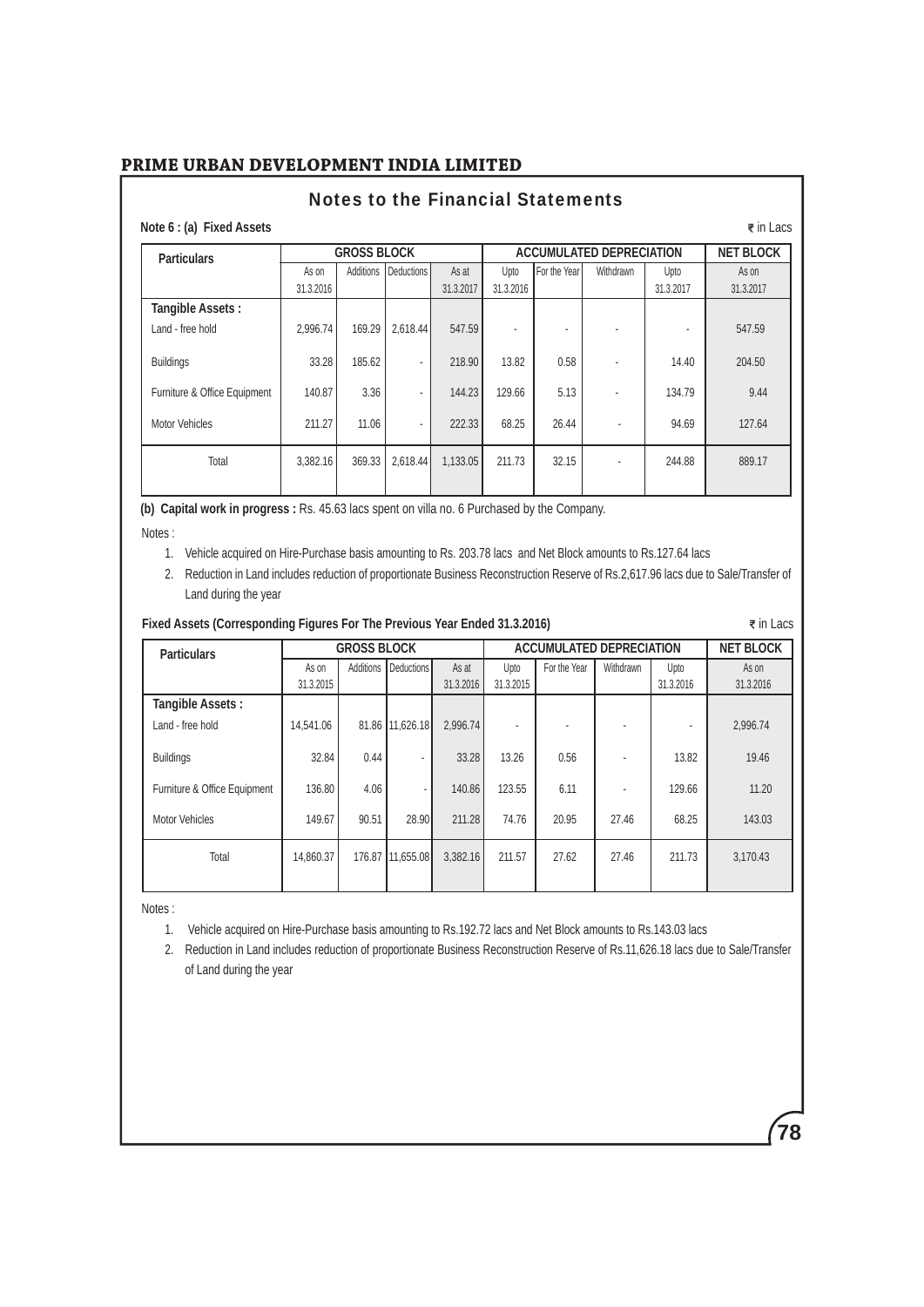## PRIME URBAN DEVELOPMENT INDIA LIMITED

# Notes to the Financial Statements

**Note 6 : (a) Fixed Assets** ₹ in Lacs

| Particulars | GROSS BLOCK | | | | ACCUMULATED DEPRECIATION | | | | NET BLOCK |
|---|---|---|---|---|---|---|---|---|---|
| | As on 31.3.2016 | Additions | Deductions | As at 31.3.2017 | Upto 31.3.2016 | For the Year | Withdrawn | Upto 31.3.2017 | As on 31.3.2017 |
| **Tangible Assets :** | | | | | | | | | |
| Land - free hold | 2,996.74 | 169.29 | 2,618.44 | 547.59 | - | - | - | - | 547.59 |
| Buildings | 33.28 | 185.62 | - | 218.90 | 13.82 | 0.58 | - | 14.40 | 204.50 |
| Furniture & Office Equipment | 140.87 | 3.36 | - | 144.23 | 129.66 | 5.13 | - | 134.79 | 9.44 |
| Motor Vehicles | 211.27 | 11.06 | - | 222.33 | 68.25 | 26.44 | - | 94.69 | 127.64 |
| Total | 3,382.16 | 369.33 | 2,618.44 | 1,133.05 | 211.73 | 32.15 | - | 244.88 | 889.17 |

**(b) Capital work in progress :** Rs. 45.63 lacs spent on villa no. 6 Purchased by the Company.

Notes :

1. Vehicle acquired on Hire-Purchase basis amounting to Rs. 203.78 lacs and Net Block amounts to Rs.127.64 lacs
2. Reduction in Land includes reduction of proportionate Business Reconstruction Reserve of Rs.2,617.96 lacs due to Sale/Transfer of Land during the year

**Fixed Assets (Corresponding Figures For The Previous Year Ended 31.3.2016)** ₹ in Lacs

| Particulars | GROSS BLOCK | | | | ACCUMULATED DEPRECIATION | | | | NET BLOCK |
|---|---|---|---|---|---|---|---|---|---|
| | As on 31.3.2015 | Additions | Deductions | As at 31.3.2016 | Upto 31.3.2015 | For the Year | Withdrawn | Upto 31.3.2016 | As on 31.3.2016 |
| **Tangible Assets :** | | | | | | | | | |
| Land - free hold | 14,541.06 | 81.86 | 11,626.18 | 2,996.74 | - | - | - | - | 2,996.74 |
| Buildings | 32.84 | 0.44 | - | 33.28 | 13.26 | 0.56 | - | 13.82 | 19.46 |
| Furniture & Office Equipment | 136.80 | 4.06 | - | 140.86 | 123.55 | 6.11 | - | 129.66 | 11.20 |
| Motor Vehicles | 149.67 | 90.51 | 28.90 | 211.28 | 74.76 | 20.95 | 27.46 | 68.25 | 143.03 |
| Total | 14,860.37 | 176.87 | 11,655.08 | 3,382.16 | 211.57 | 27.62 | 27.46 | 211.73 | 3,170.43 |

Notes :

1. Vehicle acquired on Hire-Purchase basis amounting to Rs.192.72 lacs and Net Block amounts to Rs.143.03 lacs
2. Reduction in Land includes reduction of proportionate Business Reconstruction Reserve of Rs.11,626.18 lacs due to Sale/Transfer of Land during the year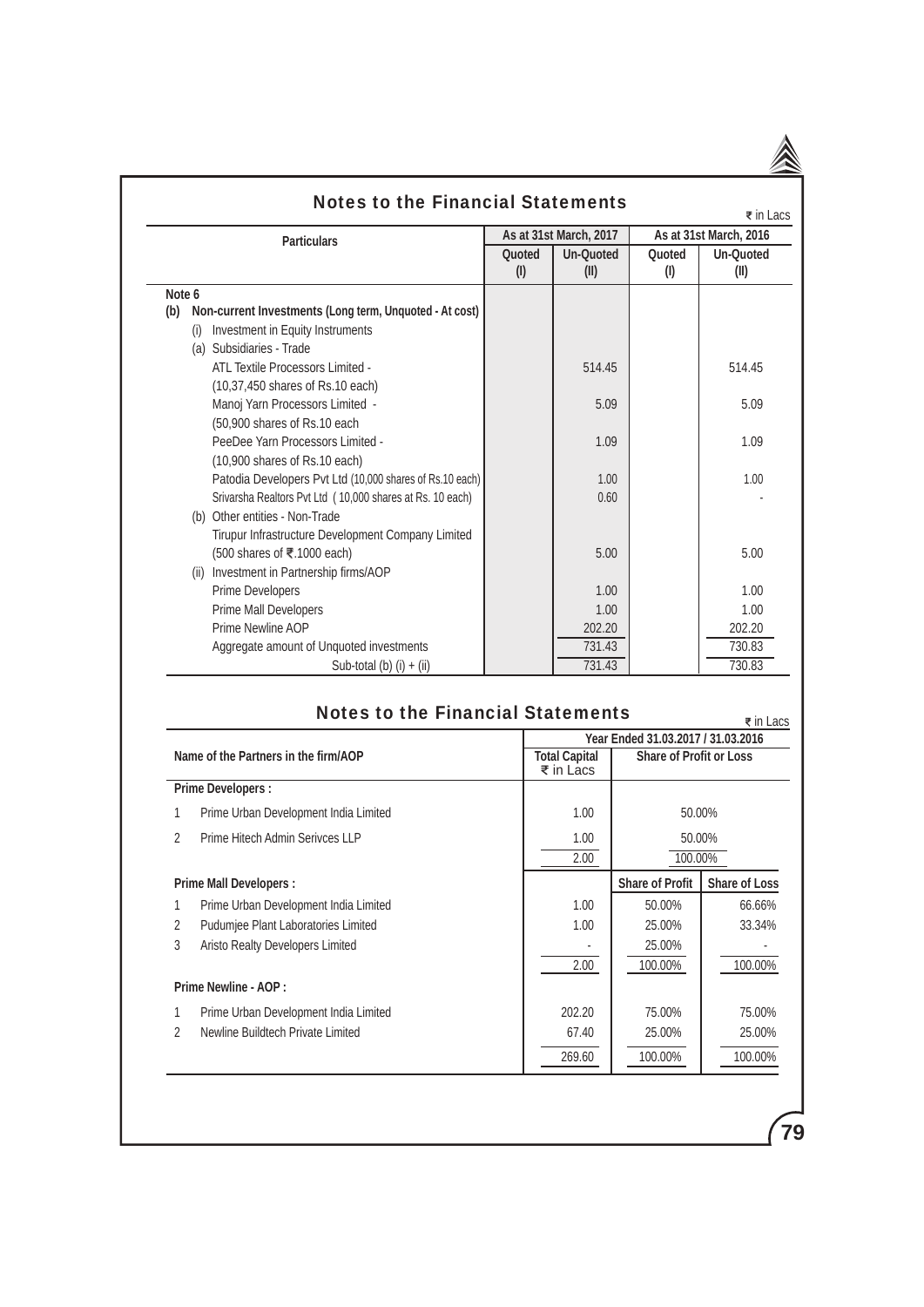## Notes to the Financial Statements

₹ in Lacs

| Particulars | As at 31st March, 2017 | | As at 31st March, 2016 | |
|---|---|---|---|---|
| | Quoted (I) | Un-Quoted (II) | Quoted (I) | Un-Quoted (II) |
| **Note 6** | | | | |
| **(b) Non-current Investments (Long term, Unquoted - At cost)** | | | | |
| (i) Investment in Equity Instruments | | | | |
| (a) Subsidiaries - Trade | | | | |
| ATL Textile Processors Limited - (10,37,450 shares of Rs.10 each) | | 514.45 | | 514.45 |
| Manoj Yarn Processors Limited - (50,900 shares of Rs.10 each | | 5.09 | | 5.09 |
| PeeDee Yarn Processors Limited - (10,900 shares of Rs.10 each) | | 1.09 | | 1.09 |
| Patodia Developers Pvt Ltd (10,000 shares of Rs.10 each) | | 1.00 | | 1.00 |
| Srivarsha Realtors Pvt Ltd ( 10,000 shares at Rs. 10 each) | | 0.60 | | - |
| (b) Other entities - Non-Trade | | | | |
| Tirupur Infrastructure Development Company Limited (500 shares of ₹.1000 each) | | 5.00 | | 5.00 |
| (ii) Investment in Partnership firms/AOP | | | | |
| Prime Developers | | 1.00 | | 1.00 |
| Prime Mall Developers | | 1.00 | | 1.00 |
| Prime Newline AOP | | 202.20 | | 202.20 |
| Aggregate amount of Unquoted investments | | 731.43 | | 730.83 |
| Sub-total (b) (i) + (ii) | | 731.43 | | 730.83 |

## Notes to the Financial Statements

₹ in Lacs

| Name of the Partners in the firm/AOP | Year Ended 31.03.2017 / 31.03.2016 | | |
|---|---|---|---|
| | Total Capital ₹ in Lacs | Share of Profit or Loss | |
| **Prime Developers :** | | | |
| 1 Prime Urban Development India Limited | 1.00 | 50.00% | |
| 2 Prime Hitech Admin Serivces LLP | 1.00 | 50.00% | |
| | 2.00 | 100.00% | |
| **Prime Mall Developers :** | | **Share of Profit** | **Share of Loss** |
| 1 Prime Urban Development India Limited | 1.00 | 50.00% | 66.66% |
| 2 Pudumjee Plant Laboratories Limited | 1.00 | 25.00% | 33.34% |
| 3 Aristo Realty Developers Limited | - | 25.00% | - |
| | 2.00 | 100.00% | 100.00% |
| **Prime Newline - AOP :** | | | |
| 1 Prime Urban Development India Limited | 202.20 | 75.00% | 75.00% |
| 2 Newline Buildtech Private Limited | 67.40 | 25.00% | 25.00% |
| | 269.60 | 100.00% | 100.00% |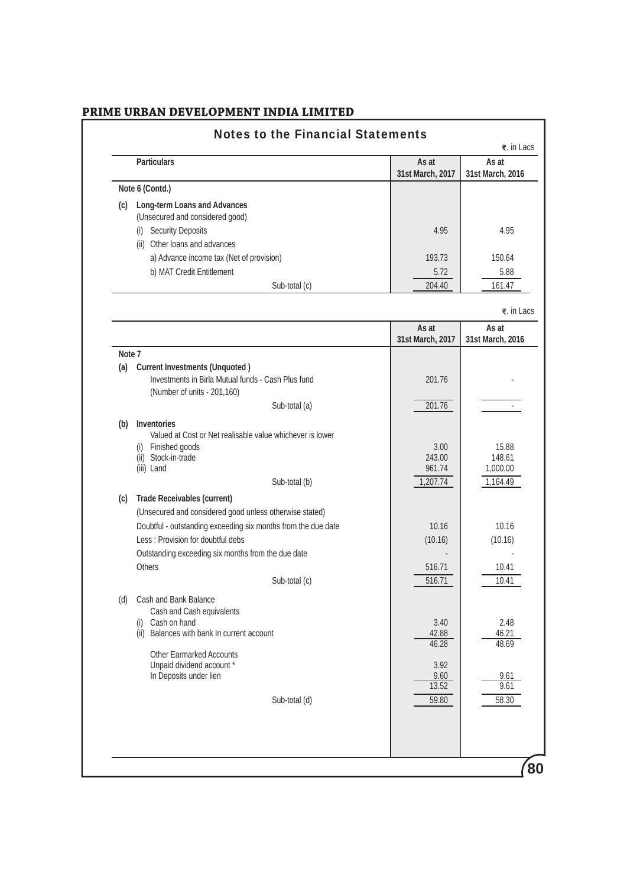## PRIME URBAN DEVELOPMENT INDIA LIMITED

### Notes to the Financial Statements

₹. in Lacs

| Particulars | As at 31st March, 2017 | As at 31st March, 2016 |
|---|---|---|
| **Note 6 (Contd.)** | | |
| **(c) Long-term Loans and Advances** | | |
| (Unsecured and considered good) | | |
| (i) Security Deposits | 4.95 | 4.95 |
| (ii) Other loans and advances | | |
| a) Advance income tax (Net of provision) | 193.73 | 150.64 |
| b) MAT Credit Entitlement | 5.72 | 5.88 |
| Sub-total (c) | 204.40 | 161.47 |

₹. in Lacs

| | As at 31st March, 2017 | As at 31st March, 2016 |
|---|---|---|
| **Note 7** | | |
| **(a) Current Investments (Unquoted )** | | |
| Investments in Birla Mutual funds - Cash Plus fund (Number of units - 201,160) | 201.76 | - |
| Sub-total (a) | 201.76 | - |
| **(b) Inventories** | | |
| Valued at Cost or Net realisable value whichever is lower | | |
| (i) Finished goods | 3.00 | 15.88 |
| (ii) Stock-in-trade | 243.00 | 148.61 |
| (iii) Land | 961.74 | 1,000.00 |
| Sub-total (b) | 1,207.74 | 1,164.49 |
| **(c) Trade Receivables (current)** | | |
| (Unsecured and considered good unless otherwise stated) | | |
| Doubtful - outstanding exceeding six months from the due date | 10.16 | 10.16 |
| Less : Provision for doubtful debs | (10.16) | (10.16) |
| Outstanding exceeding six months from the due date | - | - |
| Others | 516.71 | 10.41 |
| Sub-total (c) | 516.71 | 10.41 |
| (d) Cash and Bank Balance | | |
| Cash and Cash equivalents | | |
| (i) Cash on hand | 3.40 | 2.48 |
| (ii) Balances with bank In current account | 42.88 | 46.21 |
| | 46.28 | 48.69 |
| Other Earmarked Accounts | | |
| Unpaid dividend account * | 3.92 | |
| In Deposits under lien | 9.60 | 9.61 |
| | 13.52 | 9.61 |
| Sub-total (d) | 59.80 | 58.30 |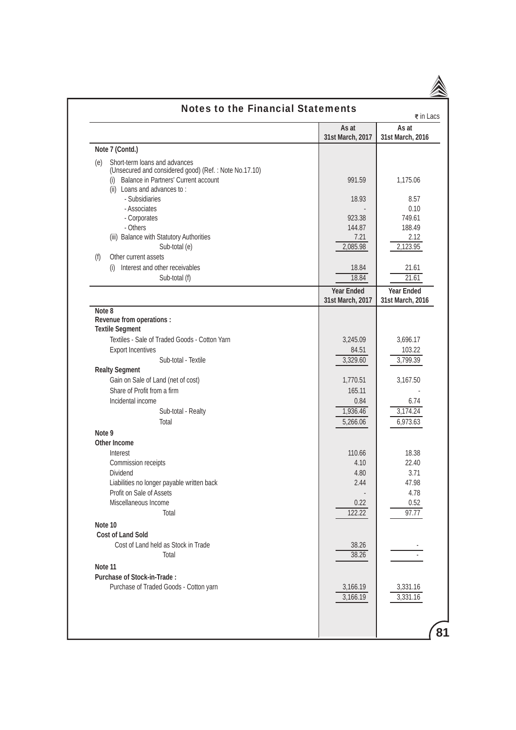## Notes to the Financial Statements

₹ in Lacs

| | As at 31st March, 2017 | As at 31st March, 2016 |
|---|---|---|
| **Note 7 (Contd.)** | | |
| (e) Short-term loans and advances (Unsecured and considered good) (Ref. : Note No.17.10) | | |
| (i) Balance in Partners' Current account | 991.59 | 1,175.06 |
| (ii) Loans and advances to : | | |
| - Subsidiaries | 18.93 | 8.57 |
| - Associates | - | 0.10 |
| - Corporates | 923.38 | 749.61 |
| - Others | 144.87 | 188.49 |
| (iii) Balance with Statutory Authorities | 7.21 | 2.12 |
| Sub-total (e) | 2,085.98 | 2,123.95 |
| (f) Other current assets | | |
| (i) Interest and other receivables | 18.84 | 21.61 |
| Sub-total (f) | 18.84 | 21.61 |

| | Year Ended 31st March, 2017 | Year Ended 31st March, 2016 |
|---|---|---|
| **Note 8** | | |
| **Revenue from operations :** | | |
| **Textile Segment** | | |
| Textiles - Sale of Traded Goods - Cotton Yarn | 3,245.09 | 3,696.17 |
| Export Incentives | 84.51 | 103.22 |
| Sub-total - Textile | 3,329.60 | 3,799.39 |
| **Realty Segment** | | |
| Gain on Sale of Land (net of cost) | 1,770.51 | 3,167.50 |
| Share of Profit from a firm | 165.11 | - |
| Incidental income | 0.84 | 6.74 |
| Sub-total - Realty | 1,936.46 | 3,174.24 |
| Total | 5,266.06 | 6,973.63 |
| **Note 9** | | |
| **Other Income** | | |
| Interest | 110.66 | 18.38 |
| Commission receipts | 4.10 | 22.40 |
| Dividend | 4.80 | 3.71 |
| Liabilities no longer payable written back | 2.44 | 47.98 |
| Profit on Sale of Assets | - | 4.78 |
| Miscellaneous Income | 0.22 | 0.52 |
| Total | 122.22 | 97.77 |
| **Note 10** | | |
| **Cost of Land Sold** | | |
| Cost of Land held as Stock in Trade | 38.26 | - |
| Total | 38.26 | - |
| **Note 11** | | |
| **Purchase of Stock-in-Trade :** | | |
| Purchase of Traded Goods - Cotton yarn | 3,166.19 | 3,331.16 |
| | 3,166.19 | 3,331.16 |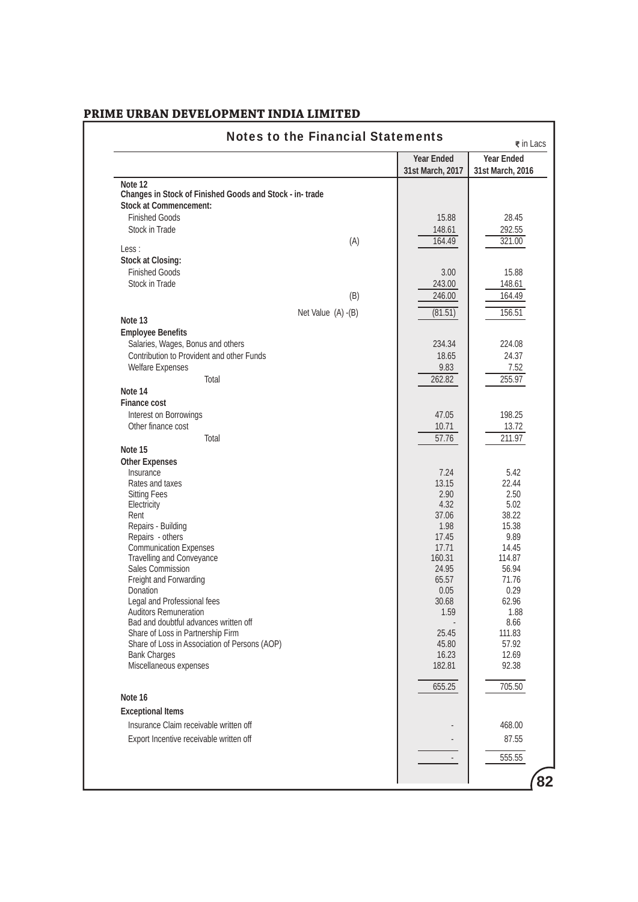## PRIME URBAN DEVELOPMENT INDIA LIMITED

### Notes to the Financial Statements

₹ in Lacs

| | Year Ended 31st March, 2017 | Year Ended 31st March, 2016 |
|---|---|---|
| **Note 12** | | |
| **Changes in Stock of Finished Goods and Stock - in- trade** | | |
| **Stock at Commencement:** | | |
| Finished Goods | 15.88 | 28.45 |
| Stock in Trade | 148.61 | 292.55 |
| (A) | 164.49 | 321.00 |
| Less : | | |
| **Stock at Closing:** | | |
| Finished Goods | 3.00 | 15.88 |
| Stock in Trade | 243.00 | 148.61 |
| (B) | 246.00 | 164.49 |
| Net Value (A) -(B) | (81.51) | 156.51 |
| **Note 13** | | |
| **Employee Benefits** | | |
| Salaries, Wages, Bonus and others | 234.34 | 224.08 |
| Contribution to Provident and other Funds | 18.65 | 24.37 |
| Welfare Expenses | 9.83 | 7.52 |
| Total | 262.82 | 255.97 |
| **Note 14** | | |
| **Finance cost** | | |
| Interest on Borrowings | 47.05 | 198.25 |
| Other finance cost | 10.71 | 13.72 |
| Total | 57.76 | 211.97 |
| **Note 15** | | |
| **Other Expenses** | | |
| Insurance | 7.24 | 5.42 |
| Rates and taxes | 13.15 | 22.44 |
| Sitting Fees | 2.90 | 2.50 |
| Electricity | 4.32 | 5.02 |
| Rent | 37.06 | 38.22 |
| Repairs - Building | 1.98 | 15.38 |
| Repairs - others | 17.45 | 9.89 |
| Communication Expenses | 17.71 | 14.45 |
| Travelling and Conveyance | 160.31 | 114.87 |
| Sales Commission | 24.95 | 56.94 |
| Freight and Forwarding | 65.57 | 71.76 |
| Donation | 0.05 | 0.29 |
| Legal and Professional fees | 30.68 | 62.96 |
| Auditors Remuneration | 1.59 | 1.88 |
| Bad and doubtful advances written off | - | 8.66 |
| Share of Loss in Partnership Firm | 25.45 | 111.83 |
| Share of Loss in Association of Persons (AOP) | 45.80 | 57.92 |
| Bank Charges | 16.23 | 12.69 |
| Miscellaneous expenses | 182.81 | 92.38 |
| | 655.25 | 705.50 |
| **Note 16** | | |
| **Exceptional Items** | | |
| Insurance Claim receivable written off | - | 468.00 |
| Export Incentive receivable written off | - | 87.55 |
| | - | 555.55 |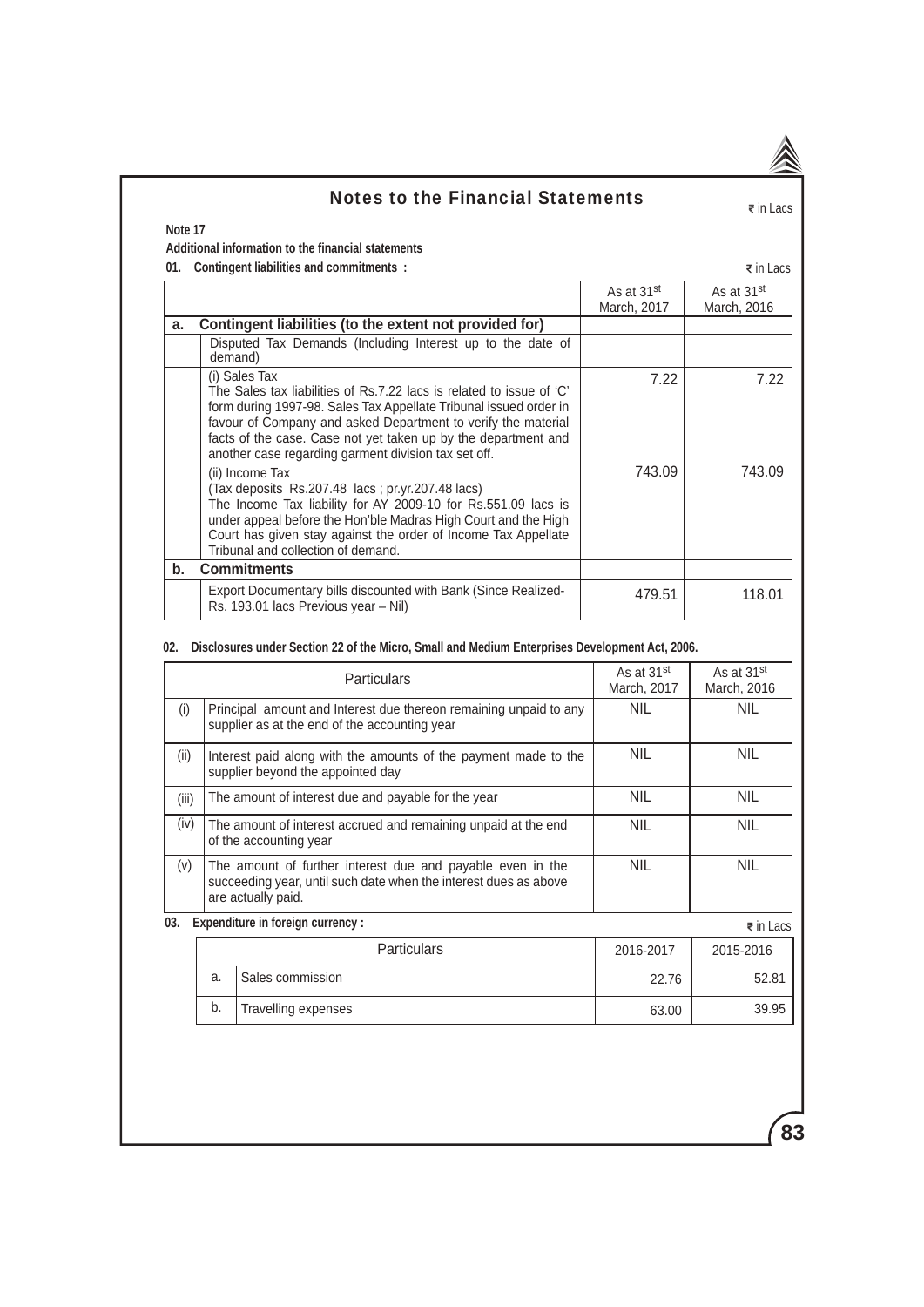# Notes to the Financial Statements

₹ in Lacs

**Note 17**

**Additional information to the financial statements**

**01. Contingent liabilities and commitments :**

₹ in Lacs

| | | As at 31st March, 2017 | As at 31st March, 2016 |
|---|---|---|---|
| **a.** | **Contingent liabilities (to the extent not provided for)** | | |
| | Disputed Tax Demands (Including Interest up to the date of demand) | | |
| | (i) Sales Tax<br>The Sales tax liabilities of Rs.7.22 lacs is related to issue of 'C' form during 1997-98. Sales Tax Appellate Tribunal issued order in favour of Company and asked Department to verify the material facts of the case. Case not yet taken up by the department and another case regarding garment division tax set off. | 7.22 | 7.22 |
| | (ii) Income Tax<br>(Tax deposits Rs.207.48 lacs ; pr.yr.207.48 lacs)<br>The Income Tax liability for AY 2009-10 for Rs.551.09 lacs is under appeal before the Hon'ble Madras High Court and the High Court has given stay against the order of Income Tax Appellate Tribunal and collection of demand. | 743.09 | 743.09 |
| **b.** | **Commitments** | | |
| | Export Documentary bills discounted with Bank (Since Realized- Rs. 193.01 lacs Previous year – Nil) | 479.51 | 118.01 |

**02. Disclosures under Section 22 of the Micro, Small and Medium Enterprises Development Act, 2006.**

| | Particulars | As at 31st March, 2017 | As at 31st March, 2016 |
|---|---|---|---|
| (i) | Principal amount and Interest due thereon remaining unpaid to any supplier as at the end of the accounting year | NIL | NIL |
| (ii) | Interest paid along with the amounts of the payment made to the supplier beyond the appointed day | NIL | NIL |
| (iii) | The amount of interest due and payable for the year | NIL | NIL |
| (iv) | The amount of interest accrued and remaining unpaid at the end of the accounting year | NIL | NIL |
| (v) | The amount of further interest due and payable even in the succeeding year, until such date when the interest dues as above are actually paid. | NIL | NIL |

**03. Expenditure in foreign currency :**

₹ in Lacs

| | Particulars | 2016-2017 | 2015-2016 |
|---|---|---|---|
| a. | Sales commission | 22.76 | 52.81 |
| b. | Travelling expenses | 63.00 | 39.95 |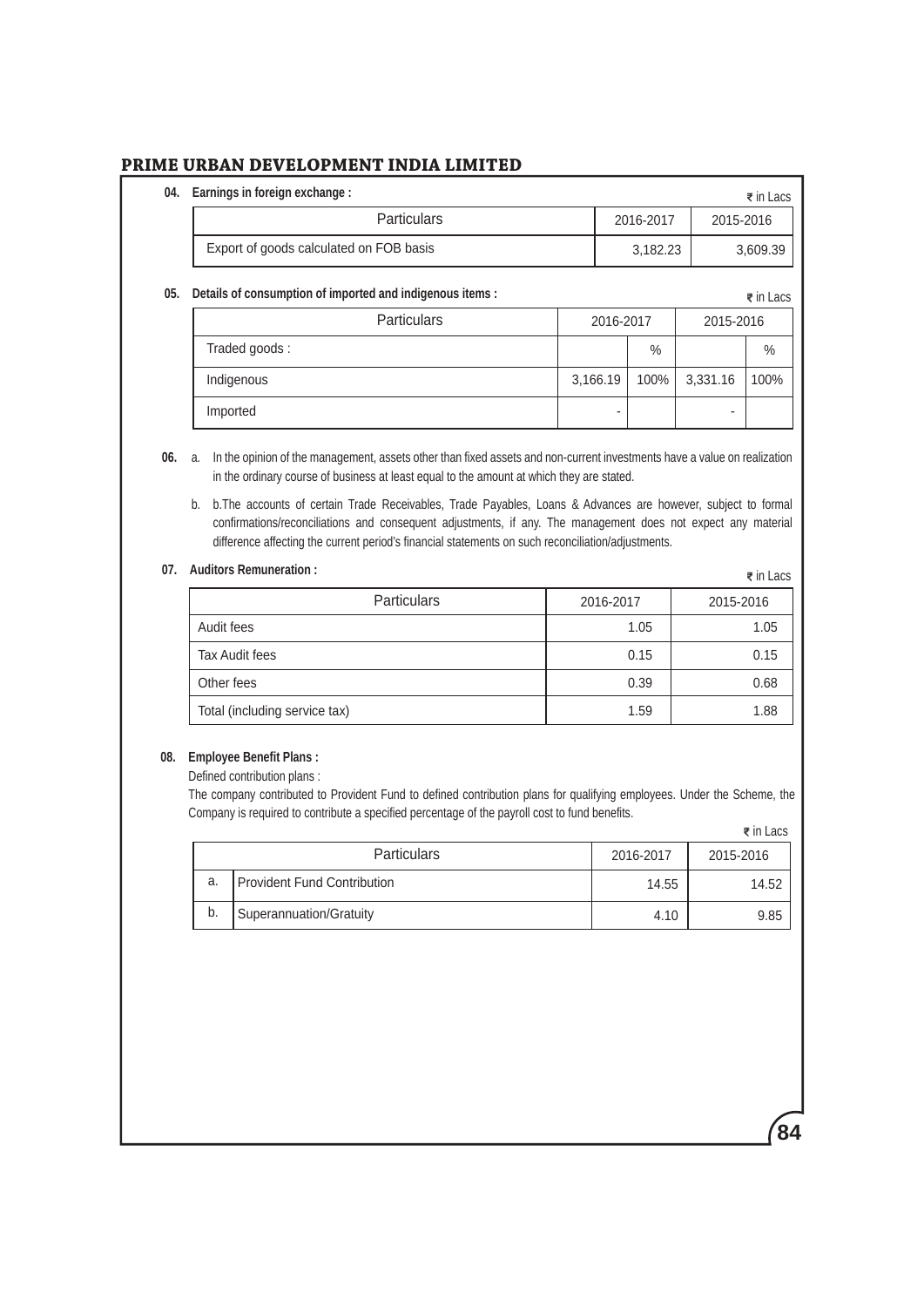**04. Earnings in foreign exchange :**

₹ in Lacs

| Particulars | 2016-2017 | 2015-2016 |
|---|---|---|
| Export of goods calculated on FOB basis | 3,182.23 | 3,609.39 |

**05. Details of consumption of imported and indigenous items :**

₹ in Lacs

| Particulars | 2016-2017 | | 2015-2016 | |
|---|---|---|---|---|
| Traded goods : | | % | | % |
| Indigenous | 3,166.19 | 100% | 3,331.16 | 100% |
| Imported | - | | - | |

**06.** a. In the opinion of the management, assets other than fixed assets and non-current investments have a value on realization in the ordinary course of business at least equal to the amount at which they are stated.

b. b.The accounts of certain Trade Receivables, Trade Payables, Loans & Advances are however, subject to formal confirmations/reconciliations and consequent adjustments, if any. The management does not expect any material difference affecting the current period's financial statements on such reconciliation/adjustments.

**07. Auditors Remuneration :**

₹ in Lacs

| Particulars | 2016-2017 | 2015-2016 |
|---|---|---|
| Audit fees | 1.05 | 1.05 |
| Tax Audit fees | 0.15 | 0.15 |
| Other fees | 0.39 | 0.68 |
| Total (including service tax) | 1.59 | 1.88 |

**08. Employee Benefit Plans :**

Defined contribution plans :

The company contributed to Provident Fund to defined contribution plans for qualifying employees. Under the Scheme, the Company is required to contribute a specified percentage of the payroll cost to fund benefits.

₹ in Lacs

| | Particulars | 2016-2017 | 2015-2016 |
|---|---|---|---|
| a. | Provident Fund Contribution | 14.55 | 14.52 |
| b. | Superannuation/Gratuity | 4.10 | 9.85 |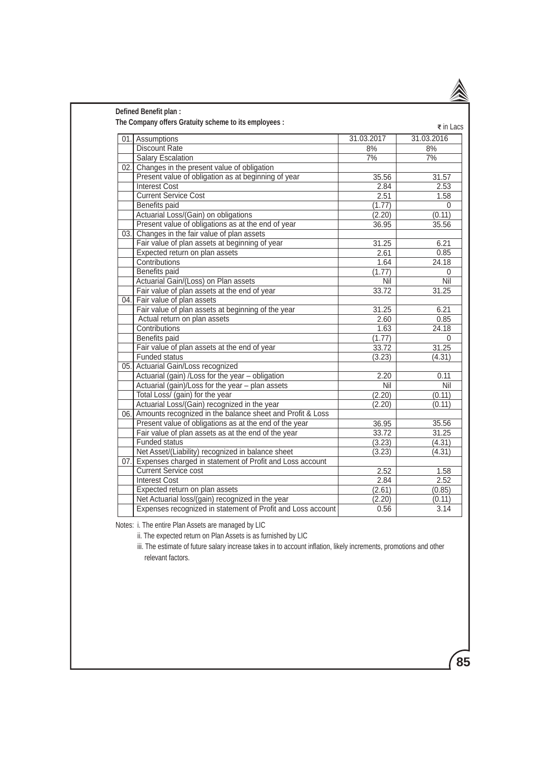**Defined Benefit plan :**

**The Company offers Gratuity scheme to its employees :**

₹ in Lacs

| | | 31.03.2017 | 31.03.2016 |
|---|---|---|---|
| 01. | Assumptions | 31.03.2017 | 31.03.2016 |
| | Discount Rate | 8% | 8% |
| | Salary Escalation | 7% | 7% |
| 02. | Changes in the present value of obligation | | |
| | Present value of obligation as at beginning of year | 35.56 | 31.57 |
| | Interest Cost | 2.84 | 2.53 |
| | Current Service Cost | 2.51 | 1.58 |
| | Benefits paid | (1.77) | 0 |
| | Actuarial Loss/(Gain) on obligations | (2.20) | (0.11) |
| | Present value of obligations as at the end of year | 36.95 | 35.56 |
| 03. | Changes in the fair value of plan assets | | |
| | Fair value of plan assets at beginning of year | 31.25 | 6.21 |
| | Expected return on plan assets | 2.61 | 0.85 |
| | Contributions | 1.64 | 24.18 |
| | Benefits paid | (1.77) | 0 |
| | Actuarial Gain/(Loss) on Plan assets | Nil | Nil |
| | Fair value of plan assets at the end of year | 33.72 | 31.25 |
| 04. | Fair value of plan assets | | |
| | Fair value of plan assets at beginning of the year | 31.25 | 6.21 |
| | Actual return on plan assets | 2.60 | 0.85 |
| | Contributions | 1.63 | 24.18 |
| | Benefits paid | (1.77) | 0 |
| | Fair value of plan assets at the end of year | 33.72 | 31.25 |
| | Funded status | (3.23) | (4.31) |
| 05. | Actuarial Gain/Loss recognized | | |
| | Actuarial (gain) /Loss for the year – obligation | 2.20 | 0.11 |
| | Actuarial (gain)/Loss for the year – plan assets | Nil | Nil |
| | Total Loss/ (gain) for the year | (2.20) | (0.11) |
| | Actuarial Loss/(Gain) recognized in the year | (2.20) | (0.11) |
| 06. | Amounts recognized in the balance sheet and Profit & Loss | | |
| | Present value of obligations as at the end of the year | 36.95 | 35.56 |
| | Fair value of plan assets as at the end of the year | 33.72 | 31.25 |
| | Funded status | (3.23) | (4.31) |
| | Net Asset/(Liability) recognized in balance sheet | (3.23) | (4.31) |
| 07. | Expenses charged in statement of Profit and Loss account | | |
| | Current Service cost | 2.52 | 1.58 |
| | Interest Cost | 2.84 | 2.52 |
| | Expected return on plan assets | (2.61) | (0.85) |
| | Net Actuarial loss/(gain) recognized in the year | (2.20) | (0.11) |
| | Expenses recognized in statement of Profit and Loss account | 0.56 | 3.14 |

Notes: i. The entire Plan Assets are managed by LIC

ii. The expected return on Plan Assets is as furnished by LIC

iii. The estimate of future salary increase takes in to account inflation, likely increments, promotions and other relevant factors.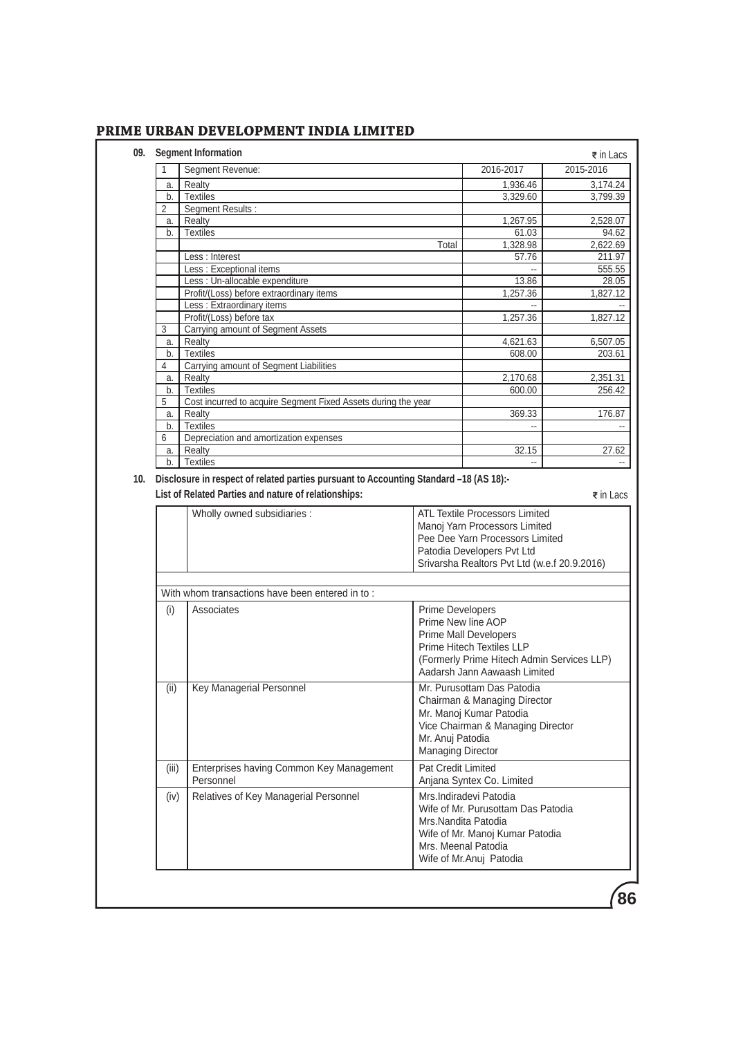## PRIME URBAN DEVELOPMENT INDIA LIMITED

**09. Segment Information**

₹ in Lacs

| 1 | Segment Revenue: | 2016-2017 | 2015-2016 |
|---|---|---|---|
| a. | Realty | 1,936.46 | 3,174.24 |
| b. | Textiles | 3,329.60 | 3,799.39 |
| 2 | Segment Results : | | |
| a. | Realty | 1,267.95 | 2,528.07 |
| b. | Textiles | 61.03 | 94.62 |
| | Total | 1,328.98 | 2,622.69 |
| | Less : Interest | 57.76 | 211.97 |
| | Less : Exceptional items | -- | 555.55 |
| | Less : Un-allocable expenditure | 13.86 | 28.05 |
| | Profit/(Loss) before extraordinary items | 1,257.36 | 1,827.12 |
| | Less : Extraordinary items | -- | -- |
| | Profit/(Loss) before tax | 1,257.36 | 1,827.12 |
| 3 | Carrying amount of Segment Assets | | |
| a. | Realty | 4,621.63 | 6,507.05 |
| b. | Textiles | 608.00 | 203.61 |
| 4 | Carrying amount of Segment Liabilities | | |
| a. | Realty | 2,170.68 | 2,351.31 |
| b. | Textiles | 600.00 | 256.42 |
| 5 | Cost incurred to acquire Segment Fixed Assets during the year | | |
| a. | Realty | 369.33 | 176.87 |
| b. | Textiles | -- | -- |
| 6 | Depreciation and amortization expenses | | |
| a. | Realty | 32.15 | 27.62 |
| b. | Textiles | -- | -- |

**10. Disclosure in respect of related parties pursuant to Accounting Standard –18 (AS 18):-**

**List of Related Parties and nature of relationships:**

₹ in Lacs

| | | |
|---|---|---|
| | Wholly owned subsidiaries : | ATL Textile Processors Limited<br>Manoj Yarn Processors Limited<br>Pee Dee Yarn Processors Limited<br>Patodia Developers Pvt Ltd<br>Srivarsha Realtors Pvt Ltd (w.e.f 20.9.2016) |
| | With whom transactions have been entered in to : | |
| (i) | Associates | Prime Developers<br>Prime New line AOP<br>Prime Mall Developers<br>Prime Hitech Textiles LLP<br>(Formerly Prime Hitech Admin Services LLP)<br>Aadarsh Jann Aawaash Limited |
| (ii) | Key Managerial Personnel | Mr. Purusottam Das Patodia<br>Chairman & Managing Director<br>Mr. Manoj Kumar Patodia<br>Vice Chairman & Managing Director<br>Mr. Anuj Patodia<br>Managing Director |
| (iii) | Enterprises having Common Key Management Personnel | Pat Credit Limited<br>Anjana Syntex Co. Limited |
| (iv) | Relatives of Key Managerial Personnel | Mrs.Indiradevi Patodia<br>Wife of Mr. Purusottam Das Patodia<br>Mrs.Nandita Patodia<br>Wife of Mr. Manoj Kumar Patodia<br>Mrs. Meenal Patodia<br>Wife of Mr.Anuj Patodia |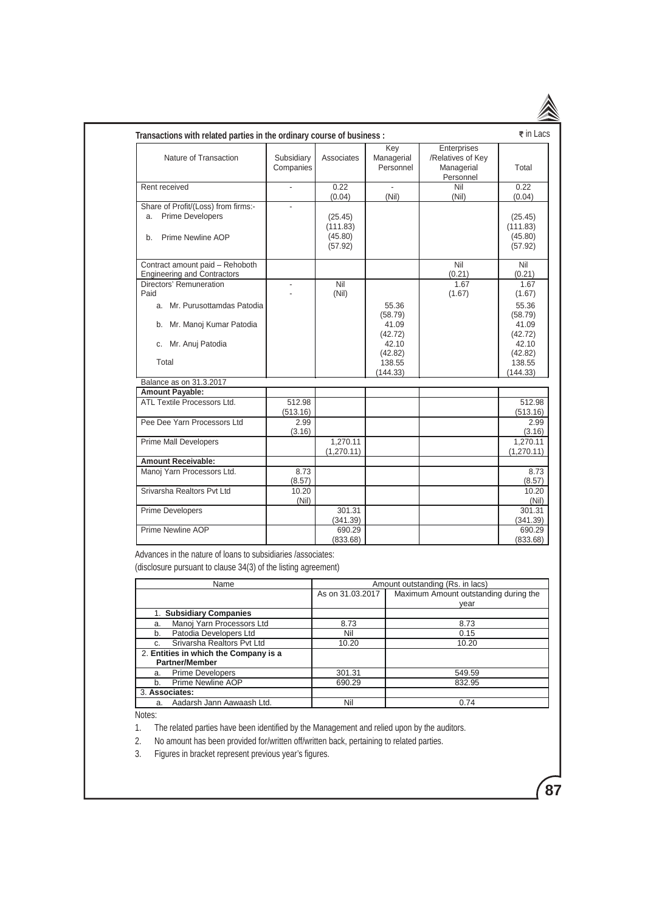**Transactions with related parties in the ordinary course of business :** ₹ in Lacs

| Nature of Transaction | Subsidiary Companies | Associates | Key Managerial Personnel | Enterprises /Relatives of Key Managerial Personnel | Total |
|---|---|---|---|---|---|
| Rent received | - | 0.22 (0.04) | - (Nil) | Nil (Nil) | 0.22 (0.04) |
| Share of Profit/(Loss) from firms:- | - | | | | |
| a. Prime Developers | | (25.45) (111.83) | | | (25.45) (111.83) |
| b. Prime Newline AOP | | (45.80) (57.92) | | | (45.80) (57.92) |
| Contract amount paid – Rehoboth Engineering and Contractors | | | | Nil (0.21) | Nil (0.21) |
| Directors' Remuneration Paid | - - | Nil (Nil) | | 1.67 (1.67) | 1.67 (1.67) |
| a. Mr. Purusottamdas Patodia | | | 55.36 (58.79) | | 55.36 (58.79) |
| b. Mr. Manoj Kumar Patodia | | | 41.09 (42.72) | | 41.09 (42.72) |
| c. Mr. Anuj Patodia | | | 42.10 (42.82) | | 42.10 (42.82) |
| Total | | | 138.55 (144.33) | | 138.55 (144.33) |
| Balance as on 31.3.2017 | | | | | |
| **Amount Payable:** | | | | | |
| ATL Textile Processors Ltd. | 512.98 (513.16) | | | | 512.98 (513.16) |
| Pee Dee Yarn Processors Ltd | 2.99 (3.16) | | | | 2.99 (3.16) |
| Prime Mall Developers | | 1,270.11 (1,270.11) | | | 1,270.11 (1,270.11) |
| **Amount Receivable:** | | | | | |
| Manoj Yarn Processors Ltd. | 8.73 (8.57) | | | | 8.73 (8.57) |
| Srivarsha Realtors Pvt Ltd | 10.20 (Nil) | | | | 10.20 (Nil) |
| Prime Developers | | 301.31 (341.39) | | | 301.31 (341.39) |
| Prime Newline AOP | | 690.29 (833.68) | | | 690.29 (833.68) |

Advances in the nature of loans to subsidiaries /associates:

(disclosure pursuant to clause 34(3) of the listing agreement)

| Name | Amount outstanding (Rs. in lacs) | |
|---|---|---|
| | As on 31.03.2017 | Maximum Amount outstanding during the year |
| 1. **Subsidiary Companies** | | |
| a. Manoj Yarn Processors Ltd | 8.73 | 8.73 |
| b. Patodia Developers Ltd | Nil | 0.15 |
| c. Srivarsha Realtors Pvt Ltd | 10.20 | 10.20 |
| 2. **Entities in which the Company is a Partner/Member** | | |
| a. Prime Developers | 301.31 | 549.59 |
| b. Prime Newline AOP | 690.29 | 832.95 |
| 3. **Associates:** | | |
| a. Aadarsh Jann Aawaash Ltd. | Nil | 0.74 |

Notes:

1. The related parties have been identified by the Management and relied upon by the auditors.
2. No amount has been provided for/written off/written back, pertaining to related parties.
3. Figures in bracket represent previous year's figures.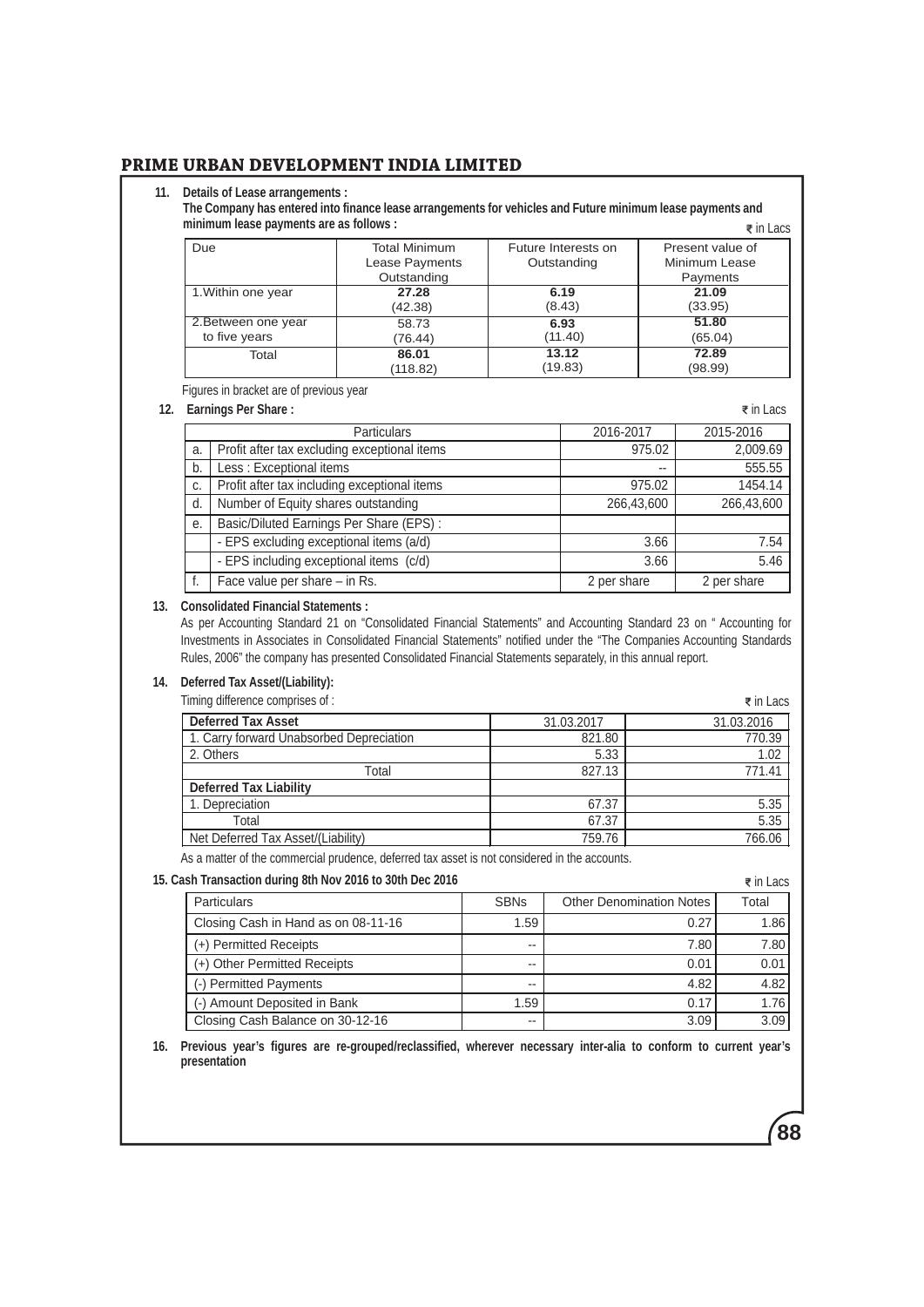**11. Details of Lease arrangements :**

**The Company has entered into finance lease arrangements for vehicles and Future minimum lease payments and minimum lease payments are as follows :**

₹ in Lacs

| Due | Total Minimum Lease Payments Outstanding | Future Interests on Outstanding | Present value of Minimum Lease Payments |
|---|---|---|---|
| 1.Within one year | **27.28** (42.38) | **6.19** (8.43) | **21.09** (33.95) |
| 2.Between one year to five years | 58.73 (76.44) | **6.93** (11.40) | **51.80** (65.04) |
| Total | **86.01** (118.82) | **13.12** (19.83) | **72.89** (98.99) |

Figures in bracket are of previous year

**12. Earnings Per Share :**

₹ in Lacs

| | Particulars | 2016-2017 | 2015-2016 |
|---|---|---|---|
| a. | Profit after tax excluding exceptional items | 975.02 | 2,009.69 |
| b. | Less : Exceptional items | -- | 555.55 |
| c. | Profit after tax including exceptional items | 975.02 | 1454.14 |
| d. | Number of Equity shares outstanding | 266,43,600 | 266,43,600 |
| e. | Basic/Diluted Earnings Per Share (EPS) : | | |
| | - EPS excluding exceptional items (a/d) | 3.66 | 7.54 |
| | - EPS including exceptional items (c/d) | 3.66 | 5.46 |
| f. | Face value per share – in Rs. | 2 per share | 2 per share |

**13. Consolidated Financial Statements :**

As per Accounting Standard 21 on "Consolidated Financial Statements" and Accounting Standard 23 on " Accounting for Investments in Associates in Consolidated Financial Statements" notified under the "The Companies Accounting Standards Rules, 2006" the company has presented Consolidated Financial Statements separately, in this annual report.

**14. Deferred Tax Asset/(Liability):**

Timing difference comprises of :

₹ in Lacs

| **Deferred Tax Asset** | 31.03.2017 | 31.03.2016 |
|---|---|---|
| 1. Carry forward Unabsorbed Depreciation | 821.80 | 770.39 |
| 2. Others | 5.33 | 1.02 |
| Total | 827.13 | 771.41 |
| **Deferred Tax Liability** | | |
| 1. Depreciation | 67.37 | 5.35 |
| Total | 67.37 | 5.35 |
| Net Deferred Tax Asset/(Liability) | 759.76 | 766.06 |

As a matter of the commercial prudence, deferred tax asset is not considered in the accounts.

**15. Cash Transaction during 8th Nov 2016 to 30th Dec 2016**

₹ in Lacs

| Particulars | SBNs | Other Denomination Notes | Total |
|---|---|---|---|
| Closing Cash in Hand as on 08-11-16 | 1.59 | 0.27 | 1.86 |
| (+) Permitted Receipts | -- | 7.80 | 7.80 |
| (+) Other Permitted Receipts | -- | 0.01 | 0.01 |
| (-) Permitted Payments | -- | 4.82 | 4.82 |
| (-) Amount Deposited in Bank | 1.59 | 0.17 | 1.76 |
| Closing Cash Balance on 30-12-16 | -- | 3.09 | 3.09 |

**16. Previous year's figures are re-grouped/reclassified, wherever necessary inter-alia to conform to current year's presentation**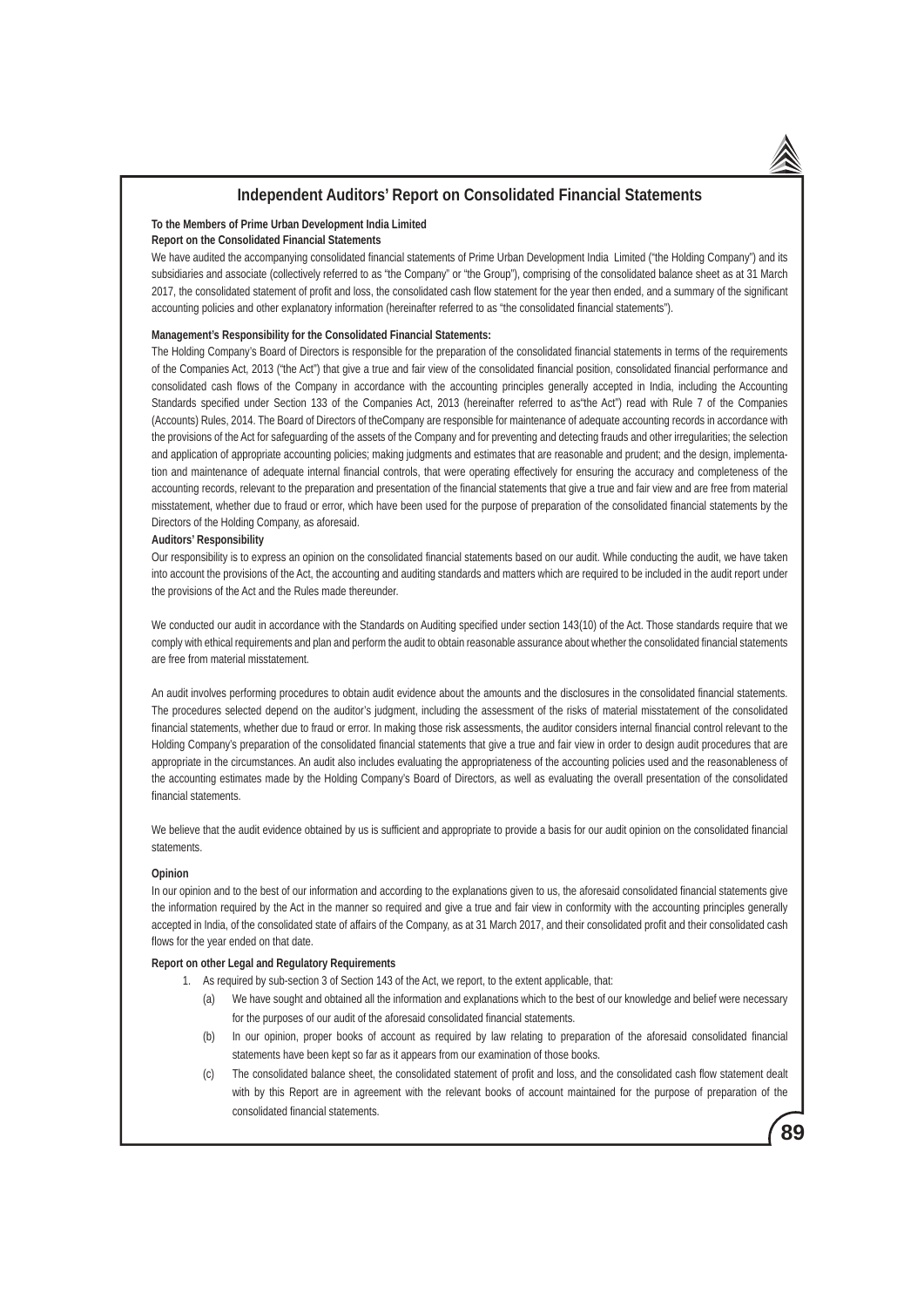## Independent Auditors' Report on Consolidated Financial Statements

**To the Members of Prime Urban Development India Limited**

**Report on the Consolidated Financial Statements**

We have audited the accompanying consolidated financial statements of Prime Urban Development India Limited ("the Holding Company") and its subsidiaries and associate (collectively referred to as "the Company" or "the Group"), comprising of the consolidated balance sheet as at 31 March 2017, the consolidated statement of profit and loss, the consolidated cash flow statement for the year then ended, and a summary of the significant accounting policies and other explanatory information (hereinafter referred to as "the consolidated financial statements").

**Management's Responsibility for the Consolidated Financial Statements:**

The Holding Company's Board of Directors is responsible for the preparation of the consolidated financial statements in terms of the requirements of the Companies Act, 2013 ("the Act") that give a true and fair view of the consolidated financial position, consolidated financial performance and consolidated cash flows of the Company in accordance with the accounting principles generally accepted in India, including the Accounting Standards specified under Section 133 of the Companies Act, 2013 (hereinafter referred to as"the Act") read with Rule 7 of the Companies (Accounts) Rules, 2014. The Board of Directors of theCompany are responsible for maintenance of adequate accounting records in accordance with the provisions of the Act for safeguarding of the assets of the Company and for preventing and detecting frauds and other irregularities; the selection and application of appropriate accounting policies; making judgments and estimates that are reasonable and prudent; and the design, implementation and maintenance of adequate internal financial controls, that were operating effectively for ensuring the accuracy and completeness of the accounting records, relevant to the preparation and presentation of the financial statements that give a true and fair view and are free from material misstatement, whether due to fraud or error, which have been used for the purpose of preparation of the consolidated financial statements by the Directors of the Holding Company, as aforesaid.

**Auditors' Responsibility**

Our responsibility is to express an opinion on the consolidated financial statements based on our audit. While conducting the audit, we have taken into account the provisions of the Act, the accounting and auditing standards and matters which are required to be included in the audit report under the provisions of the Act and the Rules made thereunder.

We conducted our audit in accordance with the Standards on Auditing specified under section 143(10) of the Act. Those standards require that we comply with ethical requirements and plan and perform the audit to obtain reasonable assurance about whether the consolidated financial statements are free from material misstatement.

An audit involves performing procedures to obtain audit evidence about the amounts and the disclosures in the consolidated financial statements. The procedures selected depend on the auditor's judgment, including the assessment of the risks of material misstatement of the consolidated financial statements, whether due to fraud or error. In making those risk assessments, the auditor considers internal financial control relevant to the Holding Company's preparation of the consolidated financial statements that give a true and fair view in order to design audit procedures that are appropriate in the circumstances. An audit also includes evaluating the appropriateness of the accounting policies used and the reasonableness of the accounting estimates made by the Holding Company's Board of Directors, as well as evaluating the overall presentation of the consolidated financial statements.

We believe that the audit evidence obtained by us is sufficient and appropriate to provide a basis for our audit opinion on the consolidated financial statements.

**Opinion**

In our opinion and to the best of our information and according to the explanations given to us, the aforesaid consolidated financial statements give the information required by the Act in the manner so required and give a true and fair view in conformity with the accounting principles generally accepted in India, of the consolidated state of affairs of the Company, as at 31 March 2017, and their consolidated profit and their consolidated cash flows for the year ended on that date.

**Report on other Legal and Regulatory Requirements**

1. As required by sub-section 3 of Section 143 of the Act, we report, to the extent applicable, that:
   - (a) We have sought and obtained all the information and explanations which to the best of our knowledge and belief were necessary for the purposes of our audit of the aforesaid consolidated financial statements.
   - (b) In our opinion, proper books of account as required by law relating to preparation of the aforesaid consolidated financial statements have been kept so far as it appears from our examination of those books.
   - (c) The consolidated balance sheet, the consolidated statement of profit and loss, and the consolidated cash flow statement dealt with by this Report are in agreement with the relevant books of account maintained for the purpose of preparation of the consolidated financial statements.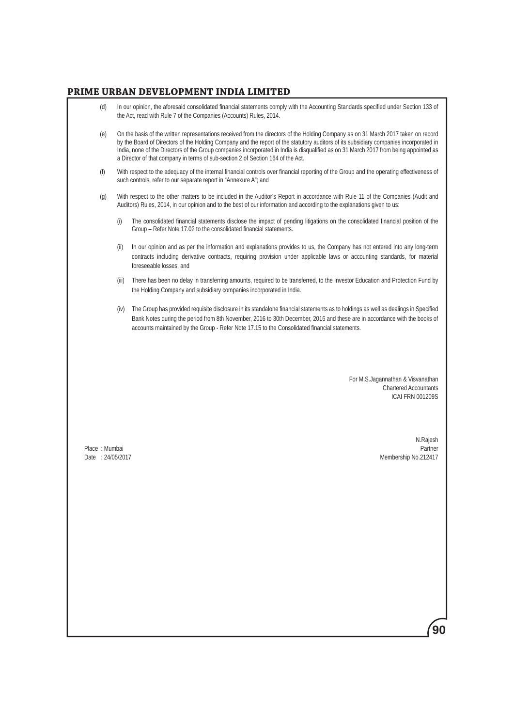(d) In our opinion, the aforesaid consolidated financial statements comply with the Accounting Standards specified under Section 133 of the Act, read with Rule 7 of the Companies (Accounts) Rules, 2014.

(e) On the basis of the written representations received from the directors of the Holding Company as on 31 March 2017 taken on record by the Board of Directors of the Holding Company and the report of the statutory auditors of its subsidiary companies incorporated in India, none of the Directors of the Group companies incorporated in India is disqualified as on 31 March 2017 from being appointed as a Director of that company in terms of sub-section 2 of Section 164 of the Act.

(f) With respect to the adequacy of the internal financial controls over financial reporting of the Group and the operating effectiveness of such controls, refer to our separate report in "Annexure A"; and

(g) With respect to the other matters to be included in the Auditor's Report in accordance with Rule 11 of the Companies (Audit and Auditors) Rules, 2014, in our opinion and to the best of our information and according to the explanations given to us:

   (i) The consolidated financial statements disclose the impact of pending litigations on the consolidated financial position of the Group – Refer Note 17.02 to the consolidated financial statements.

   (ii) In our opinion and as per the information and explanations provides to us, the Company has not entered into any long-term contracts including derivative contracts, requiring provision under applicable laws or accounting standards, for material foreseeable losses, and

   (iii) There has been no delay in transferring amounts, required to be transferred, to the Investor Education and Protection Fund by the Holding Company and subsidiary companies incorporated in India.

   (iv) The Group has provided requisite disclosure in its standalone financial statements as to holdings as well as dealings in Specified Bank Notes during the period from 8th November, 2016 to 30th December, 2016 and these are in accordance with the books of accounts maintained by the Group - Refer Note 17.15 to the Consolidated financial statements.

For M.S.Jagannathan & Visvanathan
Chartered Accountants
ICAI FRN 001209S

N.Rajesh
Partner
Membership No.212417

Place : Mumbai
Date : 24/05/2017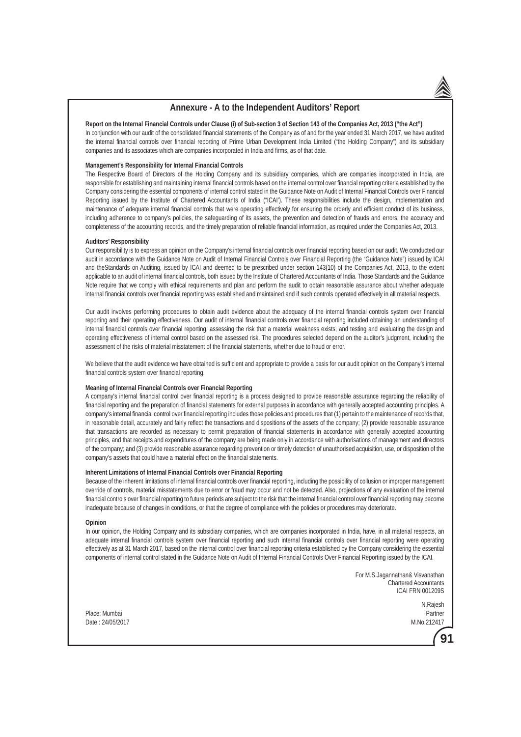## Annexure - A to the Independent Auditors' Report

**Report on the Internal Financial Controls under Clause (i) of Sub-section 3 of Section 143 of the Companies Act, 2013 ("the Act")**

In conjunction with our audit of the consolidated financial statements of the Company as of and for the year ended 31 March 2017, we have audited the internal financial controls over financial reporting of Prime Urban Development India Limited ("the Holding Company") and its subsidiary companies and its associates which are companies incorporated in India and firms, as of that date.

**Management's Responsibility for Internal Financial Controls**

The Respective Board of Directors of the Holding Company and its subsidiary companies, which are companies incorporated in India, are responsible for establishing and maintaining internal financial controls based on the internal control over financial reporting criteria established by the Company considering the essential components of internal control stated in the Guidance Note on Audit of Internal Financial Controls over Financial Reporting issued by the Institute of Chartered Accountants of India ('ICAI'). These responsibilities include the design, implementation and maintenance of adequate internal financial controls that were operating effectively for ensuring the orderly and efficient conduct of its business, including adherence to company's policies, the safeguarding of its assets, the prevention and detection of frauds and errors, the accuracy and completeness of the accounting records, and the timely preparation of reliable financial information, as required under the Companies Act, 2013.

**Auditors' Responsibility**

Our responsibility is to express an opinion on the Company's internal financial controls over financial reporting based on our audit. We conducted our audit in accordance with the Guidance Note on Audit of Internal Financial Controls over Financial Reporting (the "Guidance Note") issued by ICAI and theStandards on Auditing, issued by ICAI and deemed to be prescribed under section 143(10) of the Companies Act, 2013, to the extent applicable to an audit of internal financial controls, both issued by the Institute of Chartered Accountants of India. Those Standards and the Guidance Note require that we comply with ethical requirements and plan and perform the audit to obtain reasonable assurance about whether adequate internal financial controls over financial reporting was established and maintained and if such controls operated effectively in all material respects.

Our audit involves performing procedures to obtain audit evidence about the adequacy of the internal financial controls system over financial reporting and their operating effectiveness. Our audit of internal financial controls over financial reporting included obtaining an understanding of internal financial controls over financial reporting, assessing the risk that a material weakness exists, and testing and evaluating the design and operating effectiveness of internal control based on the assessed risk. The procedures selected depend on the auditor's judgment, including the assessment of the risks of material misstatement of the financial statements, whether due to fraud or error.

We believe that the audit evidence we have obtained is sufficient and appropriate to provide a basis for our audit opinion on the Company's internal financial controls system over financial reporting.

**Meaning of Internal Financial Controls over Financial Reporting**

A company's internal financial control over financial reporting is a process designed to provide reasonable assurance regarding the reliability of financial reporting and the preparation of financial statements for external purposes in accordance with generally accepted accounting principles. A company's internal financial control over financial reporting includes those policies and procedures that (1) pertain to the maintenance of records that, in reasonable detail, accurately and fairly reflect the transactions and dispositions of the assets of the company; (2) provide reasonable assurance that transactions are recorded as necessary to permit preparation of financial statements in accordance with generally accepted accounting principles, and that receipts and expenditures of the company are being made only in accordance with authorisations of management and directors of the company; and (3) provide reasonable assurance regarding prevention or timely detection of unauthorised acquisition, use, or disposition of the company's assets that could have a material effect on the financial statements.

**Inherent Limitations of Internal Financial Controls over Financial Reporting**

Because of the inherent limitations of internal financial controls over financial reporting, including the possibility of collusion or improper management override of controls, material misstatements due to error or fraud may occur and not be detected. Also, projections of any evaluation of the internal financial controls over financial reporting to future periods are subject to the risk that the internal financial control over financial reporting may become inadequate because of changes in conditions, or that the degree of compliance with the policies or procedures may deteriorate.

**Opinion**

In our opinion, the Holding Company and its subsidiary companies, which are companies incorporated in India, have, in all material respects, an adequate internal financial controls system over financial reporting and such internal financial controls over financial reporting were operating effectively as at 31 March 2017, based on the internal control over financial reporting criteria established by the Company considering the essential components of internal control stated in the Guidance Note on Audit of Internal Financial Controls Over Financial Reporting issued by the ICAI.

For M.S.Jagannathan& Visvanathan
Chartered Accountants
ICAI FRN 001209S

N.Rajesh
Partner
M.No.212417

Place: Mumbai
Date : 24/05/2017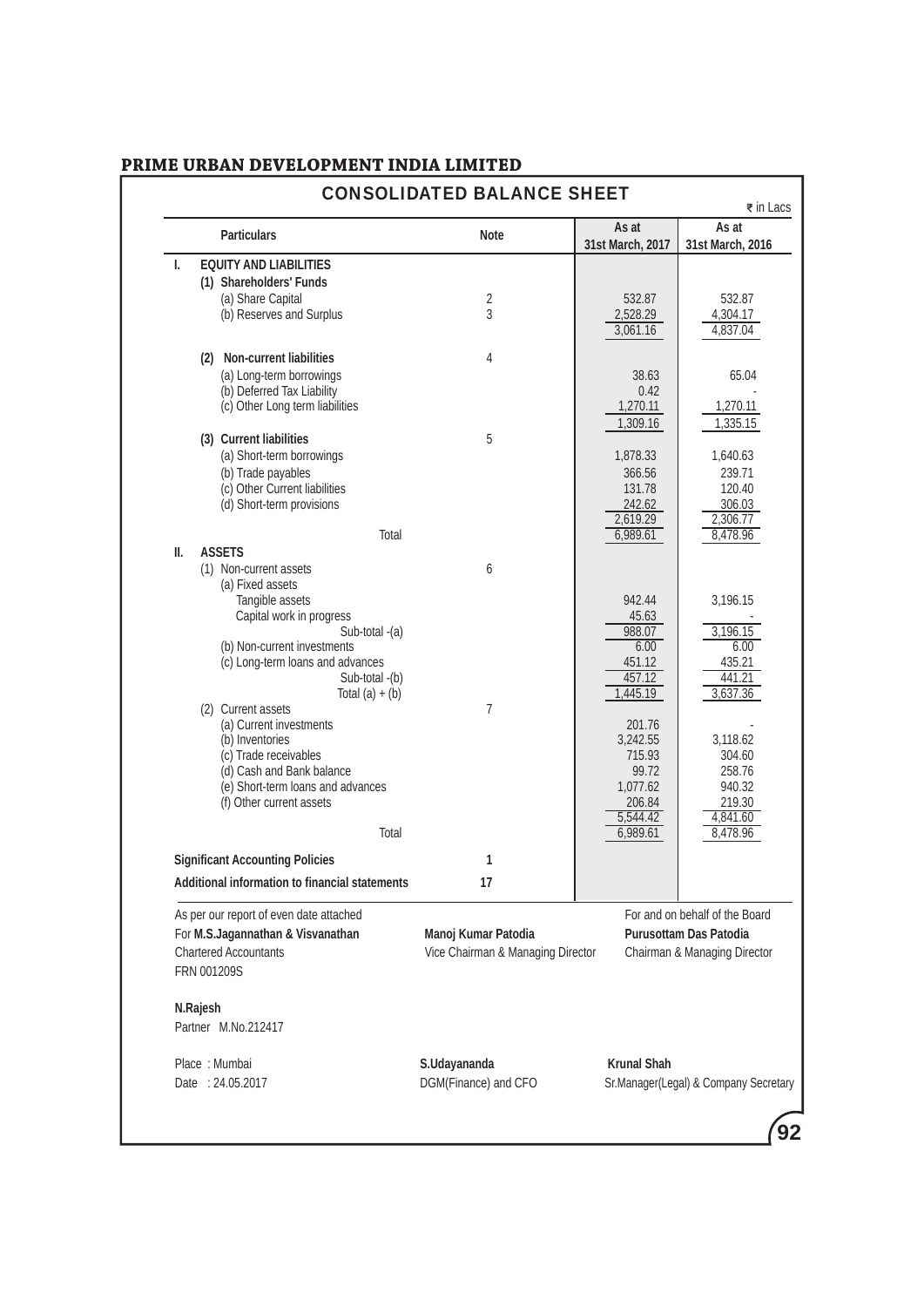# PRIME URBAN DEVELOPMENT INDIA LIMITED

## CONSOLIDATED BALANCE SHEET

₹ in Lacs

| | Particulars | Note | As at 31st March, 2017 | As at 31st March, 2016 |
|---|---|---|---|---|
| I. | **EQUITY AND LIABILITIES** | | | |
| | **(1) Shareholders' Funds** | | | |
| | (a) Share Capital | 2 | 532.87 | 532.87 |
| | (b) Reserves and Surplus | 3 | 2,528.29 | 4,304.17 |
| | | | 3,061.16 | 4,837.04 |
| | **(2) Non-current liabilities** | 4 | | |
| | (a) Long-term borrowings | | 38.63 | 65.04 |
| | (b) Deferred Tax Liability | | 0.42 | - |
| | (c) Other Long term liabilities | | 1,270.11 | 1,270.11 |
| | | | 1,309.16 | 1,335.15 |
| | **(3) Current liabilities** | 5 | | |
| | (a) Short-term borrowings | | 1,878.33 | 1,640.63 |
| | (b) Trade payables | | 366.56 | 239.71 |
| | (c) Other Current liabilities | | 131.78 | 120.40 |
| | (d) Short-term provisions | | 242.62 | 306.03 |
| | | | 2,619.29 | 2,306.77 |
| | Total | | 6,989.61 | 8,478.96 |
| II. | **ASSETS** | | | |
| | (1) Non-current assets | 6 | | |
| | (a) Fixed assets | | | |
| | Tangible assets | | 942.44 | 3,196.15 |
| | Capital work in progress | | 45.63 | - |
| | Sub-total -(a) | | 988.07 | 3,196.15 |
| | (b) Non-current investments | | 6.00 | 6.00 |
| | (c) Long-term loans and advances | | 451.12 | 435.21 |
| | Sub-total -(b) | | 457.12 | 441.21 |
| | Total (a) + (b) | | 1,445.19 | 3,637.36 |
| | (2) Current assets | 7 | | |
| | (a) Current investments | | 201.76 | - |
| | (b) Inventories | | 3,242.55 | 3,118.62 |
| | (c) Trade receivables | | 715.93 | 304.60 |
| | (d) Cash and Bank balance | | 99.72 | 258.76 |
| | (e) Short-term loans and advances | | 1,077.62 | 940.32 |
| | (f) Other current assets | | 206.84 | 219.30 |
| | | | 5,544.42 | 4,841.60 |
| | Total | | 6,989.61 | 8,478.96 |
| | **Significant Accounting Policies** | **1** | | |
| | **Additional information to financial statements** | **17** | | |

As per our report of even date attached
For **M.S.Jagannathan & Visvanathan**
Chartered Accountants
FRN 001209S

**N.Rajesh**
Partner M.No.212417

Place : Mumbai
Date : 24.05.2017

**Manoj Kumar Patodia**
Vice Chairman & Managing Director

For and on behalf of the Board
**Purusottam Das Patodia**
Chairman & Managing Director

**S.Udayananda**
DGM(Finance) and CFO

**Krunal Shah**
Sr.Manager(Legal) & Company Secretary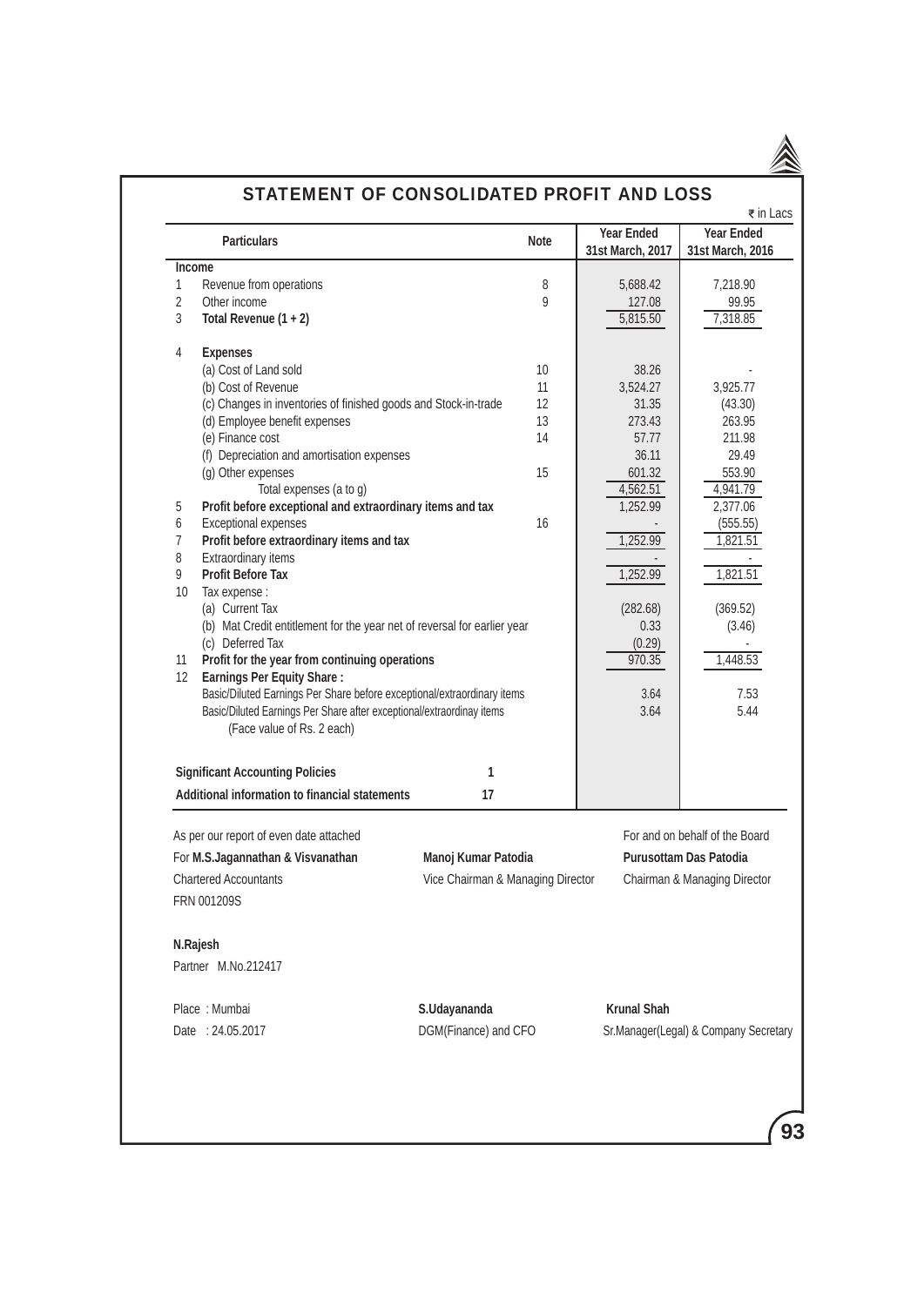# STATEMENT OF CONSOLIDATED PROFIT AND LOSS

₹ in Lacs

| | Particulars | Note | Year Ended 31st March, 2017 | Year Ended 31st March, 2016 |
|---|---|---|---|---|
| | **Income** | | | |
| 1 | Revenue from operations | 8 | 5,688.42 | 7,218.90 |
| 2 | Other income | 9 | 127.08 | 99.95 |
| 3 | **Total Revenue (1 + 2)** | | 5,815.50 | 7,318.85 |
| 4 | **Expenses** | | | |
| | (a) Cost of Land sold | 10 | 38.26 | - |
| | (b) Cost of Revenue | 11 | 3,524.27 | 3,925.77 |
| | (c) Changes in inventories of finished goods and Stock-in-trade | 12 | 31.35 | (43.30) |
| | (d) Employee benefit expenses | 13 | 273.43 | 263.95 |
| | (e) Finance cost | 14 | 57.77 | 211.98 |
| | (f) Depreciation and amortisation expenses | | 36.11 | 29.49 |
| | (g) Other expenses | 15 | 601.32 | 553.90 |
| | Total expenses (a to g) | | 4,562.51 | 4,941.79 |
| 5 | **Profit before exceptional and extraordinary items and tax** | | 1,252.99 | 2,377.06 |
| 6 | Exceptional expenses | 16 | - | (555.55) |
| 7 | **Profit before extraordinary items and tax** | | 1,252.99 | 1,821.51 |
| 8 | Extraordinary items | | - | - |
| 9 | **Profit Before Tax** | | 1,252.99 | 1,821.51 |
| 10 | Tax expense : | | | |
| | (a) Current Tax | | (282.68) | (369.52) |
| | (b) Mat Credit entitlement for the year net of reversal for earlier year | | 0.33 | (3.46) |
| | (c) Deferred Tax | | (0.29) | - |
| 11 | **Profit for the year from continuing operations** | | 970.35 | 1,448.53 |
| 12 | **Earnings Per Equity Share :** | | | |
| | Basic/Diluted Earnings Per Share before exceptional/extraordinary items | | 3.64 | 7.53 |
| | Basic/Diluted Earnings Per Share after exceptional/extraordinay items (Face value of Rs. 2 each) | | 3.64 | 5.44 |
| | **Significant Accounting Policies** | 1 | | |
| | **Additional information to financial statements** | 17 | | |

As per our report of even date attached

For **M.S.Jagannathan & Visvanathan**
Chartered Accountants
FRN 001209S

**N.Rajesh**
Partner M.No.212417

Place : Mumbai
Date : 24.05.2017

For and on behalf of the Board

**Manoj Kumar Patodia**
Vice Chairman & Managing Director

**Purusottam Das Patodia**
Chairman & Managing Director

**S.Udayananda**
DGM(Finance) and CFO

**Krunal Shah**
Sr.Manager(Legal) & Company Secretary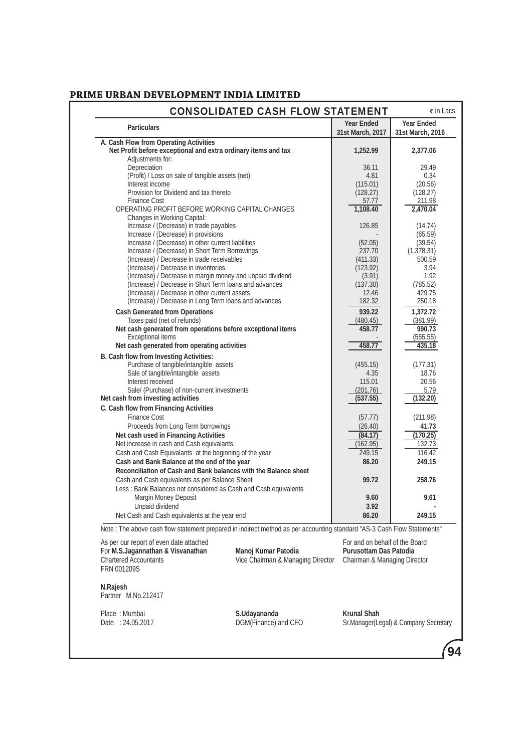## PRIME URBAN DEVELOPMENT INDIA LIMITED

### CONSOLIDATED CASH FLOW STATEMENT

₹ in Lacs

| Particulars | Year Ended 31st March, 2017 | Year Ended 31st March, 2016 |
|---|---|---|
| **A. Cash Flow from Operating Activities** | | |
| **Net Profit before exceptional and extra ordinary items and tax** | **1,252.99** | **2,377.06** |
| Adjustments for: | | |
| Depreciation | 36.11 | 29.49 |
| (Profit) / Loss on sale of tangible assets (net) | 4.81 | 0.34 |
| Interest income | (115.01) | (20.56) |
| Provision for Dividend and tax thereto | (128.27) | (128.27) |
| Finance Cost | 57.77 | 211.98 |
| OPERATING PROFIT BEFORE WORKING CAPITAL CHANGES | 1,108.40 | 2,470.04 |
| Changes in Working Capital: | | |
| Increase / (Decrease) in trade payables | 126.85 | (14.74) |
| Increase / (Decrease) in provisions | - | (65.59) |
| Increase / (Decrease) in other current liabilities | (52.05) | (39.54) |
| Increase / (Decrease) in Short Term Borrowings | 237.70 | (1,378.31) |
| (Increase) / Decrease in trade receivables | (411.33) | 500.59 |
| (Increase) / Decrease in inventories | (123.92) | 3.94 |
| (Increase) / Decrease in margin money and unpaid dividend | (3.91) | 1.92 |
| (Increase) / Decrease in Short Term loans and advances | (137.30) | (785.52) |
| (Increase) / Decrease in other current assets | 12.46 | 429.75 |
| (Increase) / Decrease in Long Term loans and advances | 182.32 | 250.18 |
| **Cash Generated from Operations** | **939.22** | **1,372.72** |
| Taxes paid (net of refunds) | (480.45) | (381.99) |
| **Net cash generated from operations before exceptional items** | **458.77** | **990.73** |
| Exceptional items | - | (555.55) |
| **Net cash generated from operating activities** | **458.77** | **435.18** |
| **B. Cash flow from Investing Activities:** | | |
| Purchase of tangible/intangible assets | (455.15) | (177.31) |
| Sale of tangible/intangible assets | 4.35 | 18.76 |
| Interest received | 115.01 | 20.56 |
| Sale/ (Purchase) of non-current investments | (201.76) | 5.79 |
| **Net cash from investing activities** | **(537.55)** | **(132.20)** |
| **C. Cash flow from Financing Activities** | | |
| Finance Cost | (57.77) | (211.98) |
| Proceeds from Long Term borrowings | (26.40) | **41.73** |
| **Net cash used in Financing Activities** | **(84.17)** | **(170.25)** |
| Net increase in cash and Cash equivalants | (162.95) | 132.73 |
| Cash and Cash Equivalants at the beginning of the year | 249.15 | 116.42 |
| **Cash and Bank Balance at the end of the year** | **86.20** | **249.15** |
| **Reconciliation of Cash and Bank balances with the Balance sheet** | | |
| Cash and Cash equivalents as per Balance Sheet | **99.72** | **258.76** |
| Less : Bank Balances not considered as Cash and Cash equivalents | | |
| Margin Money Deposit | **9.60** | **9.61** |
| Unpaid dividend | **3.92** | **-** |
| Net Cash and Cash equivalents at the year end | **86.20** | **249.15** |

Note : The above cash flow statement prepared in indirect method as per accounting standard "AS-3 Cash Flow Statements"

As per our report of even date attached
For **M.S.Jagannathan & Visvanathan**
Chartered Accountants
FRN 001209S

**N.Rajesh**
Partner M.No.212417

Place : Mumbai
Date : 24.05.2017

For and on behalf of the Board

**Manoj Kumar Patodia**
Vice Chairman & Managing Director

**Purusottam Das Patodia**
Chairman & Managing Director

**S.Udayananda**
DGM(Finance) and CFO

**Krunal Shah**
Sr.Manager(Legal) & Company Secretary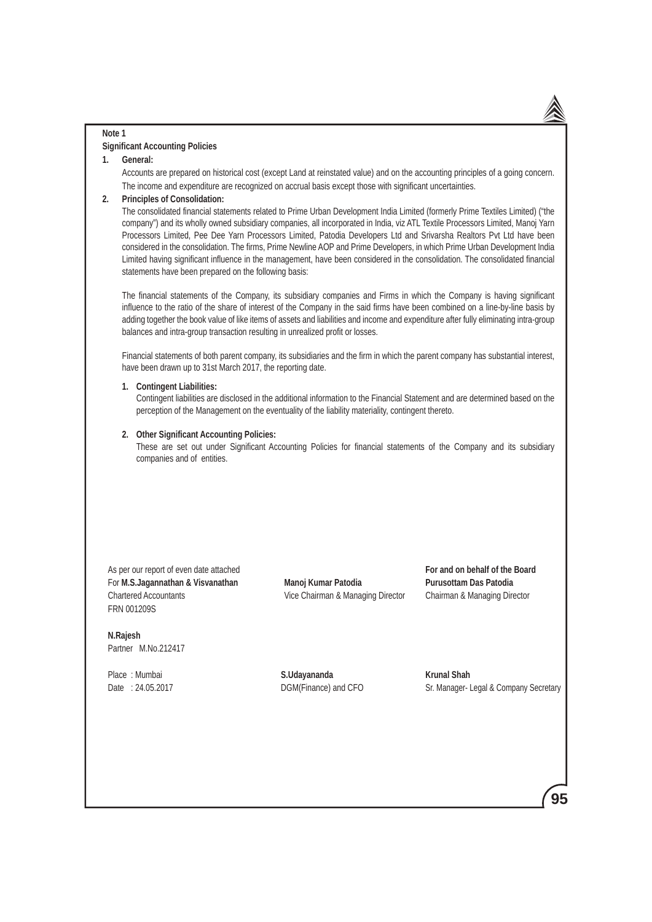**Note 1**

**Significant Accounting Policies**

1. **General:**

   Accounts are prepared on historical cost (except Land at reinstated value) and on the accounting principles of a going concern. The income and expenditure are recognized on accrual basis except those with significant uncertainties.

2. **Principles of Consolidation:**

   The consolidated financial statements related to Prime Urban Development India Limited (formerly Prime Textiles Limited) ("the company") and its wholly owned subsidiary companies, all incorporated in India, viz ATL Textile Processors Limited, Manoj Yarn Processors Limited, Pee Dee Yarn Processors Limited, Patodia Developers Ltd and Srivarsha Realtors Pvt Ltd have been considered in the consolidation. The firms, Prime Newline AOP and Prime Developers, in which Prime Urban Development India Limited having significant influence in the management, have been considered in the consolidation. The consolidated financial statements have been prepared on the following basis:

   The financial statements of the Company, its subsidiary companies and Firms in which the Company is having significant influence to the ratio of the share of interest of the Company in the said firms have been combined on a line-by-line basis by adding together the book value of like items of assets and liabilities and income and expenditure after fully eliminating intra-group balances and intra-group transaction resulting in unrealized profit or losses.

   Financial statements of both parent company, its subsidiaries and the firm in which the parent company has substantial interest, have been drawn up to 31st March 2017, the reporting date.

   1. **Contingent Liabilities:**

      Contingent liabilities are disclosed in the additional information to the Financial Statement and are determined based on the perception of the Management on the eventuality of the liability materiality, contingent thereto.

   2. **Other Significant Accounting Policies:**

      These are set out under Significant Accounting Policies for financial statements of the Company and its subsidiary companies and of entities.

As per our report of even date attached
For **M.S.Jagannathan & Visvanathan**
Chartered Accountants
FRN 001209S

**N.Rajesh**
Partner M.No.212417

Place : Mumbai
Date : 24.05.2017

**For and on behalf of the Board**

**Manoj Kumar Patodia**
Vice Chairman & Managing Director

**Purusottam Das Patodia**
Chairman & Managing Director

**S.Udayananda**
DGM(Finance) and CFO

**Krunal Shah**
Sr. Manager- Legal & Company Secretary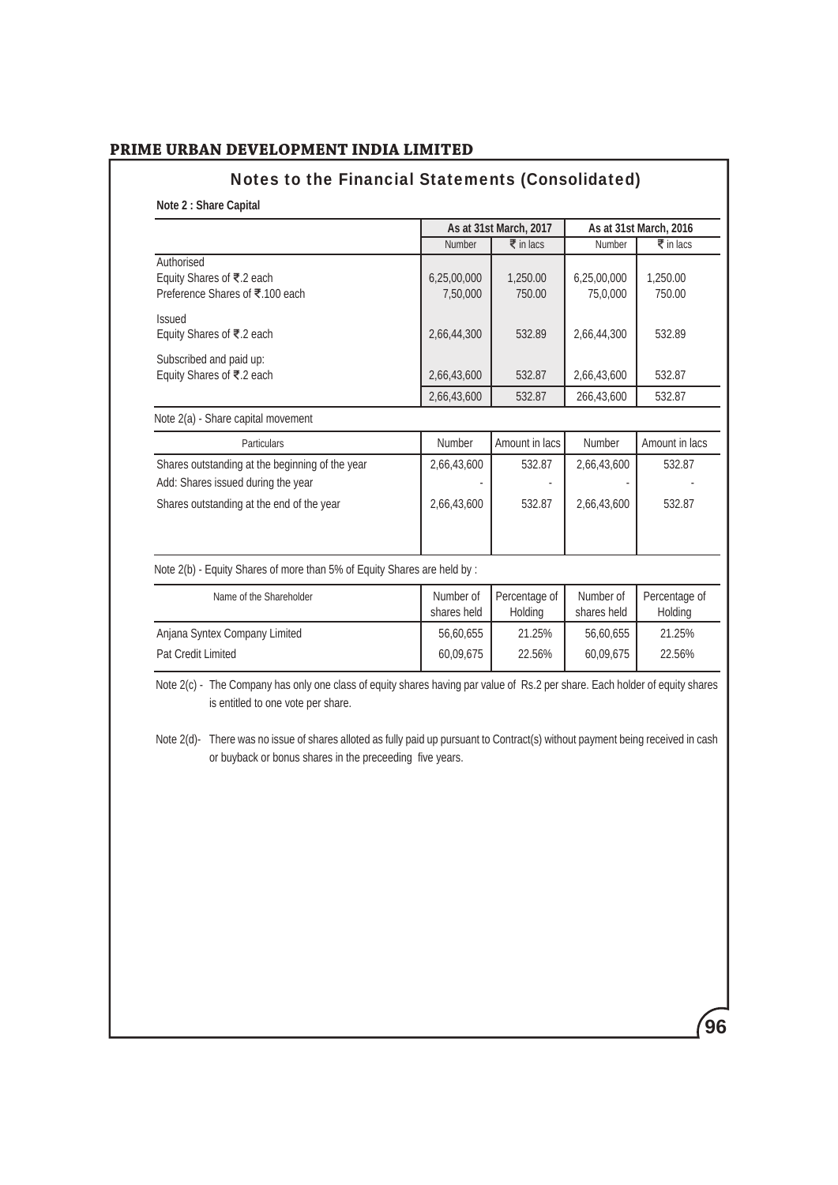## Notes to the Financial Statements (Consolidated)

**Note 2 : Share Capital**

| | As at 31st March, 2017 | | As at 31st March, 2016 | |
|---|---|---|---|---|
| | Number | ₹ in lacs | Number | ₹ in lacs |
| Authorised | | | | |
| Equity Shares of ₹.2 each | 6,25,00,000 | 1,250.00 | 6,25,00,000 | 1,250.00 |
| Preference Shares of ₹.100 each | 7,50,000 | 750.00 | 75,0,000 | 750.00 |
| Issued | | | | |
| Equity Shares of ₹.2 each | 2,66,44,300 | 532.89 | 2,66,44,300 | 532.89 |
| Subscribed and paid up: | | | | |
| Equity Shares of ₹.2 each | 2,66,43,600 | 532.87 | 2,66,43,600 | 532.87 |
| | 2,66,43,600 | 532.87 | 266,43,600 | 532.87 |

Note 2(a) - Share capital movement

| Particulars | Number | Amount in lacs | Number | Amount in lacs |
|---|---|---|---|---|
| Shares outstanding at the beginning of the year | 2,66,43,600 | 532.87 | 2,66,43,600 | 532.87 |
| Add: Shares issued during the year | - | - | - | - |
| Shares outstanding at the end of the year | 2,66,43,600 | 532.87 | 2,66,43,600 | 532.87 |

Note 2(b) - Equity Shares of more than 5% of Equity Shares are held by :

| Name of the Shareholder | Number of shares held | Percentage of Holding | Number of shares held | Percentage of Holding |
|---|---|---|---|---|
| Anjana Syntex Company Limited | 56,60,655 | 21.25% | 56,60,655 | 21.25% |
| Pat Credit Limited | 60,09,675 | 22.56% | 60,09,675 | 22.56% |

Note 2(c) - The Company has only one class of equity shares having par value of Rs.2 per share. Each holder of equity shares is entitled to one vote per share.

Note 2(d)- There was no issue of shares alloted as fully paid up pursuant to Contract(s) without payment being received in cash or buyback or bonus shares in the preceeding five years.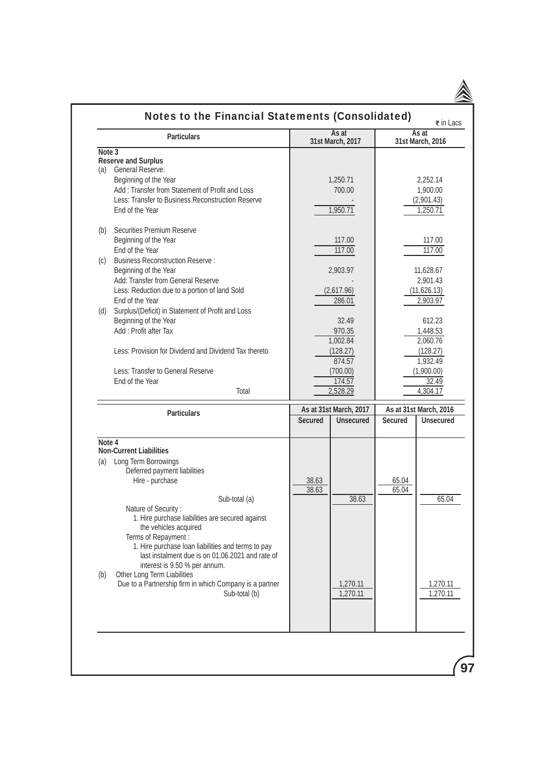## Notes to the Financial Statements (Consolidated)

₹ in Lacs

| Particulars | As at 31st March, 2017 | As at 31st March, 2016 |
|---|---|---|
| **Note 3** | | |
| **Reserve and Surplus** | | |
| (a) General Reserve: | | |
| Beginning of the Year | 1,250.71 | 2,252.14 |
| Add : Transfer from Statement of Profit and Loss | 700.00 | 1,900.00 |
| Less: Transfer to Business Reconstruction Reserve | - | (2,901.43) |
| End of the Year | 1,950.71 | 1,250.71 |
| (b) Securities Premium Reserve | | |
| Beginning of the Year | 117.00 | 117.00 |
| End of the Year | 117.00 | 117.00 |
| (c) Business Reconstruction Reserve : | | |
| Beginning of the Year | 2,903.97 | 11,628.67 |
| Add: Transfer from General Reserve | - | 2,901.43 |
| Less: Reduction due to a portion of land Sold | (2,617.96) | (11,626.13) |
| End of the Year | 286.01 | 2,903.97 |
| (d) Surplus/(Deficit) in Statement of Profit and Loss | | |
| Beginning of the Year | 32.49 | 612.23 |
| Add : Profit after Tax | 970.35 | 1,448.53 |
| | 1,002.84 | 2,060.76 |
| Less: Provision for Dividend and Dividend Tax thereto | (128.27) | (128.27) |
| | 874.57 | 1,932.49 |
| Less: Transfer to General Reserve | (700.00) | (1,900.00) |
| End of the Year | 174.57 | 32.49 |
| Total | 2,528.29 | 4,304.17 |

| Particulars | As at 31st March, 2017 | | As at 31st March, 2016 | |
|---|---|---|---|---|
| | Secured | Unsecured | Secured | Unsecured |
| **Note 4** | | | | |
| **Non-Current Liabilities** | | | | |
| (a) Long Term Borrowings | | | | |
| Deferred payment liabilities | | | | |
| Hire - purchase | 38.63 | | 65.04 | |
| | 38.63 | | 65.04 | |
| Sub-total (a) | | 38.63 | | 65.04 |
| Nature of Security : | | | | |
| 1. Hire purchase liabilities are secured against the vehicles acquired | | | | |
| Terms of Repayment : | | | | |
| 1. Hire purchase loan liabilities and terms to pay last instalment due is on 01.06.2021 and rate of interest is 9.50 % per annum. | | | | |
| (b) Other Long Term Liabilities | | | | |
| Due to a Partnership firm in which Company is a partner | | 1,270.11 | | 1,270.11 |
| Sub-total (b) | | 1,270.11 | | 1,270.11 |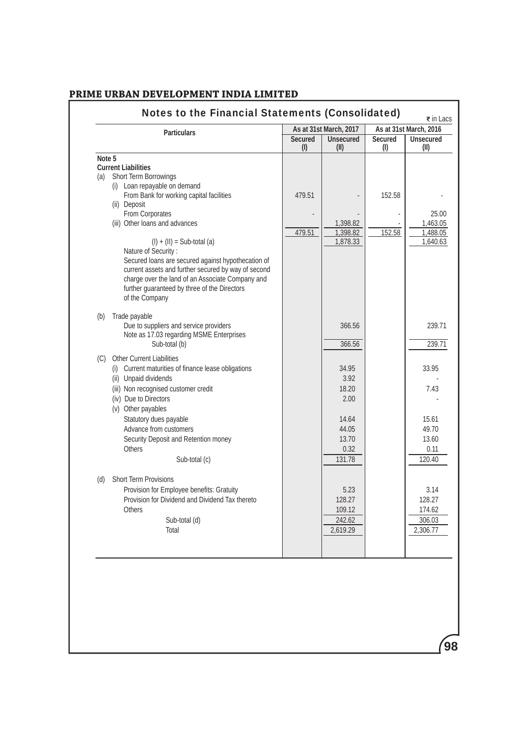## PRIME URBAN DEVELOPMENT INDIA LIMITED

### Notes to the Financial Statements (Consolidated)

₹ in Lacs

| Particulars | As at 31st March, 2017 | | As at 31st March, 2016 | |
|---|---|---|---|---|
| | Secured (I) | Unsecured (II) | Secured (I) | Unsecured (II) |
| **Note 5** | | | | |
| **Current Liabilities** | | | | |
| (a) Short Term Borrowings | | | | |
| (i) Loan repayable on demand | | | | |
| From Bank for working capital facilities | 479.51 | - | 152.58 | - |
| (ii) Deposit | | | | |
| From Corporates | - | - | - | 25.00 |
| (iii) Other loans and advances | | 1,398.82 | - | 1,463.05 |
| | 479.51 | 1,398.82 | 152.58 | 1,488.05 |
| (I) + (II) = Sub-total (a) | | 1,878.33 | | 1,640.63 |
| Nature of Security : Secured loans are secured against hypothecation of current assets and further secured by way of second charge over the land of an Associate Company and further guaranteed by three of the Directors of the Company | | | | |
| (b) Trade payable | | | | |
| Due to suppliers and service providers | | 366.56 | | 239.71 |
| Note as 17.03 regarding MSME Enterprises | | | | |
| Sub-total (b) | | 366.56 | | 239.71 |
| (C) Other Current Liabilities | | | | |
| (i) Current maturities of finance lease obligations | | 34.95 | | 33.95 |
| (ii) Unpaid dividends | | 3.92 | | - |
| (iii) Non recognised customer credit | | 18.20 | | 7.43 |
| (iv) Due to Directors | | 2.00 | | - |
| (v) Other payables | | | | |
| Statutory dues payable | | 14.64 | | 15.61 |
| Advance from customers | | 44.05 | | 49.70 |
| Security Deposit and Retention money | | 13.70 | | 13.60 |
| Others | | 0.32 | | 0.11 |
| Sub-total (c) | | 131.78 | | 120.40 |
| (d) Short Term Provisions | | | | |
| Provision for Employee benefits: Gratuity | | 5.23 | | 3.14 |
| Provision for Dividend and Dividend Tax thereto | | 128.27 | | 128.27 |
| Others | | 109.12 | | 174.62 |
| Sub-total (d) | | 242.62 | | 306.03 |
| Total | | 2,619.29 | | 2,306.77 |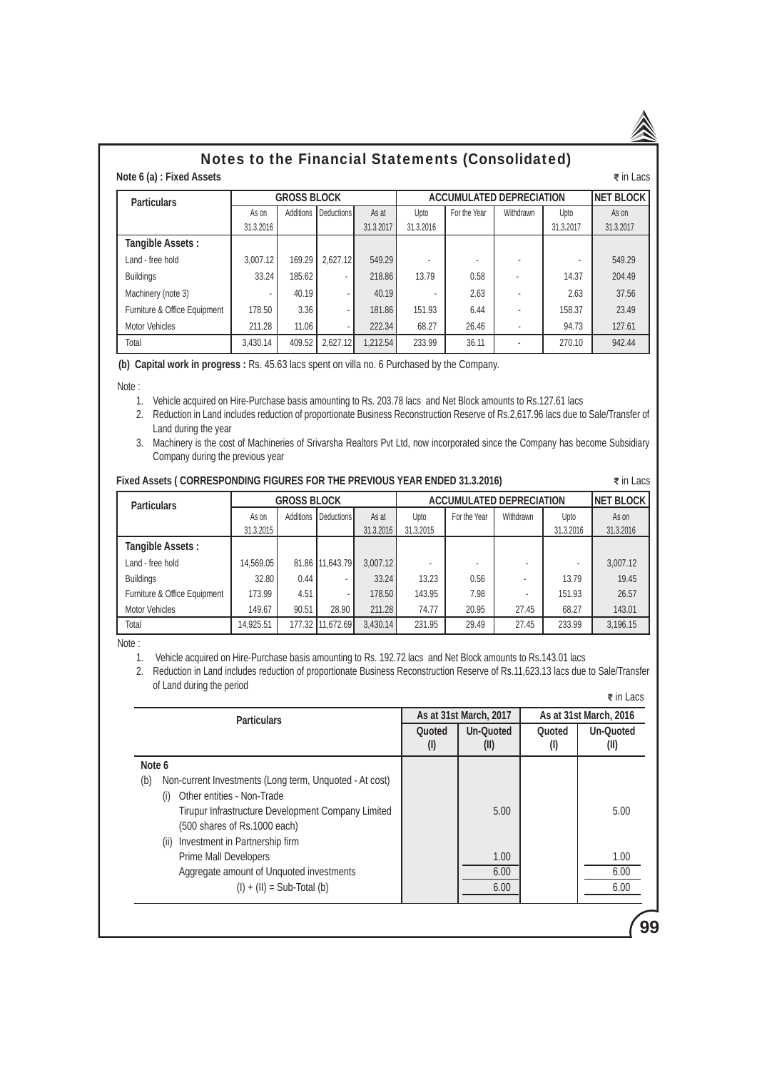# Notes to the Financial Statements (Consolidated)

**Note 6 (a) : Fixed Assets** ₹ in Lacs

| Particulars | GROSS BLOCK | | | | ACCUMULATED DEPRECIATION | | | | NET BLOCK |
|---|---|---|---|---|---|---|---|---|---|
| | As on 31.3.2016 | Additions | Deductions | As at 31.3.2017 | Upto 31.3.2016 | For the Year | Withdrawn | Upto 31.3.2017 | As on 31.3.2017 |
| **Tangible Assets :** | | | | | | | | | |
| Land - free hold | 3,007.12 | 169.29 | 2,627.12 | 549.29 | - | - | - | - | 549.29 |
| Buildings | 33.24 | 185.62 | - | 218.86 | 13.79 | 0.58 | - | 14.37 | 204.49 |
| Machinery (note 3) | - | 40.19 | - | 40.19 | - | 2.63 | - | 2.63 | 37.56 |
| Furniture & Office Equipment | 178.50 | 3.36 | - | 181.86 | 151.93 | 6.44 | - | 158.37 | 23.49 |
| Motor Vehicles | 211.28 | 11.06 | - | 222.34 | 68.27 | 26.46 | - | 94.73 | 127.61 |
| Total | 3,430.14 | 409.52 | 2,627.12 | 1,212.54 | 233.99 | 36.11 | - | 270.10 | 942.44 |

**(b) Capital work in progress :** Rs. 45.63 lacs spent on villa no. 6 Purchased by the Company.

Note :

1. Vehicle acquired on Hire-Purchase basis amounting to Rs. 203.78 lacs and Net Block amounts to Rs.127.61 lacs
2. Reduction in Land includes reduction of proportionate Business Reconstruction Reserve of Rs.2,617.96 lacs due to Sale/Transfer of Land during the year
3. Machinery is the cost of Machineries of Srivarsha Realtors Pvt Ltd, now incorporated since the Company has become Subsidiary Company during the previous year

**Fixed Assets ( CORRESPONDING FIGURES FOR THE PREVIOUS YEAR ENDED 31.3.2016)** ₹ in Lacs

| Particulars | GROSS BLOCK | | | | ACCUMULATED DEPRECIATION | | | | NET BLOCK |
|---|---|---|---|---|---|---|---|---|---|
| | As on 31.3.2015 | Additions | Deductions | As at 31.3.2016 | Upto 31.3.2015 | For the Year | Withdrawn | Upto 31.3.2016 | As on 31.3.2016 |
| **Tangible Assets :** | | | | | | | | | |
| Land - free hold | 14,569.05 | 81.86 | 11,643.79 | 3,007.12 | - | - | - | - | 3,007.12 |
| Buildings | 32.80 | 0.44 | - | 33.24 | 13.23 | 0.56 | - | 13.79 | 19.45 |
| Furniture & Office Equipment | 173.99 | 4.51 | - | 178.50 | 143.95 | 7.98 | - | 151.93 | 26.57 |
| Motor Vehicles | 149.67 | 90.51 | 28.90 | 211.28 | 74.77 | 20.95 | 27.45 | 68.27 | 143.01 |
| Total | 14,925.51 | 177.32 | 11,672.69 | 3,430.14 | 231.95 | 29.49 | 27.45 | 233.99 | 3,196.15 |

Note :

1. Vehicle acquired on Hire-Purchase basis amounting to Rs. 192.72 lacs and Net Block amounts to Rs.143.01 lacs
2. Reduction in Land includes reduction of proportionate Business Reconstruction Reserve of Rs.11,623.13 lacs due to Sale/Transfer of Land during the period

₹ in Lacs

| Particulars | As at 31st March, 2017 | | As at 31st March, 2016 | |
|---|---|---|---|---|
| | Quoted (I) | Un-Quoted (II) | Quoted (I) | Un-Quoted (II) |
| **Note 6** | | | | |
| (b) Non-current Investments (Long term, Unquoted - At cost) | | | | |
| (i) Other entities - Non-Trade | | | | |
| Tirupur Infrastructure Development Company Limited (500 shares of Rs.1000 each) | | 5.00 | | 5.00 |
| (ii) Investment in Partnership firm | | | | |
| Prime Mall Developers | | 1.00 | | 1.00 |
| Aggregate amount of Unquoted investments | | 6.00 | | 6.00 |
| (I) + (II) = Sub-Total (b) | | 6.00 | | 6.00 |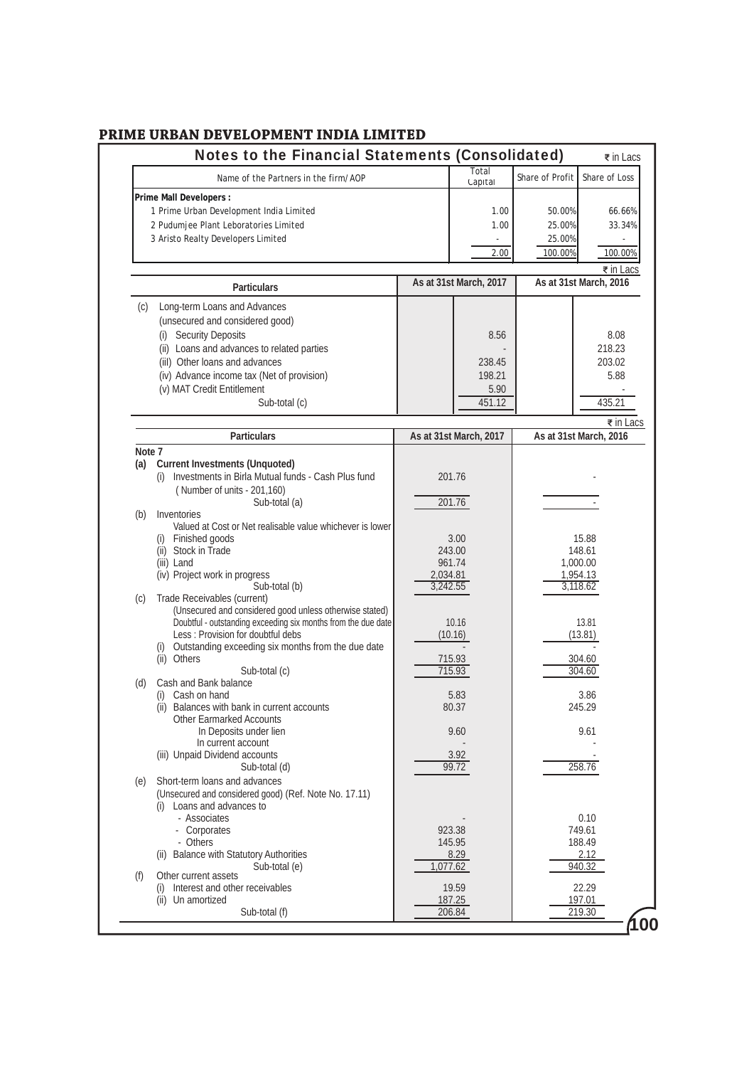# PRIME URBAN DEVELOPMENT INDIA LIMITED

## Notes to the Financial Statements (Consolidated)

₹ in Lacs

| Name of the Partners in the firm/AOP | Total Capital | Share of Profit | Share of Loss |
|---|---|---|---|
| **Prime Mall Developers :** | | | |
| 1 Prime Urban Development India Limited | 1.00 | 50.00% | 66.66% |
| 2 Pudumjee Plant Leboratories Limited | 1.00 | 25.00% | 33.34% |
| 3 Aristo Realty Developers Limited | - | 25.00% | - |
| | 2.00 | 100.00% | 100.00% |

₹ in Lacs

| Particulars | | As at 31st March, 2017 | | As at 31st March, 2016 |
|---|---|---|---|---|
| (c) Long-term Loans and Advances | | | | |
| (unsecured and considered good) | | | | |
| (i) Security Deposits | | 8.56 | | 8.08 |
| (ii) Loans and advances to related parties | | - | | 218.23 |
| (iii) Other loans and advances | | 238.45 | | 203.02 |
| (iv) Advance income tax (Net of provision) | | 198.21 | | 5.88 |
| (v) MAT Credit Entitlement | | 5.90 | | - |
| Sub-total (c) | | 451.12 | | 435.21 |

₹ in Lacs

| Particulars | As at 31st March, 2017 | As at 31st March, 2016 |
|---|---|---|
| **Note 7** | | |
| **(a) Current Investments (Unquoted)** | | |
| (i) Investments in Birla Mutual funds - Cash Plus fund (Number of units - 201,160) | 201.76 | - |
| Sub-total (a) | 201.76 | - |
| (b) Inventories | | |
| Valued at Cost or Net realisable value whichever is lower | | |
| (i) Finished goods | 3.00 | 15.88 |
| (ii) Stock in Trade | 243.00 | 148.61 |
| (iii) Land | 961.74 | 1,000.00 |
| (iv) Project work in progress | 2,034.81 | 1,954.13 |
| Sub-total (b) | 3,242.55 | 3,118.62 |
| (c) Trade Receivables (current) | | |
| (Unsecured and considered good unless otherwise stated) | | |
| Doubtful - outstanding exceeding six months from the due date | 10.16 | 13.81 |
| Less : Provision for doubtful debs | (10.16) | (13.81) |
| (i) Outstanding exceeding six months from the due date | - | - |
| (ii) Others | 715.93 | 304.60 |
| Sub-total (c) | 715.93 | 304.60 |
| (d) Cash and Bank balance | | |
| (i) Cash on hand | 5.83 | 3.86 |
| (ii) Balances with bank in current accounts | 80.37 | 245.29 |
| Other Earmarked Accounts | | |
| In Deposits under lien | 9.60 | 9.61 |
| In current account | - | - |
| (iii) Unpaid Dividend accounts | 3.92 | - |
| Sub-total (d) | 99.72 | 258.76 |
| (e) Short-term loans and advances | | |
| (Unsecured and considered good) (Ref. Note No. 17.11) | | |
| (i) Loans and advances to | | |
| - Associates | - | 0.10 |
| - Corporates | 923.38 | 749.61 |
| - Others | 145.95 | 188.49 |
| (ii) Balance with Statutory Authorities | 8.29 | 2.12 |
| Sub-total (e) | 1,077.62 | 940.32 |
| (f) Other current assets | | |
| (i) Interest and other receivables | 19.59 | 22.29 |
| (ii) Un amortized | 187.25 | 197.01 |
| Sub-total (f) | 206.84 | 219.30 |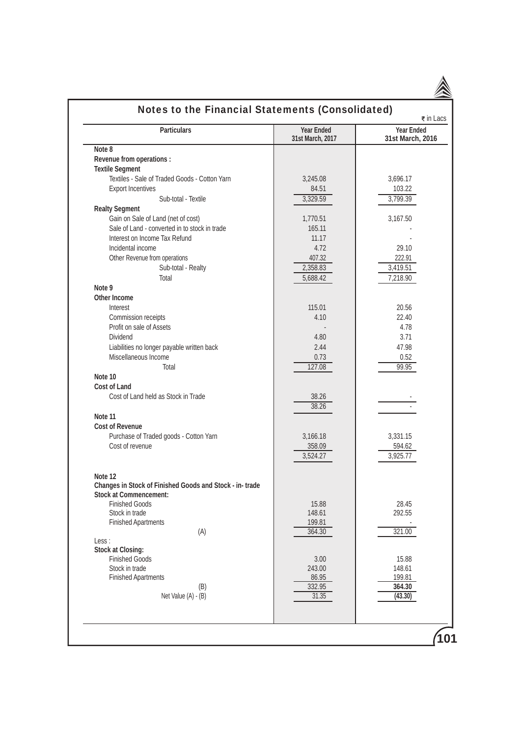## Notes to the Financial Statements (Consolidated)

₹ in Lacs

| Particulars | Year Ended 31st March, 2017 | Year Ended 31st March, 2016 |
|---|---|---|
| **Note 8** | | |
| **Revenue from operations :** | | |
| **Textile Segment** | | |
| Textiles - Sale of Traded Goods - Cotton Yarn | 3,245.08 | 3,696.17 |
| Export Incentives | 84.51 | 103.22 |
| Sub-total - Textile | 3,329.59 | 3,799.39 |
| **Realty Segment** | | |
| Gain on Sale of Land (net of cost) | 1,770.51 | 3,167.50 |
| Sale of Land - converted in to stock in trade | 165.11 | - |
| Interest on Income Tax Refund | 11.17 | - |
| Incidental income | 4.72 | 29.10 |
| Other Revenue from operations | 407.32 | 222.91 |
| Sub-total - Realty | 2,358.83 | 3,419.51 |
| Total | 5,688.42 | 7,218.90 |
| **Note 9** | | |
| **Other Income** | | |
| Interest | 115.01 | 20.56 |
| Commission receipts | 4.10 | 22.40 |
| Profit on sale of Assets | - | 4.78 |
| Dividend | 4.80 | 3.71 |
| Liabilities no longer payable written back | 2.44 | 47.98 |
| Miscellaneous Income | 0.73 | 0.52 |
| Total | 127.08 | 99.95 |
| **Note 10** | | |
| **Cost of Land** | | |
| Cost of Land held as Stock in Trade | 38.26 | - |
| | 38.26 | - |
| **Note 11** | | |
| **Cost of Revenue** | | |
| Purchase of Traded goods - Cotton Yarn | 3,166.18 | 3,331.15 |
| Cost of revenue | 358.09 | 594.62 |
| | 3,524.27 | 3,925.77 |
| **Note 12** | | |
| **Changes in Stock of Finished Goods and Stock - in- trade** | | |
| **Stock at Commencement:** | | |
| Finished Goods | 15.88 | 28.45 |
| Stock in trade | 148.61 | 292.55 |
| Finished Apartments | 199.81 | - |
| (A) | 364.30 | 321.00 |
| Less : | | |
| **Stock at Closing:** | | |
| Finished Goods | 3.00 | 15.88 |
| Stock in trade | 243.00 | 148.61 |
| Finished Apartments | 86.95 | 199.81 |
| (B) | 332.95 | **364.30** |
| Net Value (A) - (B) | 31.35 | **(43.30)** |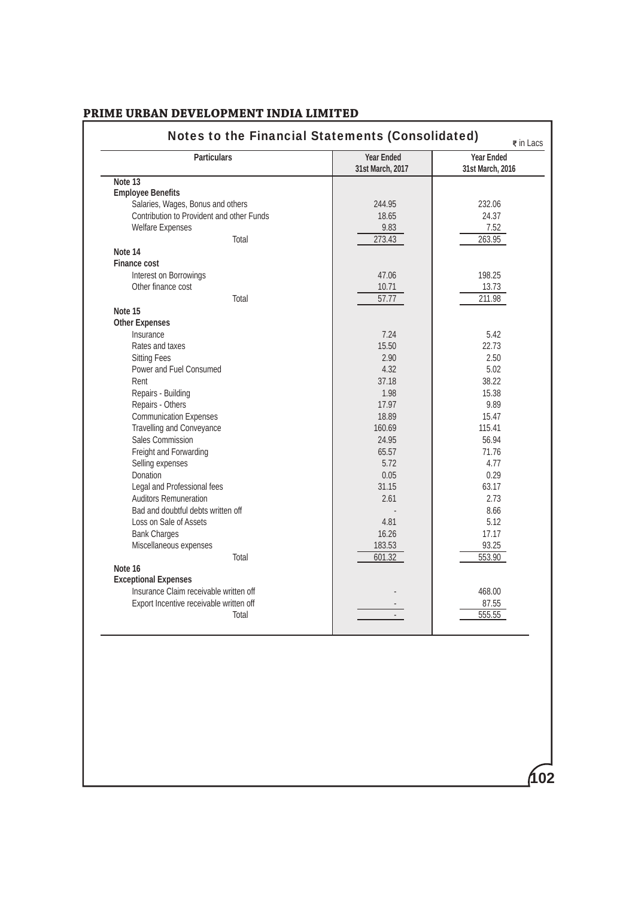## Notes to the Financial Statements (Consolidated)

₹ in Lacs

| Particulars | Year Ended 31st March, 2017 | Year Ended 31st March, 2016 |
|---|---|---|
| **Note 13** | | |
| **Employee Benefits** | | |
| Salaries, Wages, Bonus and others | 244.95 | 232.06 |
| Contribution to Provident and other Funds | 18.65 | 24.37 |
| Welfare Expenses | 9.83 | 7.52 |
| Total | 273.43 | 263.95 |
| **Note 14** | | |
| **Finance cost** | | |
| Interest on Borrowings | 47.06 | 198.25 |
| Other finance cost | 10.71 | 13.73 |
| Total | 57.77 | 211.98 |
| **Note 15** | | |
| **Other Expenses** | | |
| Insurance | 7.24 | 5.42 |
| Rates and taxes | 15.50 | 22.73 |
| Sitting Fees | 2.90 | 2.50 |
| Power and Fuel Consumed | 4.32 | 5.02 |
| Rent | 37.18 | 38.22 |
| Repairs - Building | 1.98 | 15.38 |
| Repairs - Others | 17.97 | 9.89 |
| Communication Expenses | 18.89 | 15.47 |
| Travelling and Conveyance | 160.69 | 115.41 |
| Sales Commission | 24.95 | 56.94 |
| Freight and Forwarding | 65.57 | 71.76 |
| Selling expenses | 5.72 | 4.77 |
| Donation | 0.05 | 0.29 |
| Legal and Professional fees | 31.15 | 63.17 |
| Auditors Remuneration | 2.61 | 2.73 |
| Bad and doubtful debts written off | - | 8.66 |
| Loss on Sale of Assets | 4.81 | 5.12 |
| Bank Charges | 16.26 | 17.17 |
| Miscellaneous expenses | 183.53 | 93.25 |
| Total | 601.32 | 553.90 |
| **Note 16** | | |
| **Exceptional Expenses** | | |
| Insurance Claim receivable written off | - | 468.00 |
| Export Incentive receivable written off | - | 87.55 |
| Total | - | 555.55 |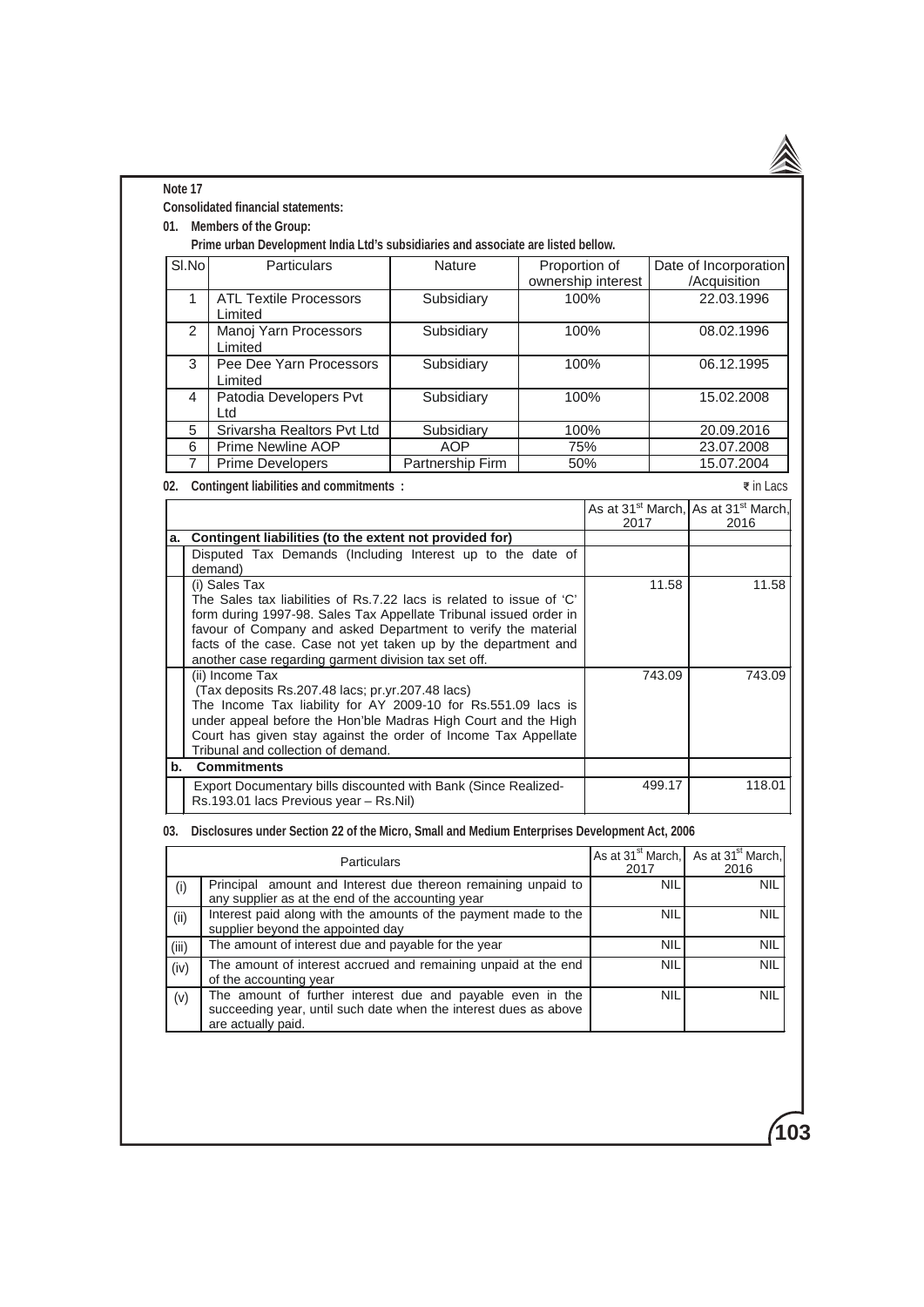**Note 17**

**Consolidated financial statements:**

**01. Members of the Group:**

**Prime urban Development India Ltd's subsidiaries and associate are listed bellow.**

| Sl.No | Particulars | Nature | Proportion of ownership interest | Date of Incorporation /Acquisition |
|---|---|---|---|---|
| 1 | ATL Textile Processors Limited | Subsidiary | 100% | 22.03.1996 |
| 2 | Manoj Yarn Processors Limited | Subsidiary | 100% | 08.02.1996 |
| 3 | Pee Dee Yarn Processors Limited | Subsidiary | 100% | 06.12.1995 |
| 4 | Patodia Developers Pvt Ltd | Subsidiary | 100% | 15.02.2008 |
| 5 | Srivarsha Realtors Pvt Ltd | Subsidiary | 100% | 20.09.2016 |
| 6 | Prime Newline AOP | AOP | 75% | 23.07.2008 |
| 7 | Prime Developers | Partnership Firm | 50% | 15.07.2004 |

**02. Contingent liabilities and commitments :**

₹ in Lacs

| | | As at 31st March, 2017 | As at 31st March, 2016 |
|---|---|---|---|
| **a.** | **Contingent liabilities (to the extent not provided for)** | | |
| | Disputed Tax Demands (Including Interest up to the date of demand) | | |
| | (i) Sales Tax<br>The Sales tax liabilities of Rs.7.22 lacs is related to issue of 'C' form during 1997-98. Sales Tax Appellate Tribunal issued order in favour of Company and asked Department to verify the material facts of the case. Case not yet taken up by the department and another case regarding garment division tax set off. | 11.58 | 11.58 |
| | (ii) Income Tax<br>(Tax deposits Rs.207.48 lacs; pr.yr.207.48 lacs)<br>The Income Tax liability for AY 2009-10 for Rs.551.09 lacs is under appeal before the Hon'ble Madras High Court and the High Court has given stay against the order of Income Tax Appellate Tribunal and collection of demand. | 743.09 | 743.09 |
| **b.** | **Commitments** | | |
| | Export Documentary bills discounted with Bank (Since Realized- Rs.193.01 lacs Previous year – Rs.Nil) | 499.17 | 118.01 |

**03. Disclosures under Section 22 of the Micro, Small and Medium Enterprises Development Act, 2006**

| | Particulars | As at 31st March, 2017 | As at 31st March, 2016 |
|---|---|---|---|
| (i) | Principal amount and Interest due thereon remaining unpaid to any supplier as at the end of the accounting year | NIL | NIL |
| (ii) | Interest paid along with the amounts of the payment made to the supplier beyond the appointed day | NIL | NIL |
| (iii) | The amount of interest due and payable for the year | NIL | NIL |
| (iv) | The amount of interest accrued and remaining unpaid at the end of the accounting year | NIL | NIL |
| (v) | The amount of further interest due and payable even in the succeeding year, until such date when the interest dues as above are actually paid. | NIL | NIL |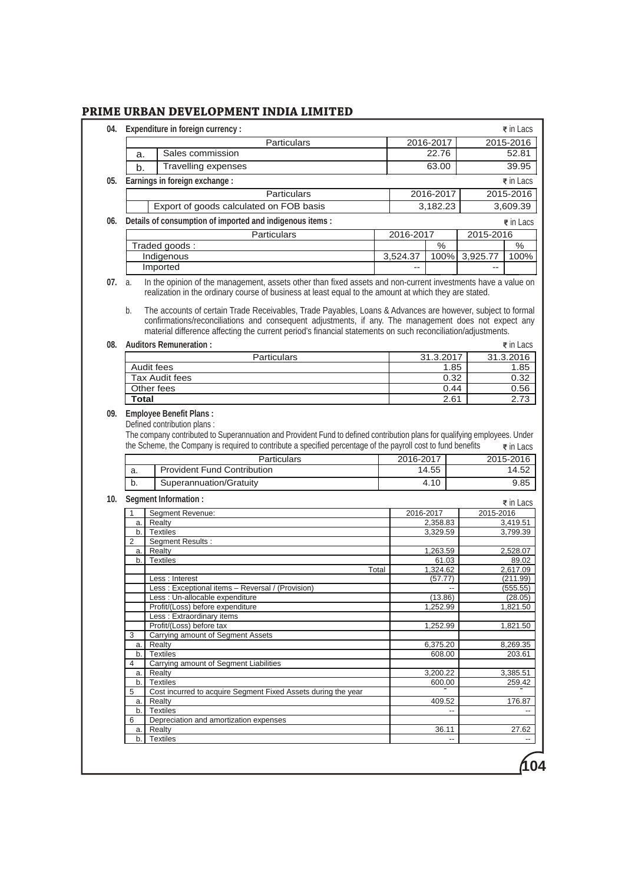**04. Expenditure in foreign currency :**

₹ in Lacs

| | Particulars | 2016-2017 | 2015-2016 |
|---|---|---|---|
| a. | Sales commission | 22.76 | 52.81 |
| b. | Travelling expenses | 63.00 | 39.95 |

**05. Earnings in foreign exchange :**

₹ in Lacs

| Particulars | 2016-2017 | 2015-2016 |
|---|---|---|
| Export of goods calculated on FOB basis | 3,182.23 | 3,609.39 |

**06. Details of consumption of imported and indigenous items :**

₹ in Lacs

| Particulars | 2016-2017 | | 2015-2016 | |
|---|---|---|---|---|
| Traded goods : | | % | | % |
| Indigenous | 3,524.37 | 100% | 3,925.77 | 100% |
| Imported | -- | | -- | |

**07.** a. In the opinion of the management, assets other than fixed assets and non-current investments have a value on realization in the ordinary course of business at least equal to the amount at which they are stated.

b. The accounts of certain Trade Receivables, Trade Payables, Loans & Advances are however, subject to formal confirmations/reconciliations and consequent adjustments, if any. The management does not expect any material difference affecting the current period's financial statements on such reconciliation/adjustments.

**08. Auditors Remuneration :**

₹ in Lacs

| Particulars | 31.3.2017 | 31.3.2016 |
|---|---|---|
| Audit fees | 1.85 | 1.85 |
| Tax Audit fees | 0.32 | 0.32 |
| Other fees | 0.44 | 0.56 |
| **Total** | 2.61 | 2.73 |

**09. Employee Benefit Plans :**

Defined contribution plans :

The company contributed to Superannuation and Provident Fund to defined contribution plans for qualifying employees. Under the Scheme, the Company is required to contribute a specified percentage of the payroll cost to fund benefits

₹ in Lacs

| | Particulars | 2016-2017 | 2015-2016 |
|---|---|---|---|
| a. | Provident Fund Contribution | 14.55 | 14.52 |
| b. | Superannuation/Gratuity | 4.10 | 9.85 |

**10. Segment Information :**

₹ in Lacs

| | | 2016-2017 | 2015-2016 |
|---|---|---|---|
| 1 | Segment Revenue: | | |
| a. | Realty | 2,358.83 | 3,419.51 |
| b. | Textiles | 3,329.59 | 3,799.39 |
| 2 | Segment Results : | | |
| a. | Realty | 1,263.59 | 2,528.07 |
| b. | Textiles | 61.03 | 89.02 |
| | Total | 1,324.62 | 2,617.09 |
| | Less : Interest | (57.77) | (211.99) |
| | Less : Exceptional items – Reversal / (Provision) | -- | (555.55) |
| | Less : Un-allocable expenditure | (13.86) | (28.05) |
| | Profit/(Loss) before expenditure | 1,252.99 | 1,821.50 |
| | Less : Extraordinary items | | |
| | Profit/(Loss) before tax | 1,252.99 | 1,821.50 |
| 3 | Carrying amount of Segment Assets | | |
| a. | Realty | 6,375.20 | 8,269.35 |
| b. | Textiles | 608.00 | 203.61 |
| 4 | Carrying amount of Segment Liabilities | | |
| a. | Realty | 3,200.22 | 3,385.51 |
| b. | Textiles | 600.00 | 259.42 |
| 5 | Cost incurred to acquire Segment Fixed Assets during the year | - | - |
| a. | Realty | 409.52 | 176.87 |
| b. | Textiles | -- | -- |
| 6 | Depreciation and amortization expenses | | |
| a. | Realty | 36.11 | 27.62 |
| b. | Textiles | -- | -- |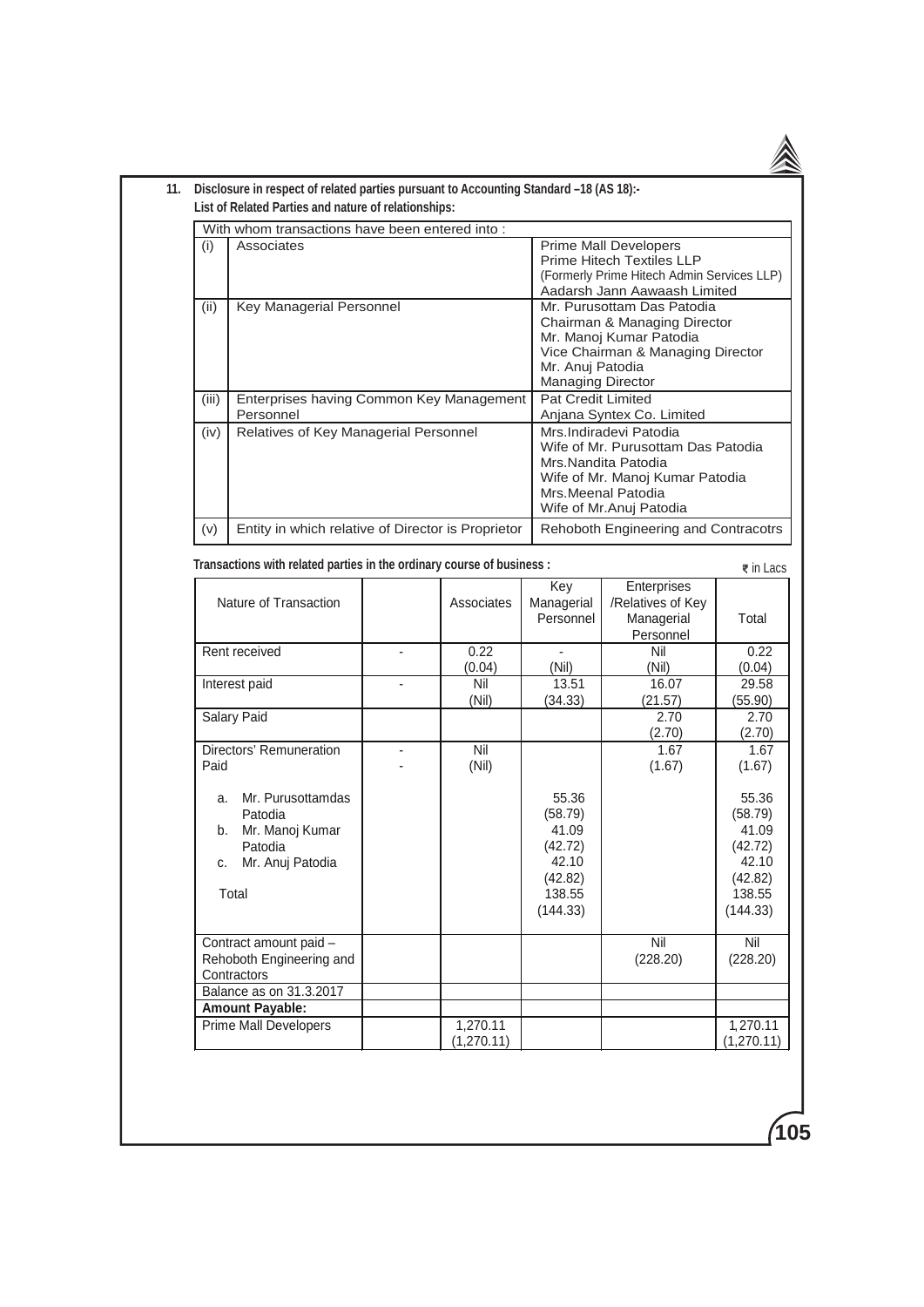**11. Disclosure in respect of related parties pursuant to Accounting Standard –18 (AS 18):-**

**List of Related Parties and nature of relationships:**

| With whom transactions have been entered into : | | |
|---|---|---|
| (i) | Associates | Prime Mall Developers<br>Prime Hitech Textiles LLP<br>(Formerly Prime Hitech Admin Services LLP)<br>Aadarsh Jann Aawaash Limited |
| (ii) | Key Managerial Personnel | Mr. Purusottam Das Patodia<br>Chairman & Managing Director<br>Mr. Manoj Kumar Patodia<br>Vice Chairman & Managing Director<br>Mr. Anuj Patodia<br>Managing Director |
| (iii) | Enterprises having Common Key Management Personnel | Pat Credit Limited<br>Anjana Syntex Co. Limited |
| (iv) | Relatives of Key Managerial Personnel | Mrs.Indiradevi Patodia<br>Wife of Mr. Purusottam Das Patodia<br>Mrs.Nandita Patodia<br>Wife of Mr. Manoj Kumar Patodia<br>Mrs.Meenal Patodia<br>Wife of Mr.Anuj Patodia |
| (v) | Entity in which relative of Director is Proprietor | Rehoboth Engineering and Contracotrs |

**Transactions with related parties in the ordinary course of business :**

₹ in Lacs

| Nature of Transaction | | Associates | Key Managerial Personnel | Enterprises /Relatives of Key Managerial Personnel | Total |
|---|---|---|---|---|---|
| Rent received | - | 0.22<br>(0.04) | -<br>(Nil) | Nil<br>(Nil) | 0.22<br>(0.04) |
| Interest paid | - | Nil<br>(Nil) | 13.51<br>(34.33) | 16.07<br>(21.57) | 29.58<br>(55.90) |
| Salary Paid | | | | 2.70<br>(2.70) | 2.70<br>(2.70) |
| Directors' Remuneration Paid | -<br>- | Nil<br>(Nil) | | 1.67<br>(1.67) | 1.67<br>(1.67) |
| a. Mr. Purusottamdas Patodia | | | 55.36<br>(58.79) | | 55.36<br>(58.79) |
| b. Mr. Manoj Kumar Patodia | | | 41.09<br>(42.72) | | 41.09<br>(42.72) |
| c. Mr. Anuj Patodia | | | 42.10<br>(42.82) | | 42.10<br>(42.82) |
| Total | | | 138.55<br>(144.33) | | 138.55<br>(144.33) |
| Contract amount paid – Rehoboth Engineering and Contractors | | | | Nil<br>(228.20) | Nil<br>(228.20) |
| Balance as on 31.3.2017 | | | | | |
| **Amount Payable:** | | | | | |
| Prime Mall Developers | | 1,270.11<br>(1,270.11) | | | 1,270.11<br>(1,270.11) |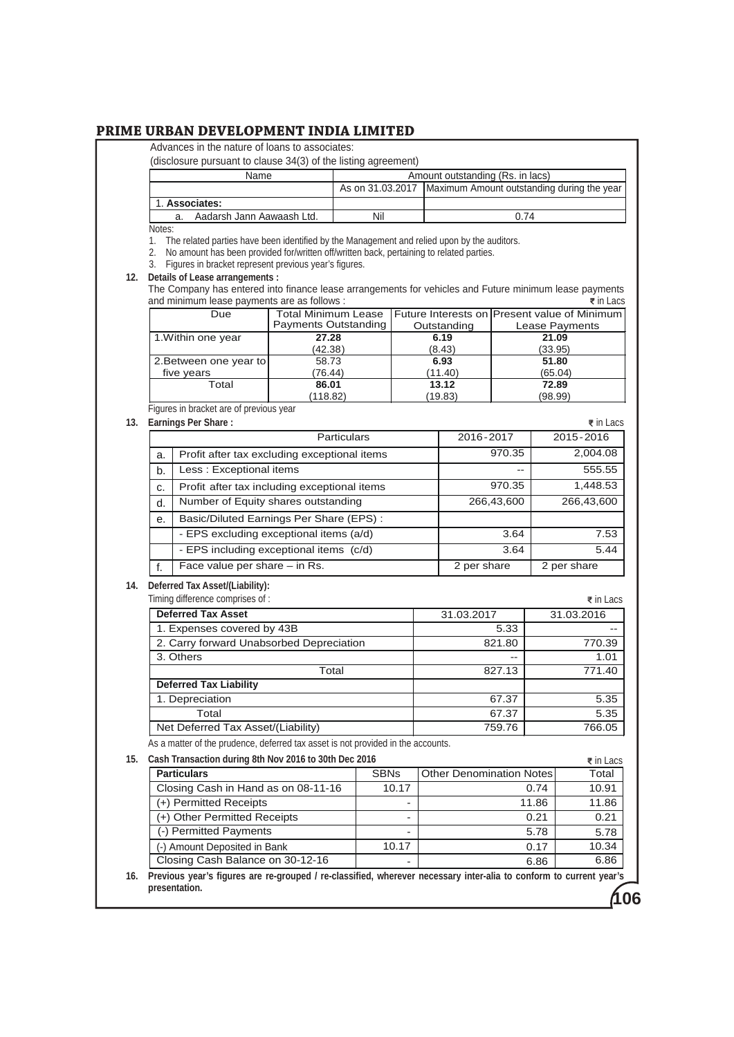Advances in the nature of loans to associates:

(disclosure pursuant to clause 34(3) of the listing agreement)

| Name | Amount outstanding (Rs. in lacs) | |
|---|---|---|
| | As on 31.03.2017 | Maximum Amount outstanding during the year |
| 1. **Associates:** | | |
| a. Aadarsh Jann Aawaash Ltd. | Nil | 0.74 |

Notes:

1. The related parties have been identified by the Management and relied upon by the auditors.
2. No amount has been provided for/written off/written back, pertaining to related parties.
3. Figures in bracket represent previous year's figures.

**12. Details of Lease arrangements :**

The Company has entered into finance lease arrangements for vehicles and Future minimum lease payments and minimum lease payments are as follows : ₹ in Lacs

| Due | Total Minimum Lease Payments Outstanding | Future Interests on Outstanding | Present value of Minimum Lease Payments |
|---|---|---|---|
| 1.Within one year | **27.28** (42.38) | **6.19** (8.43) | **21.09** (33.95) |
| 2.Between one year to five years | 58.73 (76.44) | **6.93** (11.40) | **51.80** (65.04) |
| Total | **86.01** (118.82) | **13.12** (19.83) | **72.89** (98.99) |

Figures in bracket are of previous year

**13. Earnings Per Share :** ₹ in Lacs

| | Particulars | 2016-2017 | 2015-2016 |
|---|---|---|---|
| a. | Profit after tax excluding exceptional items | 970.35 | 2,004.08 |
| b. | Less : Exceptional items | -- | 555.55 |
| c. | Profit after tax including exceptional items | 970.35 | 1,448.53 |
| d. | Number of Equity shares outstanding | 266,43,600 | 266,43,600 |
| e. | Basic/Diluted Earnings Per Share (EPS) : | | |
| | - EPS excluding exceptional items (a/d) | 3.64 | 7.53 |
| | - EPS including exceptional items (c/d) | 3.64 | 5.44 |
| f. | Face value per share – in Rs. | 2 per share | 2 per share |

**14. Deferred Tax Asset/(Liability):**

Timing difference comprises of : ₹ in Lacs

| **Deferred Tax Asset** | 31.03.2017 | 31.03.2016 |
|---|---|---|
| 1. Expenses covered by 43B | 5.33 | -- |
| 2. Carry forward Unabsorbed Depreciation | 821.80 | 770.39 |
| 3. Others | -- | 1.01 |
| Total | 827.13 | 771.40 |
| **Deferred Tax Liability** | | |
| 1. Depreciation | 67.37 | 5.35 |
| Total | 67.37 | 5.35 |
| Net Deferred Tax Asset/(Liability) | 759.76 | 766.05 |

As a matter of the prudence, deferred tax asset is not provided in the accounts.

**15. Cash Transaction during 8th Nov 2016 to 30th Dec 2016** ₹ in Lacs

| **Particulars** | SBNs | Other Denomination Notes | Total |
|---|---|---|---|
| Closing Cash in Hand as on 08-11-16 | 10.17 | 0.74 | 10.91 |
| (+) Permitted Receipts | - | 11.86 | 11.86 |
| (+) Other Permitted Receipts | - | 0.21 | 0.21 |
| (-) Permitted Payments | - | 5.78 | 5.78 |
| (-) Amount Deposited in Bank | 10.17 | 0.17 | 10.34 |
| Closing Cash Balance on 30-12-16 | - | 6.86 | 6.86 |

**16. Previous year's figures are re-grouped / re-classified, wherever necessary inter-alia to conform to current year's presentation.**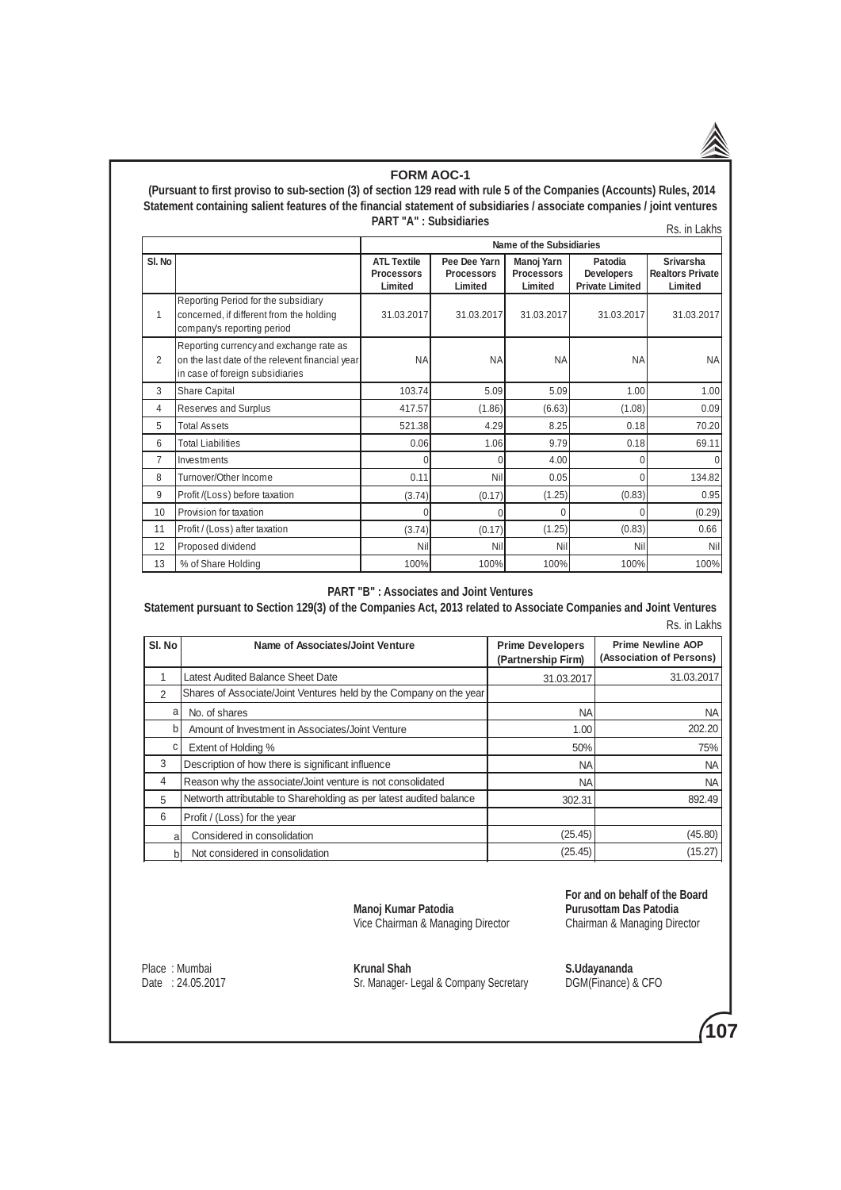# FORM AOC-1

**(Pursuant to first proviso to sub-section (3) of section 129 read with rule 5 of the Companies (Accounts) Rules, 2014 Statement containing salient features of the financial statement of subsidiaries / associate companies / joint ventures**

## PART "A" : Subsidiaries

Rs. in Lakhs

| | | Name of the Subsidiaries | | | | |
|---|---|---|---|---|---|---|
| Sl. No | | ATL Textile Processors Limited | Pee Dee Yarn Processors Limited | Manoj Yarn Processors Limited | Patodia Developers Private Limited | Srivarsha Realtors Private Limited |
| 1 | Reporting Period for the subsidiary concerned, if different from the holding company's reporting period | 31.03.2017 | 31.03.2017 | 31.03.2017 | 31.03.2017 | 31.03.2017 |
| 2 | Reporting currency and exchange rate as on the last date of the relevent financial year in case of foreign subsidiaries | NA | NA | NA | NA | NA |
| 3 | Share Capital | 103.74 | 5.09 | 5.09 | 1.00 | 1.00 |
| 4 | Reserves and Surplus | 417.57 | (1.86) | (6.63) | (1.08) | 0.09 |
| 5 | Total Assets | 521.38 | 4.29 | 8.25 | 0.18 | 70.20 |
| 6 | Total Liabilities | 0.06 | 1.06 | 9.79 | 0.18 | 69.11 |
| 7 | Investments | 0 | 0 | 4.00 | 0 | 0 |
| 8 | Turnover/Other Income | 0.11 | Nil | 0.05 | 0 | 134.82 |
| 9 | Profit /(Loss) before taxation | (3.74) | (0.17) | (1.25) | (0.83) | 0.95 |
| 10 | Provision for taxation | 0 | 0 | 0 | 0 | (0.29) |
| 11 | Profit / (Loss) after taxation | (3.74) | (0.17) | (1.25) | (0.83) | 0.66 |
| 12 | Proposed dividend | Nil | Nil | Nil | Nil | Nil |
| 13 | % of Share Holding | 100% | 100% | 100% | 100% | 100% |

## PART "B" : Associates and Joint Ventures

**Statement pursuant to Section 129(3) of the Companies Act, 2013 related to Associate Companies and Joint Ventures**

Rs. in Lakhs

| Sl. No | Name of Associates/Joint Venture | Prime Developers (Partnership Firm) | Prime Newline AOP (Association of Persons) |
|---|---|---|---|
| 1 | Latest Audited Balance Sheet Date | 31.03.2017 | 31.03.2017 |
| 2 | Shares of Associate/Joint Ventures held by the Company on the year | | |
| a | No. of shares | NA | NA |
| b | Amount of Investment in Associates/Joint Venture | 1.00 | 202.20 |
| c | Extent of Holding % | 50% | 75% |
| 3 | Description of how there is significant influence | NA | NA |
| 4 | Reason why the associate/Joint venture is not consolidated | NA | NA |
| 5 | Networth attributable to Shareholding as per latest audited balance | 302.31 | 892.49 |
| 6 | Profit / (Loss) for the year | | |
| a | Considered in consolidation | (25.45) | (45.80) |
| b | Not considered in consolidation | (25.45) | (15.27) |

For and on behalf of the Board

**Manoj Kumar Patodia**
Vice Chairman & Managing Director

**Purusottam Das Patodia**
Chairman & Managing Director

Place : Mumbai
Date : 24.05.2017

**Krunal Shah**
Sr. Manager- Legal & Company Secretary

**S.Udayananda**
DGM(Finance) & CFO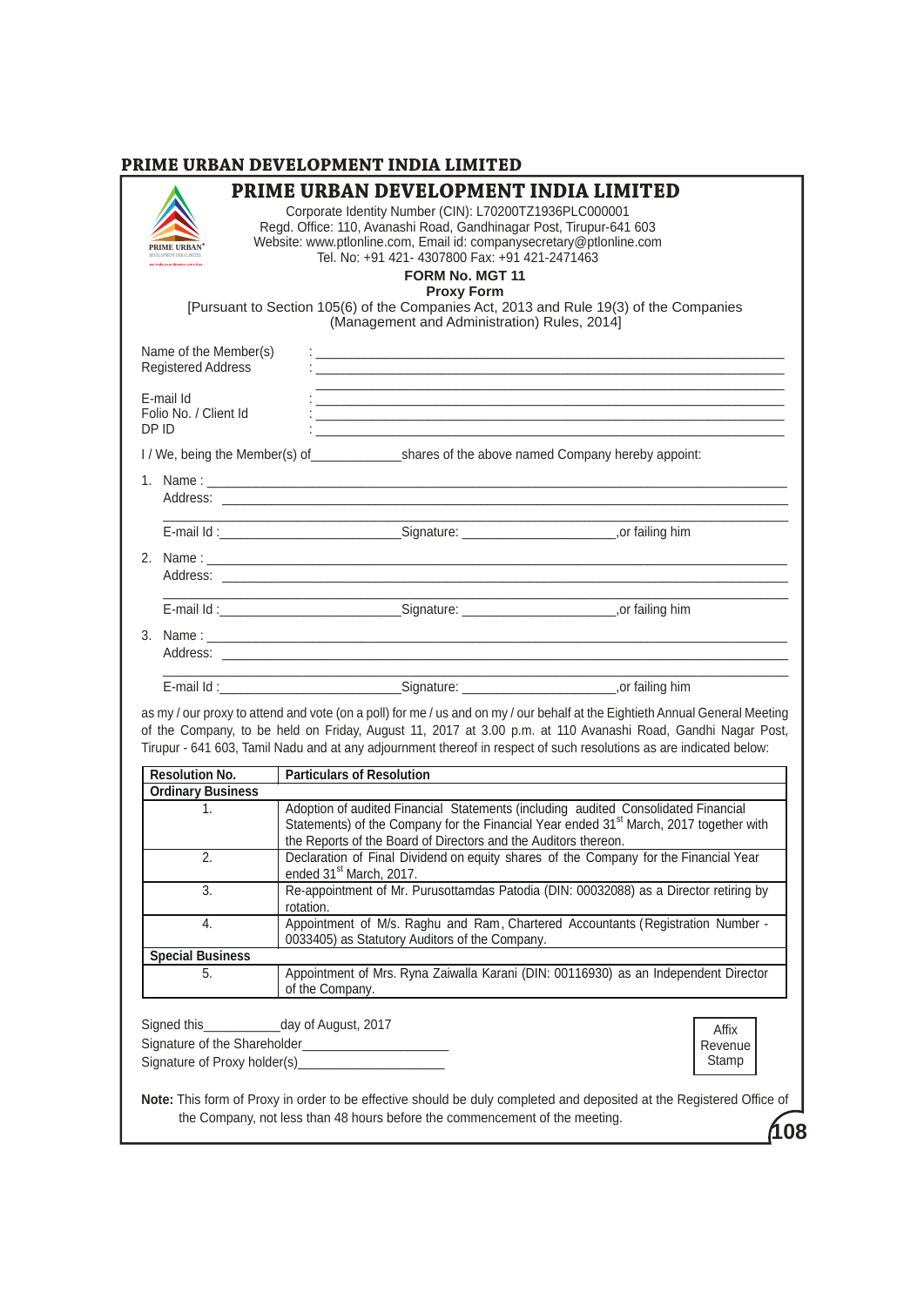# PRIME URBAN DEVELOPMENT INDIA LIMITED

## PRIME URBAN DEVELOPMENT INDIA LIMITED

Corporate Identity Number (CIN): L70200TZ1936PLC000001
Regd. Office: 110, Avanashi Road, Gandhinagar Post, Tirupur-641 603
Website: www.ptlonline.com, Email id: companysecretary@ptlonline.com
Tel. No: +91 421- 4307800 Fax: +91 421-2471463

**FORM No. MGT 11**

**Proxy Form**

[Pursuant to Section 105(6) of the Companies Act, 2013 and Rule 19(3) of the Companies (Management and Administration) Rules, 2014]

Name of the Member(s) : ____________________________________________
Registered Address : ____________________________________________
____________________________________________
E-mail Id : ____________________________________________
Folio No. / Client Id : ____________________________________________
DP ID : ____________________________________________

I / We, being the Member(s) of_____________shares of the above named Company hereby appoint:

1. Name : ____________________________________________
   Address: ____________________________________________
   ____________________________________________
   E-mail Id :_________________________Signature: _____________________,or failing him

2. Name : ____________________________________________
   Address: ____________________________________________
   ____________________________________________
   E-mail Id :_________________________Signature: _____________________,or failing him

3. Name : ____________________________________________
   Address: ____________________________________________
   ____________________________________________
   E-mail Id :_________________________Signature: _____________________,or failing him

as my / our proxy to attend and vote (on a poll) for me / us and on my / our behalf at the Eightieth Annual General Meeting of the Company, to be held on Friday, August 11, 2017 at 3.00 p.m. at 110 Avanashi Road, Gandhi Nagar Post, Tirupur - 641 603, Tamil Nadu and at any adjournment thereof in respect of such resolutions as are indicated below:

| Resolution No. | Particulars of Resolution |
|---|---|
| **Ordinary Business** | |
| 1. | Adoption of audited Financial Statements (including audited Consolidated Financial Statements) of the Company for the Financial Year ended 31st March, 2017 together with the Reports of the Board of Directors and the Auditors thereon. |
| 2. | Declaration of Final Dividend on equity shares of the Company for the Financial Year ended 31st March, 2017. |
| 3. | Re-appointment of Mr. Purusottamdas Patodia (DIN: 00032088) as a Director retiring by rotation. |
| 4. | Appointment of M/s. Raghu and Ram, Chartered Accountants (Registration Number - 0033405) as Statutory Auditors of the Company. |
| **Special Business** | |
| 5. | Appointment of Mrs. Ryna Zaiwalla Karani (DIN: 00116930) as an Independent Director of the Company. |

Signed this__________day of August, 2017

Signature of the Shareholder____________________

Signature of Proxy holder(s)____________________

Affix Revenue Stamp

**Note:** This form of Proxy in order to be effective should be duly completed and deposited at the Registered Office of the Company, not less than 48 hours before the commencement of the meeting.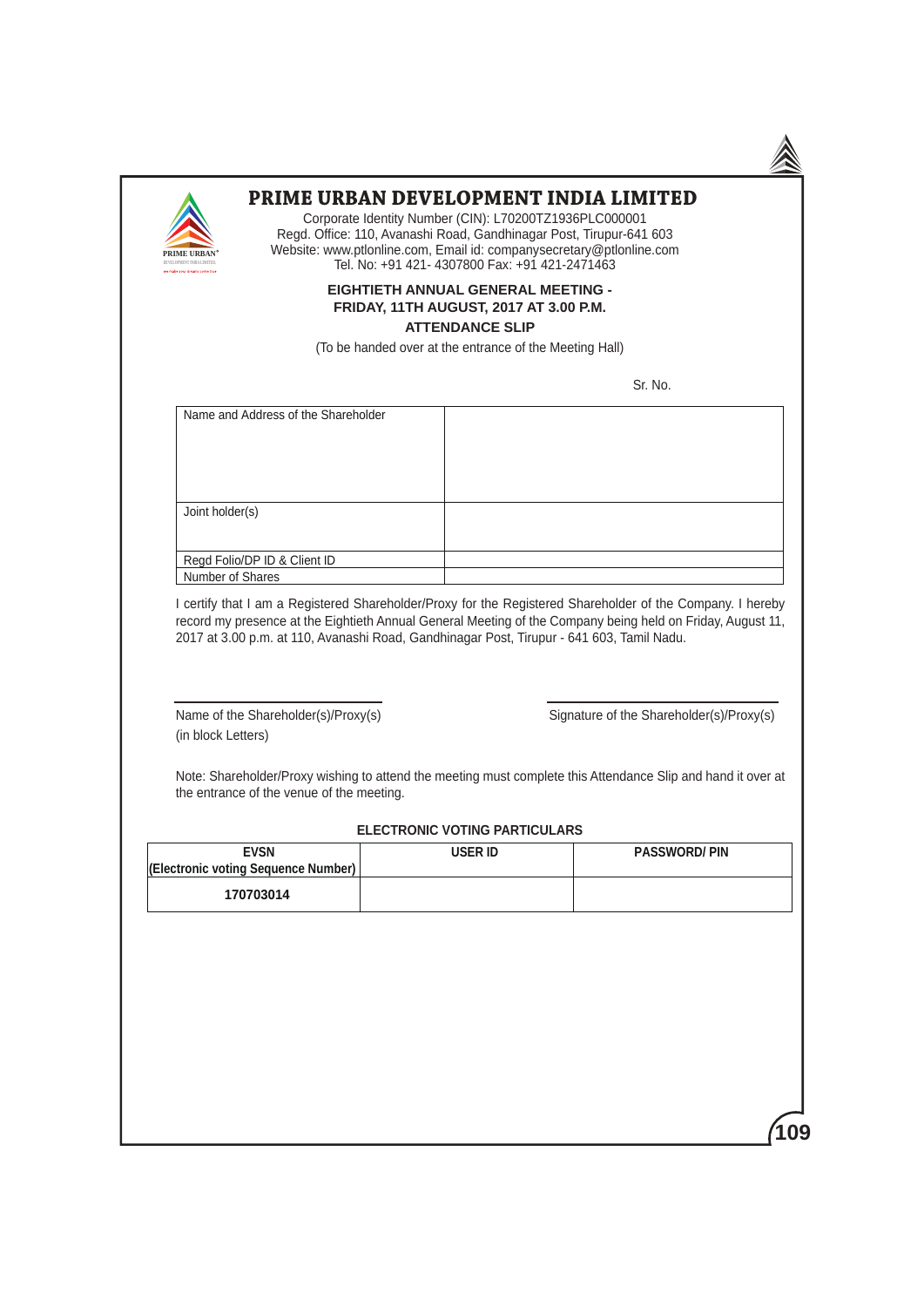# PRIME URBAN DEVELOPMENT INDIA LIMITED

Corporate Identity Number (CIN): L70200TZ1936PLC000001
Regd. Office: 110, Avanashi Road, Gandhinagar Post, Tirupur-641 603
Website: www.ptlonline.com, Email id: companysecretary@ptlonline.com
Tel. No: +91 421- 4307800 Fax: +91 421-2471463

**EIGHTIETH ANNUAL GENERAL MEETING - FRIDAY, 11TH AUGUST, 2017 AT 3.00 P.M.**

**ATTENDANCE SLIP**

(To be handed over at the entrance of the Meeting Hall)

Sr. No.

| Name and Address of the Shareholder | |
|---|---|
| Joint holder(s) | |
| Regd Folio/DP ID & Client ID | |
| Number of Shares | |

I certify that I am a Registered Shareholder/Proxy for the Registered Shareholder of the Company. I hereby record my presence at the Eightieth Annual General Meeting of the Company being held on Friday, August 11, 2017 at 3.00 p.m. at 110, Avanashi Road, Gandhinagar Post, Tirupur - 641 603, Tamil Nadu.

Name of the Shareholder(s)/Proxy(s) (in block Letters)

Signature of the Shareholder(s)/Proxy(s)

Note: Shareholder/Proxy wishing to attend the meeting must complete this Attendance Slip and hand it over at the entrance of the venue of the meeting.

**ELECTRONIC VOTING PARTICULARS**

| EVSN (Electronic voting Sequence Number) | USER ID | PASSWORD/ PIN |
|---|---|---|
| 170703014 | | |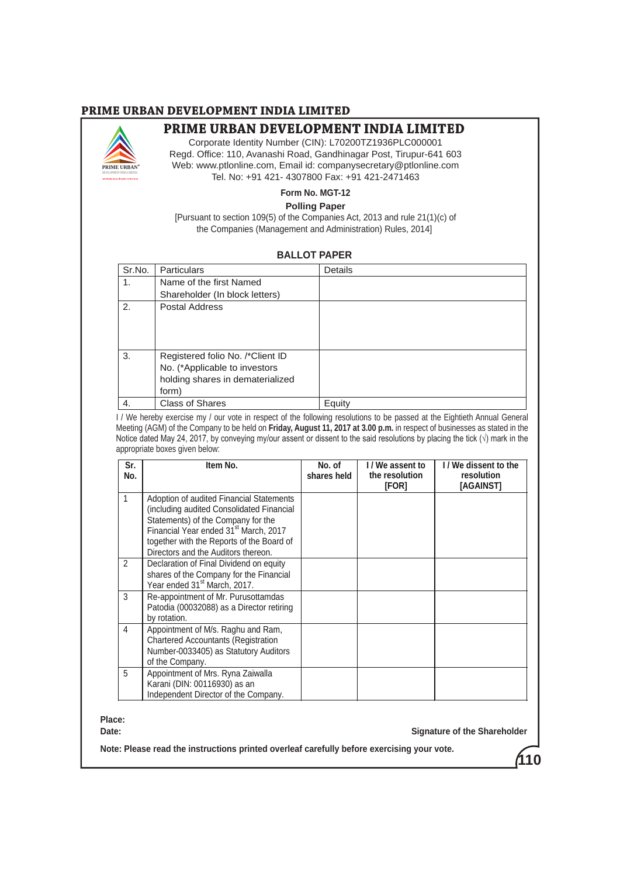# PRIME URBAN DEVELOPMENT INDIA LIMITED

Corporate Identity Number (CIN): L70200TZ1936PLC000001
Regd. Office: 110, Avanashi Road, Gandhinagar Post, Tirupur-641 603
Web: www.ptlonline.com, Email id: companysecretary@ptlonline.com
Tel. No: +91 421- 4307800 Fax: +91 421-2471463

**Form No. MGT-12**

**Polling Paper**

[Pursuant to section 109(5) of the Companies Act, 2013 and rule 21(1)(c) of the Companies (Management and Administration) Rules, 2014]

**BALLOT PAPER**

| Sr.No. | Particulars | Details |
|---|---|---|
| 1. | Name of the first Named Shareholder (In block letters) | |
| 2. | Postal Address | |
| 3. | Registered folio No. /*Client ID No. (*Applicable to investors holding shares in dematerialized form) | |
| 4. | Class of Shares | Equity |

I / We hereby exercise my / our vote in respect of the following resolutions to be passed at the Eightieth Annual General Meeting (AGM) of the Company to be held on **Friday, August 11, 2017 at 3.00 p.m.** in respect of businesses as stated in the Notice dated May 24, 2017, by conveying my/our assent or dissent to the said resolutions by placing the tick (√) mark in the appropriate boxes given below:

| Sr. No. | Item No. | No. of shares held | I / We assent to the resolution [FOR] | I / We dissent to the resolution [AGAINST] |
|---|---|---|---|---|
| 1 | Adoption of audited Financial Statements (including audited Consolidated Financial Statements) of the Company for the Financial Year ended 31st March, 2017 together with the Reports of the Board of Directors and the Auditors thereon. | | | |
| 2 | Declaration of Final Dividend on equity shares of the Company for the Financial Year ended 31st March, 2017. | | | |
| 3 | Re-appointment of Mr. Purusottamdas Patodia (00032088) as a Director retiring by rotation. | | | |
| 4 | Appointment of M/s. Raghu and Ram, Chartered Accountants (Registration Number-0033405) as Statutory Auditors of the Company. | | | |
| 5 | Appointment of Mrs. Ryna Zaiwalla Karani (DIN: 00116930) as an Independent Director of the Company. | | | |

**Place:**

**Date:** **Signature of the Shareholder**

**Note: Please read the instructions printed overleaf carefully before exercising your vote.**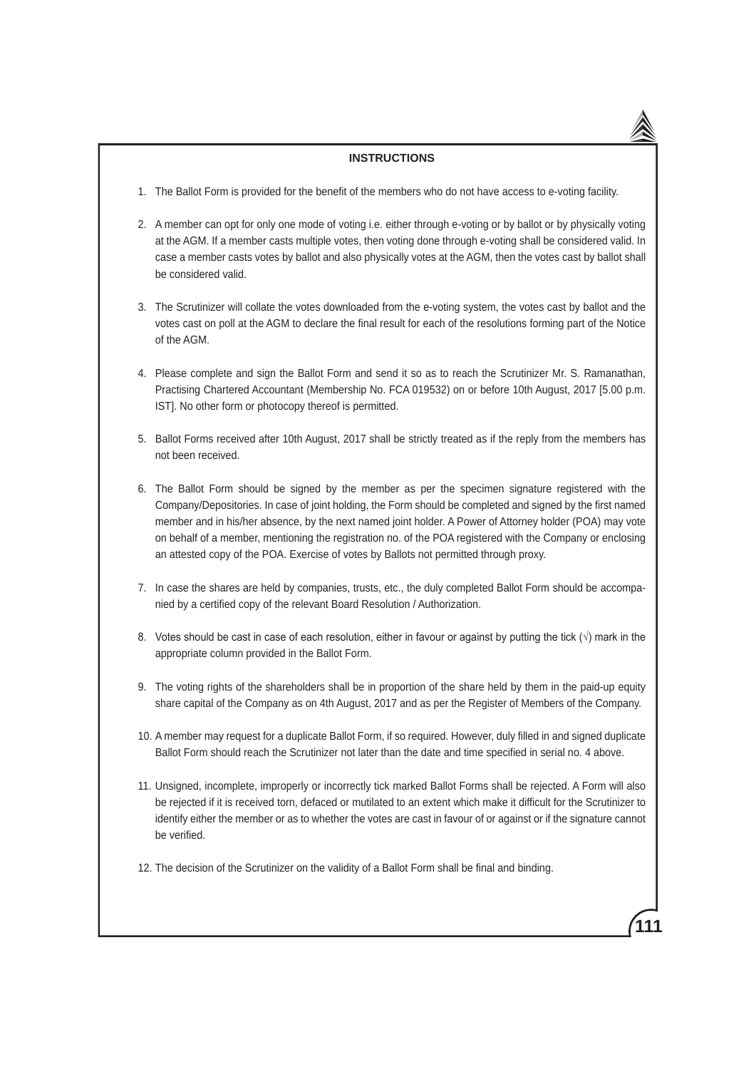## INSTRUCTIONS

1. The Ballot Form is provided for the benefit of the members who do not have access to e-voting facility.

2. A member can opt for only one mode of voting i.e. either through e-voting or by ballot or by physically voting at the AGM. If a member casts multiple votes, then voting done through e-voting shall be considered valid. In case a member casts votes by ballot and also physically votes at the AGM, then the votes cast by ballot shall be considered valid.

3. The Scrutinizer will collate the votes downloaded from the e-voting system, the votes cast by ballot and the votes cast on poll at the AGM to declare the final result for each of the resolutions forming part of the Notice of the AGM.

4. Please complete and sign the Ballot Form and send it so as to reach the Scrutinizer Mr. S. Ramanathan, Practising Chartered Accountant (Membership No. FCA 019532) on or before 10th August, 2017 [5.00 p.m. IST]. No other form or photocopy thereof is permitted.

5. Ballot Forms received after 10th August, 2017 shall be strictly treated as if the reply from the members has not been received.

6. The Ballot Form should be signed by the member as per the specimen signature registered with the Company/Depositories. In case of joint holding, the Form should be completed and signed by the first named member and in his/her absence, by the next named joint holder. A Power of Attorney holder (POA) may vote on behalf of a member, mentioning the registration no. of the POA registered with the Company or enclosing an attested copy of the POA. Exercise of votes by Ballots not permitted through proxy.

7. In case the shares are held by companies, trusts, etc., the duly completed Ballot Form should be accompanied by a certified copy of the relevant Board Resolution / Authorization.

8. Votes should be cast in case of each resolution, either in favour or against by putting the tick (√) mark in the appropriate column provided in the Ballot Form.

9. The voting rights of the shareholders shall be in proportion of the share held by them in the paid-up equity share capital of the Company as on 4th August, 2017 and as per the Register of Members of the Company.

10. A member may request for a duplicate Ballot Form, if so required. However, duly filled in and signed duplicate Ballot Form should reach the Scrutinizer not later than the date and time specified in serial no. 4 above.

11. Unsigned, incomplete, improperly or incorrectly tick marked Ballot Forms shall be rejected. A Form will also be rejected if it is received torn, defaced or mutilated to an extent which make it difficult for the Scrutinizer to identify either the member or as to whether the votes are cast in favour of or against or if the signature cannot be verified.

12. The decision of the Scrutinizer on the validity of a Ballot Form shall be final and binding.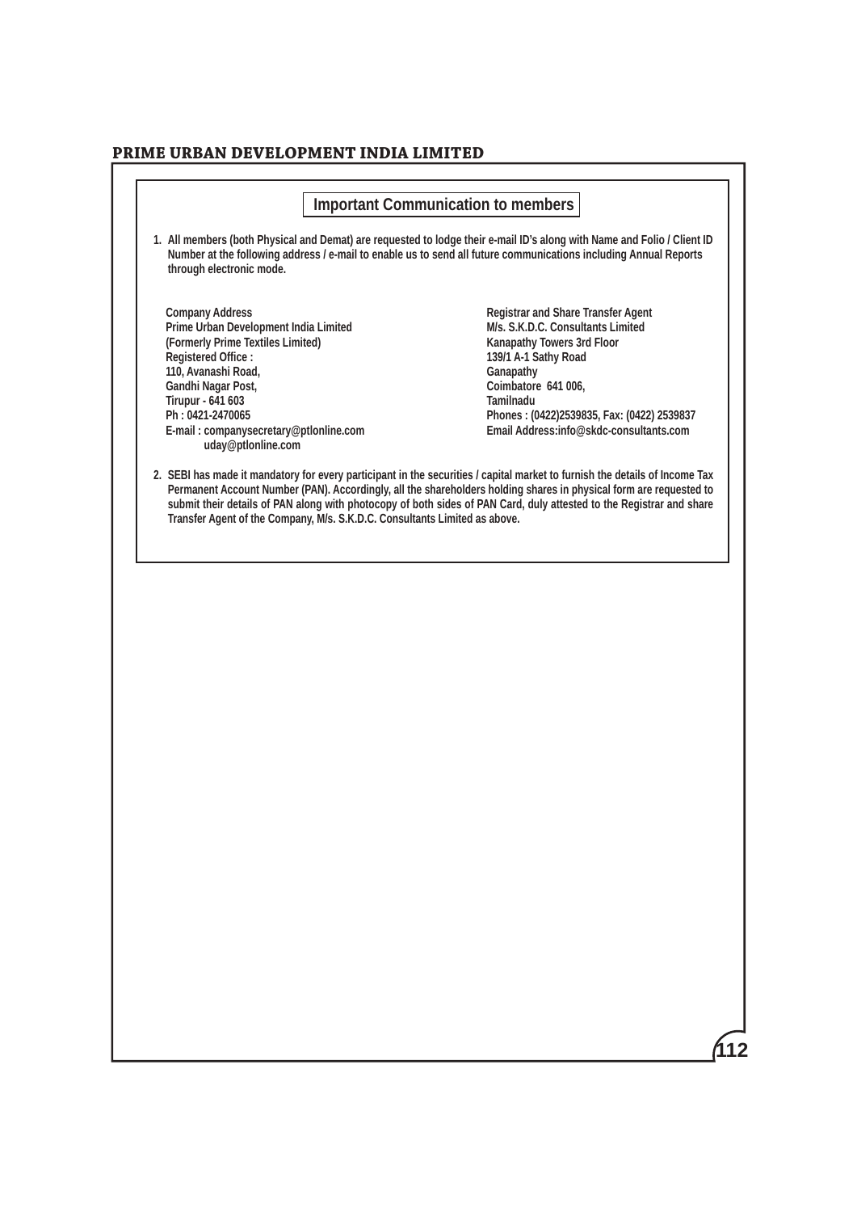## Important Communication to members

1. All members (both Physical and Demat) are requested to lodge their e-mail ID's along with Name and Folio / Client ID Number at the following address / e-mail to enable us to send all future communications including Annual Reports through electronic mode.

**Company Address**
Prime Urban Development India Limited
(Formerly Prime Textiles Limited)
Registered Office :
110, Avanashi Road,
Gandhi Nagar Post,
Tirupur - 641 603
Ph : 0421-2470065
E-mail : companysecretary@ptlonline.com
uday@ptlonline.com

**Registrar and Share Transfer Agent**
M/s. S.K.D.C. Consultants Limited
Kanapathy Towers 3rd Floor
139/1 A-1 Sathy Road
Ganapathy
Coimbatore 641 006,
Tamilnadu
Phones : (0422)2539835, Fax: (0422) 2539837
Email Address:info@skdc-consultants.com

2. SEBI has made it mandatory for every participant in the securities / capital market to furnish the details of Income Tax Permanent Account Number (PAN). Accordingly, all the shareholders holding shares in physical form are requested to submit their details of PAN along with photocopy of both sides of PAN Card, duly attested to the Registrar and share Transfer Agent of the Company, M/s. S.K.D.C. Consultants Limited as above.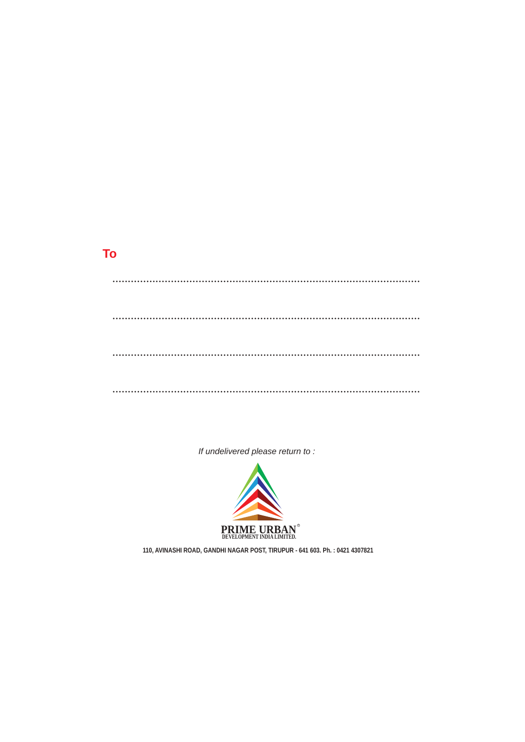**To**

..........................................................................................................

..........................................................................................................

..........................................................................................................

..........................................................................................................

*If undelivered please return to :*

**PRIME URBAN®**
**DEVELOPMENT INDIA LIMITED.**

**110, AVINASHI ROAD, GANDHI NAGAR POST, TIRUPUR - 641 603. Ph. : 0421 4307821**